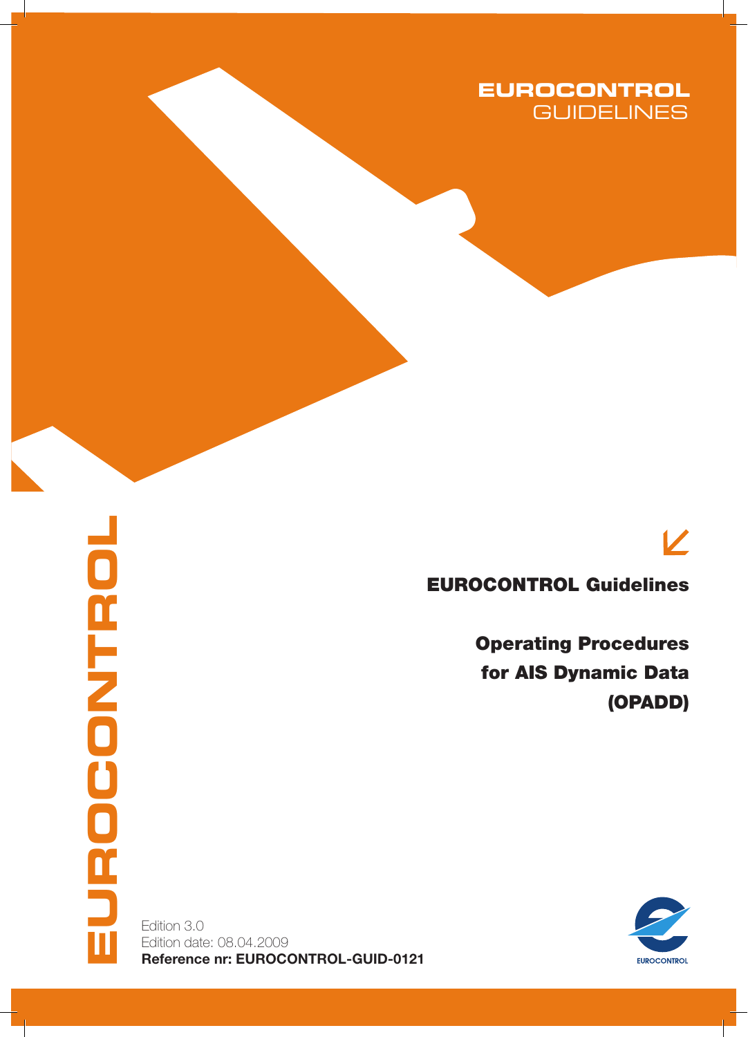EUROCONTROL GUIDELINES

EUROCONTROL

# EUROCONTROL Guidelines

## Operating Procedures for AIS Dynamic Data (OPADD)

Edition 3.0
Edition date: 08.04.2009
**Reference nr: EUROCONTROL-GUID-0121**

EUROCONTROL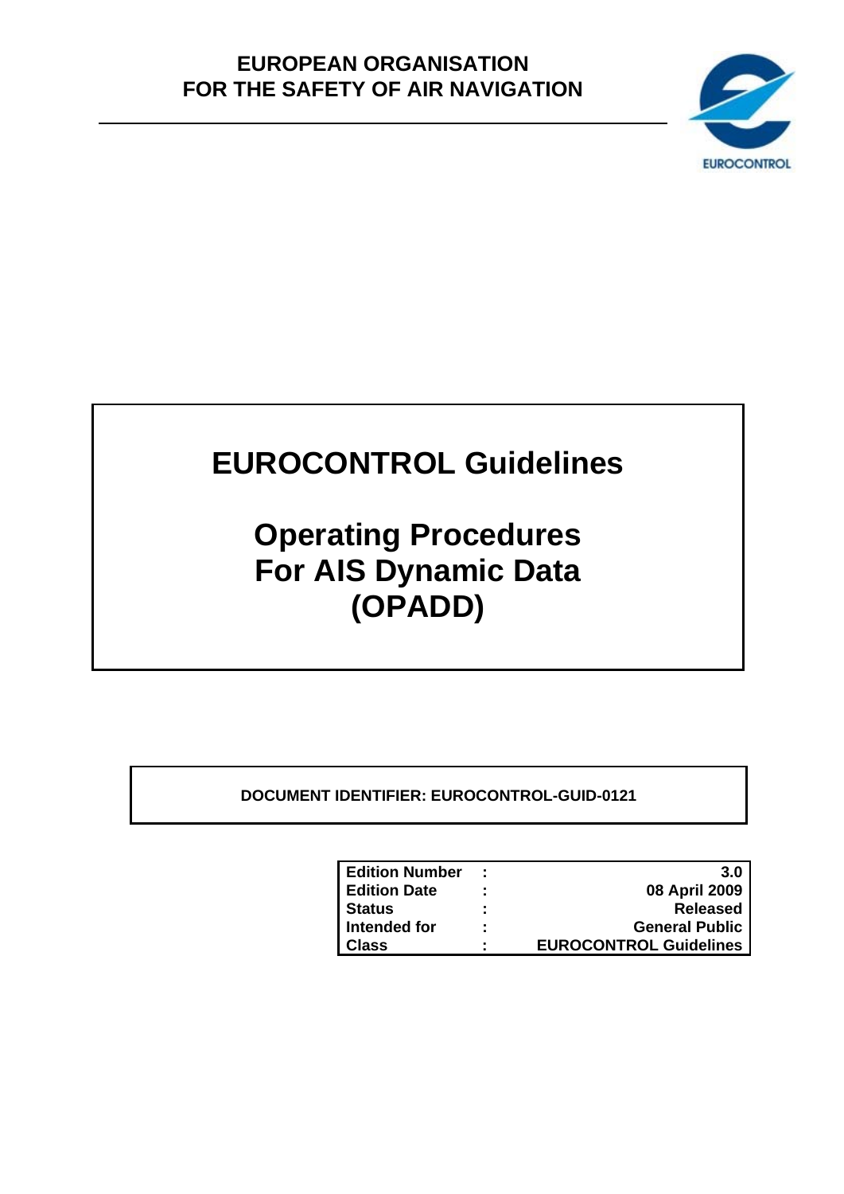**EUROPEAN ORGANISATION FOR THE SAFETY OF AIR NAVIGATION**

EUROCONTROL

# EUROCONTROL Guidelines

# Operating Procedures For AIS Dynamic Data (OPADD)

**DOCUMENT IDENTIFIER: EUROCONTROL-GUID-0121**

| | | |
|---|---|---|
| **Edition Number** | **:** | **3.0** |
| **Edition Date** | **:** | **08 April 2009** |
| **Status** | **:** | **Released** |
| **Intended for** | **:** | **General Public** |
| **Class** | **:** | **EUROCONTROL Guidelines** |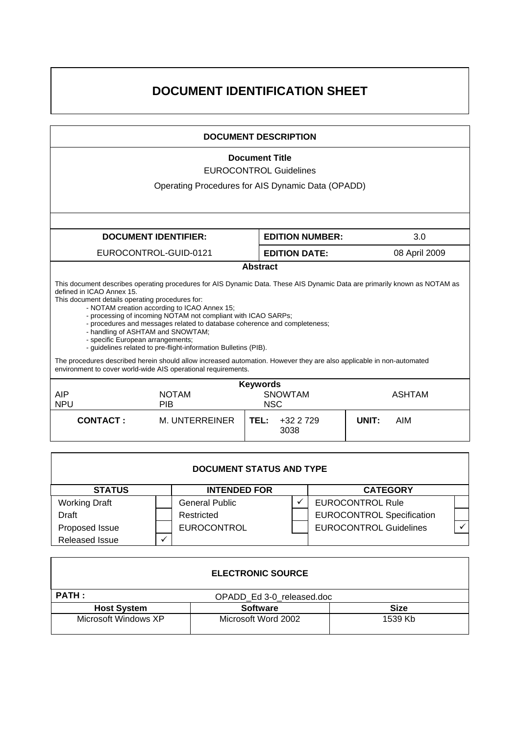# DOCUMENT IDENTIFICATION SHEET

| DOCUMENT DESCRIPTION | | | |
|---|---|---|---|
| **Document Title**<br>EUROCONTROL Guidelines<br>Operating Procedures for AIS Dynamic Data (OPADD) | | | |
| **DOCUMENT IDENTIFIER:** | | **EDITION NUMBER:** | 3.0 |
| EUROCONTROL-GUID-0121 | | **EDITION DATE:** | 08 April 2009 |

**Abstract**

This document describes operating procedures for AIS Dynamic Data. These AIS Dynamic Data are primarily known as NOTAM as defined in ICAO Annex 15.
This document details operating procedures for:

- NOTAM creation according to ICAO Annex 15;
- processing of incoming NOTAM not compliant with ICAO SARPs;
- procedures and messages related to database coherence and completeness;
- handling of ASHTAM and SNOWTAM;
- specific European arrangements;
- guidelines related to pre-flight-information Bulletins (PIB).

The procedures described herein should allow increased automation. However they are also applicable in non-automated environment to cover world-wide AIS operational requirements.

**Keywords**

| | | | |
|---|---|---|---|
| AIP | NOTAM | SNOWTAM | ASHTAM |
| NPU | PIB | NSC | |

| **CONTACT :** | M. UNTERREINER | **TEL:** | +32 2 729 3038 | **UNIT:** | AIM |
|---|---|---|---|---|---|

**DOCUMENT STATUS AND TYPE**

| STATUS | | INTENDED FOR | | CATEGORY | |
|---|---|---|---|---|---|
| Working Draft | | General Public | ✓ | EUROCONTROL Rule | |
| Draft | | Restricted | | EUROCONTROL Specification | |
| Proposed Issue | | EUROCONTROL | | EUROCONTROL Guidelines | ✓ |
| Released Issue | ✓ | | | | |

**ELECTRONIC SOURCE**

| **PATH :** | OPADD_Ed 3-0_released.doc | |
|---|---|---|
| **Host System** | **Software** | **Size** |
| Microsoft Windows XP | Microsoft Word 2002 | 1539 Kb |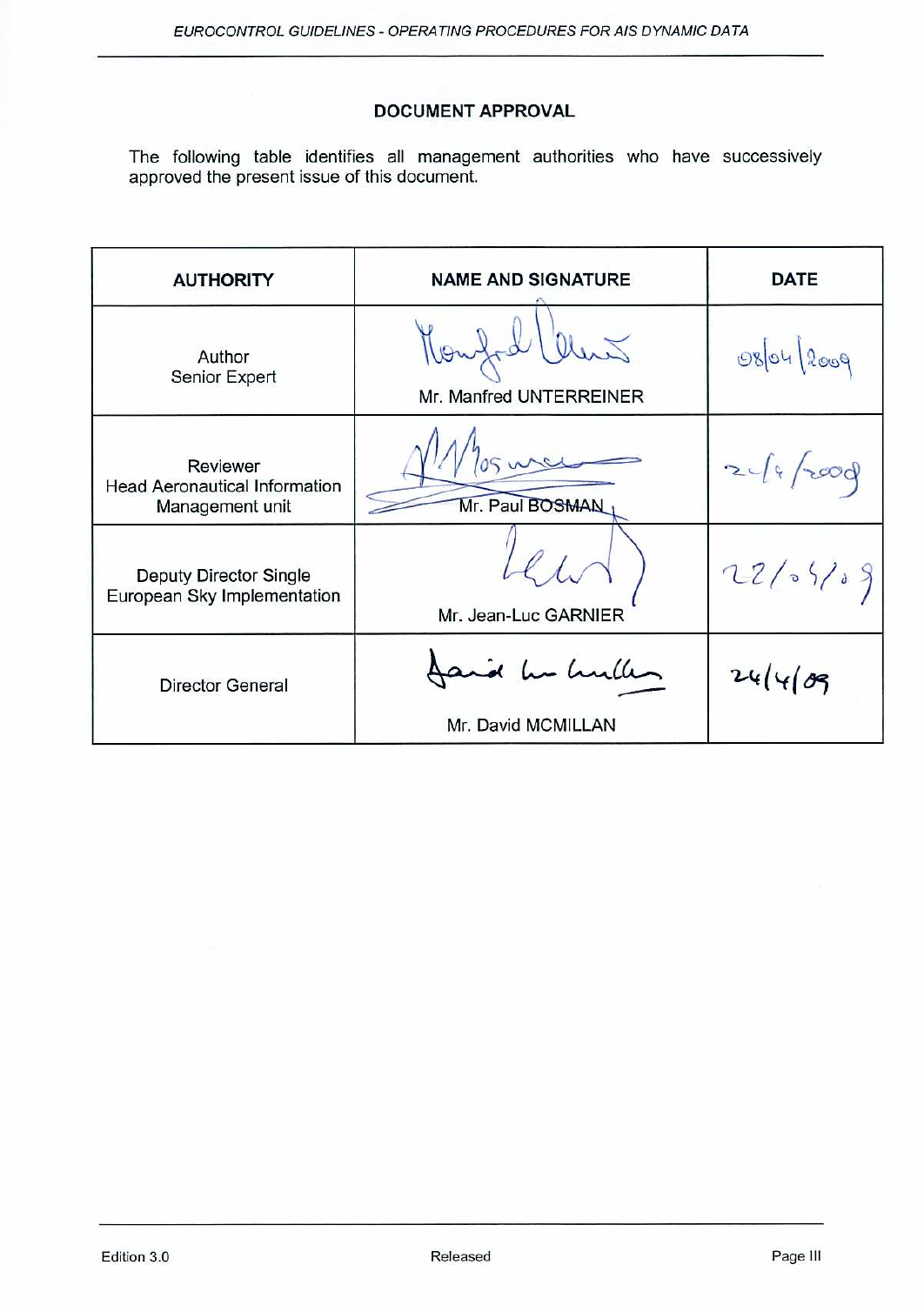## DOCUMENT APPROVAL

The following table identifies all management authorities who have successively approved the present issue of this document.

| AUTHORITY | NAME AND SIGNATURE | DATE |
|---|---|---|
| Author<br>Senior Expert | Mr. Manfred UNTERREINER | 08/04/2009 |
| Reviewer<br>Head Aeronautical Information Management unit | Mr. Paul BOSMAN | 21/4/2009 |
| Deputy Director Single European Sky Implementation | Mr. Jean-Luc GARNIER | 22/04/09 |
| Director General | Mr. David MCMILLAN | 24/4/09 |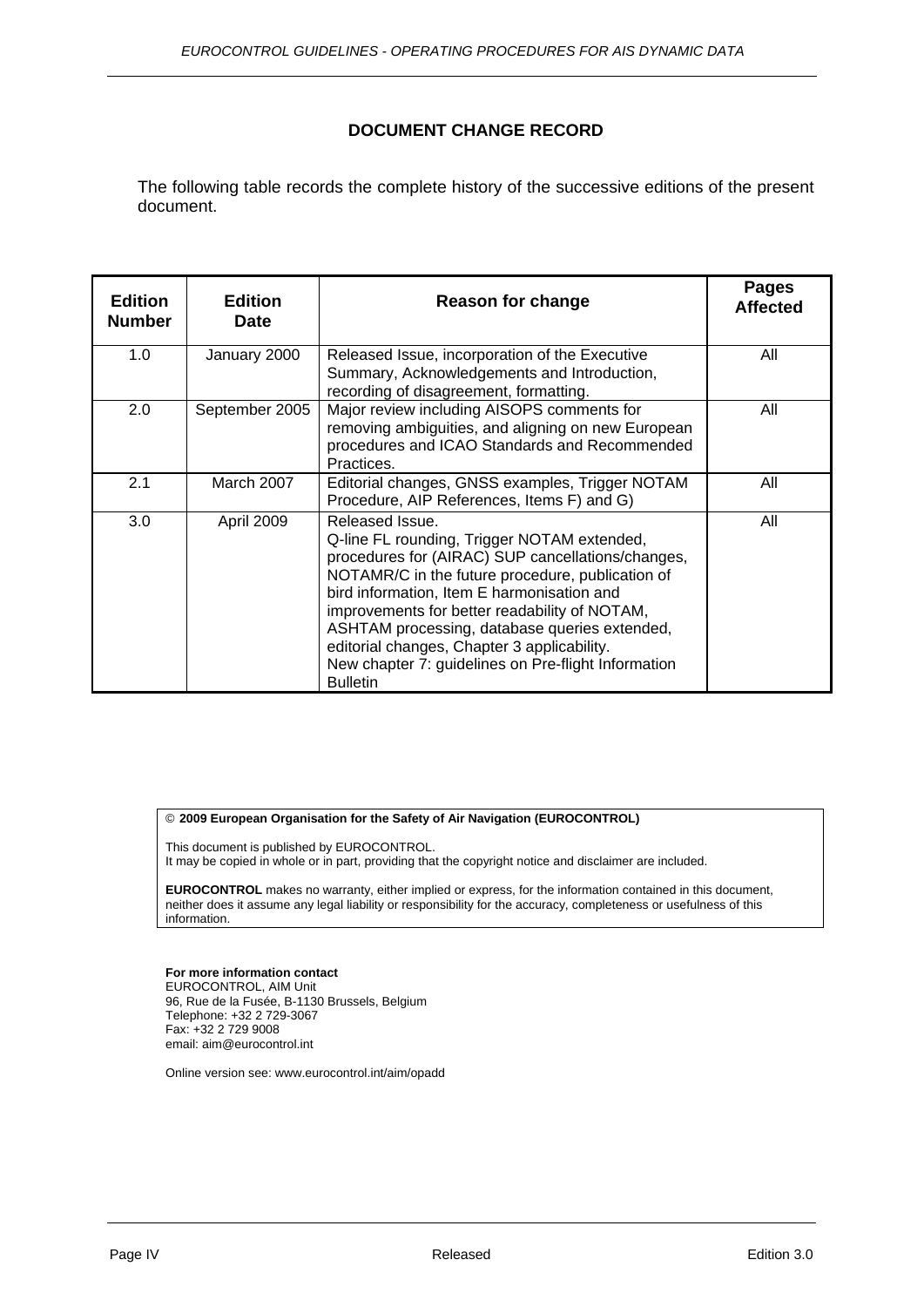## DOCUMENT CHANGE RECORD

The following table records the complete history of the successive editions of the present document.

| Edition Number | Edition Date | Reason for change | Pages Affected |
|---|---|---|---|
| 1.0 | January 2000 | Released Issue, incorporation of the Executive Summary, Acknowledgements and Introduction, recording of disagreement, formatting. | All |
| 2.0 | September 2005 | Major review including AISOPS comments for removing ambiguities, and aligning on new European procedures and ICAO Standards and Recommended Practices. | All |
| 2.1 | March 2007 | Editorial changes, GNSS examples, Trigger NOTAM Procedure, AIP References, Items F) and G) | All |
| 3.0 | April 2009 | Released Issue.<br>Q-line FL rounding, Trigger NOTAM extended, procedures for (AIRAC) SUP cancellations/changes, NOTAMR/C in the future procedure, publication of bird information, Item E harmonisation and improvements for better readability of NOTAM, ASHTAM processing, database queries extended, editorial changes, Chapter 3 applicability.<br>New chapter 7: guidelines on Pre-flight Information Bulletin | All |

© **2009 European Organisation for the Safety of Air Navigation (EUROCONTROL)**

This document is published by EUROCONTROL.
It may be copied in whole or in part, providing that the copyright notice and disclaimer are included.

**EUROCONTROL** makes no warranty, either implied or express, for the information contained in this document, neither does it assume any legal liability or responsibility for the accuracy, completeness or usefulness of this information.

**For more information contact**
EUROCONTROL, AIM Unit
96, Rue de la Fusée, B-1130 Brussels, Belgium
Telephone: +32 2 729-3067
Fax: +32 2 729 9008
email: aim@eurocontrol.int

Online version see: www.eurocontrol.int/aim/opadd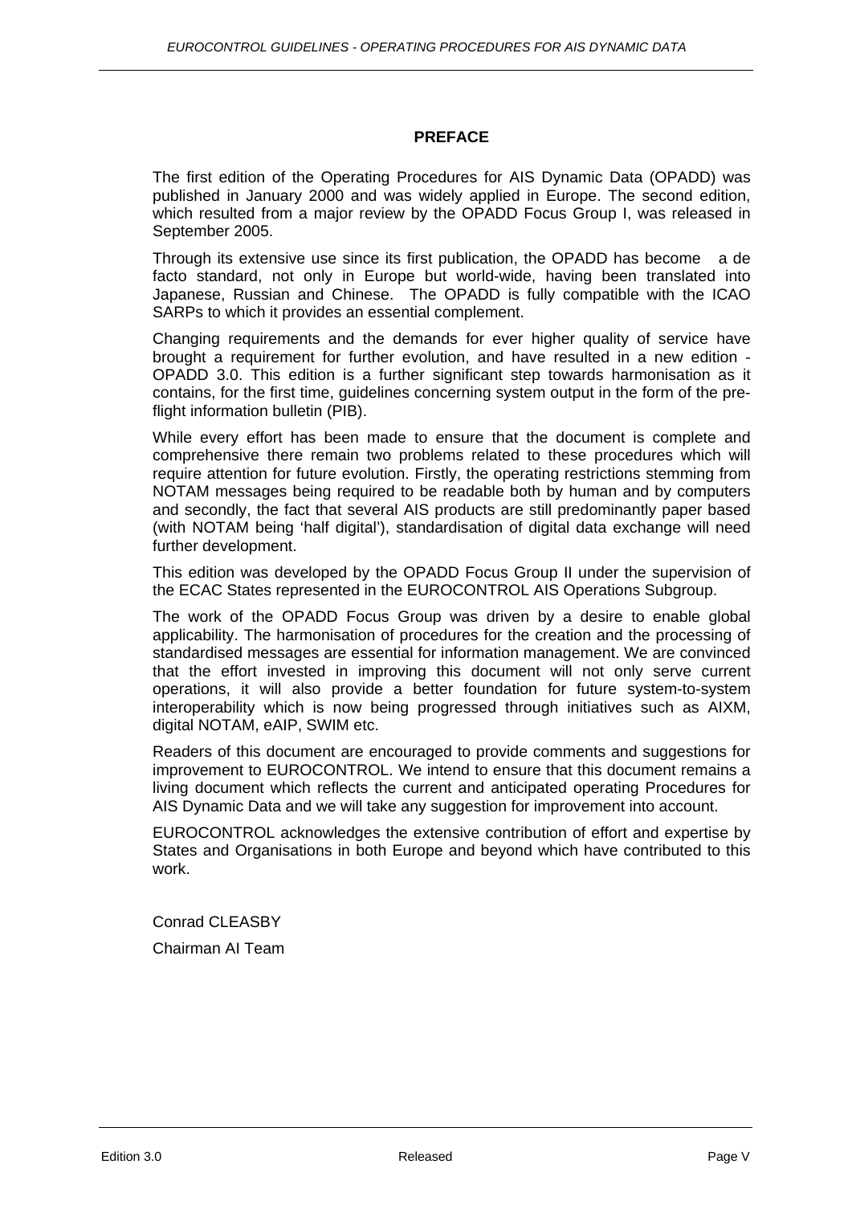# PREFACE

The first edition of the Operating Procedures for AIS Dynamic Data (OPADD) was published in January 2000 and was widely applied in Europe. The second edition, which resulted from a major review by the OPADD Focus Group I, was released in September 2005.

Through its extensive use since its first publication, the OPADD has become a de facto standard, not only in Europe but world-wide, having been translated into Japanese, Russian and Chinese. The OPADD is fully compatible with the ICAO SARPs to which it provides an essential complement.

Changing requirements and the demands for ever higher quality of service have brought a requirement for further evolution, and have resulted in a new edition - OPADD 3.0. This edition is a further significant step towards harmonisation as it contains, for the first time, guidelines concerning system output in the form of the pre-flight information bulletin (PIB).

While every effort has been made to ensure that the document is complete and comprehensive there remain two problems related to these procedures which will require attention for future evolution. Firstly, the operating restrictions stemming from NOTAM messages being required to be readable both by human and by computers and secondly, the fact that several AIS products are still predominantly paper based (with NOTAM being 'half digital'), standardisation of digital data exchange will need further development.

This edition was developed by the OPADD Focus Group II under the supervision of the ECAC States represented in the EUROCONTROL AIS Operations Subgroup.

The work of the OPADD Focus Group was driven by a desire to enable global applicability. The harmonisation of procedures for the creation and the processing of standardised messages are essential for information management. We are convinced that the effort invested in improving this document will not only serve current operations, it will also provide a better foundation for future system-to-system interoperability which is now being progressed through initiatives such as AIXM, digital NOTAM, eAIP, SWIM etc.

Readers of this document are encouraged to provide comments and suggestions for improvement to EUROCONTROL. We intend to ensure that this document remains a living document which reflects the current and anticipated operating Procedures for AIS Dynamic Data and we will take any suggestion for improvement into account.

EUROCONTROL acknowledges the extensive contribution of effort and expertise by States and Organisations in both Europe and beyond which have contributed to this work.

Conrad CLEASBY

Chairman AI Team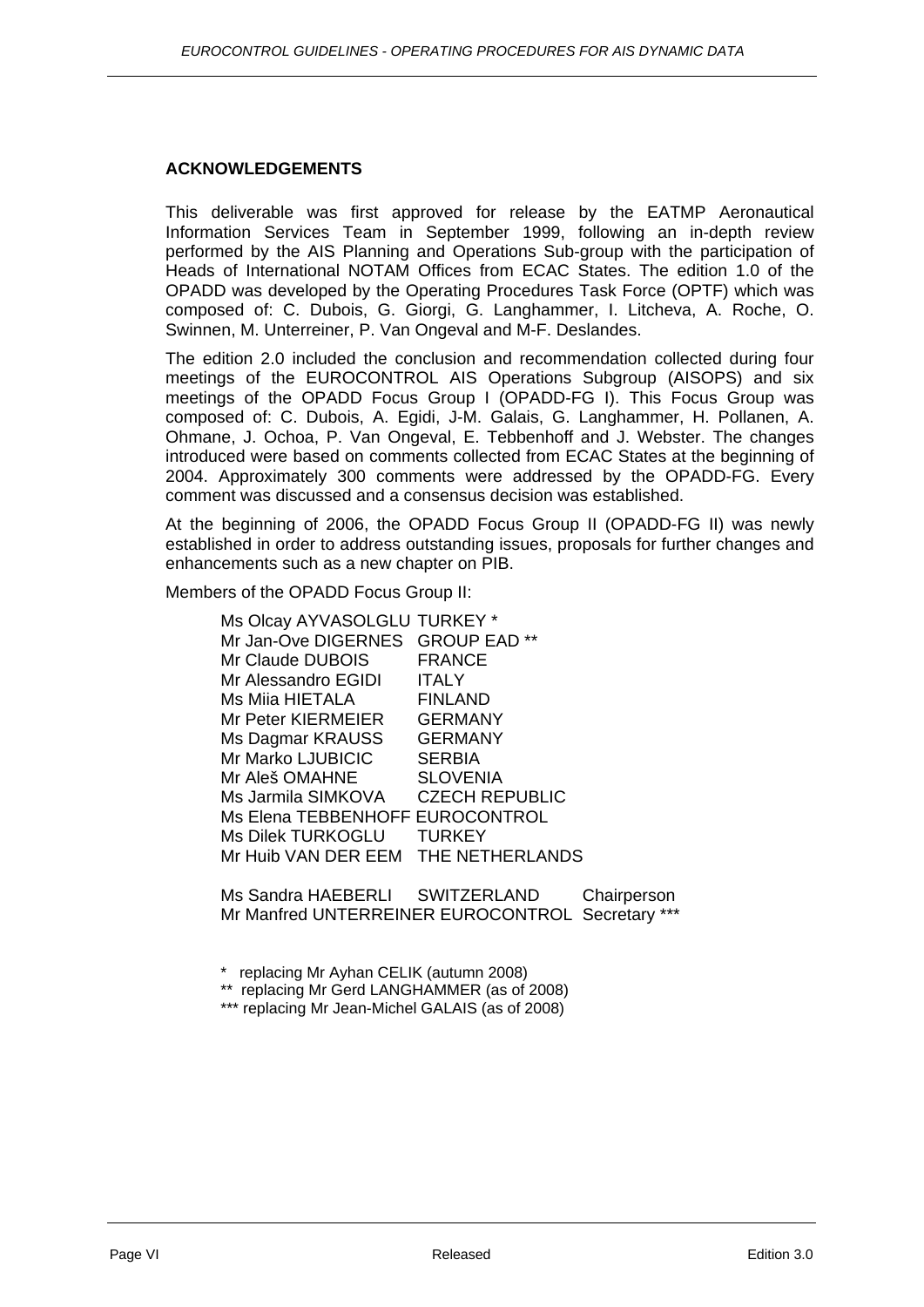## ACKNOWLEDGEMENTS

This deliverable was first approved for release by the EATMP Aeronautical Information Services Team in September 1999, following an in-depth review performed by the AIS Planning and Operations Sub-group with the participation of Heads of International NOTAM Offices from ECAC States. The edition 1.0 of the OPADD was developed by the Operating Procedures Task Force (OPTF) which was composed of: C. Dubois, G. Giorgi, G. Langhammer, I. Litcheva, A. Roche, O. Swinnen, M. Unterreiner, P. Van Ongeval and M-F. Deslandes.

The edition 2.0 included the conclusion and recommendation collected during four meetings of the EUROCONTROL AIS Operations Subgroup (AISOPS) and six meetings of the OPADD Focus Group I (OPADD-FG I). This Focus Group was composed of: C. Dubois, A. Egidi, J-M. Galais, G. Langhammer, H. Pollanen, A. Ohmane, J. Ochoa, P. Van Ongeval, E. Tebbenhoff and J. Webster. The changes introduced were based on comments collected from ECAC States at the beginning of 2004. Approximately 300 comments were addressed by the OPADD-FG. Every comment was discussed and a consensus decision was established.

At the beginning of 2006, the OPADD Focus Group II (OPADD-FG II) was newly established in order to address outstanding issues, proposals for further changes and enhancements such as a new chapter on PIB.

Members of the OPADD Focus Group II:

| | | |
|---|---|---|
| Ms Olcay AYVASOLGLU | TURKEY * | |
| Mr Jan-Ove DIGERNES | GROUP EAD ** | |
| Mr Claude DUBOIS | FRANCE | |
| Mr Alessandro EGIDI | ITALY | |
| Ms Miia HIETALA | FINLAND | |
| Mr Peter KIERMEIER | GERMANY | |
| Ms Dagmar KRAUSS | GERMANY | |
| Mr Marko LJUBICIC | SERBIA | |
| Mr Aleš OMAHNE | SLOVENIA | |
| Ms Jarmila SIMKOVA | CZECH REPUBLIC | |
| Ms Elena TEBBENHOFF | EUROCONTROL | |
| Ms Dilek TURKOGLU | TURKEY | |
| Mr Huib VAN DER EEM | THE NETHERLANDS | |
| Ms Sandra HAEBERLI | SWITZERLAND | Chairperson |
| Mr Manfred UNTERREINER | EUROCONTROL | Secretary *** |

\* replacing Mr Ayhan CELIK (autumn 2008)

** replacing Mr Gerd LANGHAMMER (as of 2008)

*** replacing Mr Jean-Michel GALAIS (as of 2008)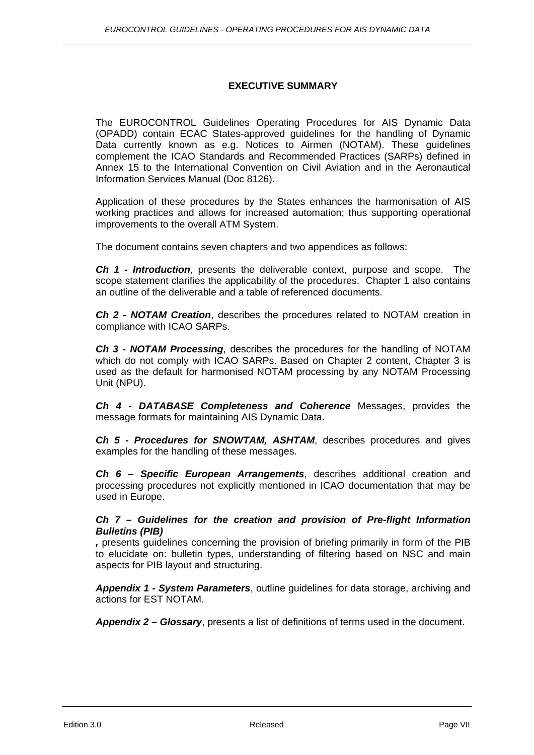# EXECUTIVE SUMMARY

The EUROCONTROL Guidelines Operating Procedures for AIS Dynamic Data (OPADD) contain ECAC States-approved guidelines for the handling of Dynamic Data currently known as e.g. Notices to Airmen (NOTAM). These guidelines complement the ICAO Standards and Recommended Practices (SARPs) defined in Annex 15 to the International Convention on Civil Aviation and in the Aeronautical Information Services Manual (Doc 8126).

Application of these procedures by the States enhances the harmonisation of AIS working practices and allows for increased automation; thus supporting operational improvements to the overall ATM System.

The document contains seven chapters and two appendices as follows:

***Ch 1 - Introduction***, presents the deliverable context, purpose and scope. The scope statement clarifies the applicability of the procedures. Chapter 1 also contains an outline of the deliverable and a table of referenced documents.

***Ch 2 - NOTAM Creation***, describes the procedures related to NOTAM creation in compliance with ICAO SARPs.

***Ch 3 - NOTAM Processing***, describes the procedures for the handling of NOTAM which do not comply with ICAO SARPs. Based on Chapter 2 content, Chapter 3 is used as the default for harmonised NOTAM processing by any NOTAM Processing Unit (NPU).

***Ch 4 - DATABASE Completeness and Coherence*** Messages, provides the message formats for maintaining AIS Dynamic Data.

***Ch 5 - Procedures for SNOWTAM, ASHTAM***, describes procedures and gives examples for the handling of these messages.

***Ch 6 – Specific European Arrangements***, describes additional creation and processing procedures not explicitly mentioned in ICAO documentation that may be used in Europe.

***Ch 7 – Guidelines for the creation and provision of Pre-flight Information Bulletins (PIB)***

***,*** presents guidelines concerning the provision of briefing primarily in form of the PIB to elucidate on: bulletin types, understanding of filtering based on NSC and main aspects for PIB layout and structuring.

***Appendix 1 - System Parameters***, outline guidelines for data storage, archiving and actions for EST NOTAM.

***Appendix 2 – Glossary***, presents a list of definitions of terms used in the document.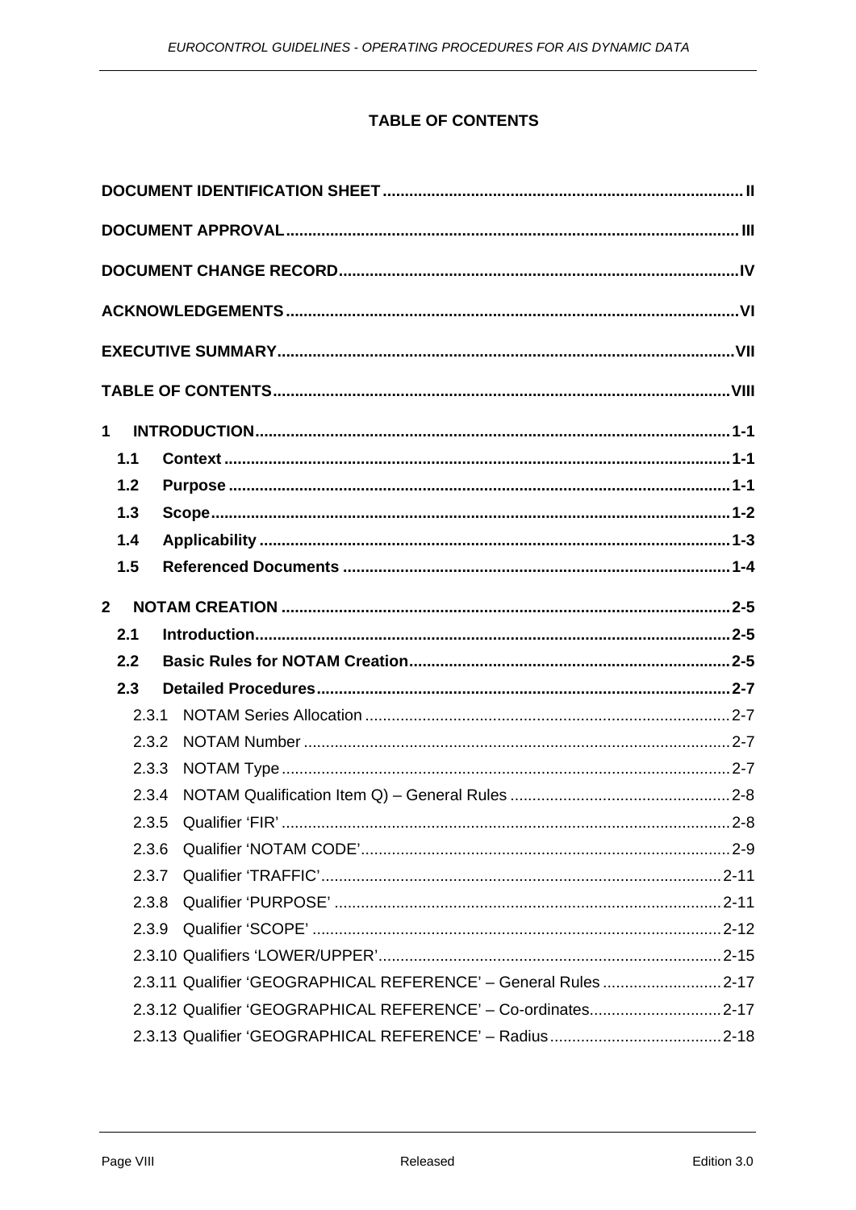# TABLE OF CONTENTS

**DOCUMENT IDENTIFICATION SHEET** ..... II

**DOCUMENT APPROVAL** ..... III

**DOCUMENT CHANGE RECORD** ..... IV

**ACKNOWLEDGEMENTS** ..... VI

**EXECUTIVE SUMMARY** ..... VII

**TABLE OF CONTENTS** ..... VIII

**1 INTRODUCTION** ..... 1-1

- **1.1 Context** ..... 1-1
- **1.2 Purpose** ..... 1-1
- **1.3 Scope** ..... 1-2
- **1.4 Applicability** ..... 1-3
- **1.5 Referenced Documents** ..... 1-4

**2 NOTAM CREATION** ..... 2-5

- **2.1 Introduction** ..... 2-5
- **2.2 Basic Rules for NOTAM Creation** ..... 2-5
- **2.3 Detailed Procedures** ..... 2-7
  - 2.3.1 NOTAM Series Allocation ..... 2-7
  - 2.3.2 NOTAM Number ..... 2-7
  - 2.3.3 NOTAM Type ..... 2-7
  - 2.3.4 NOTAM Qualification Item Q) – General Rules ..... 2-8
  - 2.3.5 Qualifier 'FIR' ..... 2-8
  - 2.3.6 Qualifier 'NOTAM CODE' ..... 2-9
  - 2.3.7 Qualifier 'TRAFFIC' ..... 2-11
  - 2.3.8 Qualifier 'PURPOSE' ..... 2-11
  - 2.3.9 Qualifier 'SCOPE' ..... 2-12
  - 2.3.10 Qualifiers 'LOWER/UPPER' ..... 2-15
  - 2.3.11 Qualifier 'GEOGRAPHICAL REFERENCE' – General Rules ..... 2-17
  - 2.3.12 Qualifier 'GEOGRAPHICAL REFERENCE' – Co-ordinates ..... 2-17
  - 2.3.13 Qualifier 'GEOGRAPHICAL REFERENCE' – Radius ..... 2-18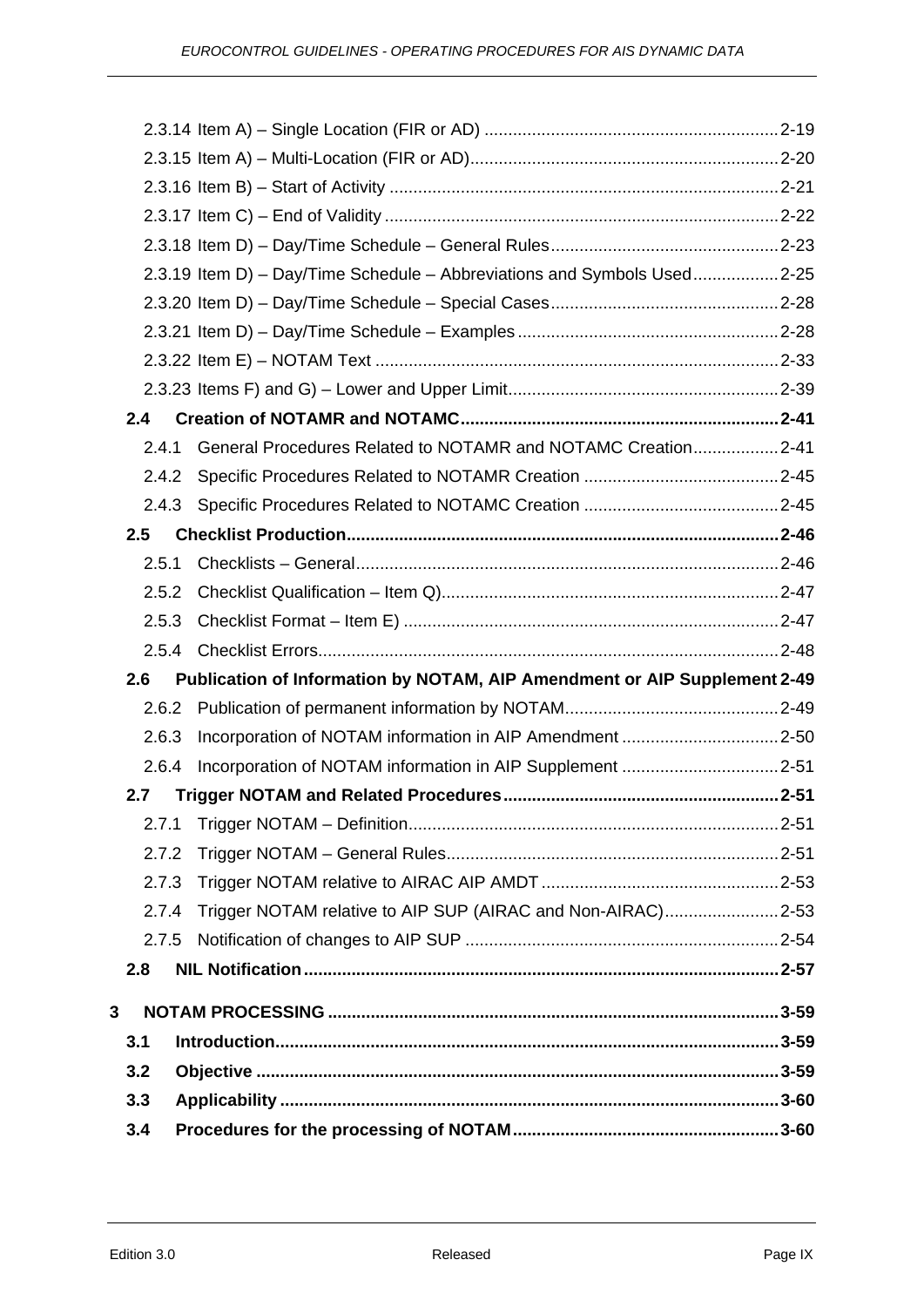2.3.14 Item A) – Single Location (FIR or AD) ............................................................ 2-19

2.3.15 Item A) – Multi-Location (FIR or AD)............................................................... 2-20

2.3.16 Item B) – Start of Activity ................................................................................ 2-21

2.3.17 Item C) – End of Validity ................................................................................. 2-22

2.3.18 Item D) – Day/Time Schedule – General Rules............................................... 2-23

2.3.19 Item D) – Day/Time Schedule – Abbreviations and Symbols Used................. 2-25

2.3.20 Item D) – Day/Time Schedule – Special Cases............................................... 2-28

2.3.21 Item D) – Day/Time Schedule – Examples...................................................... 2-28

2.3.22 Item E) – NOTAM Text .................................................................................... 2-33

2.3.23 Items F) and G) – Lower and Upper Limit........................................................ 2-39

**2.4 Creation of NOTAMR and NOTAMC................................................................. 2-41**

2.4.1 General Procedures Related to NOTAMR and NOTAMC Creation................. 2-41

2.4.2 Specific Procedures Related to NOTAMR Creation ........................................ 2-45

2.4.3 Specific Procedures Related to NOTAMC Creation ........................................ 2-45

**2.5 Checklist Production......................................................................................... 2-46**

2.5.1 Checklists – General....................................................................................... 2-46

2.5.2 Checklist Qualification – Item Q)..................................................................... 2-47

2.5.3 Checklist Format – Item E) ............................................................................. 2-47

2.5.4 Checklist Errors............................................................................................... 2-48

**2.6 Publication of Information by NOTAM, AIP Amendment or AIP Supplement 2-49**

2.6.2 Publication of permanent information by NOTAM............................................ 2-49

2.6.3 Incorporation of NOTAM information in AIP Amendment ................................ 2-50

2.6.4 Incorporation of NOTAM information in AIP Supplement ................................ 2-51

**2.7 Trigger NOTAM and Related Procedures......................................................... 2-51**

2.7.1 Trigger NOTAM – Definition............................................................................ 2-51

2.7.2 Trigger NOTAM – General Rules..................................................................... 2-51

2.7.3 Trigger NOTAM relative to AIRAC AIP AMDT ................................................. 2-53

2.7.4 Trigger NOTAM relative to AIP SUP (AIRAC and Non-AIRAC)....................... 2-53

2.7.5 Notification of changes to AIP SUP ................................................................ 2-54

**2.8 NIL Notification .................................................................................................. 2-57**

**3 NOTAM PROCESSING ............................................................................................ 3-59**

**3.1 Introduction........................................................................................................ 3-59**

**3.2 Objective ............................................................................................................ 3-59**

**3.3 Applicability ....................................................................................................... 3-60**

**3.4 Procedures for the processing of NOTAM....................................................... 3-60**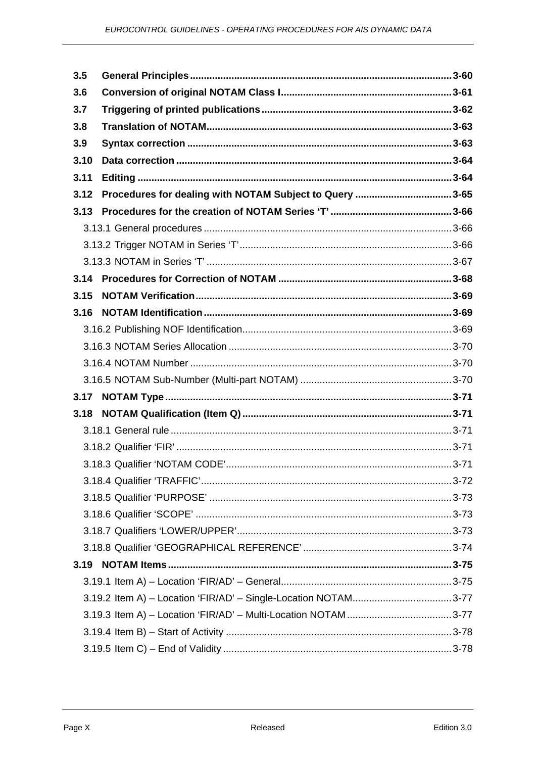| | | |
|---|---|---|
| **3.5** | **General Principles** | **3-60** |
| **3.6** | **Conversion of original NOTAM Class I** | **3-61** |
| **3.7** | **Triggering of printed publications** | **3-62** |
| **3.8** | **Translation of NOTAM** | **3-63** |
| **3.9** | **Syntax correction** | **3-63** |
| **3.10** | **Data correction** | **3-64** |
| **3.11** | **Editing** | **3-64** |
| **3.12** | **Procedures for dealing with NOTAM Subject to Query** | **3-65** |
| **3.13** | **Procedures for the creation of NOTAM Series ‘T’** | **3-66** |
| 3.13.1 | General procedures | 3-66 |
| 3.13.2 | Trigger NOTAM in Series ‘T’ | 3-66 |
| 3.13.3 | NOTAM in Series ‘T’ | 3-67 |
| **3.14** | **Procedures for Correction of NOTAM** | **3-68** |
| **3.15** | **NOTAM Verification** | **3-69** |
| **3.16** | **NOTAM Identification** | **3-69** |
| 3.16.2 | Publishing NOF Identification | 3-69 |
| 3.16.3 | NOTAM Series Allocation | 3-70 |
| 3.16.4 | NOTAM Number | 3-70 |
| 3.16.5 | NOTAM Sub-Number (Multi-part NOTAM) | 3-70 |
| **3.17** | **NOTAM Type** | **3-71** |
| **3.18** | **NOTAM Qualification (Item Q)** | **3-71** |
| 3.18.1 | General rule | 3-71 |
| 3.18.2 | Qualifier ‘FIR’ | 3-71 |
| 3.18.3 | Qualifier ‘NOTAM CODE’ | 3-71 |
| 3.18.4 | Qualifier ‘TRAFFIC’ | 3-72 |
| 3.18.5 | Qualifier ‘PURPOSE’ | 3-73 |
| 3.18.6 | Qualifier ‘SCOPE’ | 3-73 |
| 3.18.7 | Qualifiers ‘LOWER/UPPER’ | 3-73 |
| 3.18.8 | Qualifier ‘GEOGRAPHICAL REFERENCE’ | 3-74 |
| **3.19** | **NOTAM Items** | **3-75** |
| 3.19.1 | Item A) – Location ‘FIR/AD’ – General | 3-75 |
| 3.19.2 | Item A) – Location ‘FIR/AD’ – Single-Location NOTAM | 3-77 |
| 3.19.3 | Item A) – Location ‘FIR/AD’ – Multi-Location NOTAM | 3-77 |
| 3.19.4 | Item B) – Start of Activity | 3-78 |
| 3.19.5 | Item C) – End of Validity | 3-78 |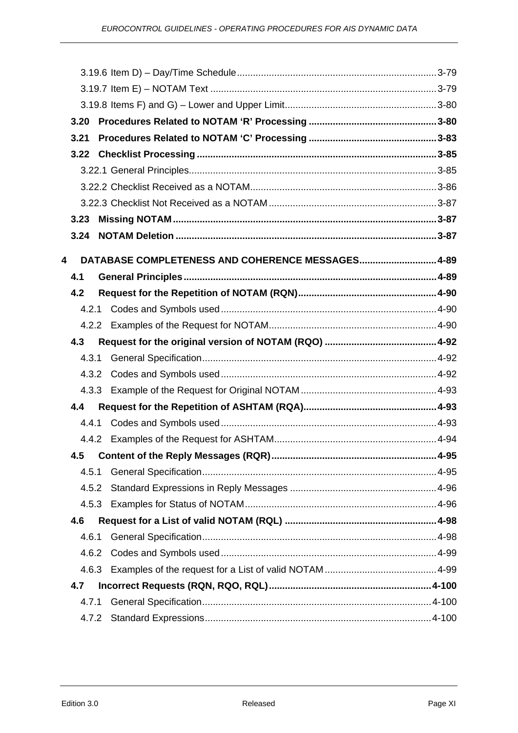3.19.6 Item D) – Day/Time Schedule .......... 3-79

3.19.7 Item E) – NOTAM Text .......... 3-79

3.19.8 Items F) and G) – Lower and Upper Limit .......... 3-80

**3.20 Procedures Related to NOTAM ‘R’ Processing .......... 3-80**

**3.21 Procedures Related to NOTAM ‘C’ Processing .......... 3-83**

**3.22 Checklist Processing .......... 3-85**

3.22.1 General Principles .......... 3-85

3.22.2 Checklist Received as a NOTAM .......... 3-86

3.22.3 Checklist Not Received as a NOTAM .......... 3-87

**3.23 Missing NOTAM .......... 3-87**

**3.24 NOTAM Deletion .......... 3-87**

**4 DATABASE COMPLETENESS AND COHERENCE MESSAGES .......... 4-89**

**4.1 General Principles .......... 4-89**

**4.2 Request for the Repetition of NOTAM (RQN) .......... 4-90**

4.2.1 Codes and Symbols used .......... 4-90

4.2.2 Examples of the Request for NOTAM .......... 4-90

**4.3 Request for the original version of NOTAM (RQO) .......... 4-92**

4.3.1 General Specification .......... 4-92

4.3.2 Codes and Symbols used .......... 4-92

4.3.3 Example of the Request for Original NOTAM .......... 4-93

**4.4 Request for the Repetition of ASHTAM (RQA) .......... 4-93**

4.4.1 Codes and Symbols used .......... 4-93

4.4.2 Examples of the Request for ASHTAM .......... 4-94

**4.5 Content of the Reply Messages (RQR) .......... 4-95**

4.5.1 General Specification .......... 4-95

4.5.2 Standard Expressions in Reply Messages .......... 4-96

4.5.3 Examples for Status of NOTAM .......... 4-96

**4.6 Request for a List of valid NOTAM (RQL) .......... 4-98**

4.6.1 General Specification .......... 4-98

4.6.2 Codes and Symbols used .......... 4-99

4.6.3 Examples of the request for a List of valid NOTAM .......... 4-99

**4.7 Incorrect Requests (RQN, RQO, RQL) .......... 4-100**

4.7.1 General Specification .......... 4-100

4.7.2 Standard Expressions .......... 4-100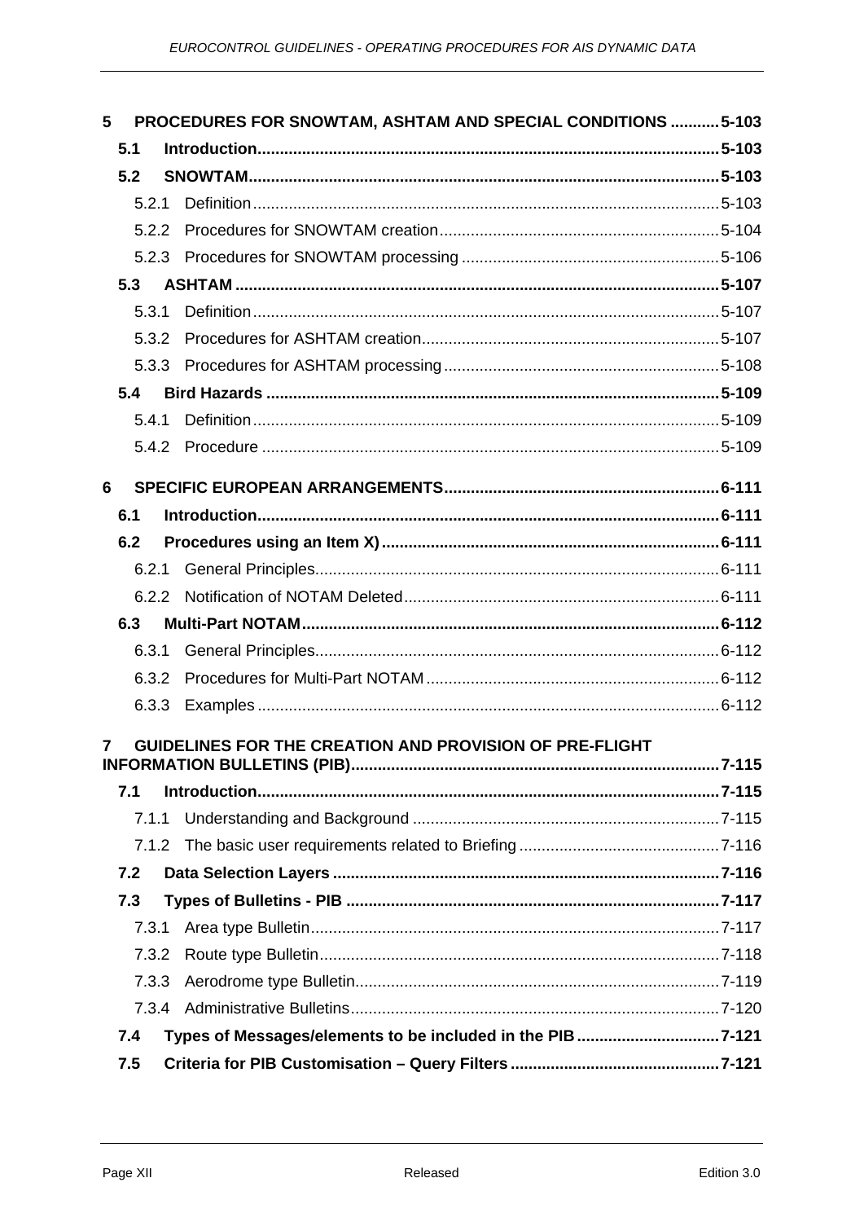5 PROCEDURES FOR SNOWTAM, ASHTAM AND SPECIAL CONDITIONS ........... 5-103

5.1 Introduction ........ 5-103

5.2 SNOWTAM ........ 5-103

5.2.1 Definition ........ 5-103

5.2.2 Procedures for SNOWTAM creation ........ 5-104

5.2.3 Procedures for SNOWTAM processing ........ 5-106

5.3 ASHTAM ........ 5-107

5.3.1 Definition ........ 5-107

5.3.2 Procedures for ASHTAM creation ........ 5-107

5.3.3 Procedures for ASHTAM processing ........ 5-108

5.4 Bird Hazards ........ 5-109

5.4.1 Definition ........ 5-109

5.4.2 Procedure ........ 5-109

6 SPECIFIC EUROPEAN ARRANGEMENTS ........ 6-111

6.1 Introduction ........ 6-111

6.2 Procedures using an Item X) ........ 6-111

6.2.1 General Principles ........ 6-111

6.2.2 Notification of NOTAM Deleted ........ 6-111

6.3 Multi-Part NOTAM ........ 6-112

6.3.1 General Principles ........ 6-112

6.3.2 Procedures for Multi-Part NOTAM ........ 6-112

6.3.3 Examples ........ 6-112

7 GUIDELINES FOR THE CREATION AND PROVISION OF PRE-FLIGHT INFORMATION BULLETINS (PIB) ........ 7-115

7.1 Introduction ........ 7-115

7.1.1 Understanding and Background ........ 7-115

7.1.2 The basic user requirements related to Briefing ........ 7-116

7.2 Data Selection Layers ........ 7-116

7.3 Types of Bulletins - PIB ........ 7-117

7.3.1 Area type Bulletin ........ 7-117

7.3.2 Route type Bulletin ........ 7-118

7.3.3 Aerodrome type Bulletin ........ 7-119

7.3.4 Administrative Bulletins ........ 7-120

7.4 Types of Messages/elements to be included in the PIB ........ 7-121

7.5 Criteria for PIB Customisation – Query Filters ........ 7-121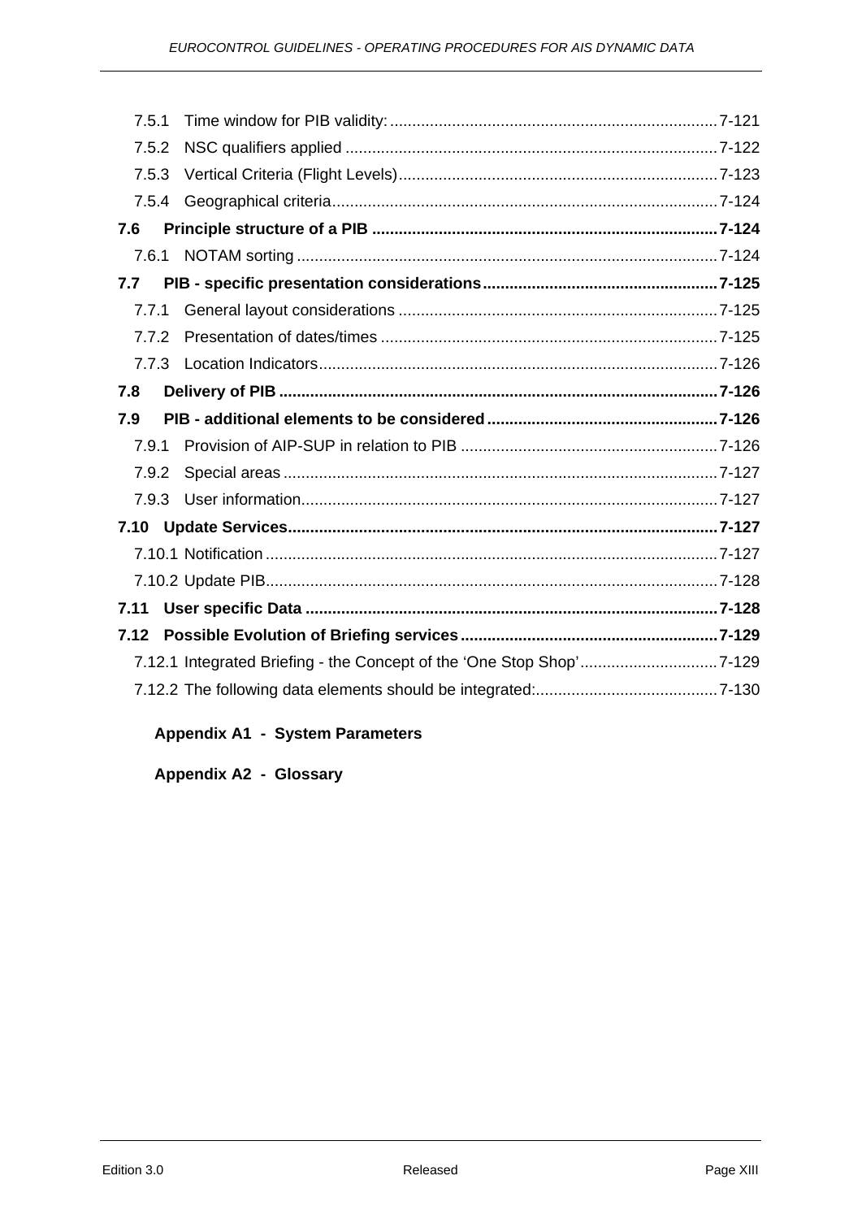7.5.1 Time window for PIB validity: 7-121

7.5.2 NSC qualifiers applied 7-122

7.5.3 Vertical Criteria (Flight Levels) 7-123

7.5.4 Geographical criteria 7-124

**7.6 Principle structure of a PIB 7-124**

7.6.1 NOTAM sorting 7-124

**7.7 PIB - specific presentation considerations 7-125**

7.7.1 General layout considerations 7-125

7.7.2 Presentation of dates/times 7-125

7.7.3 Location Indicators 7-126

**7.8 Delivery of PIB 7-126**

**7.9 PIB - additional elements to be considered 7-126**

7.9.1 Provision of AIP-SUP in relation to PIB 7-126

7.9.2 Special areas 7-127

7.9.3 User information 7-127

**7.10 Update Services 7-127**

7.10.1 Notification 7-127

7.10.2 Update PIB 7-128

**7.11 User specific Data 7-128**

**7.12 Possible Evolution of Briefing services 7-129**

7.12.1 Integrated Briefing - the Concept of the ‘One Stop Shop’ 7-129

7.12.2 The following data elements should be integrated: 7-130

**Appendix A1 - System Parameters**

**Appendix A2 - Glossary**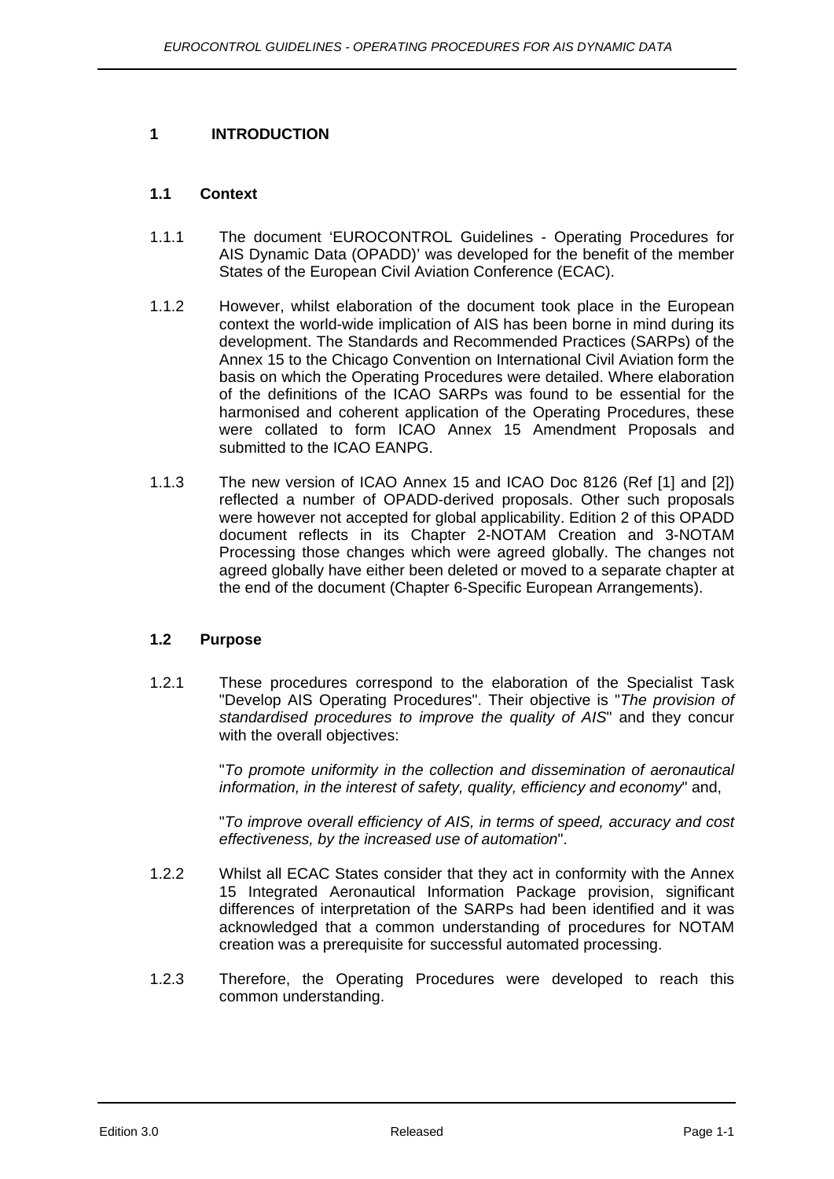# 1 INTRODUCTION

## 1.1 Context

1.1.1 The document 'EUROCONTROL Guidelines - Operating Procedures for AIS Dynamic Data (OPADD)' was developed for the benefit of the member States of the European Civil Aviation Conference (ECAC).

1.1.2 However, whilst elaboration of the document took place in the European context the world-wide implication of AIS has been borne in mind during its development. The Standards and Recommended Practices (SARPs) of the Annex 15 to the Chicago Convention on International Civil Aviation form the basis on which the Operating Procedures were detailed. Where elaboration of the definitions of the ICAO SARPs was found to be essential for the harmonised and coherent application of the Operating Procedures, these were collated to form ICAO Annex 15 Amendment Proposals and submitted to the ICAO EANPG.

1.1.3 The new version of ICAO Annex 15 and ICAO Doc 8126 (Ref [1] and [2]) reflected a number of OPADD-derived proposals. Other such proposals were however not accepted for global applicability. Edition 2 of this OPADD document reflects in its Chapter 2-NOTAM Creation and 3-NOTAM Processing those changes which were agreed globally. The changes not agreed globally have either been deleted or moved to a separate chapter at the end of the document (Chapter 6-Specific European Arrangements).

## 1.2 Purpose

1.2.1 These procedures correspond to the elaboration of the Specialist Task "Develop AIS Operating Procedures". Their objective is "*The provision of standardised procedures to improve the quality of AIS*" and they concur with the overall objectives:

"*To promote uniformity in the collection and dissemination of aeronautical information, in the interest of safety, quality, efficiency and economy*" and,

"*To improve overall efficiency of AIS, in terms of speed, accuracy and cost effectiveness, by the increased use of automation*".

1.2.2 Whilst all ECAC States consider that they act in conformity with the Annex 15 Integrated Aeronautical Information Package provision, significant differences of interpretation of the SARPs had been identified and it was acknowledged that a common understanding of procedures for NOTAM creation was a prerequisite for successful automated processing.

1.2.3 Therefore, the Operating Procedures were developed to reach this common understanding.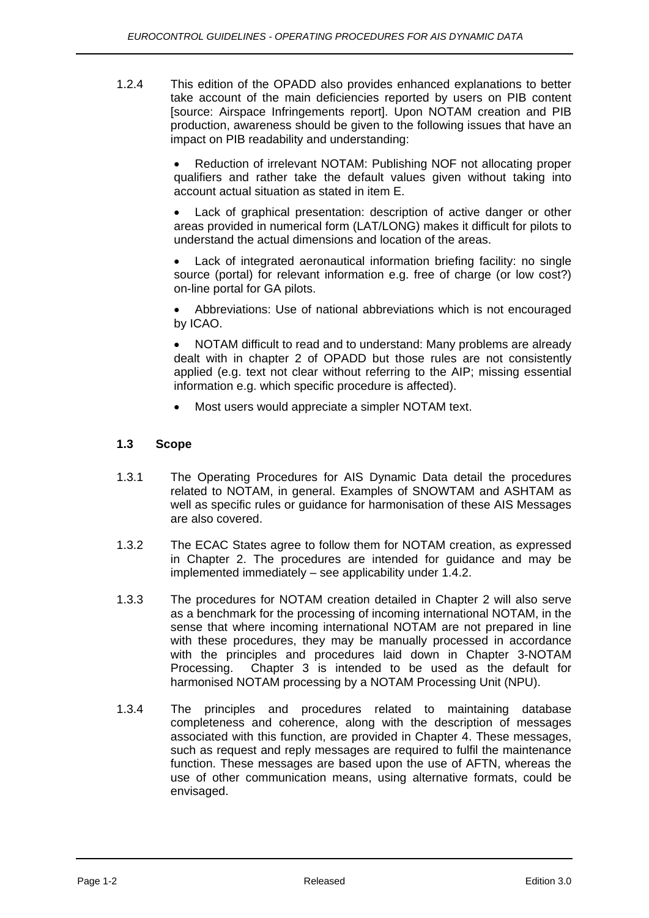1.2.4 This edition of the OPADD also provides enhanced explanations to better take account of the main deficiencies reported by users on PIB content [source: Airspace Infringements report]. Upon NOTAM creation and PIB production, awareness should be given to the following issues that have an impact on PIB readability and understanding:

- Reduction of irrelevant NOTAM: Publishing NOF not allocating proper qualifiers and rather take the default values given without taking into account actual situation as stated in item E.
- Lack of graphical presentation: description of active danger or other areas provided in numerical form (LAT/LONG) makes it difficult for pilots to understand the actual dimensions and location of the areas.
- Lack of integrated aeronautical information briefing facility: no single source (portal) for relevant information e.g. free of charge (or low cost?) on-line portal for GA pilots.
- Abbreviations: Use of national abbreviations which is not encouraged by ICAO.
- NOTAM difficult to read and to understand: Many problems are already dealt with in chapter 2 of OPADD but those rules are not consistently applied (e.g. text not clear without referring to the AIP; missing essential information e.g. which specific procedure is affected).
- Most users would appreciate a simpler NOTAM text.

### 1.3 Scope

1.3.1 The Operating Procedures for AIS Dynamic Data detail the procedures related to NOTAM, in general. Examples of SNOWTAM and ASHTAM as well as specific rules or guidance for harmonisation of these AIS Messages are also covered.

1.3.2 The ECAC States agree to follow them for NOTAM creation, as expressed in Chapter 2. The procedures are intended for guidance and may be implemented immediately – see applicability under 1.4.2.

1.3.3 The procedures for NOTAM creation detailed in Chapter 2 will also serve as a benchmark for the processing of incoming international NOTAM, in the sense that where incoming international NOTAM are not prepared in line with these procedures, they may be manually processed in accordance with the principles and procedures laid down in Chapter 3-NOTAM Processing. Chapter 3 is intended to be used as the default for harmonised NOTAM processing by a NOTAM Processing Unit (NPU).

1.3.4 The principles and procedures related to maintaining database completeness and coherence, along with the description of messages associated with this function, are provided in Chapter 4. These messages, such as request and reply messages are required to fulfil the maintenance function. These messages are based upon the use of AFTN, whereas the use of other communication means, using alternative formats, could be envisaged.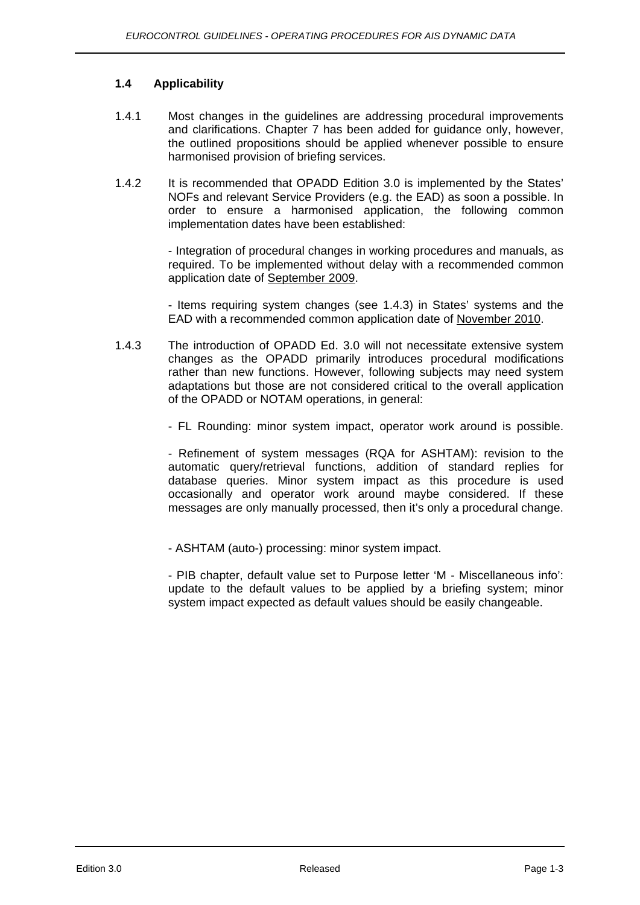### 1.4 Applicability

1.4.1 Most changes in the guidelines are addressing procedural improvements and clarifications. Chapter 7 has been added for guidance only, however, the outlined propositions should be applied whenever possible to ensure harmonised provision of briefing services.

1.4.2 It is recommended that OPADD Edition 3.0 is implemented by the States' NOFs and relevant Service Providers (e.g. the EAD) as soon a possible. In order to ensure a harmonised application, the following common implementation dates have been established:

- Integration of procedural changes in working procedures and manuals, as required. To be implemented without delay with a recommended common application date of <u>September 2009</u>.

- Items requiring system changes (see 1.4.3) in States' systems and the EAD with a recommended common application date of <u>November 2010</u>.

1.4.3 The introduction of OPADD Ed. 3.0 will not necessitate extensive system changes as the OPADD primarily introduces procedural modifications rather than new functions. However, following subjects may need system adaptations but those are not considered critical to the overall application of the OPADD or NOTAM operations, in general:

- FL Rounding: minor system impact, operator work around is possible.

- Refinement of system messages (RQA for ASHTAM): revision to the automatic query/retrieval functions, addition of standard replies for database queries. Minor system impact as this procedure is used occasionally and operator work around maybe considered. If these messages are only manually processed, then it's only a procedural change.

- ASHTAM (auto-) processing: minor system impact.

- PIB chapter, default value set to Purpose letter 'M - Miscellaneous info': update to the default values to be applied by a briefing system; minor system impact expected as default values should be easily changeable.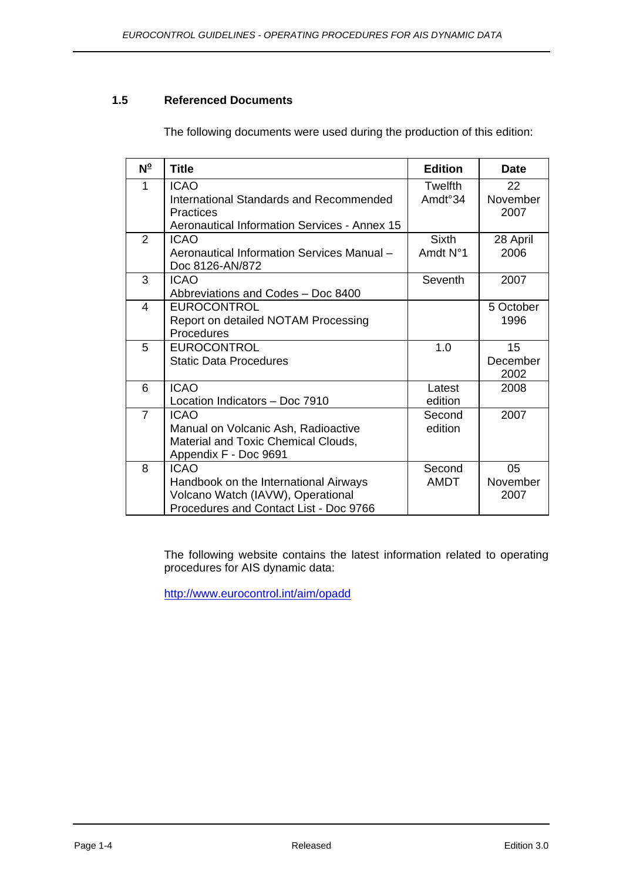### 1.5 Referenced Documents

The following documents were used during the production of this edition:

| Nº | Title | Edition | Date |
|---|---|---|---|
| 1 | ICAO<br>International Standards and Recommended Practices<br>Aeronautical Information Services - Annex 15 | Twelfth Amdt°34 | 22 November 2007 |
| 2 | ICAO<br>Aeronautical Information Services Manual – Doc 8126-AN/872 | Sixth Amdt N°1 | 28 April 2006 |
| 3 | ICAO<br>Abbreviations and Codes – Doc 8400 | Seventh | 2007 |
| 4 | EUROCONTROL<br>Report on detailed NOTAM Processing Procedures | | 5 October 1996 |
| 5 | EUROCONTROL<br>Static Data Procedures | 1.0 | 15 December 2002 |
| 6 | ICAO<br>Location Indicators – Doc 7910 | Latest edition | 2008 |
| 7 | ICAO<br>Manual on Volcanic Ash, Radioactive Material and Toxic Chemical Clouds, Appendix F - Doc 9691 | Second edition | 2007 |
| 8 | ICAO<br>Handbook on the International Airways Volcano Watch (IAVW), Operational Procedures and Contact List - Doc 9766 | Second AMDT | 05 November 2007 |

The following website contains the latest information related to operating procedures for AIS dynamic data:

http://www.eurocontrol.int/aim/opadd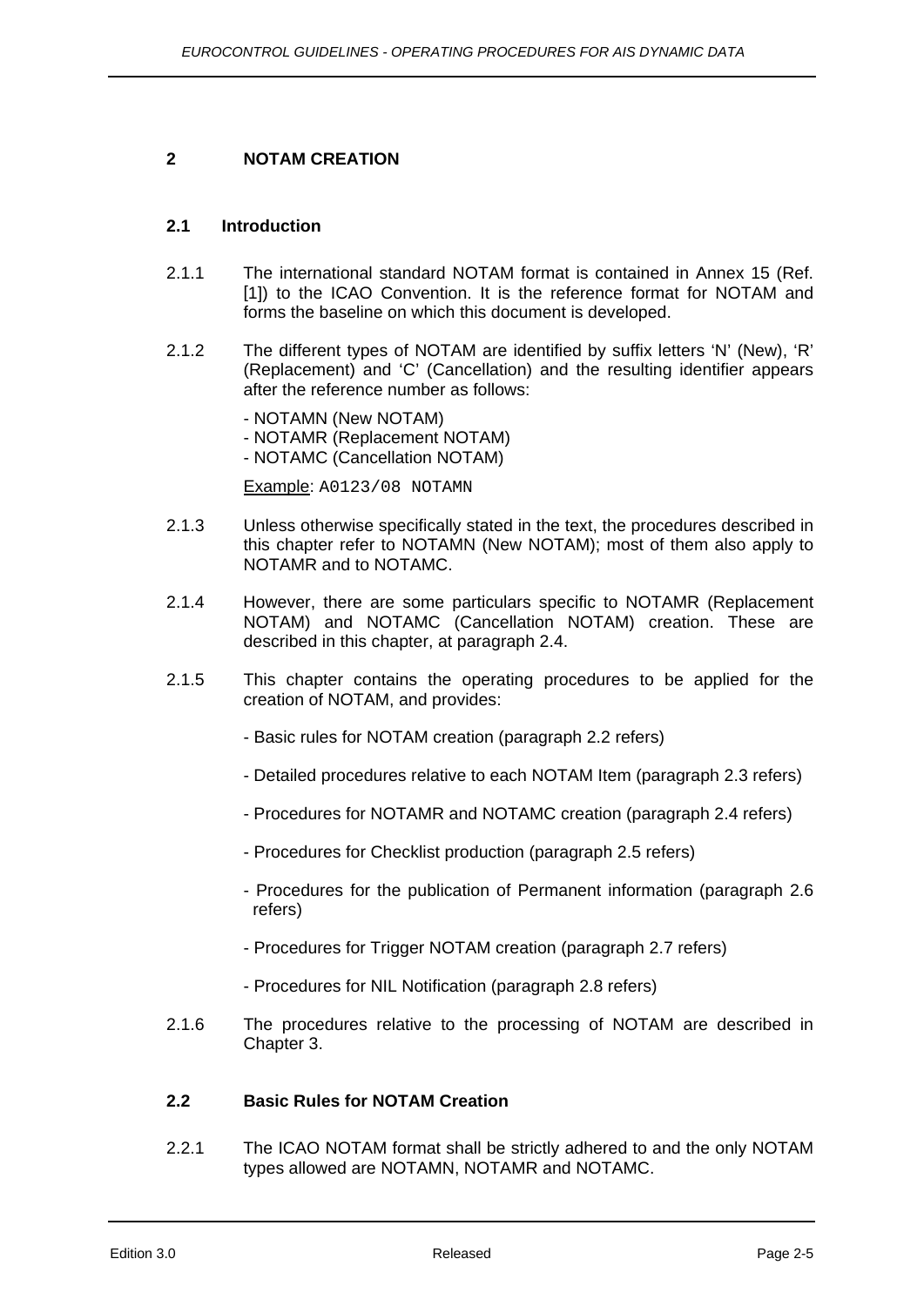## 2 NOTAM CREATION

### 2.1 Introduction

2.1.1 The international standard NOTAM format is contained in Annex 15 (Ref. [1]) to the ICAO Convention. It is the reference format for NOTAM and forms the baseline on which this document is developed.

2.1.2 The different types of NOTAM are identified by suffix letters 'N' (New), 'R' (Replacement) and 'C' (Cancellation) and the resulting identifier appears after the reference number as follows:

- NOTAMN (New NOTAM)
- NOTAMR (Replacement NOTAM)
- NOTAMC (Cancellation NOTAM)

Example: `A0123/08 NOTAMN`

2.1.3 Unless otherwise specifically stated in the text, the procedures described in this chapter refer to NOTAMN (New NOTAM); most of them also apply to NOTAMR and to NOTAMC.

2.1.4 However, there are some particulars specific to NOTAMR (Replacement NOTAM) and NOTAMC (Cancellation NOTAM) creation. These are described in this chapter, at paragraph 2.4.

2.1.5 This chapter contains the operating procedures to be applied for the creation of NOTAM, and provides:

- Basic rules for NOTAM creation (paragraph 2.2 refers)
- Detailed procedures relative to each NOTAM Item (paragraph 2.3 refers)
- Procedures for NOTAMR and NOTAMC creation (paragraph 2.4 refers)
- Procedures for Checklist production (paragraph 2.5 refers)
- Procedures for the publication of Permanent information (paragraph 2.6 refers)
- Procedures for Trigger NOTAM creation (paragraph 2.7 refers)
- Procedures for NIL Notification (paragraph 2.8 refers)

2.1.6 The procedures relative to the processing of NOTAM are described in Chapter 3.

### 2.2 Basic Rules for NOTAM Creation

2.2.1 The ICAO NOTAM format shall be strictly adhered to and the only NOTAM types allowed are NOTAMN, NOTAMR and NOTAMC.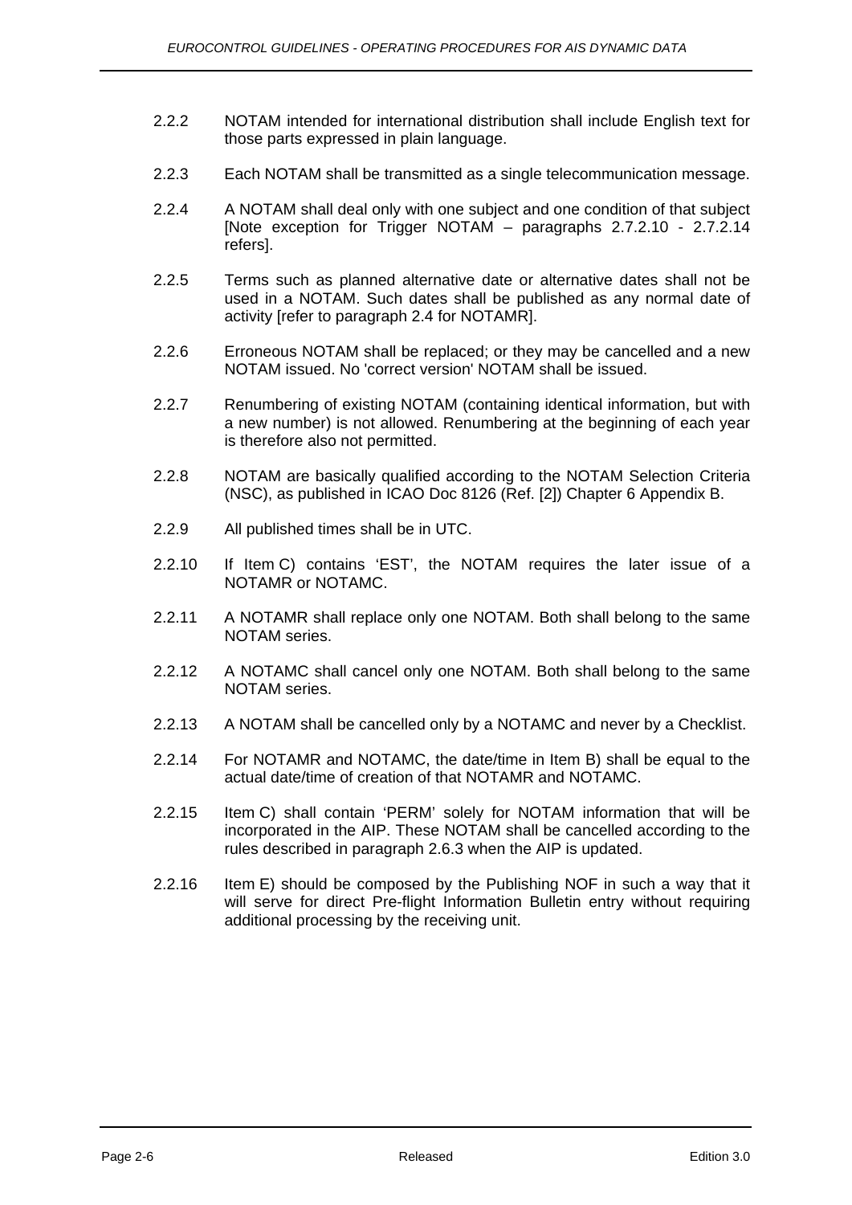2.2.2 NOTAM intended for international distribution shall include English text for those parts expressed in plain language.

2.2.3 Each NOTAM shall be transmitted as a single telecommunication message.

2.2.4 A NOTAM shall deal only with one subject and one condition of that subject [Note exception for Trigger NOTAM – paragraphs 2.7.2.10 - 2.7.2.14 refers].

2.2.5 Terms such as planned alternative date or alternative dates shall not be used in a NOTAM. Such dates shall be published as any normal date of activity [refer to paragraph 2.4 for NOTAMR].

2.2.6 Erroneous NOTAM shall be replaced; or they may be cancelled and a new NOTAM issued. No 'correct version' NOTAM shall be issued.

2.2.7 Renumbering of existing NOTAM (containing identical information, but with a new number) is not allowed. Renumbering at the beginning of each year is therefore also not permitted.

2.2.8 NOTAM are basically qualified according to the NOTAM Selection Criteria (NSC), as published in ICAO Doc 8126 (Ref. [2]) Chapter 6 Appendix B.

2.2.9 All published times shall be in UTC.

2.2.10 If Item C) contains 'EST', the NOTAM requires the later issue of a NOTAMR or NOTAMC.

2.2.11 A NOTAMR shall replace only one NOTAM. Both shall belong to the same NOTAM series.

2.2.12 A NOTAMC shall cancel only one NOTAM. Both shall belong to the same NOTAM series.

2.2.13 A NOTAM shall be cancelled only by a NOTAMC and never by a Checklist.

2.2.14 For NOTAMR and NOTAMC, the date/time in Item B) shall be equal to the actual date/time of creation of that NOTAMR and NOTAMC.

2.2.15 Item C) shall contain 'PERM' solely for NOTAM information that will be incorporated in the AIP. These NOTAM shall be cancelled according to the rules described in paragraph 2.6.3 when the AIP is updated.

2.2.16 Item E) should be composed by the Publishing NOF in such a way that it will serve for direct Pre-flight Information Bulletin entry without requiring additional processing by the receiving unit.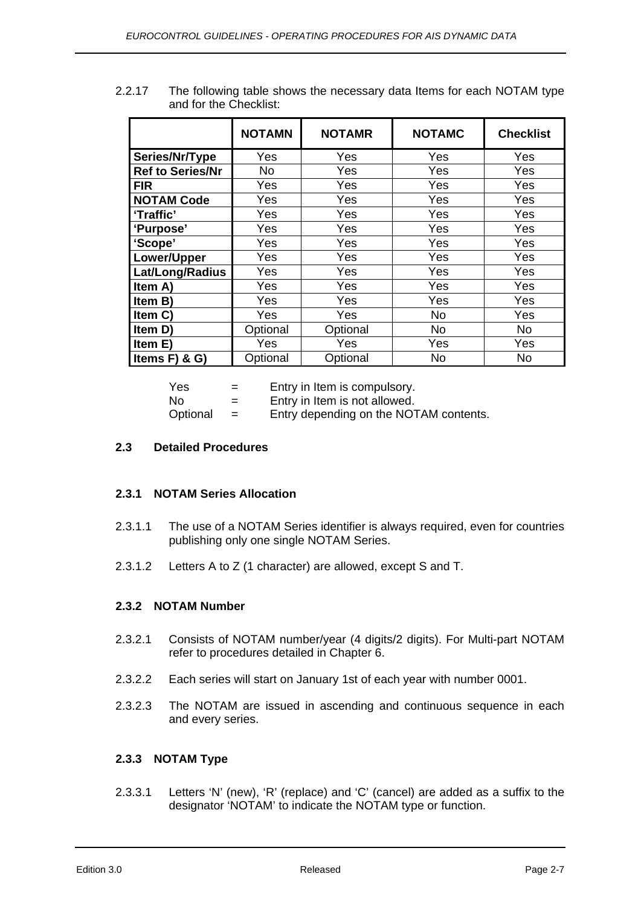2.2.17 The following table shows the necessary data Items for each NOTAM type and for the Checklist:

| | **NOTAMN** | **NOTAMR** | **NOTAMC** | **Checklist** |
|---|---|---|---|---|
| **Series/Nr/Type** | Yes | Yes | Yes | Yes |
| **Ref to Series/Nr** | No | Yes | Yes | Yes |
| **FIR** | Yes | Yes | Yes | Yes |
| **NOTAM Code** | Yes | Yes | Yes | Yes |
| **'Traffic'** | Yes | Yes | Yes | Yes |
| **'Purpose'** | Yes | Yes | Yes | Yes |
| **'Scope'** | Yes | Yes | Yes | Yes |
| **Lower/Upper** | Yes | Yes | Yes | Yes |
| **Lat/Long/Radius** | Yes | Yes | Yes | Yes |
| **Item A)** | Yes | Yes | Yes | Yes |
| **Item B)** | Yes | Yes | Yes | Yes |
| **Item C)** | Yes | Yes | No | Yes |
| **Item D)** | Optional | Optional | No | No |
| **Item E)** | Yes | Yes | Yes | Yes |
| **Items F) & G)** | Optional | Optional | No | No |

Yes = Entry in Item is compulsory.
No = Entry in Item is not allowed.
Optional = Entry depending on the NOTAM contents.

## 2.3 Detailed Procedures

### 2.3.1 NOTAM Series Allocation

2.3.1.1 The use of a NOTAM Series identifier is always required, even for countries publishing only one single NOTAM Series.

2.3.1.2 Letters A to Z (1 character) are allowed, except S and T.

### 2.3.2 NOTAM Number

2.3.2.1 Consists of NOTAM number/year (4 digits/2 digits). For Multi-part NOTAM refer to procedures detailed in Chapter 6.

2.3.2.2 Each series will start on January 1st of each year with number 0001.

2.3.2.3 The NOTAM are issued in ascending and continuous sequence in each and every series.

### 2.3.3 NOTAM Type

2.3.3.1 Letters 'N' (new), 'R' (replace) and 'C' (cancel) are added as a suffix to the designator 'NOTAM' to indicate the NOTAM type or function.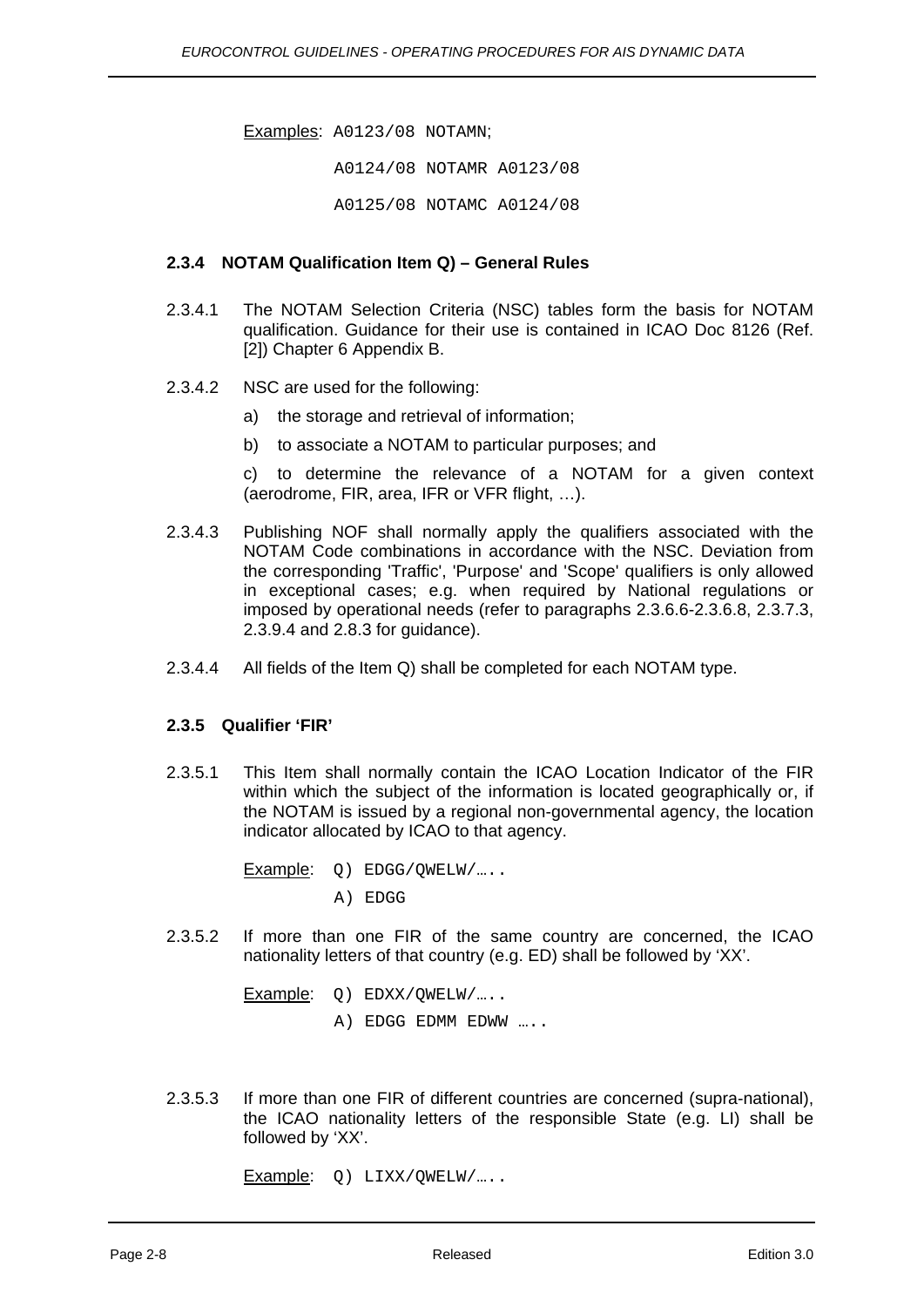Examples: `A0123/08 NOTAMN`;

`A0124/08 NOTAMR A0123/08`

`A0125/08 NOTAMC A0124/08`

### 2.3.4 NOTAM Qualification Item Q) – General Rules

2.3.4.1 The NOTAM Selection Criteria (NSC) tables form the basis for NOTAM qualification. Guidance for their use is contained in ICAO Doc 8126 (Ref. [2]) Chapter 6 Appendix B.

2.3.4.2 NSC are used for the following:

a) the storage and retrieval of information;

b) to associate a NOTAM to particular purposes; and

c) to determine the relevance of a NOTAM for a given context (aerodrome, FIR, area, IFR or VFR flight, …).

2.3.4.3 Publishing NOF shall normally apply the qualifiers associated with the NOTAM Code combinations in accordance with the NSC. Deviation from the corresponding 'Traffic', 'Purpose' and 'Scope' qualifiers is only allowed in exceptional cases; e.g. when required by National regulations or imposed by operational needs (refer to paragraphs 2.3.6.6-2.3.6.8, 2.3.7.3, 2.3.9.4 and 2.8.3 for guidance).

2.3.4.4 All fields of the Item Q) shall be completed for each NOTAM type.

### 2.3.5 Qualifier 'FIR'

2.3.5.1 This Item shall normally contain the ICAO Location Indicator of the FIR within which the subject of the information is located geographically or, if the NOTAM is issued by a regional non-governmental agency, the location indicator allocated by ICAO to that agency.

Example:
```
Q) EDGG/QWELW/…..
A) EDGG
```

2.3.5.2 If more than one FIR of the same country are concerned, the ICAO nationality letters of that country (e.g. ED) shall be followed by 'XX'.

Example:
```
Q) EDXX/QWELW/…..
A) EDGG EDMM EDWW …..
```

2.3.5.3 If more than one FIR of different countries are concerned (supra-national), the ICAO nationality letters of the responsible State (e.g. LI) shall be followed by 'XX'.

Example:
```
Q) LIXX/QWELW/…..
```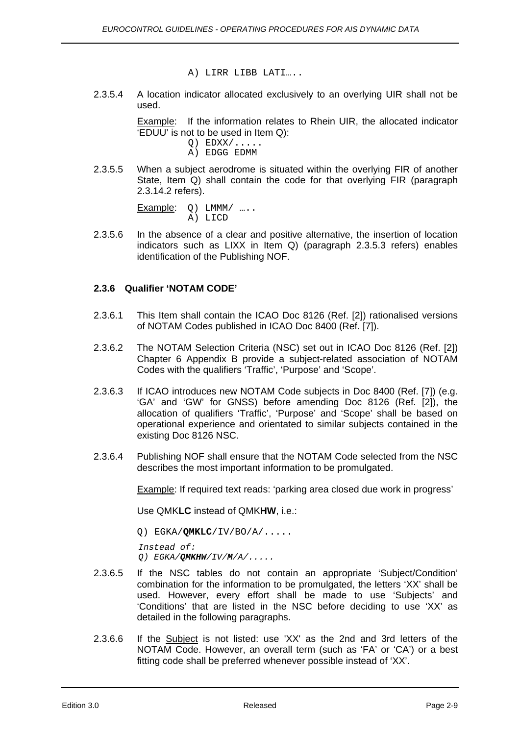```
A) LIRR LIBB LATI…..
```

2.3.5.4 A location indicator allocated exclusively to an overlying UIR shall not be used.

Example: If the information relates to Rhein UIR, the allocated indicator 'EDUU' is not to be used in Item Q):

```
Q) EDXX/.....
A) EDGG EDMM
```

2.3.5.5 When a subject aerodrome is situated within the overlying FIR of another State, Item Q) shall contain the code for that overlying FIR (paragraph 2.3.14.2 refers).

Example:

```
Q) LMMM/ …..
A) LICD
```

2.3.5.6 In the absence of a clear and positive alternative, the insertion of location indicators such as LIXX in Item Q) (paragraph 2.3.5.3 refers) enables identification of the Publishing NOF.

### 2.3.6 Qualifier 'NOTAM CODE'

2.3.6.1 This Item shall contain the ICAO Doc 8126 (Ref. [2]) rationalised versions of NOTAM Codes published in ICAO Doc 8400 (Ref. [7]).

2.3.6.2 The NOTAM Selection Criteria (NSC) set out in ICAO Doc 8126 (Ref. [2]) Chapter 6 Appendix B provide a subject-related association of NOTAM Codes with the qualifiers 'Traffic', 'Purpose' and 'Scope'.

2.3.6.3 If ICAO introduces new NOTAM Code subjects in Doc 8400 (Ref. [7]) (e.g. 'GA' and 'GW' for GNSS) before amending Doc 8126 (Ref. [2]), the allocation of qualifiers 'Traffic', 'Purpose' and 'Scope' shall be based on operational experience and orientated to similar subjects contained in the existing Doc 8126 NSC.

2.3.6.4 Publishing NOF shall ensure that the NOTAM Code selected from the NSC describes the most important information to be promulgated.

Example: If required text reads: 'parking area closed due work in progress'

Use QMK**LC** instead of QMK**HW**, i.e.:

Q) EGKA/**QMKLC**/IV/BO/A/.....

*Instead of:*
*Q) EGKA/**QMKHW**/IV/M/A/.....*

2.3.6.5 If the NSC tables do not contain an appropriate 'Subject/Condition' combination for the information to be promulgated, the letters 'XX' shall be used. However, every effort shall be made to use 'Subjects' and 'Conditions' that are listed in the NSC before deciding to use 'XX' as detailed in the following paragraphs.

2.3.6.6 If the Subject is not listed: use 'XX' as the 2nd and 3rd letters of the NOTAM Code. However, an overall term (such as 'FA' or 'CA') or a best fitting code shall be preferred whenever possible instead of 'XX'.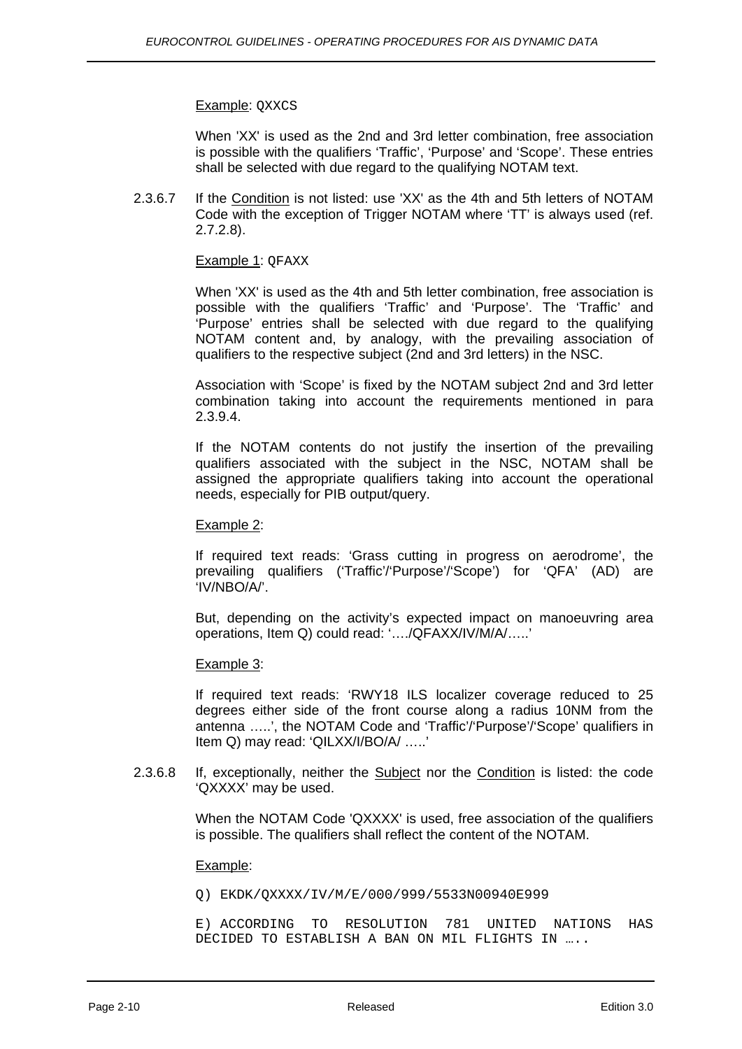Example: QXXCS

When 'XX' is used as the 2nd and 3rd letter combination, free association is possible with the qualifiers 'Traffic', 'Purpose' and 'Scope'. These entries shall be selected with due regard to the qualifying NOTAM text.

2.3.6.7 If the Condition is not listed: use 'XX' as the 4th and 5th letters of NOTAM Code with the exception of Trigger NOTAM where 'TT' is always used (ref. 2.7.2.8).

Example 1: QFAXX

When 'XX' is used as the 4th and 5th letter combination, free association is possible with the qualifiers 'Traffic' and 'Purpose'. The 'Traffic' and 'Purpose' entries shall be selected with due regard to the qualifying NOTAM content and, by analogy, with the prevailing association of qualifiers to the respective subject (2nd and 3rd letters) in the NSC.

Association with 'Scope' is fixed by the NOTAM subject 2nd and 3rd letter combination taking into account the requirements mentioned in para 2.3.9.4.

If the NOTAM contents do not justify the insertion of the prevailing qualifiers associated with the subject in the NSC, NOTAM shall be assigned the appropriate qualifiers taking into account the operational needs, especially for PIB output/query.

Example 2:

If required text reads: 'Grass cutting in progress on aerodrome', the prevailing qualifiers ('Traffic'/'Purpose'/'Scope') for 'QFA' (AD) are 'IV/NBO/A/'.

But, depending on the activity's expected impact on manoeuvring area operations, Item Q) could read: '…./QFAXX/IV/M/A/…..'

Example 3:

If required text reads: 'RWY18 ILS localizer coverage reduced to 25 degrees either side of the front course along a radius 10NM from the antenna …..', the NOTAM Code and 'Traffic'/'Purpose'/'Scope' qualifiers in Item Q) may read: 'QILXX/I/BO/A/ …..'

2.3.6.8 If, exceptionally, neither the Subject nor the Condition is listed: the code 'QXXXX' may be used.

When the NOTAM Code 'QXXXX' is used, free association of the qualifiers is possible. The qualifiers shall reflect the content of the NOTAM.

Example:

```
Q) EKDK/QXXXX/IV/M/E/000/999/5533N00940E999

E) ACCORDING TO RESOLUTION 781 UNITED NATIONS HAS
DECIDED TO ESTABLISH A BAN ON MIL FLIGHTS IN …..
```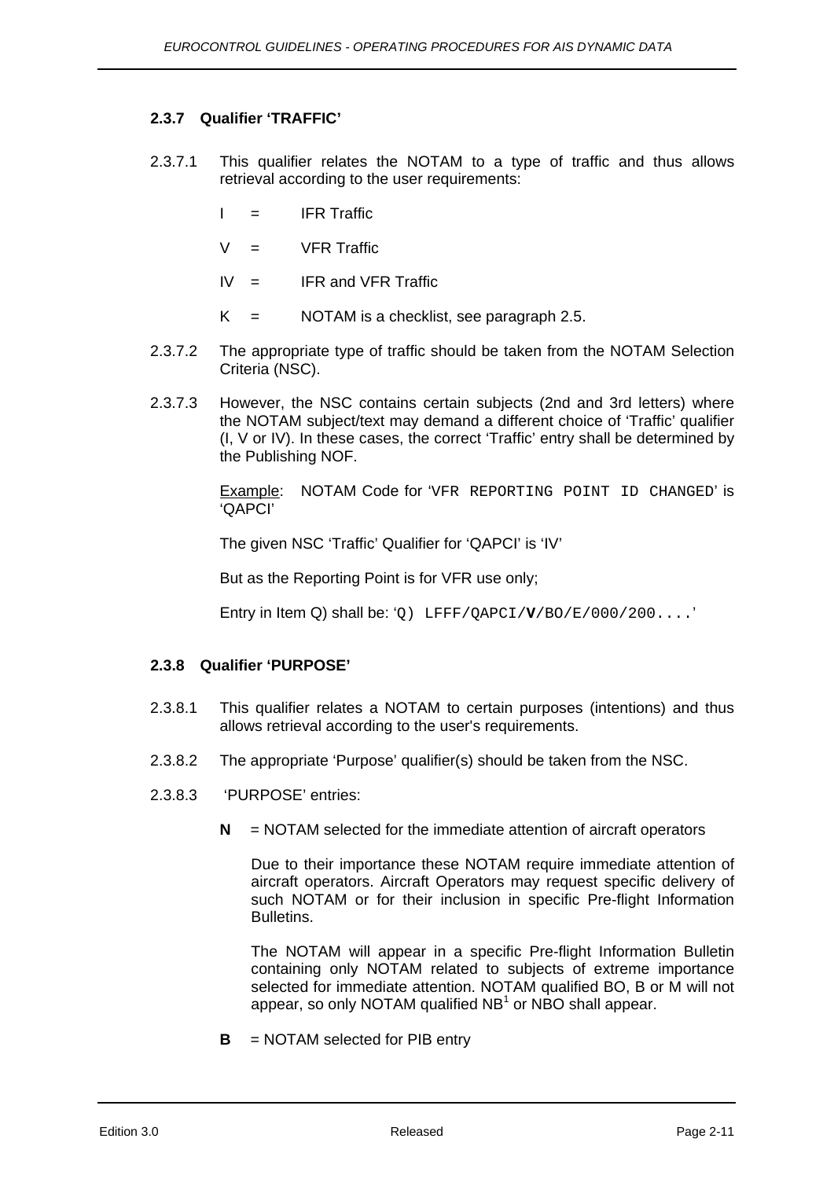### 2.3.7 Qualifier 'TRAFFIC'

2.3.7.1 This qualifier relates the NOTAM to a type of traffic and thus allows retrieval according to the user requirements:

- I = IFR Traffic
- V = VFR Traffic
- IV = IFR and VFR Traffic
- K = NOTAM is a checklist, see paragraph 2.5.

2.3.7.2 The appropriate type of traffic should be taken from the NOTAM Selection Criteria (NSC).

2.3.7.3 However, the NSC contains certain subjects (2nd and 3rd letters) where the NOTAM subject/text may demand a different choice of 'Traffic' qualifier (I, V or IV). In these cases, the correct 'Traffic' entry shall be determined by the Publishing NOF.

Example: NOTAM Code for '`VFR REPORTING POINT ID CHANGED`' is 'QAPCI'

The given NSC 'Traffic' Qualifier for 'QAPCI' is 'IV'

But as the Reporting Point is for VFR use only;

Entry in Item Q) shall be: '`Q) LFFF/QAPCI/`**`V`**`/BO/E/000/200....`'

### 2.3.8 Qualifier 'PURPOSE'

2.3.8.1 This qualifier relates a NOTAM to certain purposes (intentions) and thus allows retrieval according to the user's requirements.

2.3.8.2 The appropriate 'Purpose' qualifier(s) should be taken from the NSC.

2.3.8.3 'PURPOSE' entries:

**N** = NOTAM selected for the immediate attention of aircraft operators

Due to their importance these NOTAM require immediate attention of aircraft operators. Aircraft Operators may request specific delivery of such NOTAM or for their inclusion in specific Pre-flight Information Bulletins.

The NOTAM will appear in a specific Pre-flight Information Bulletin containing only NOTAM related to subjects of extreme importance selected for immediate attention. NOTAM qualified BO, B or M will not appear, so only NOTAM qualified NB[1] or NBO shall appear.

**B** = NOTAM selected for PIB entry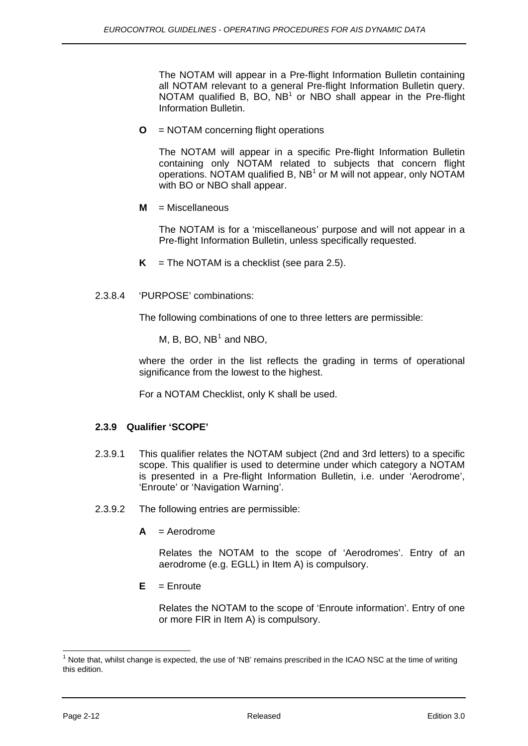The NOTAM will appear in a Pre-flight Information Bulletin containing all NOTAM relevant to a general Pre-flight Information Bulletin query. NOTAM qualified B, BO, NB[1] or NBO shall appear in the Pre-flight Information Bulletin.

**O** = NOTAM concerning flight operations

The NOTAM will appear in a specific Pre-flight Information Bulletin containing only NOTAM related to subjects that concern flight operations. NOTAM qualified B, NB[1] or M will not appear, only NOTAM with BO or NBO shall appear.

**M** = Miscellaneous

The NOTAM is for a 'miscellaneous' purpose and will not appear in a Pre-flight Information Bulletin, unless specifically requested.

**K** = The NOTAM is a checklist (see para 2.5).

2.3.8.4 'PURPOSE' combinations:

The following combinations of one to three letters are permissible:

M, B, BO, NB[1] and NBO,

where the order in the list reflects the grading in terms of operational significance from the lowest to the highest.

For a NOTAM Checklist, only K shall be used.

### 2.3.9 Qualifier 'SCOPE'

2.3.9.1 This qualifier relates the NOTAM subject (2nd and 3rd letters) to a specific scope. This qualifier is used to determine under which category a NOTAM is presented in a Pre-flight Information Bulletin, i.e. under 'Aerodrome', 'Enroute' or 'Navigation Warning'.

2.3.9.2 The following entries are permissible:

**A** = Aerodrome

Relates the NOTAM to the scope of 'Aerodromes'. Entry of an aerodrome (e.g. EGLL) in Item A) is compulsory.

**E** = Enroute

Relates the NOTAM to the scope of 'Enroute information'. Entry of one or more FIR in Item A) is compulsory.

[1] Note that, whilst change is expected, the use of 'NB' remains prescribed in the ICAO NSC at the time of writing this edition.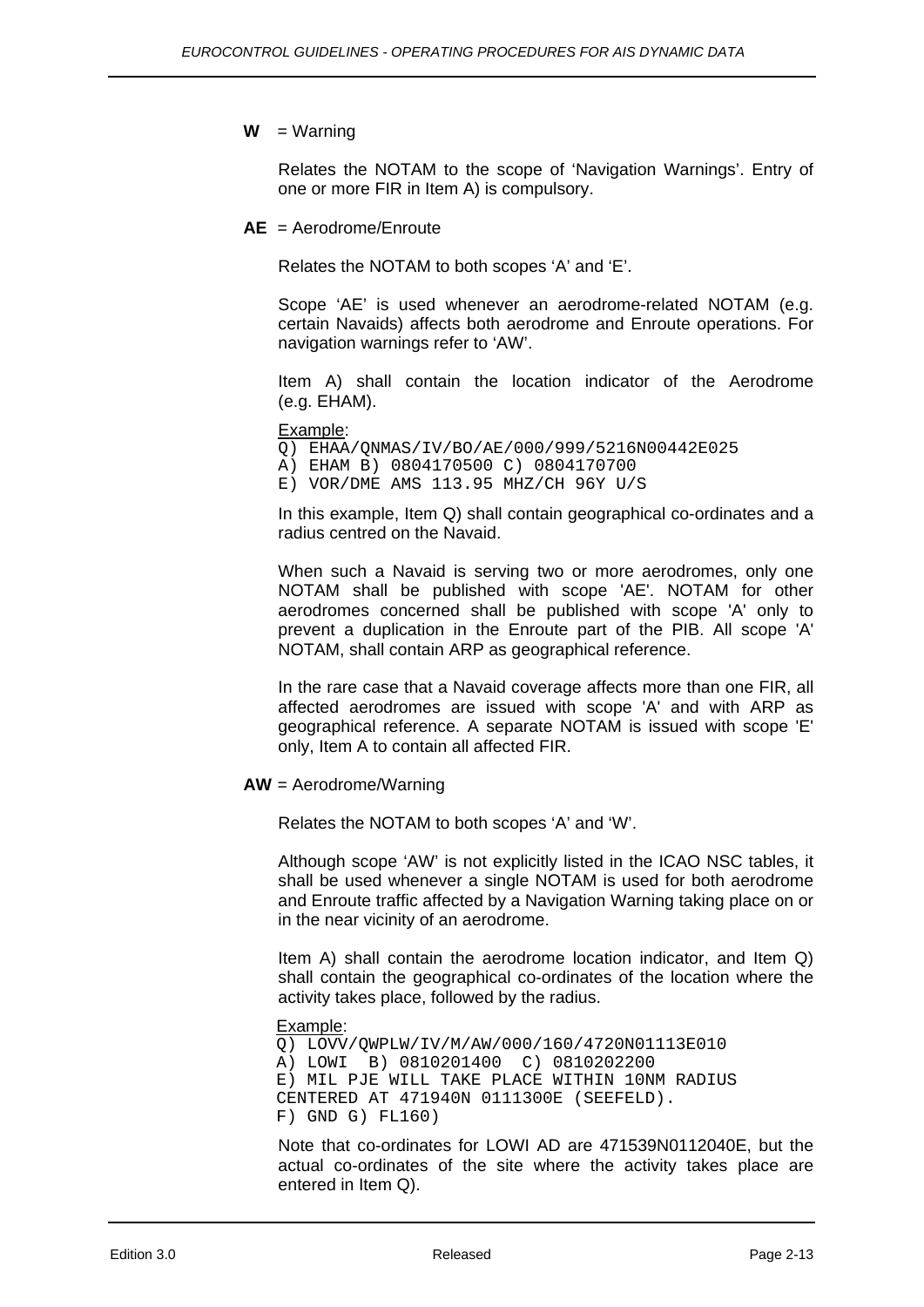**W** = Warning

Relates the NOTAM to the scope of 'Navigation Warnings'. Entry of one or more FIR in Item A) is compulsory.

**AE** = Aerodrome/Enroute

Relates the NOTAM to both scopes 'A' and 'E'.

Scope 'AE' is used whenever an aerodrome-related NOTAM (e.g. certain Navaids) affects both aerodrome and Enroute operations. For navigation warnings refer to 'AW'.

Item A) shall contain the location indicator of the Aerodrome (e.g. EHAM).

Example:

```
Q) EHAA/QNMAS/IV/BO/AE/000/999/5216N00442E025
A) EHAM B) 0804170500 C) 0804170700
E) VOR/DME AMS 113.95 MHZ/CH 96Y U/S
```

In this example, Item Q) shall contain geographical co-ordinates and a radius centred on the Navaid.

When such a Navaid is serving two or more aerodromes, only one NOTAM shall be published with scope 'AE'. NOTAM for other aerodromes concerned shall be published with scope 'A' only to prevent a duplication in the Enroute part of the PIB. All scope 'A' NOTAM, shall contain ARP as geographical reference.

In the rare case that a Navaid coverage affects more than one FIR, all affected aerodromes are issued with scope 'A' and with ARP as geographical reference. A separate NOTAM is issued with scope 'E' only, Item A to contain all affected FIR.

**AW** = Aerodrome/Warning

Relates the NOTAM to both scopes 'A' and 'W'.

Although scope 'AW' is not explicitly listed in the ICAO NSC tables, it shall be used whenever a single NOTAM is used for both aerodrome and Enroute traffic affected by a Navigation Warning taking place on or in the near vicinity of an aerodrome.

Item A) shall contain the aerodrome location indicator, and Item Q) shall contain the geographical co-ordinates of the location where the activity takes place, followed by the radius.

Example:

```
Q) LOVV/QWPLW/IV/M/AW/000/160/4720N01113E010
A) LOWI  B) 0810201400  C) 0810202200
E) MIL PJE WILL TAKE PLACE WITHIN 10NM RADIUS
CENTERED AT 471940N 0111300E (SEEFELD).
F) GND G) FL160)
```

Note that co-ordinates for LOWI AD are 471539N0112040E, but the actual co-ordinates of the site where the activity takes place are entered in Item Q).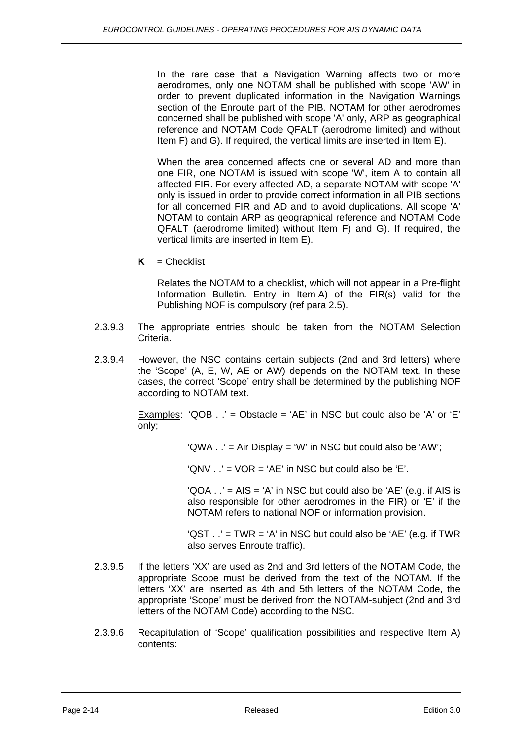In the rare case that a Navigation Warning affects two or more aerodromes, only one NOTAM shall be published with scope 'AW' in order to prevent duplicated information in the Navigation Warnings section of the Enroute part of the PIB. NOTAM for other aerodromes concerned shall be published with scope 'A' only, ARP as geographical reference and NOTAM Code QFALT (aerodrome limited) and without Item F) and G). If required, the vertical limits are inserted in Item E).

When the area concerned affects one or several AD and more than one FIR, one NOTAM is issued with scope 'W', item A to contain all affected FIR. For every affected AD, a separate NOTAM with scope 'A' only is issued in order to provide correct information in all PIB sections for all concerned FIR and AD and to avoid duplications. All scope 'A' NOTAM to contain ARP as geographical reference and NOTAM Code QFALT (aerodrome limited) without Item F) and G). If required, the vertical limits are inserted in Item E).

**K** = Checklist

Relates the NOTAM to a checklist, which will not appear in a Pre-flight Information Bulletin. Entry in Item A) of the FIR(s) valid for the Publishing NOF is compulsory (ref para 2.5).

2.3.9.3 The appropriate entries should be taken from the NOTAM Selection Criteria.

2.3.9.4 However, the NSC contains certain subjects (2nd and 3rd letters) where the 'Scope' (A, E, W, AE or AW) depends on the NOTAM text. In these cases, the correct 'Scope' entry shall be determined by the publishing NOF according to NOTAM text.

Examples: 'QOB . .' = Obstacle = 'AE' in NSC but could also be 'A' or 'E' only;

'QWA . .' = Air Display = 'W' in NSC but could also be 'AW';

'QNV . .' = VOR = 'AE' in NSC but could also be 'E'.

'QOA . .' = AIS = 'A' in NSC but could also be 'AE' (e.g. if AIS is also responsible for other aerodromes in the FIR) or 'E' if the NOTAM refers to national NOF or information provision.

'QST . .' = TWR = 'A' in NSC but could also be 'AE' (e.g. if TWR also serves Enroute traffic).

2.3.9.5 If the letters 'XX' are used as 2nd and 3rd letters of the NOTAM Code, the appropriate Scope must be derived from the text of the NOTAM. If the letters 'XX' are inserted as 4th and 5th letters of the NOTAM Code, the appropriate 'Scope' must be derived from the NOTAM-subject (2nd and 3rd letters of the NOTAM Code) according to the NSC.

2.3.9.6 Recapitulation of 'Scope' qualification possibilities and respective Item A) contents: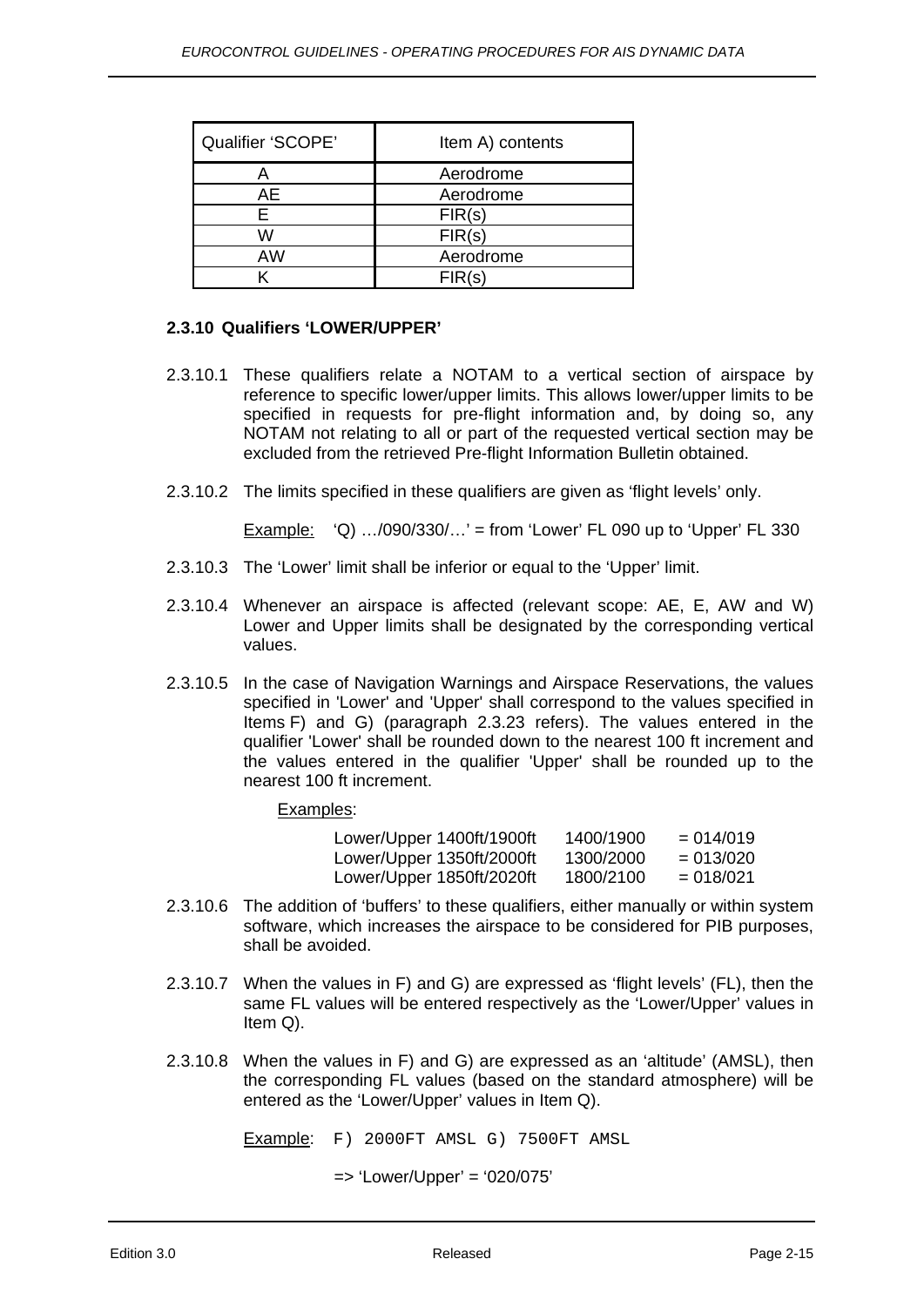| Qualifier 'SCOPE' | Item A) contents |
|---|---|
| A | Aerodrome |
| AE | Aerodrome |
| E | FIR(s) |
| W | FIR(s) |
| AW | Aerodrome |
| K | FIR(s) |

### 2.3.10 Qualifiers 'LOWER/UPPER'

2.3.10.1 These qualifiers relate a NOTAM to a vertical section of airspace by reference to specific lower/upper limits. This allows lower/upper limits to be specified in requests for pre-flight information and, by doing so, any NOTAM not relating to all or part of the requested vertical section may be excluded from the retrieved Pre-flight Information Bulletin obtained.

2.3.10.2 The limits specified in these qualifiers are given as 'flight levels' only.

Example: 'Q) …/090/330/…' = from 'Lower' FL 090 up to 'Upper' FL 330

2.3.10.3 The 'Lower' limit shall be inferior or equal to the 'Upper' limit.

2.3.10.4 Whenever an airspace is affected (relevant scope: AE, E, AW and W) Lower and Upper limits shall be designated by the corresponding vertical values.

2.3.10.5 In the case of Navigation Warnings and Airspace Reservations, the values specified in 'Lower' and 'Upper' shall correspond to the values specified in Items F) and G) (paragraph 2.3.23 refers). The values entered in the qualifier 'Lower' shall be rounded down to the nearest 100 ft increment and the values entered in the qualifier 'Upper' shall be rounded up to the nearest 100 ft increment.

Examples:

| | | |
|---|---|---|
| Lower/Upper 1400ft/1900ft | 1400/1900 | = 014/019 |
| Lower/Upper 1350ft/2000ft | 1300/2000 | = 013/020 |
| Lower/Upper 1850ft/2020ft | 1800/2100 | = 018/021 |

2.3.10.6 The addition of 'buffers' to these qualifiers, either manually or within system software, which increases the airspace to be considered for PIB purposes, shall be avoided.

2.3.10.7 When the values in F) and G) are expressed as 'flight levels' (FL), then the same FL values will be entered respectively as the 'Lower/Upper' values in Item Q).

2.3.10.8 When the values in F) and G) are expressed as an 'altitude' (AMSL), then the corresponding FL values (based on the standard atmosphere) will be entered as the 'Lower/Upper' values in Item Q).

Example: `F) 2000FT AMSL G) 7500FT AMSL`

=> 'Lower/Upper' = '020/075'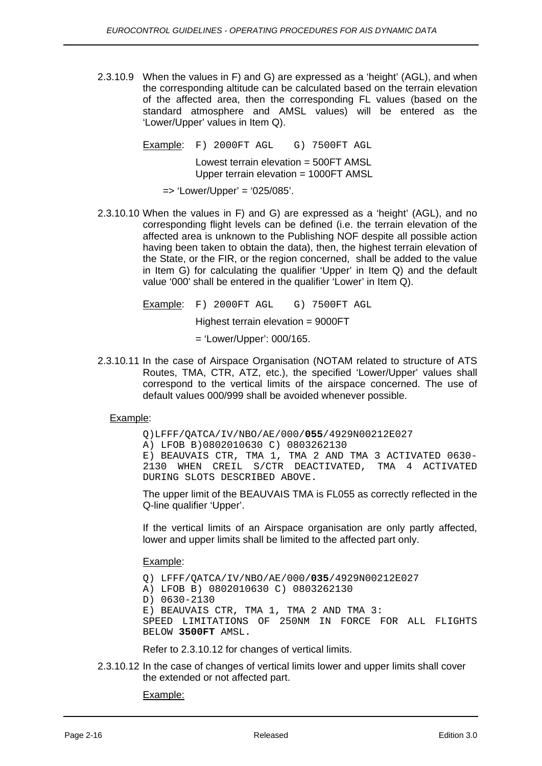2.3.10.9 When the values in F) and G) are expressed as a ‘height’ (AGL), and when the corresponding altitude can be calculated based on the terrain elevation of the affected area, then the corresponding FL values (based on the standard atmosphere and AMSL values) will be entered as the ‘Lower/Upper’ values in Item Q).

Example: `F) 2000FT AGL   G) 7500FT AGL`

Lowest terrain elevation = 500FT AMSL
Upper terrain elevation = 1000FT AMSL

=> ‘Lower/Upper’ = ‘025/085’.

2.3.10.10 When the values in F) and G) are expressed as a ‘height’ (AGL), and no corresponding flight levels can be defined (i.e. the terrain elevation of the affected area is unknown to the Publishing NOF despite all possible action having been taken to obtain the data), then, the highest terrain elevation of the State, or the FIR, or the region concerned, shall be added to the value in Item G) for calculating the qualifier ‘Upper’ in Item Q) and the default value ‘000' shall be entered in the qualifier ‘Lower’ in Item Q).

Example: `F) 2000FT AGL   G) 7500FT AGL`

Highest terrain elevation = 9000FT

= ‘Lower/Upper’: 000/165.

2.3.10.11 In the case of Airspace Organisation (NOTAM related to structure of ATS Routes, TMA, CTR, ATZ, etc.), the specified ‘Lower/Upper’ values shall correspond to the vertical limits of the airspace concerned. The use of default values 000/999 shall be avoided whenever possible.

Example:

```
Q)LFFF/QATCA/IV/NBO/AE/000/055/4929N00212E027
A) LFOB B)0802010630 C) 0803262130
E) BEAUVAIS CTR, TMA 1, TMA 2 AND TMA 3 ACTIVATED 0630-
2130 WHEN CREIL S/CTR DEACTIVATED, TMA 4 ACTIVATED
DURING SLOTS DESCRIBED ABOVE.
```

The upper limit of the BEAUVAIS TMA is FL055 as correctly reflected in the Q-line qualifier ‘Upper’.

If the vertical limits of an Airspace organisation are only partly affected, lower and upper limits shall be limited to the affected part only.

Example:

```
Q) LFFF/QATCA/IV/NBO/AE/000/035/4929N00212E027
A) LFOB B) 0802010630 C) 0803262130
D) 0630-2130
E) BEAUVAIS CTR, TMA 1, TMA 2 AND TMA 3:
SPEED LIMITATIONS OF 250NM IN FORCE FOR ALL FLIGHTS
BELOW 3500FT AMSL.
```

Refer to 2.3.10.12 for changes of vertical limits.

2.3.10.12 In the case of changes of vertical limits lower and upper limits shall cover the extended or not affected part.

Example: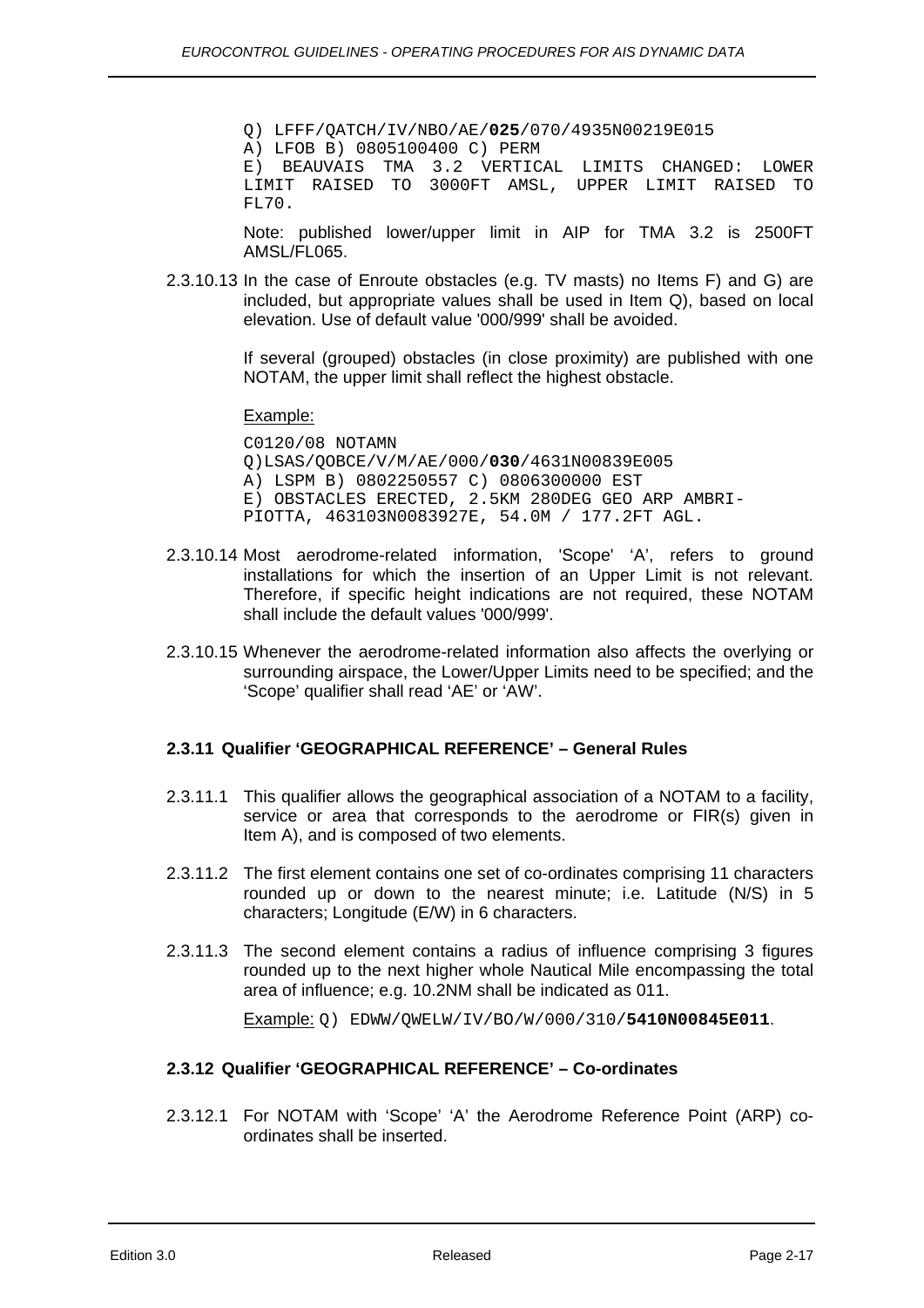```
Q) LFFF/QATCH/IV/NBO/AE/025/070/4935N00219E015
A) LFOB B) 0805100400 C) PERM
E) BEAUVAIS TMA 3.2 VERTICAL LIMITS CHANGED: LOWER
LIMIT RAISED TO 3000FT AMSL, UPPER LIMIT RAISED TO
FL70.
```

Note: published lower/upper limit in AIP for TMA 3.2 is 2500FT AMSL/FL065.

2.3.10.13 In the case of Enroute obstacles (e.g. TV masts) no Items F) and G) are included, but appropriate values shall be used in Item Q), based on local elevation. Use of default value '000/999' shall be avoided.

If several (grouped) obstacles (in close proximity) are published with one NOTAM, the upper limit shall reflect the highest obstacle.

Example:

```
C0120/08 NOTAMN
Q)LSAS/QOBCE/V/M/AE/000/030/4631N00839E005
A) LSPM B) 0802250557 C) 0806300000 EST
E) OBSTACLES ERECTED, 2.5KM 280DEG GEO ARP AMBRI-
PIOTTA, 463103N0083927E, 54.0M / 177.2FT AGL.
```

2.3.10.14 Most aerodrome-related information, 'Scope' 'A', refers to ground installations for which the insertion of an Upper Limit is not relevant. Therefore, if specific height indications are not required, these NOTAM shall include the default values '000/999'.

2.3.10.15 Whenever the aerodrome-related information also affects the overlying or surrounding airspace, the Lower/Upper Limits need to be specified; and the 'Scope' qualifier shall read 'AE' or 'AW'.

### 2.3.11 Qualifier 'GEOGRAPHICAL REFERENCE' – General Rules

2.3.11.1 This qualifier allows the geographical association of a NOTAM to a facility, service or area that corresponds to the aerodrome or FIR(s) given in Item A), and is composed of two elements.

2.3.11.2 The first element contains one set of co-ordinates comprising 11 characters rounded up or down to the nearest minute; i.e. Latitude (N/S) in 5 characters; Longitude (E/W) in 6 characters.

2.3.11.3 The second element contains a radius of influence comprising 3 figures rounded up to the next higher whole Nautical Mile encompassing the total area of influence; e.g. 10.2NM shall be indicated as 011.

Example: `Q) EDWW/QWELW/IV/BO/W/000/310/5410N00845E011`.

### 2.3.12 Qualifier 'GEOGRAPHICAL REFERENCE' – Co-ordinates

2.3.12.1 For NOTAM with 'Scope' 'A' the Aerodrome Reference Point (ARP) co-ordinates shall be inserted.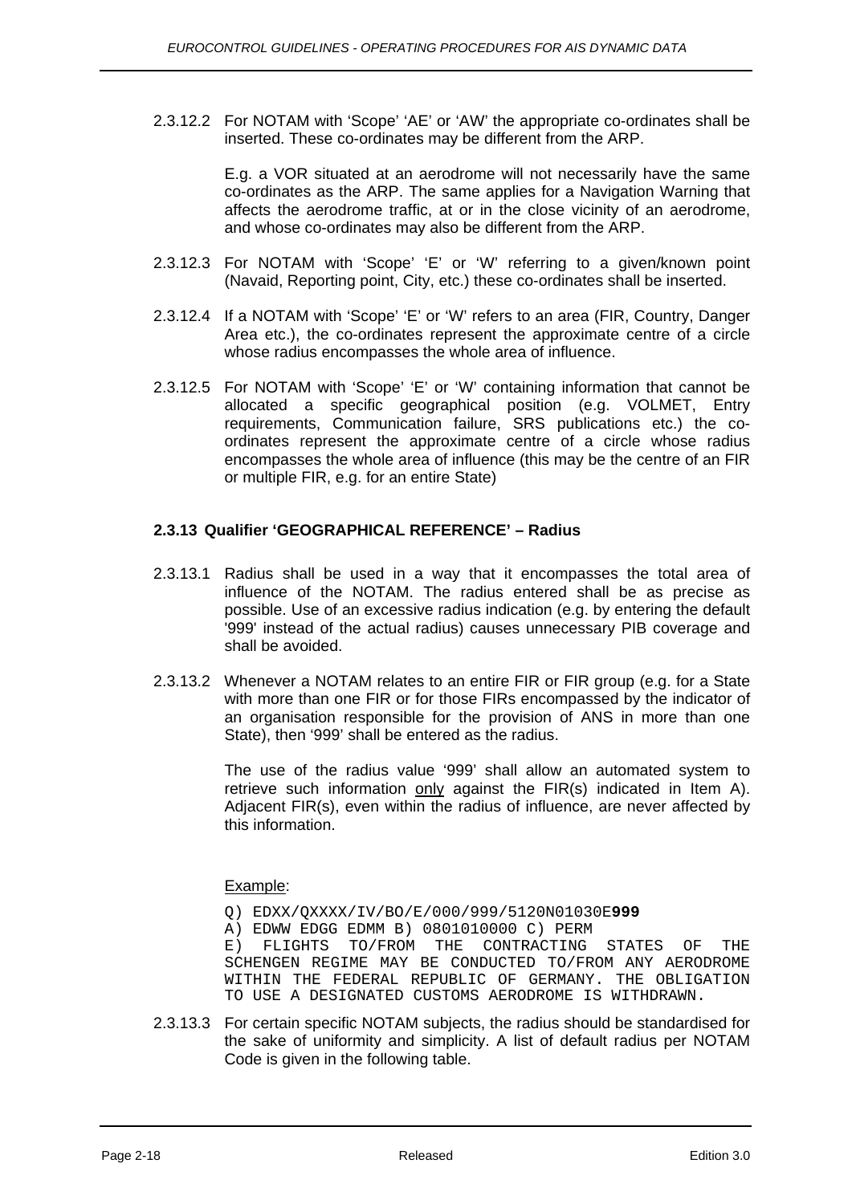2.3.12.2 For NOTAM with 'Scope' 'AE' or 'AW' the appropriate co-ordinates shall be inserted. These co-ordinates may be different from the ARP.

E.g. a VOR situated at an aerodrome will not necessarily have the same co-ordinates as the ARP. The same applies for a Navigation Warning that affects the aerodrome traffic, at or in the close vicinity of an aerodrome, and whose co-ordinates may also be different from the ARP.

2.3.12.3 For NOTAM with 'Scope' 'E' or 'W' referring to a given/known point (Navaid, Reporting point, City, etc.) these co-ordinates shall be inserted.

2.3.12.4 If a NOTAM with 'Scope' 'E' or 'W' refers to an area (FIR, Country, Danger Area etc.), the co-ordinates represent the approximate centre of a circle whose radius encompasses the whole area of influence.

2.3.12.5 For NOTAM with 'Scope' 'E' or 'W' containing information that cannot be allocated a specific geographical position (e.g. VOLMET, Entry requirements, Communication failure, SRS publications etc.) the co-ordinates represent the approximate centre of a circle whose radius encompasses the whole area of influence (this may be the centre of an FIR or multiple FIR, e.g. for an entire State)

### 2.3.13 Qualifier 'GEOGRAPHICAL REFERENCE' – Radius

2.3.13.1 Radius shall be used in a way that it encompasses the total area of influence of the NOTAM. The radius entered shall be as precise as possible. Use of an excessive radius indication (e.g. by entering the default '999' instead of the actual radius) causes unnecessary PIB coverage and shall be avoided.

2.3.13.2 Whenever a NOTAM relates to an entire FIR or FIR group (e.g. for a State with more than one FIR or for those FIRs encompassed by the indicator of an organisation responsible for the provision of ANS in more than one State), then '999' shall be entered as the radius.

The use of the radius value '999' shall allow an automated system to retrieve such information only against the FIR(s) indicated in Item A). Adjacent FIR(s), even within the radius of influence, are never affected by this information.

Example:

```
Q) EDXX/QXXXX/IV/BO/E/000/999/5120N01030E999
A) EDWW EDGG EDMM B) 0801010000 C) PERM
E) FLIGHTS TO/FROM THE CONTRACTING STATES OF THE
SCHENGEN REGIME MAY BE CONDUCTED TO/FROM ANY AERODROME
WITHIN THE FEDERAL REPUBLIC OF GERMANY. THE OBLIGATION
TO USE A DESIGNATED CUSTOMS AERODROME IS WITHDRAWN.
```

2.3.13.3 For certain specific NOTAM subjects, the radius should be standardised for the sake of uniformity and simplicity. A list of default radius per NOTAM Code is given in the following table.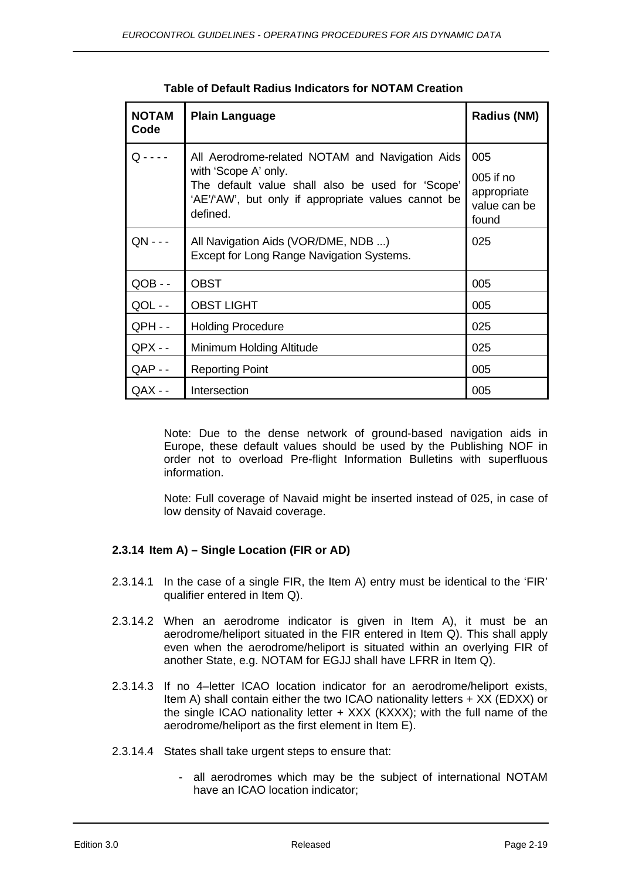**Table of Default Radius Indicators for NOTAM Creation**

| NOTAM Code | Plain Language | Radius (NM) |
|---|---|---|
| Q - - - - | All Aerodrome-related NOTAM and Navigation Aids with 'Scope A' only.<br>The default value shall also be used for 'Scope' 'AE'/'AW', but only if appropriate values cannot be defined. | 005<br>005 if no appropriate value can be found |
| QN - - - | All Navigation Aids (VOR/DME, NDB ...)<br>Except for Long Range Navigation Systems. | 025 |
| QOB - - | OBST | 005 |
| QOL - - | OBST LIGHT | 005 |
| QPH - - | Holding Procedure | 025 |
| QPX - - | Minimum Holding Altitude | 025 |
| QAP - - | Reporting Point | 005 |
| QAX - - | Intersection | 005 |

Note: Due to the dense network of ground-based navigation aids in Europe, these default values should be used by the Publishing NOF in order not to overload Pre-flight Information Bulletins with superfluous information.

Note: Full coverage of Navaid might be inserted instead of 025, in case of low density of Navaid coverage.

### 2.3.14 Item A) – Single Location (FIR or AD)

2.3.14.1 In the case of a single FIR, the Item A) entry must be identical to the 'FIR' qualifier entered in Item Q).

2.3.14.2 When an aerodrome indicator is given in Item A), it must be an aerodrome/heliport situated in the FIR entered in Item Q). This shall apply even when the aerodrome/heliport is situated within an overlying FIR of another State, e.g. NOTAM for EGJJ shall have LFRR in Item Q).

2.3.14.3 If no 4–letter ICAO location indicator for an aerodrome/heliport exists, Item A) shall contain either the two ICAO nationality letters + XX (EDXX) or the single ICAO nationality letter + XXX (KXXX); with the full name of the aerodrome/heliport as the first element in Item E).

2.3.14.4 States shall take urgent steps to ensure that:

- all aerodromes which may be the subject of international NOTAM have an ICAO location indicator;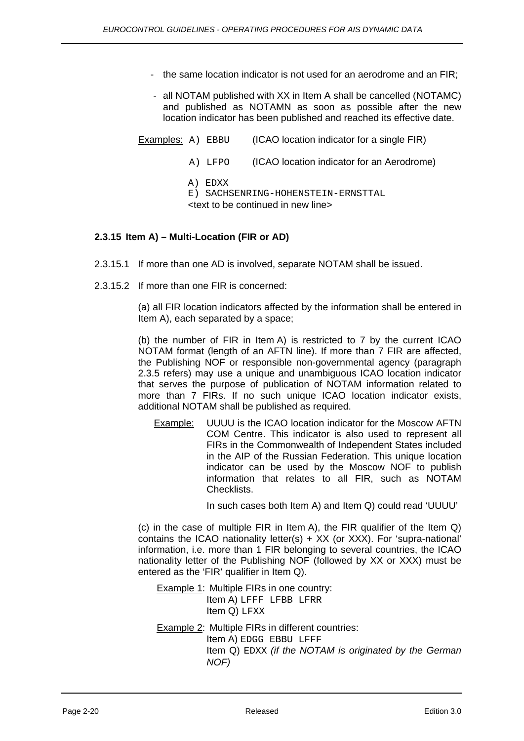- the same location indicator is not used for an aerodrome and an FIR;
- all NOTAM published with XX in Item A shall be cancelled (NOTAMC) and published as NOTAMN as soon as possible after the new location indicator has been published and reached its effective date.

Examples: `A) EBBU` (ICAO location indicator for a single FIR)

`A) LFPO` (ICAO location indicator for an Aerodrome)

```
A) EDXX
E) SACHSENRING-HOHENSTEIN-ERNSTTAL
```
<text to be continued in new line>

### 2.3.15 Item A) – Multi-Location (FIR or AD)

2.3.15.1 If more than one AD is involved, separate NOTAM shall be issued.

2.3.15.2 If more than one FIR is concerned:

(a) all FIR location indicators affected by the information shall be entered in Item A), each separated by a space;

(b) the number of FIR in Item A) is restricted to 7 by the current ICAO NOTAM format (length of an AFTN line). If more than 7 FIR are affected, the Publishing NOF or responsible non-governmental agency (paragraph 2.3.5 refers) may use a unique and unambiguous ICAO location indicator that serves the purpose of publication of NOTAM information related to more than 7 FIRs. If no such unique ICAO location indicator exists, additional NOTAM shall be published as required.

Example: UUUU is the ICAO location indicator for the Moscow AFTN COM Centre. This indicator is also used to represent all FIRs in the Commonwealth of Independent States included in the AIP of the Russian Federation. This unique location indicator can be used by the Moscow NOF to publish information that relates to all FIR, such as NOTAM Checklists.

In such cases both Item A) and Item Q) could read 'UUUU'

(c) in the case of multiple FIR in Item A), the FIR qualifier of the Item Q) contains the ICAO nationality letter(s) + XX (or XXX). For 'supra-national' information, i.e. more than 1 FIR belonging to several countries, the ICAO nationality letter of the Publishing NOF (followed by XX or XXX) must be entered as the 'FIR' qualifier in Item Q).

Example 1: Multiple FIRs in one country:
Item A) `LFFF LFBB LFRR`
Item Q) `LFXX`

Example 2: Multiple FIRs in different countries:
Item A) `EDGG EBBU LFFF`
Item Q) `EDXX` *(if the NOTAM is originated by the German NOF)*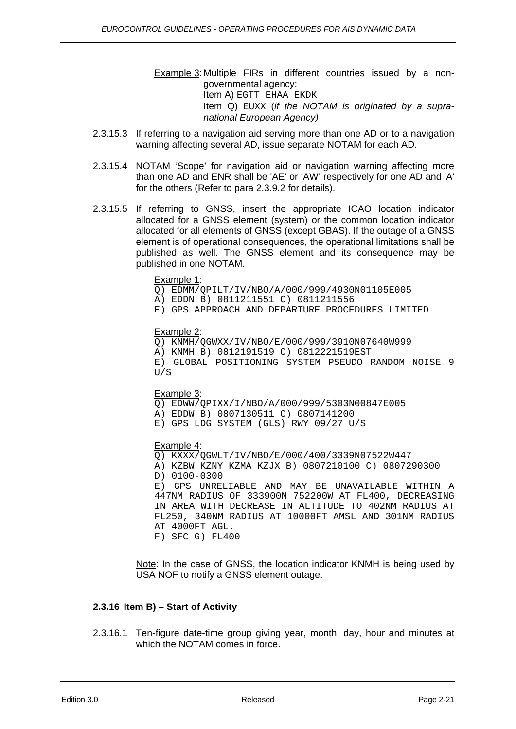<u>Example 3</u>: Multiple FIRs in different countries issued by a non-governmental agency:
Item A) EGTT EHAA EKDK
Item Q) EUXX (*if the NOTAM is originated by a supra-national European Agency)*

2.3.15.3 If referring to a navigation aid serving more than one AD or to a navigation warning affecting several AD, issue separate NOTAM for each AD.

2.3.15.4 NOTAM 'Scope' for navigation aid or navigation warning affecting more than one AD and ENR shall be 'AE' or 'AW' respectively for one AD and 'A' for the others (Refer to para 2.3.9.2 for details).

2.3.15.5 If referring to GNSS, insert the appropriate ICAO location indicator allocated for a GNSS element (system) or the common location indicator allocated for all elements of GNSS (except GBAS). If the outage of a GNSS element is of operational consequences, the operational limitations shall be published as well. The GNSS element and its consequence may be published in one NOTAM.

<u>Example 1</u>:

```
Q) EDMM/QPILT/IV/NBO/A/000/999/4930N01105E005
A) EDDN B) 0811211551 C) 0811211556
E) GPS APPROACH AND DEPARTURE PROCEDURES LIMITED
```

<u>Example 2</u>:

```
Q) KNMH/QGWXX/IV/NBO/E/000/999/3910N07640W999
A) KNMH B) 0812191519 C) 0812221519EST
E) GLOBAL POSITIONING SYSTEM PSEUDO RANDOM NOISE 9 U/S
```

<u>Example 3</u>:

```
Q) EDWW/QPIXX/I/NBO/A/000/999/5303N00847E005
A) EDDW B) 0807130511 C) 0807141200
E) GPS LDG SYSTEM (GLS) RWY 09/27 U/S
```

<u>Example 4</u>:

```
Q) KXXX/QGWLT/IV/NBO/E/000/400/3339N07522W447
A) KZBW KZNY KZMA KZJX B) 0807210100 C) 0807290300
D) 0100-0300
E) GPS UNRELIABLE AND MAY BE UNAVAILABLE WITHIN A 447NM RADIUS OF 333900N 752200W AT FL400, DECREASING IN AREA WITH DECREASE IN ALTITUDE TO 402NM RADIUS AT FL250, 340NM RADIUS AT 10000FT AMSL AND 301NM RADIUS AT 4000FT AGL.
F) SFC G) FL400
```

<u>Note</u>: In the case of GNSS, the location indicator KNMH is being used by USA NOF to notify a GNSS element outage.

### 2.3.16 Item B) – Start of Activity

2.3.16.1 Ten-figure date-time group giving year, month, day, hour and minutes at which the NOTAM comes in force.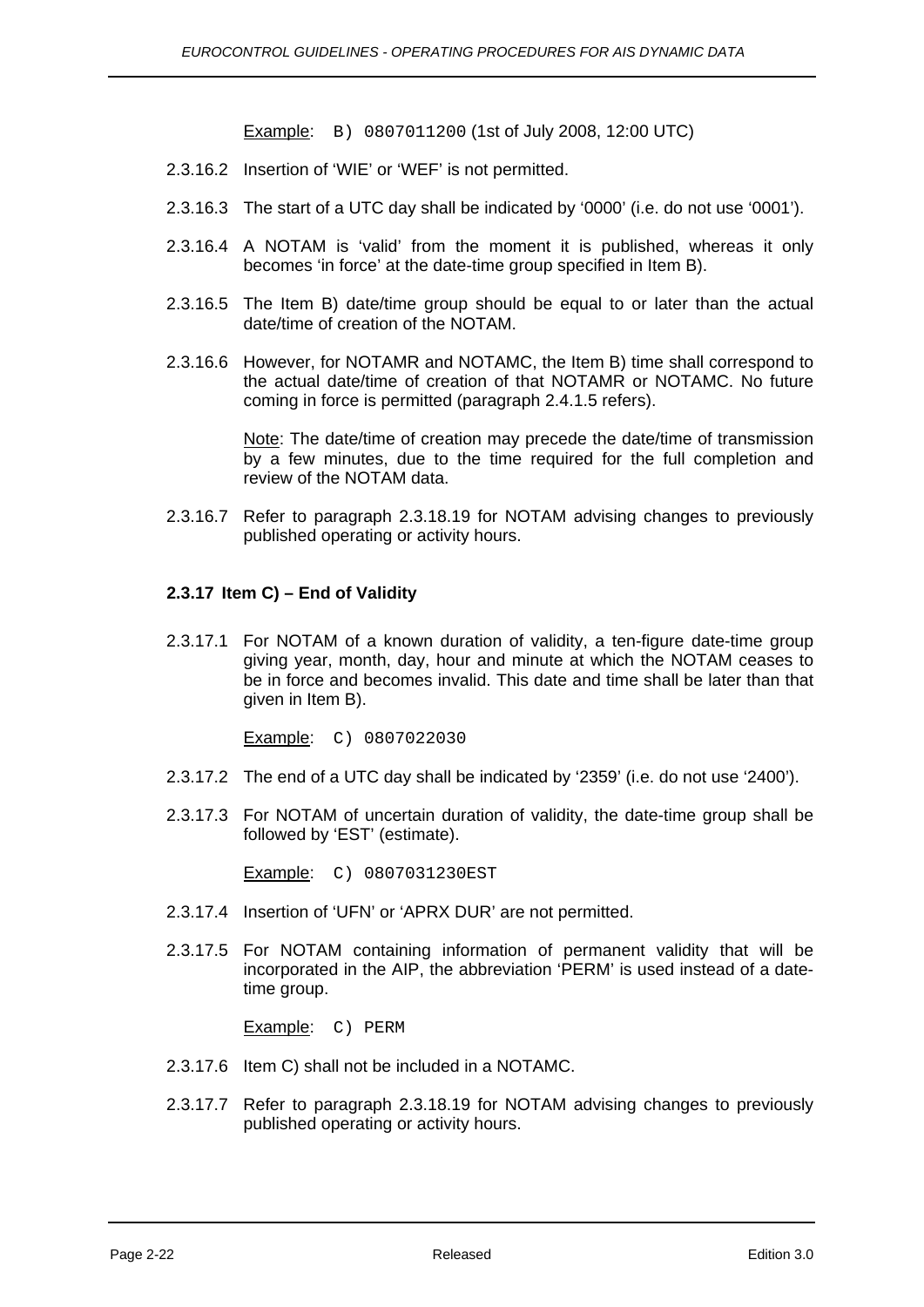Example: `B) 0807011200` (1st of July 2008, 12:00 UTC)

2.3.16.2 Insertion of 'WIE' or 'WEF' is not permitted.

2.3.16.3 The start of a UTC day shall be indicated by '0000' (i.e. do not use '0001').

2.3.16.4 A NOTAM is 'valid' from the moment it is published, whereas it only becomes 'in force' at the date-time group specified in Item B).

2.3.16.5 The Item B) date/time group should be equal to or later than the actual date/time of creation of the NOTAM.

2.3.16.6 However, for NOTAMR and NOTAMC, the Item B) time shall correspond to the actual date/time of creation of that NOTAMR or NOTAMC. No future coming in force is permitted (paragraph 2.4.1.5 refers).

Note: The date/time of creation may precede the date/time of transmission by a few minutes, due to the time required for the full completion and review of the NOTAM data.

2.3.16.7 Refer to paragraph 2.3.18.19 for NOTAM advising changes to previously published operating or activity hours.

### 2.3.17 Item C) – End of Validity

2.3.17.1 For NOTAM of a known duration of validity, a ten-figure date-time group giving year, month, day, hour and minute at which the NOTAM ceases to be in force and becomes invalid. This date and time shall be later than that given in Item B).

Example: `C) 0807022030`

2.3.17.2 The end of a UTC day shall be indicated by '2359' (i.e. do not use '2400').

2.3.17.3 For NOTAM of uncertain duration of validity, the date-time group shall be followed by 'EST' (estimate).

Example: `C) 0807031230EST`

2.3.17.4 Insertion of 'UFN' or 'APRX DUR' are not permitted.

2.3.17.5 For NOTAM containing information of permanent validity that will be incorporated in the AIP, the abbreviation 'PERM' is used instead of a date-time group.

Example: `C) PERM`

2.3.17.6 Item C) shall not be included in a NOTAMC.

2.3.17.7 Refer to paragraph 2.3.18.19 for NOTAM advising changes to previously published operating or activity hours.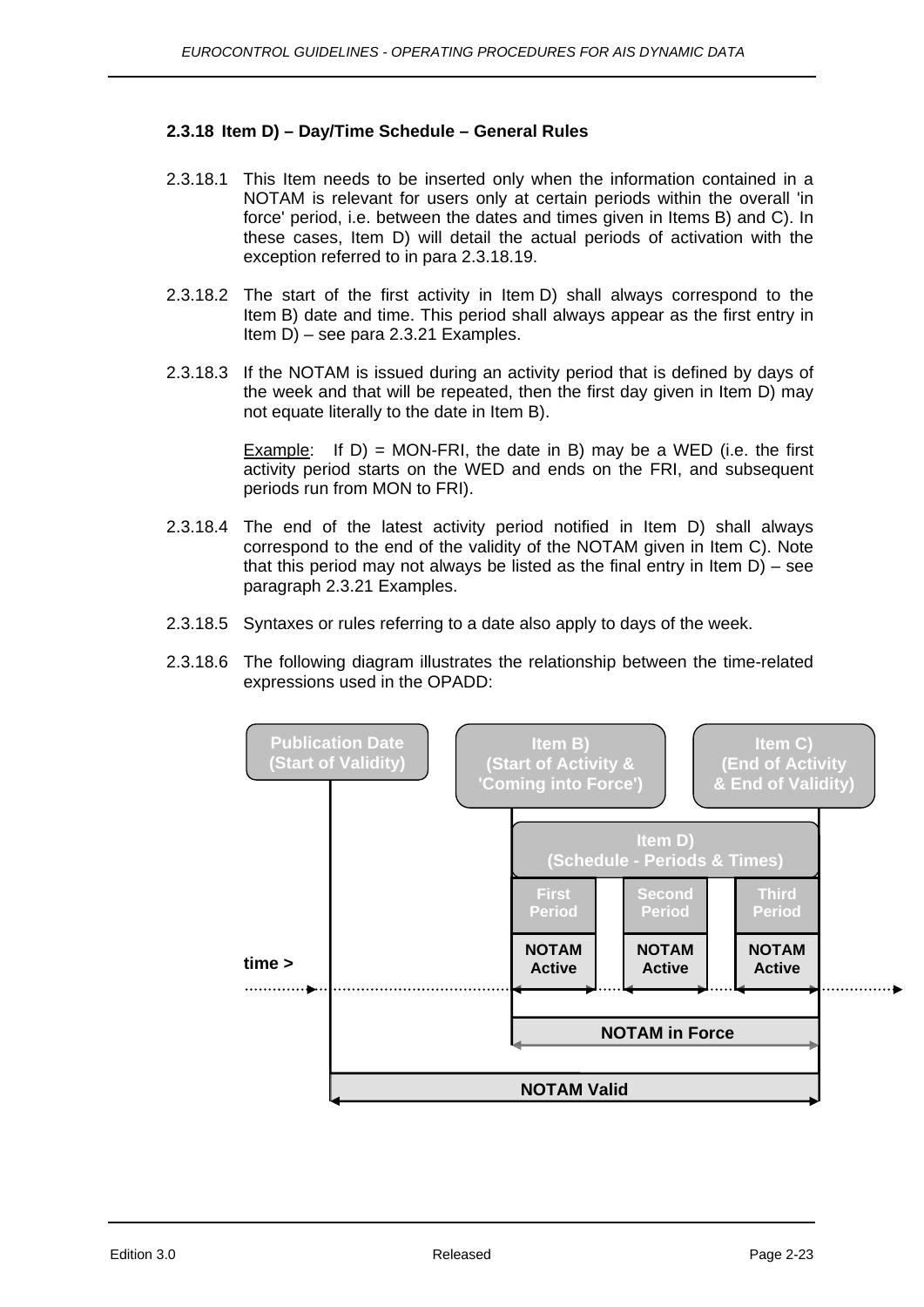### 2.3.18 Item D) – Day/Time Schedule – General Rules

2.3.18.1 This Item needs to be inserted only when the information contained in a NOTAM is relevant for users only at certain periods within the overall 'in force' period, i.e. between the dates and times given in Items B) and C). In these cases, Item D) will detail the actual periods of activation with the exception referred to in para 2.3.18.19.

2.3.18.2 The start of the first activity in Item D) shall always correspond to the Item B) date and time. This period shall always appear as the first entry in Item D) – see para 2.3.21 Examples.

2.3.18.3 If the NOTAM is issued during an activity period that is defined by days of the week and that will be repeated, then the first day given in Item D) may not equate literally to the date in Item B).

Example: If D) = MON-FRI, the date in B) may be a WED (i.e. the first activity period starts on the WED and ends on the FRI, and subsequent periods run from MON to FRI).

2.3.18.4 The end of the latest activity period notified in Item D) shall always correspond to the end of the validity of the NOTAM given in Item C). Note that this period may not always be listed as the final entry in Item D) – see paragraph 2.3.21 Examples.

2.3.18.5 Syntaxes or rules referring to a date also apply to days of the week.

2.3.18.6 The following diagram illustrates the relationship between the time-related expressions used in the OPADD:

Publication Date (Start of Validity)

Item B) (Start of Activity & 'Coming into Force')

Item C) (End of Activity & End of Validity)

Item D) (Schedule - Periods & Times)

First Period | Second Period | Third Period

NOTAM Active | NOTAM Active | NOTAM Active

time >

NOTAM in Force

NOTAM Valid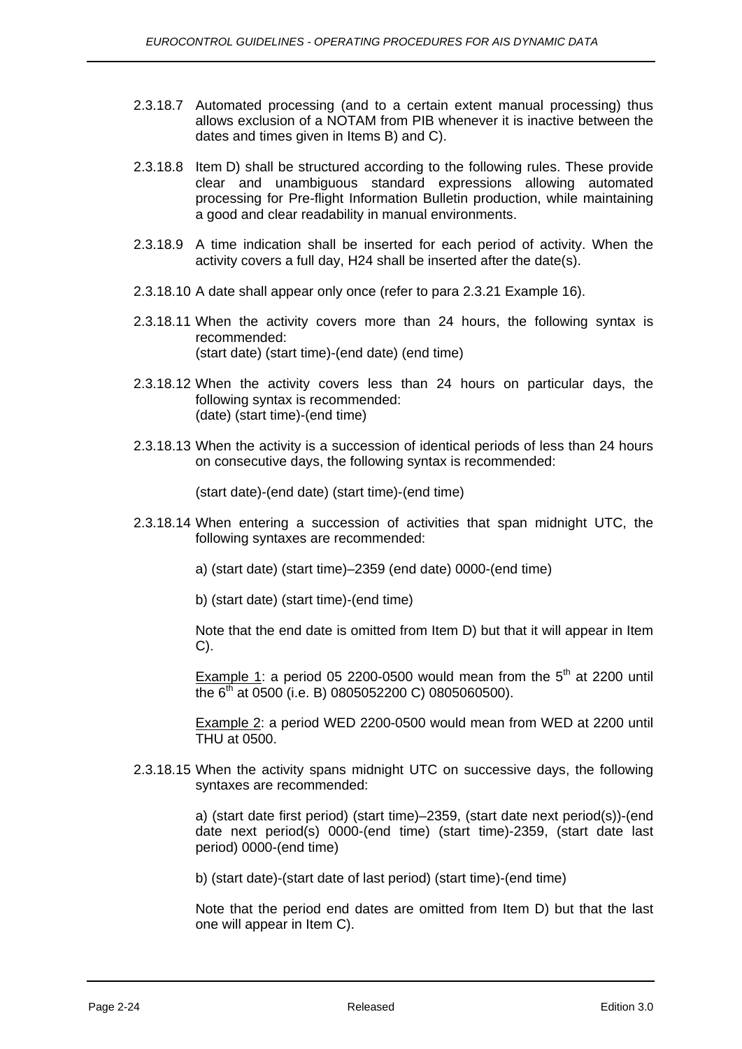2.3.18.7 Automated processing (and to a certain extent manual processing) thus allows exclusion of a NOTAM from PIB whenever it is inactive between the dates and times given in Items B) and C).

2.3.18.8 Item D) shall be structured according to the following rules. These provide clear and unambiguous standard expressions allowing automated processing for Pre-flight Information Bulletin production, while maintaining a good and clear readability in manual environments.

2.3.18.9 A time indication shall be inserted for each period of activity. When the activity covers a full day, H24 shall be inserted after the date(s).

2.3.18.10 A date shall appear only once (refer to para 2.3.21 Example 16).

2.3.18.11 When the activity covers more than 24 hours, the following syntax is recommended:
(start date) (start time)-(end date) (end time)

2.3.18.12 When the activity covers less than 24 hours on particular days, the following syntax is recommended:
(date) (start time)-(end time)

2.3.18.13 When the activity is a succession of identical periods of less than 24 hours on consecutive days, the following syntax is recommended:

(start date)-(end date) (start time)-(end time)

2.3.18.14 When entering a succession of activities that span midnight UTC, the following syntaxes are recommended:

a) (start date) (start time)–2359 (end date) 0000-(end time)

b) (start date) (start time)-(end time)

Note that the end date is omitted from Item D) but that it will appear in Item C).

Example 1: a period 05 2200-0500 would mean from the 5th at 2200 until the 6th at 0500 (i.e. B) 0805052200 C) 0805060500).

Example 2: a period WED 2200-0500 would mean from WED at 2200 until THU at 0500.

2.3.18.15 When the activity spans midnight UTC on successive days, the following syntaxes are recommended:

a) (start date first period) (start time)–2359, (start date next period(s))-(end date next period(s) 0000-(end time) (start time)-2359, (start date last period) 0000-(end time)

b) (start date)-(start date of last period) (start time)-(end time)

Note that the period end dates are omitted from Item D) but that the last one will appear in Item C).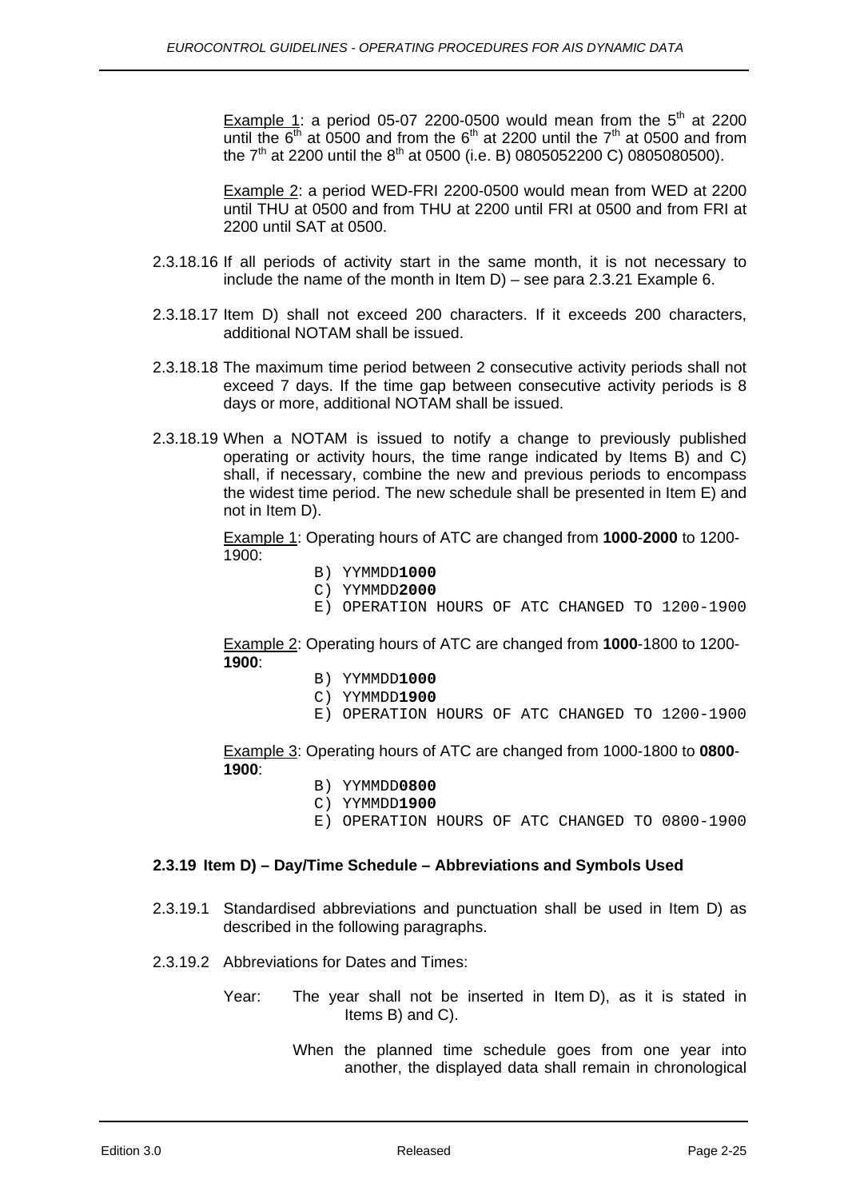Example 1: a period 05-07 2200-0500 would mean from the 5th at 2200 until the 6th at 0500 and from the 6th at 2200 until the 7th at 0500 and from the 7th at 2200 until the 8th at 0500 (i.e. B) 0805052200 C) 0805080500).

Example 2: a period WED-FRI 2200-0500 would mean from WED at 2200 until THU at 0500 and from THU at 2200 until FRI at 0500 and from FRI at 2200 until SAT at 0500.

2.3.18.16 If all periods of activity start in the same month, it is not necessary to include the name of the month in Item D) – see para 2.3.21 Example 6.

2.3.18.17 Item D) shall not exceed 200 characters. If it exceeds 200 characters, additional NOTAM shall be issued.

2.3.18.18 The maximum time period between 2 consecutive activity periods shall not exceed 7 days. If the time gap between consecutive activity periods is 8 days or more, additional NOTAM shall be issued.

2.3.18.19 When a NOTAM is issued to notify a change to previously published operating or activity hours, the time range indicated by Items B) and C) shall, if necessary, combine the new and previous periods to encompass the widest time period. The new schedule shall be presented in Item E) and not in Item D).

Example 1: Operating hours of ATC are changed from **1000**-**2000** to 1200-1900:

```
B) YYMMDD1000
C) YYMMDD2000
E) OPERATION HOURS OF ATC CHANGED TO 1200-1900
```

Example 2: Operating hours of ATC are changed from **1000**-1800 to 1200-**1900**:

```
B) YYMMDD1000
C) YYMMDD1900
E) OPERATION HOURS OF ATC CHANGED TO 1200-1900
```

Example 3: Operating hours of ATC are changed from 1000-1800 to **0800**-**1900**:

```
B) YYMMDD0800
C) YYMMDD1900
E) OPERATION HOURS OF ATC CHANGED TO 0800-1900
```

### 2.3.19 Item D) – Day/Time Schedule – Abbreviations and Symbols Used

2.3.19.1 Standardised abbreviations and punctuation shall be used in Item D) as described in the following paragraphs.

2.3.19.2 Abbreviations for Dates and Times:

Year: The year shall not be inserted in Item D), as it is stated in Items B) and C).

When the planned time schedule goes from one year into another, the displayed data shall remain in chronological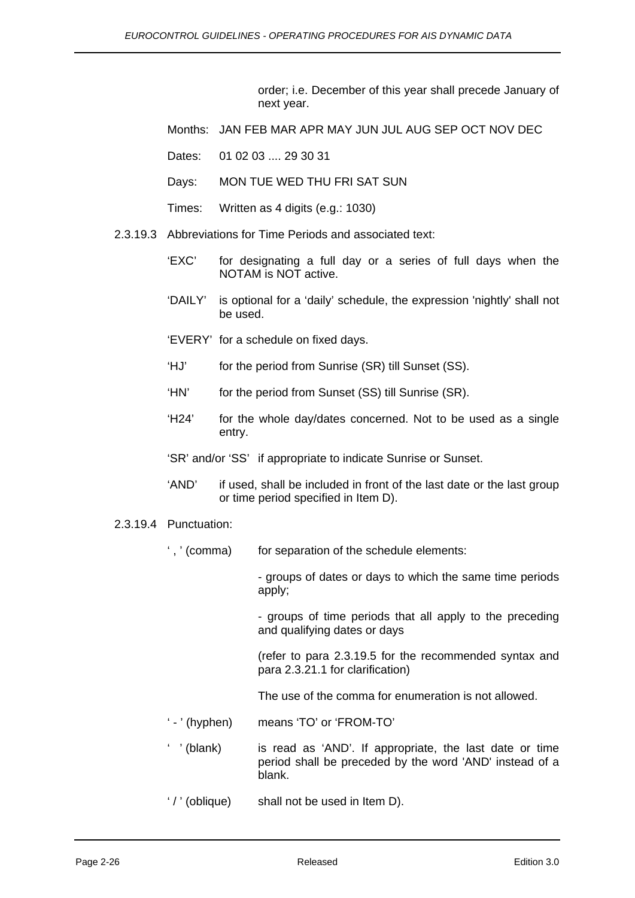order; i.e. December of this year shall precede January of next year.

Months: JAN FEB MAR APR MAY JUN JUL AUG SEP OCT NOV DEC

Dates: 01 02 03 .... 29 30 31

Days: MON TUE WED THU FRI SAT SUN

Times: Written as 4 digits (e.g.: 1030)

2.3.19.3 Abbreviations for Time Periods and associated text:

- 'EXC' for designating a full day or a series of full days when the NOTAM is NOT active.
- 'DAILY' is optional for a 'daily' schedule, the expression 'nightly' shall not be used.
- 'EVERY' for a schedule on fixed days.
- 'HJ' for the period from Sunrise (SR) till Sunset (SS).
- 'HN' for the period from Sunset (SS) till Sunrise (SR).
- 'H24' for the whole day/dates concerned. Not to be used as a single entry.
- 'SR' and/or 'SS' if appropriate to indicate Sunrise or Sunset.
- 'AND' if used, shall be included in front of the last date or the last group or time period specified in Item D).

2.3.19.4 Punctuation:

' , ' (comma) for separation of the schedule elements:

- groups of dates or days to which the same time periods apply;

- groups of time periods that all apply to the preceding and qualifying dates or days

(refer to para 2.3.19.5 for the recommended syntax and para 2.3.21.1 for clarification)

The use of the comma for enumeration is not allowed.

' - ' (hyphen) means 'TO' or 'FROM-TO'

'   ' (blank) is read as 'AND'. If appropriate, the last date or time period shall be preceded by the word 'AND' instead of a blank.

' / ' (oblique) shall not be used in Item D).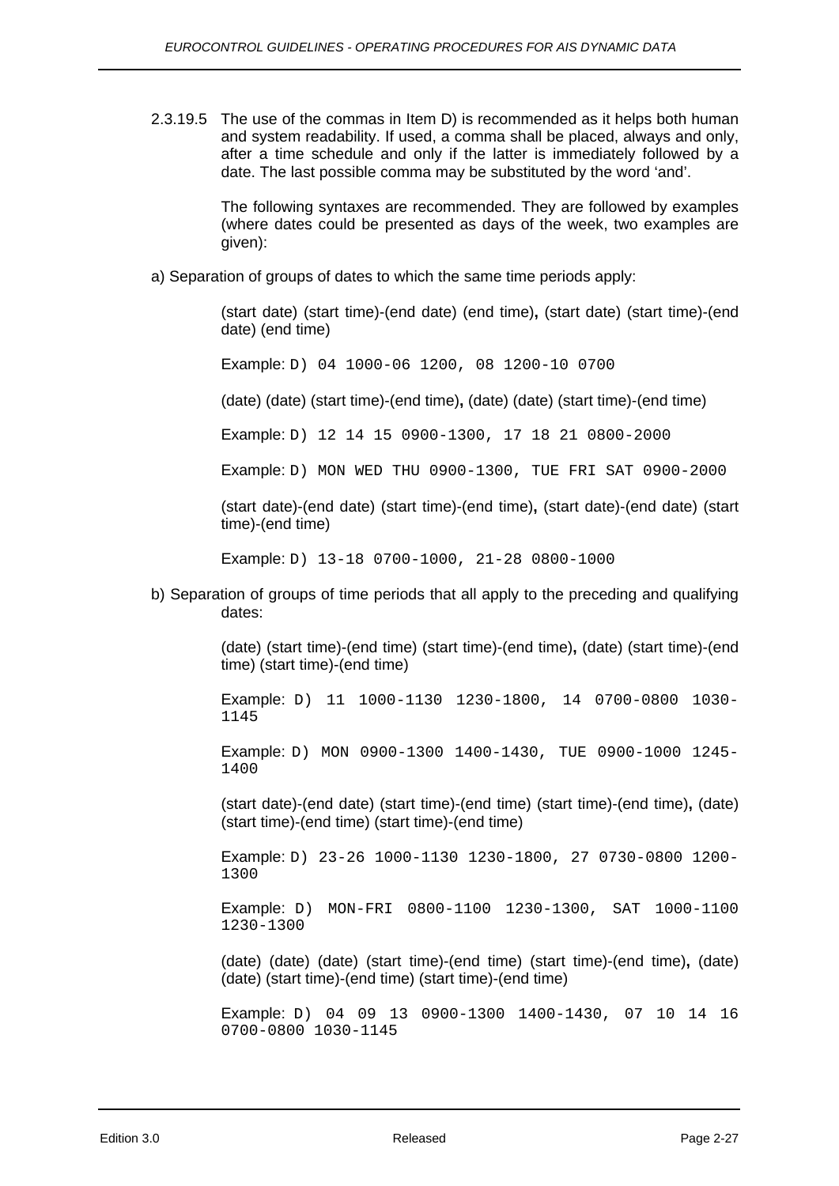2.3.19.5 The use of the commas in Item D) is recommended as it helps both human and system readability. If used, a comma shall be placed, always and only, after a time schedule and only if the latter is immediately followed by a date. The last possible comma may be substituted by the word 'and'.

The following syntaxes are recommended. They are followed by examples (where dates could be presented as days of the week, two examples are given):

a) Separation of groups of dates to which the same time periods apply:

(start date) (start time)-(end date) (end time)**,** (start date) (start time)-(end date) (end time)

Example: `D) 04 1000-06 1200, 08 1200-10 0700`

(date) (date) (start time)-(end time)**,** (date) (date) (start time)-(end time)

Example: `D) 12 14 15 0900-1300, 17 18 21 0800-2000`

Example: `D) MON WED THU 0900-1300, TUE FRI SAT 0900-2000`

(start date)-(end date) (start time)-(end time)**,** (start date)-(end date) (start time)-(end time)

Example: `D) 13-18 0700-1000, 21-28 0800-1000`

b) Separation of groups of time periods that all apply to the preceding and qualifying dates:

(date) (start time)-(end time) (start time)-(end time)**,** (date) (start time)-(end time) (start time)-(end time)

Example: `D) 11 1000-1130 1230-1800, 14 0700-0800 1030-1145`

Example: `D) MON 0900-1300 1400-1430, TUE 0900-1000 1245-1400`

(start date)-(end date) (start time)-(end time) (start time)-(end time)**,** (date) (start time)-(end time) (start time)-(end time)

Example: `D) 23-26 1000-1130 1230-1800, 27 0730-0800 1200-1300`

Example: `D) MON-FRI 0800-1100 1230-1300, SAT 1000-1100 1230-1300`

(date) (date) (date) (start time)-(end time) (start time)-(end time)**,** (date) (date) (start time)-(end time) (start time)-(end time)

Example: `D) 04 09 13 0900-1300 1400-1430, 07 10 14 16 0700-0800 1030-1145`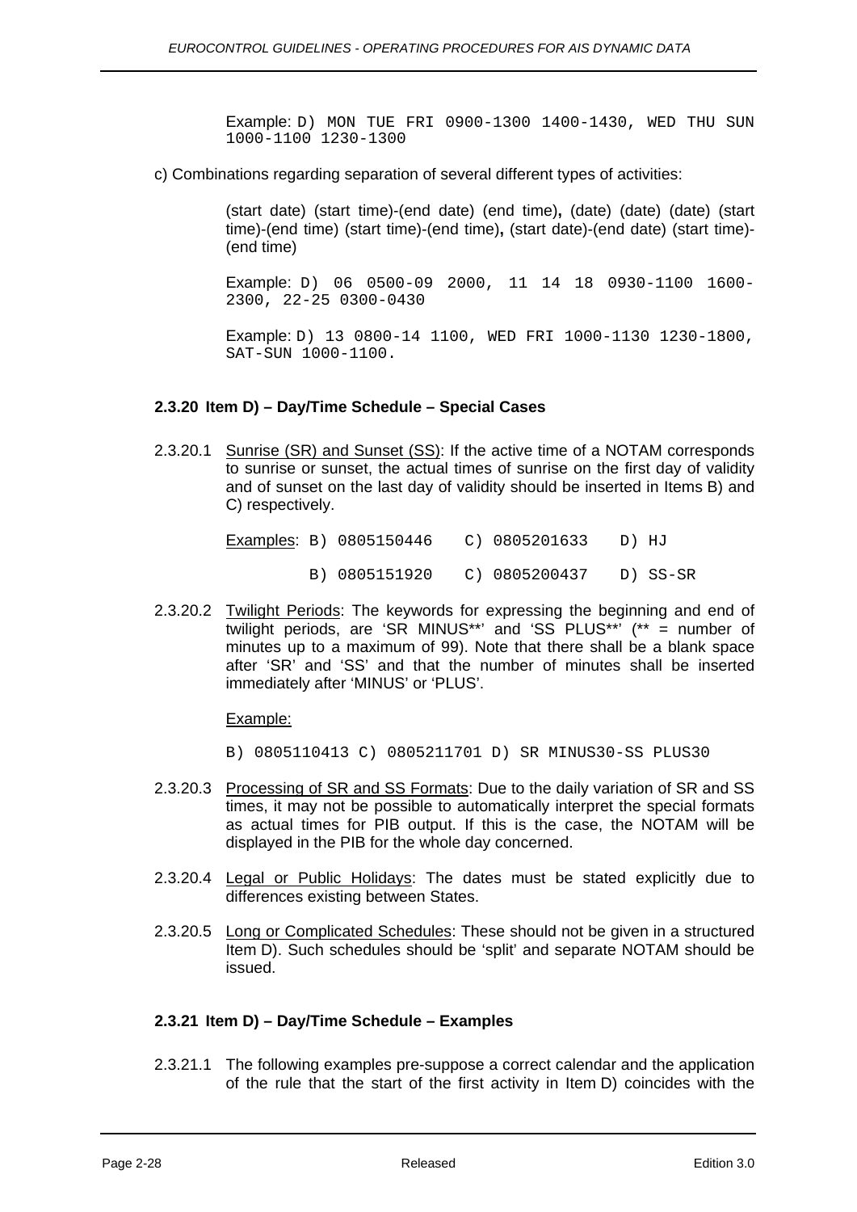Example: `D) MON TUE FRI 0900-1300 1400-1430, WED THU SUN 1000-1100 1230-1300`

c) Combinations regarding separation of several different types of activities:

(start date) (start time)-(end date) (end time)**,** (date) (date) (date) (start time)-(end time) (start time)-(end time)**,** (start date)-(end date) (start time)-(end time)

Example: `D) 06 0500-09 2000, 11 14 18 0930-1100 1600-2300, 22-25 0300-0430`

Example: `D) 13 0800-14 1100, WED FRI 1000-1130 1230-1800, SAT-SUN 1000-1100.`

### 2.3.20 Item D) – Day/Time Schedule – Special Cases

2.3.20.1 Sunrise (SR) and Sunset (SS): If the active time of a NOTAM corresponds to sunrise or sunset, the actual times of sunrise on the first day of validity and of sunset on the last day of validity should be inserted in Items B) and C) respectively.

Examples:
```
B) 0805150446   C) 0805201633   D) HJ
B) 0805151920   C) 0805200437   D) SS-SR
```

2.3.20.2 Twilight Periods: The keywords for expressing the beginning and end of twilight periods, are 'SR MINUS\*\*' and 'SS PLUS\*\*' (\*\* = number of minutes up to a maximum of 99). Note that there shall be a blank space after 'SR' and 'SS' and that the number of minutes shall be inserted immediately after 'MINUS' or 'PLUS'.

Example:

```
B) 0805110413 C) 0805211701 D) SR MINUS30-SS PLUS30
```

2.3.20.3 Processing of SR and SS Formats: Due to the daily variation of SR and SS times, it may not be possible to automatically interpret the special formats as actual times for PIB output. If this is the case, the NOTAM will be displayed in the PIB for the whole day concerned.

2.3.20.4 Legal or Public Holidays: The dates must be stated explicitly due to differences existing between States.

2.3.20.5 Long or Complicated Schedules: These should not be given in a structured Item D). Such schedules should be 'split' and separate NOTAM should be issued.

### 2.3.21 Item D) – Day/Time Schedule – Examples

2.3.21.1 The following examples pre-suppose a correct calendar and the application of the rule that the start of the first activity in Item D) coincides with the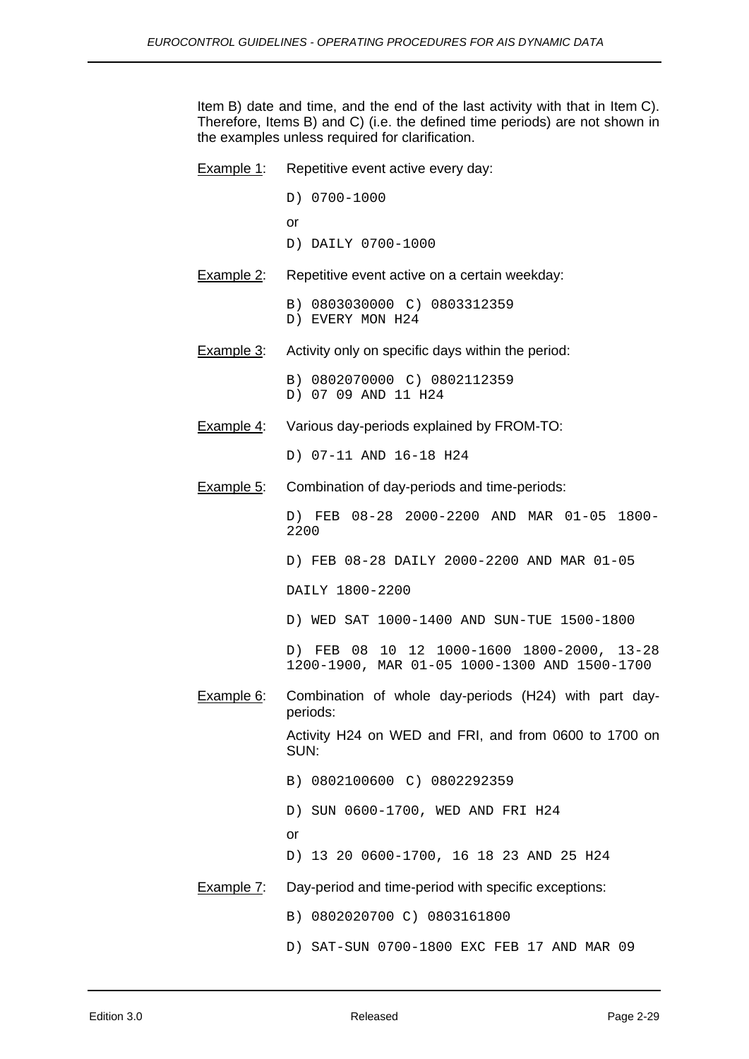Item B) date and time, and the end of the last activity with that in Item C). Therefore, Items B) and C) (i.e. the defined time periods) are not shown in the examples unless required for clarification.

Example 1: Repetitive event active every day:

```
D) 0700-1000
```

or

```
D) DAILY 0700-1000
```

Example 2: Repetitive event active on a certain weekday:

```
B) 0803030000 C) 0803312359
D) EVERY MON H24
```

Example 3: Activity only on specific days within the period:

```
B) 0802070000 C) 0802112359
D) 07 09 AND 11 H24
```

Example 4: Various day-periods explained by FROM-TO:

```
D) 07-11 AND 16-18 H24
```

Example 5: Combination of day-periods and time-periods:

```
D) FEB 08-28 2000-2200 AND MAR 01-05 1800-2200

D) FEB 08-28 DAILY 2000-2200 AND MAR 01-05

DAILY 1800-2200

D) WED SAT 1000-1400 AND SUN-TUE 1500-1800

D) FEB 08 10 12 1000-1600 1800-2000, 13-28 1200-1900, MAR 01-05 1000-1300 AND 1500-1700
```

Example 6: Combination of whole day-periods (H24) with part day-periods:

Activity H24 on WED and FRI, and from 0600 to 1700 on SUN:

```
B) 0802100600 C) 0802292359

D) SUN 0600-1700, WED AND FRI H24
```

or

```
D) 13 20 0600-1700, 16 18 23 AND 25 H24
```

Example 7: Day-period and time-period with specific exceptions:

```
B) 0802020700 C) 0803161800

D) SAT-SUN 0700-1800 EXC FEB 17 AND MAR 09
```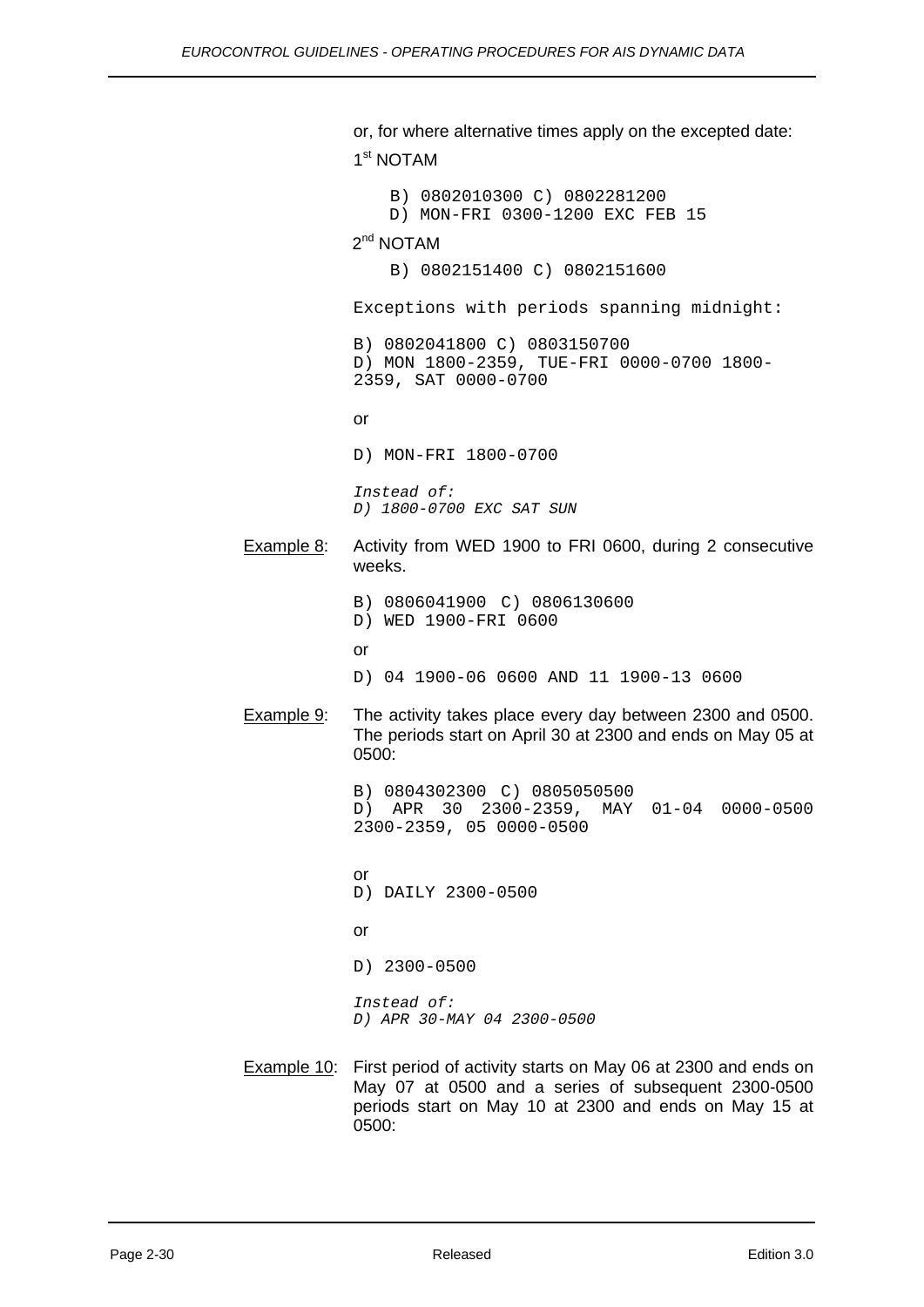or, for where alternative times apply on the excepted date:

1st NOTAM

```
B) 0802010300 C) 0802281200
D) MON-FRI 0300-1200 EXC FEB 15
```

2nd NOTAM

```
B) 0802151400 C) 0802151600
```

Exceptions with periods spanning midnight:

```
B) 0802041800 C) 0803150700
D) MON 1800-2359, TUE-FRI 0000-0700 1800-
2359, SAT 0000-0700
```

or

```
D) MON-FRI 1800-0700
```

*Instead of:*
*D) 1800-0700 EXC SAT SUN*

Example 8: Activity from WED 1900 to FRI 0600, during 2 consecutive weeks.

```
B) 0806041900 C) 0806130600
D) WED 1900-FRI 0600
```

or

```
D) 04 1900-06 0600 AND 11 1900-13 0600
```

Example 9: The activity takes place every day between 2300 and 0500. The periods start on April 30 at 2300 and ends on May 05 at 0500:

```
B) 0804302300 C) 0805050500
D) APR 30 2300-2359, MAY 01-04 0000-0500
2300-2359, 05 0000-0500
```

or

```
D) DAILY 2300-0500
```

or

```
D) 2300-0500
```

*Instead of:*
*D) APR 30-MAY 04 2300-0500*

Example 10: First period of activity starts on May 06 at 2300 and ends on May 07 at 0500 and a series of subsequent 2300-0500 periods start on May 10 at 2300 and ends on May 15 at 0500: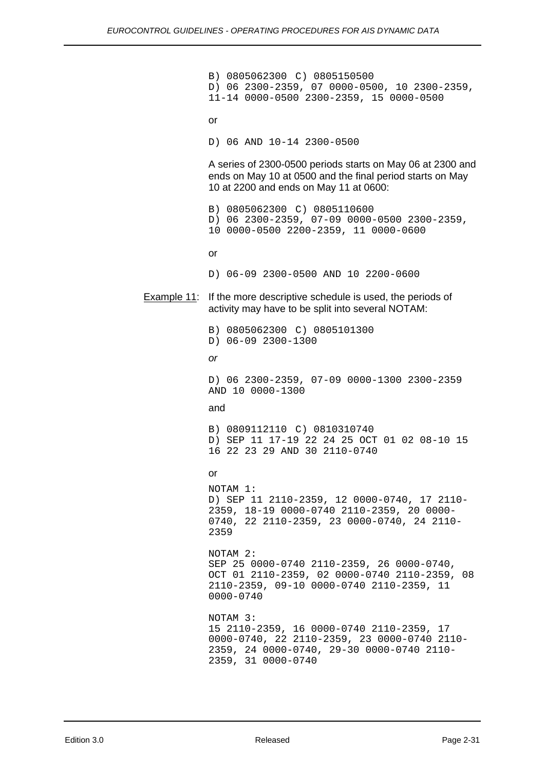```
B) 0805062300 C) 0805150500
D) 06 2300-2359, 07 0000-0500, 10 2300-2359,
11-14 0000-0500 2300-2359, 15 0000-0500
```

or

```
D) 06 AND 10-14 2300-0500
```

A series of 2300-0500 periods starts on May 06 at 2300 and ends on May 10 at 0500 and the final period starts on May 10 at 2200 and ends on May 11 at 0600:

```
B) 0805062300 C) 0805110600
D) 06 2300-2359, 07-09 0000-0500 2300-2359,
10 0000-0500 2200-2359, 11 0000-0600
```

or

```
D) 06-09 2300-0500 AND 10 2200-0600
```

Example 11: If the more descriptive schedule is used, the periods of activity may have to be split into several NOTAM:

```
B) 0805062300 C) 0805101300
D) 06-09 2300-1300
```

*or*

```
D) 06 2300-2359, 07-09 0000-1300 2300-2359
AND 10 0000-1300
```

and

```
B) 0809112110 C) 0810310740
D) SEP 11 17-19 22 24 25 OCT 01 02 08-10 15
16 22 23 29 AND 30 2110-0740
```

or

```
NOTAM 1:
D) SEP 11 2110-2359, 12 0000-0740, 17 2110-
2359, 18-19 0000-0740 2110-2359, 20 0000-
0740, 22 2110-2359, 23 0000-0740, 24 2110-
2359

NOTAM 2:
SEP 25 0000-0740 2110-2359, 26 0000-0740,
OCT 01 2110-2359, 02 0000-0740 2110-2359, 08
2110-2359, 09-10 0000-0740 2110-2359, 11
0000-0740

NOTAM 3:
15 2110-2359, 16 0000-0740 2110-2359, 17
0000-0740, 22 2110-2359, 23 0000-0740 2110-
2359, 24 0000-0740, 29-30 0000-0740 2110-
2359, 31 0000-0740
```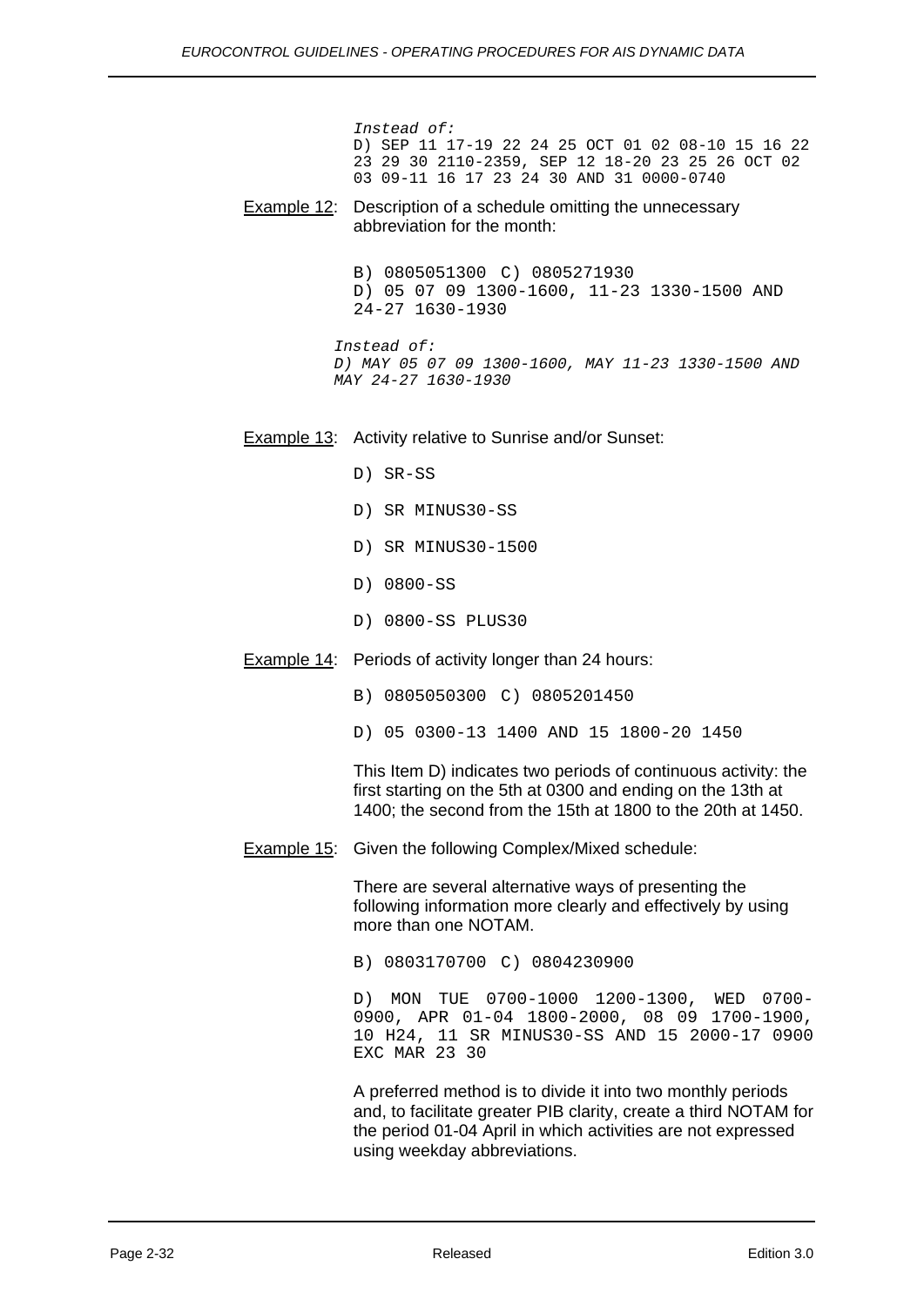*Instead of:*

```
D) SEP 11 17-19 22 24 25 OCT 01 02 08-10 15 16 22
23 29 30 2110-2359, SEP 12 18-20 23 25 26 OCT 02
03 09-11 16 17 23 24 30 AND 31 0000-0740
```

Example 12: Description of a schedule omitting the unnecessary abbreviation for the month:

```
B) 0805051300 C) 0805271930
D) 05 07 09 1300-1600, 11-23 1330-1500 AND
24-27 1630-1930
```

*Instead of:*

*D) MAY 05 07 09 1300-1600, MAY 11-23 1330-1500 AND MAY 24-27 1630-1930*

Example 13: Activity relative to Sunrise and/or Sunset:

```
D) SR-SS

D) SR MINUS30-SS

D) SR MINUS30-1500

D) 0800-SS

D) 0800-SS PLUS30
```

Example 14: Periods of activity longer than 24 hours:

```
B) 0805050300 C) 0805201450

D) 05 0300-13 1400 AND 15 1800-20 1450
```

This Item D) indicates two periods of continuous activity: the first starting on the 5th at 0300 and ending on the 13th at 1400; the second from the 15th at 1800 to the 20th at 1450.

Example 15: Given the following Complex/Mixed schedule:

There are several alternative ways of presenting the following information more clearly and effectively by using more than one NOTAM.

```
B) 0803170700 C) 0804230900

D) MON TUE 0700-1000 1200-1300, WED 0700-
0900, APR 01-04 1800-2000, 08 09 1700-1900,
10 H24, 11 SR MINUS30-SS AND 15 2000-17 0900
EXC MAR 23 30
```

A preferred method is to divide it into two monthly periods and, to facilitate greater PIB clarity, create a third NOTAM for the period 01-04 April in which activities are not expressed using weekday abbreviations.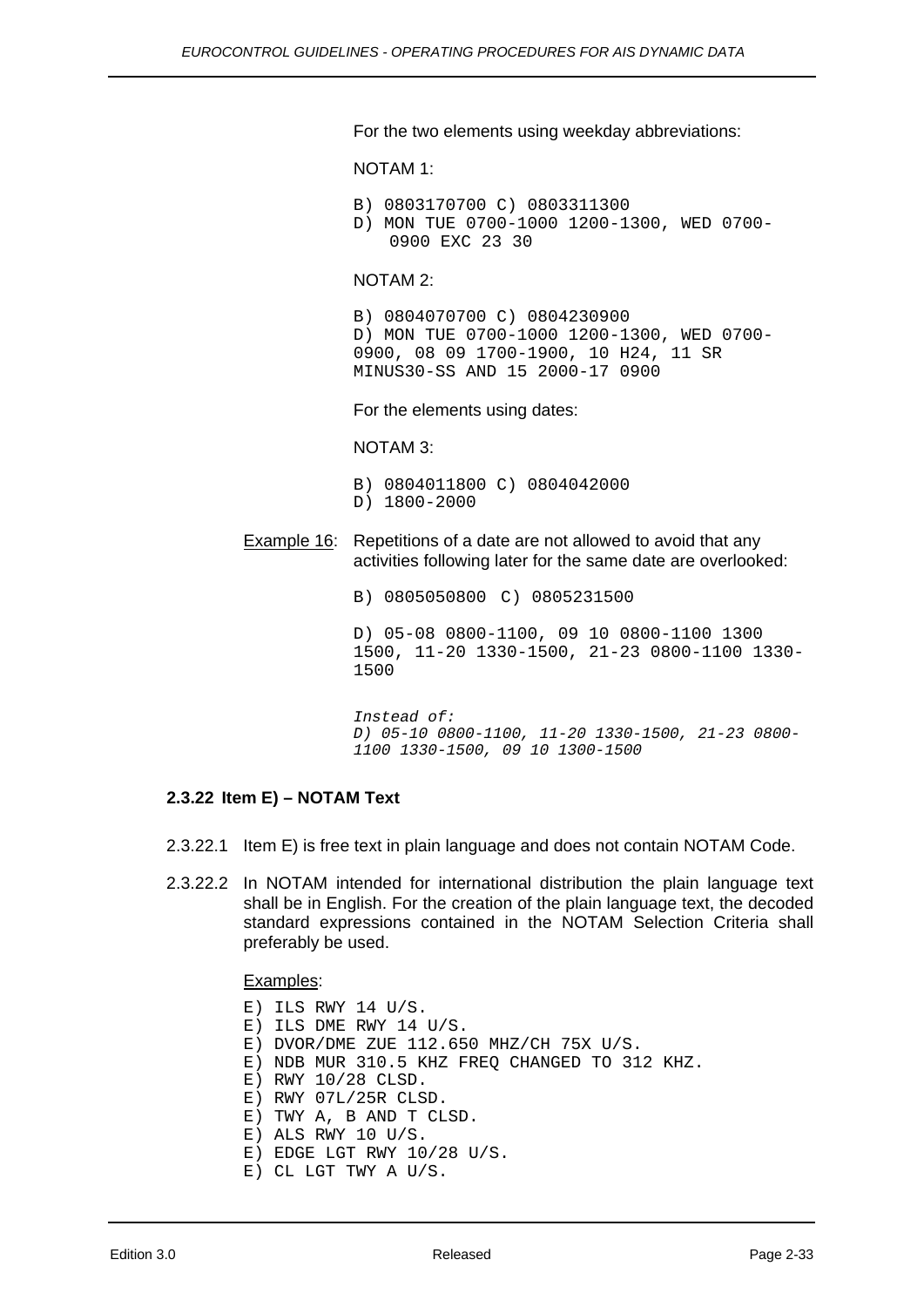For the two elements using weekday abbreviations:

NOTAM 1:

```
B) 0803170700 C) 0803311300
D) MON TUE 0700-1000 1200-1300, WED 0700-
   0900 EXC 23 30
```

NOTAM 2:

```
B) 0804070700 C) 0804230900
D) MON TUE 0700-1000 1200-1300, WED 0700-
0900, 08 09 1700-1900, 10 H24, 11 SR
MINUS30-SS AND 15 2000-17 0900
```

For the elements using dates:

NOTAM 3:

```
B) 0804011800 C) 0804042000
D) 1800-2000
```

Example 16: Repetitions of a date are not allowed to avoid that any activities following later for the same date are overlooked:

```
B) 0805050800  C) 0805231500

D) 05-08 0800-1100, 09 10 0800-1100 1300
1500, 11-20 1330-1500, 21-23 0800-1100 1330-
1500
```

*Instead of:*
*D) 05-10 0800-1100, 11-20 1330-1500, 21-23 0800-1100 1330-1500, 09 10 1300-1500*

### 2.3.22 Item E) – NOTAM Text

2.3.22.1 Item E) is free text in plain language and does not contain NOTAM Code.

2.3.22.2 In NOTAM intended for international distribution the plain language text shall be in English. For the creation of the plain language text, the decoded standard expressions contained in the NOTAM Selection Criteria shall preferably be used.

Examples:

```
E) ILS RWY 14 U/S.
E) ILS DME RWY 14 U/S.
E) DVOR/DME ZUE 112.650 MHZ/CH 75X U/S.
E) NDB MUR 310.5 KHZ FREQ CHANGED TO 312 KHZ.
E) RWY 10/28 CLSD.
E) RWY 07L/25R CLSD.
E) TWY A, B AND T CLSD.
E) ALS RWY 10 U/S.
E) EDGE LGT RWY 10/28 U/S.
E) CL LGT TWY A U/S.
```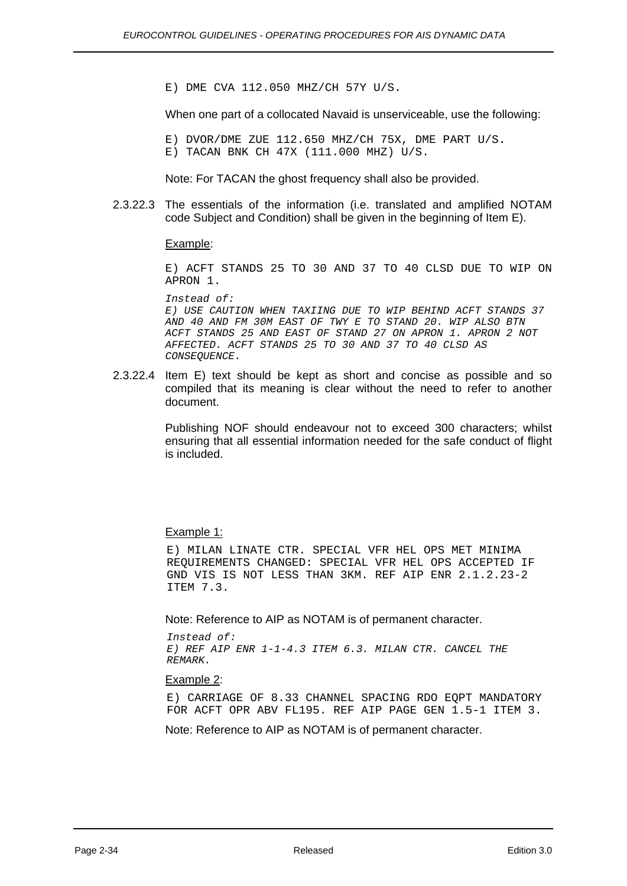```
E) DME CVA 112.050 MHZ/CH 57Y U/S.
```

When one part of a collocated Navaid is unserviceable, use the following:

```
E) DVOR/DME ZUE 112.650 MHZ/CH 75X, DME PART U/S.
E) TACAN BNK CH 47X (111.000 MHZ) U/S.
```

Note: For TACAN the ghost frequency shall also be provided.

2.3.22.3 The essentials of the information (i.e. translated and amplified NOTAM code Subject and Condition) shall be given in the beginning of Item E).

Example:

```
E) ACFT STANDS 25 TO 30 AND 37 TO 40 CLSD DUE TO WIP ON APRON 1.
```

*Instead of:*
*E) USE CAUTION WHEN TAXIING DUE TO WIP BEHIND ACFT STANDS 37 AND 40 AND FM 30M EAST OF TWY E TO STAND 20. WIP ALSO BTN ACFT STANDS 25 AND EAST OF STAND 27 ON APRON 1. APRON 2 NOT AFFECTED. ACFT STANDS 25 TO 30 AND 37 TO 40 CLSD AS CONSEQUENCE.*

2.3.22.4 Item E) text should be kept as short and concise as possible and so compiled that its meaning is clear without the need to refer to another document.

Publishing NOF should endeavour not to exceed 300 characters; whilst ensuring that all essential information needed for the safe conduct of flight is included.

Example 1:

```
E) MILAN LINATE CTR. SPECIAL VFR HEL OPS MET MINIMA
REQUIREMENTS CHANGED: SPECIAL VFR HEL OPS ACCEPTED IF
GND VIS IS NOT LESS THAN 3KM. REF AIP ENR 2.1.2.23-2
ITEM 7.3.
```

Note: Reference to AIP as NOTAM is of permanent character.

*Instead of:*
*E) REF AIP ENR 1-1-4.3 ITEM 6.3. MILAN CTR. CANCEL THE REMARK.*

Example 2:

```
E) CARRIAGE OF 8.33 CHANNEL SPACING RDO EQPT MANDATORY
FOR ACFT OPR ABV FL195. REF AIP PAGE GEN 1.5-1 ITEM 3.
```

Note: Reference to AIP as NOTAM is of permanent character.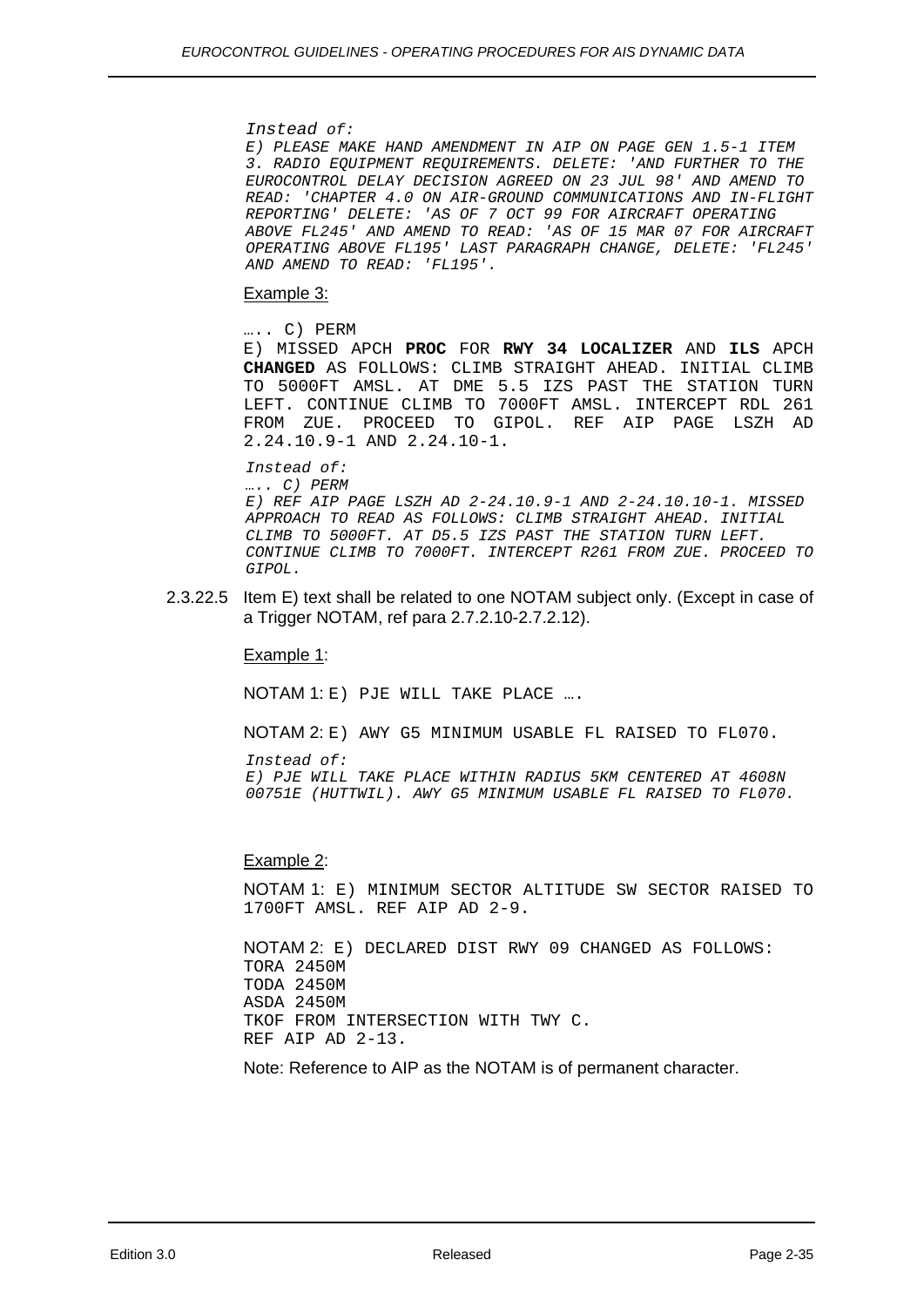*Instead of:*

*E) PLEASE MAKE HAND AMENDMENT IN AIP ON PAGE GEN 1.5-1 ITEM 3. RADIO EQUIPMENT REQUIREMENTS. DELETE: 'AND FURTHER TO THE EUROCONTROL DELAY DECISION AGREED ON 23 JUL 98' AND AMEND TO READ: 'CHAPTER 4.0 ON AIR-GROUND COMMUNICATIONS AND IN-FLIGHT REPORTING' DELETE: 'AS OF 7 OCT 99 FOR AIRCRAFT OPERATING ABOVE FL245' AND AMEND TO READ: 'AS OF 15 MAR 07 FOR AIRCRAFT OPERATING ABOVE FL195' LAST PARAGRAPH CHANGE, DELETE: 'FL245' AND AMEND TO READ: 'FL195'.*

Example 3:

….. C) PERM

E) MISSED APCH **PROC** FOR **RWY 34 LOCALIZER** AND **ILS** APCH **CHANGED** AS FOLLOWS: CLIMB STRAIGHT AHEAD. INITIAL CLIMB TO 5000FT AMSL. AT DME 5.5 IZS PAST THE STATION TURN LEFT. CONTINUE CLIMB TO 7000FT AMSL. INTERCEPT RDL 261 FROM ZUE. PROCEED TO GIPOL. REF AIP PAGE LSZH AD 2.24.10.9-1 AND 2.24.10-1.

*Instead of:*

*….. C) PERM*

*E) REF AIP PAGE LSZH AD 2-24.10.9-1 AND 2-24.10.10-1. MISSED APPROACH TO READ AS FOLLOWS: CLIMB STRAIGHT AHEAD. INITIAL CLIMB TO 5000FT. AT D5.5 IZS PAST THE STATION TURN LEFT. CONTINUE CLIMB TO 7000FT. INTERCEPT R261 FROM ZUE. PROCEED TO GIPOL.*

2.3.22.5 Item E) text shall be related to one NOTAM subject only. (Except in case of a Trigger NOTAM, ref para 2.7.2.10-2.7.2.12).

Example 1:

NOTAM 1: E) PJE WILL TAKE PLACE ….

NOTAM 2: E) AWY G5 MINIMUM USABLE FL RAISED TO FL070.

*Instead of:*

*E) PJE WILL TAKE PLACE WITHIN RADIUS 5KM CENTERED AT 4608N 00751E (HUTTWIL). AWY G5 MINIMUM USABLE FL RAISED TO FL070.*

Example 2:

NOTAM 1: E) MINIMUM SECTOR ALTITUDE SW SECTOR RAISED TO 1700FT AMSL. REF AIP AD 2-9.

NOTAM 2: E) DECLARED DIST RWY 09 CHANGED AS FOLLOWS:
TORA 2450M
TODA 2450M
ASDA 2450M
TKOF FROM INTERSECTION WITH TWY C.
REF AIP AD 2-13.

Note: Reference to AIP as the NOTAM is of permanent character.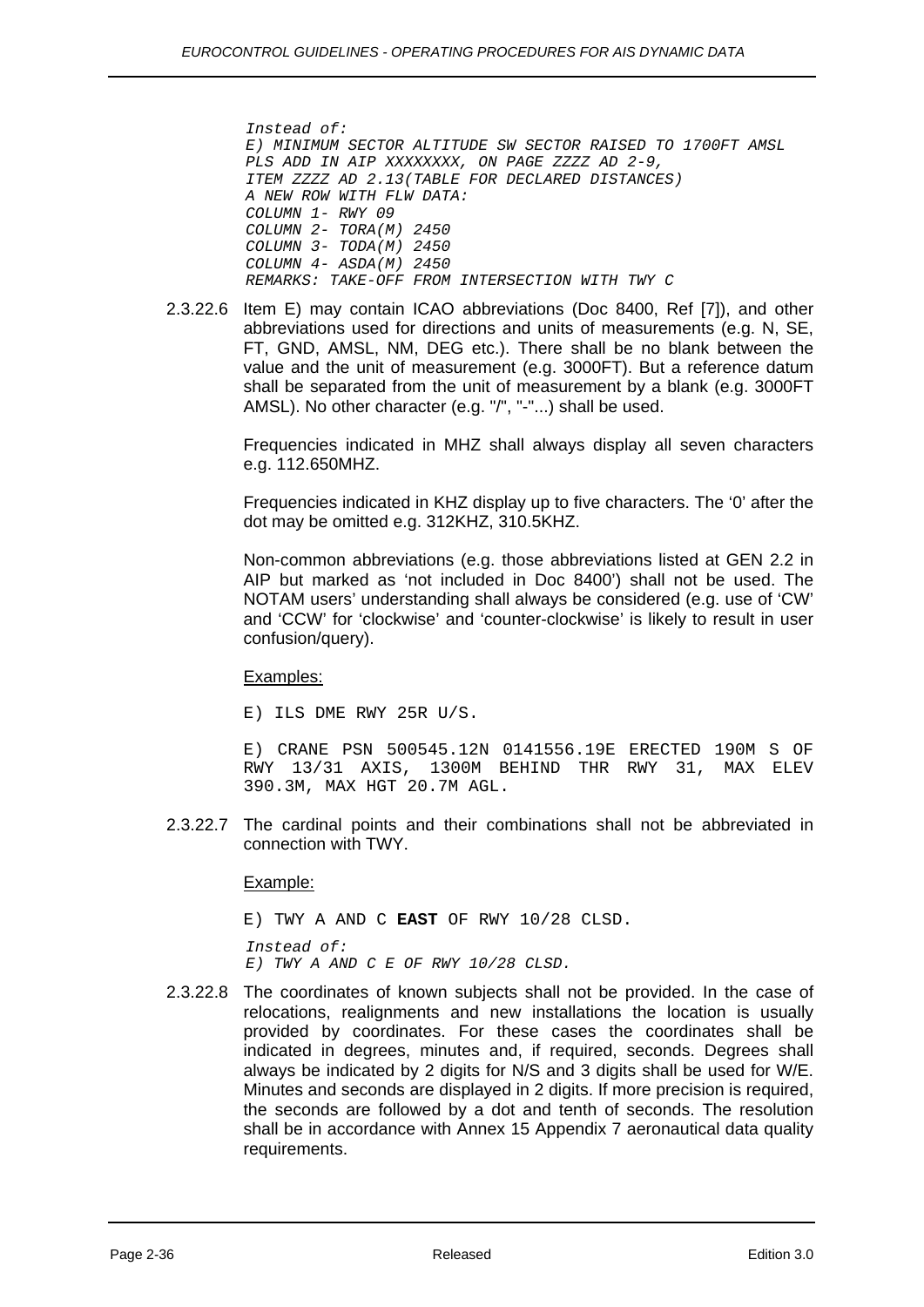*Instead of:*
*E) MINIMUM SECTOR ALTITUDE SW SECTOR RAISED TO 1700FT AMSL*
*PLS ADD IN AIP XXXXXXXX, ON PAGE ZZZZ AD 2-9,*
*ITEM ZZZZ AD 2.13(TABLE FOR DECLARED DISTANCES)*
*A NEW ROW WITH FLW DATA:*
*COLUMN 1- RWY 09*
*COLUMN 2- TORA(M) 2450*
*COLUMN 3- TODA(M) 2450*
*COLUMN 4- ASDA(M) 2450*
*REMARKS: TAKE-OFF FROM INTERSECTION WITH TWY C*

2.3.22.6 Item E) may contain ICAO abbreviations (Doc 8400, Ref [7]), and other abbreviations used for directions and units of measurements (e.g. N, SE, FT, GND, AMSL, NM, DEG etc.). There shall be no blank between the value and the unit of measurement (e.g. 3000FT). But a reference datum shall be separated from the unit of measurement by a blank (e.g. 3000FT AMSL). No other character (e.g. "/", "-"...) shall be used.

Frequencies indicated in MHZ shall always display all seven characters e.g. 112.650MHZ.

Frequencies indicated in KHZ display up to five characters. The '0' after the dot may be omitted e.g. 312KHZ, 310.5KHZ.

Non-common abbreviations (e.g. those abbreviations listed at GEN 2.2 in AIP but marked as 'not included in Doc 8400') shall not be used. The NOTAM users' understanding shall always be considered (e.g. use of 'CW' and 'CCW' for 'clockwise' and 'counter-clockwise' is likely to result in user confusion/query).

Examples:

E) ILS DME RWY 25R U/S.

E) CRANE PSN 500545.12N 0141556.19E ERECTED 190M S OF RWY 13/31 AXIS, 1300M BEHIND THR RWY 31, MAX ELEV 390.3M, MAX HGT 20.7M AGL.

2.3.22.7 The cardinal points and their combinations shall not be abbreviated in connection with TWY.

Example:

E) TWY A AND C **EAST** OF RWY 10/28 CLSD.

*Instead of:*
*E) TWY A AND C E OF RWY 10/28 CLSD.*

2.3.22.8 The coordinates of known subjects shall not be provided. In the case of relocations, realignments and new installations the location is usually provided by coordinates. For these cases the coordinates shall be indicated in degrees, minutes and, if required, seconds. Degrees shall always be indicated by 2 digits for N/S and 3 digits shall be used for W/E. Minutes and seconds are displayed in 2 digits. If more precision is required, the seconds are followed by a dot and tenth of seconds. The resolution shall be in accordance with Annex 15 Appendix 7 aeronautical data quality requirements.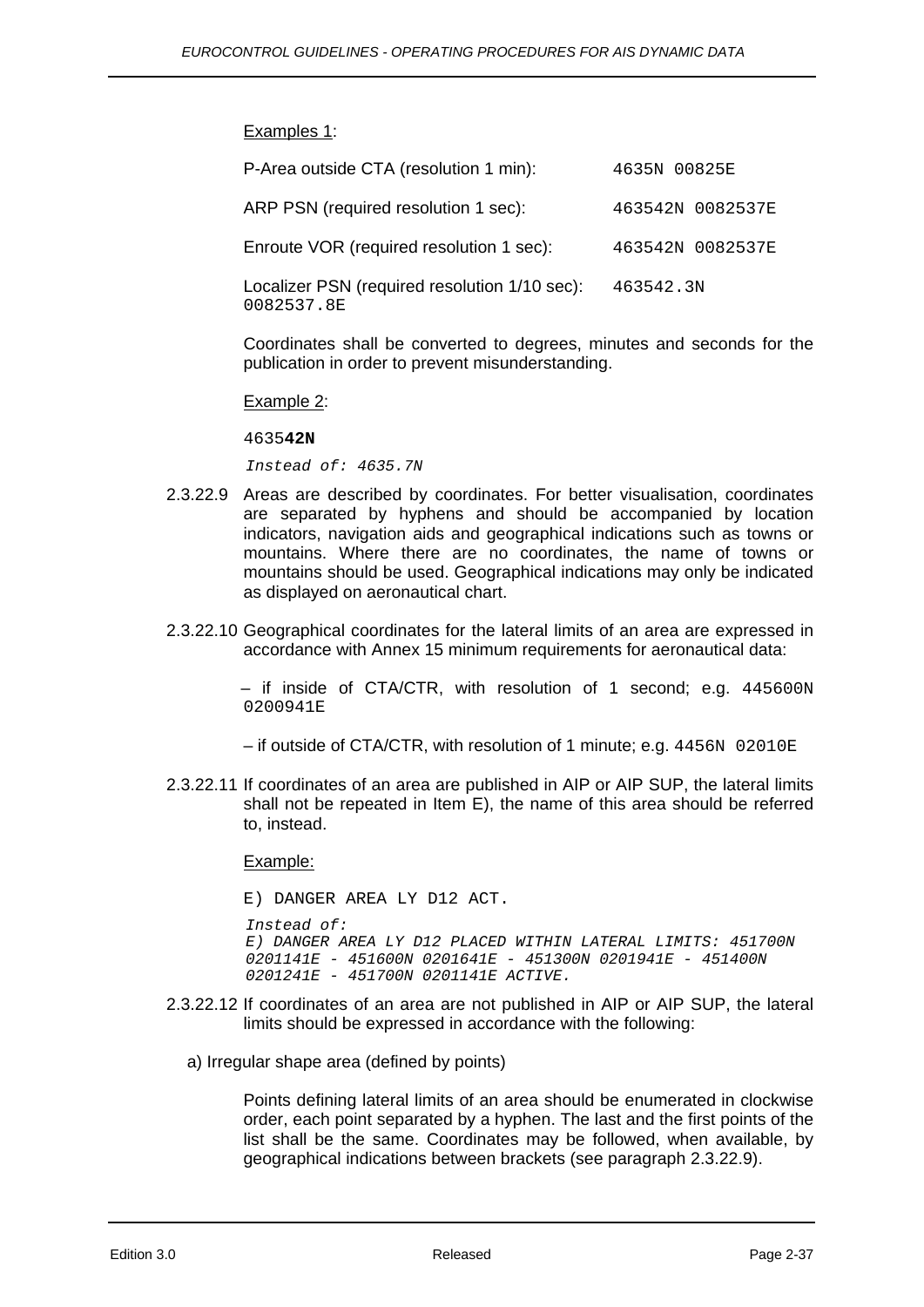Examples 1:

| | |
|---|---|
| P-Area outside CTA (resolution 1 min): | `4635N 00825E` |
| ARP PSN (required resolution 1 sec): | `463542N 0082537E` |
| Enroute VOR (required resolution 1 sec): | `463542N 0082537E` |
| Localizer PSN (required resolution 1/10 sec): | `463542.3N 0082537.8E` |

Coordinates shall be converted to degrees, minutes and seconds for the publication in order to prevent misunderstanding.

Example 2:

`4635`**`42N`**

*Instead of: 4635.7N*

2.3.22.9 Areas are described by coordinates. For better visualisation, coordinates are separated by hyphens and should be accompanied by location indicators, navigation aids and geographical indications such as towns or mountains. Where there are no coordinates, the name of towns or mountains should be used. Geographical indications may only be indicated as displayed on aeronautical chart.

2.3.22.10 Geographical coordinates for the lateral limits of an area are expressed in accordance with Annex 15 minimum requirements for aeronautical data:

– if inside of CTA/CTR, with resolution of 1 second; e.g. `445600N 0200941E`

– if outside of CTA/CTR, with resolution of 1 minute; e.g. `4456N 02010E`

2.3.22.11 If coordinates of an area are published in AIP or AIP SUP, the lateral limits shall not be repeated in Item E), the name of this area should be referred to, instead.

Example:

`E) DANGER AREA LY D12 ACT.`

*Instead of:*
*E) DANGER AREA LY D12 PLACED WITHIN LATERAL LIMITS: 451700N 0201141E - 451600N 0201641E - 451300N 0201941E - 451400N 0201241E - 451700N 0201141E ACTIVE.*

2.3.22.12 If coordinates of an area are not published in AIP or AIP SUP, the lateral limits should be expressed in accordance with the following:

a) Irregular shape area (defined by points)

Points defining lateral limits of an area should be enumerated in clockwise order, each point separated by a hyphen. The last and the first points of the list shall be the same. Coordinates may be followed, when available, by geographical indications between brackets (see paragraph 2.3.22.9).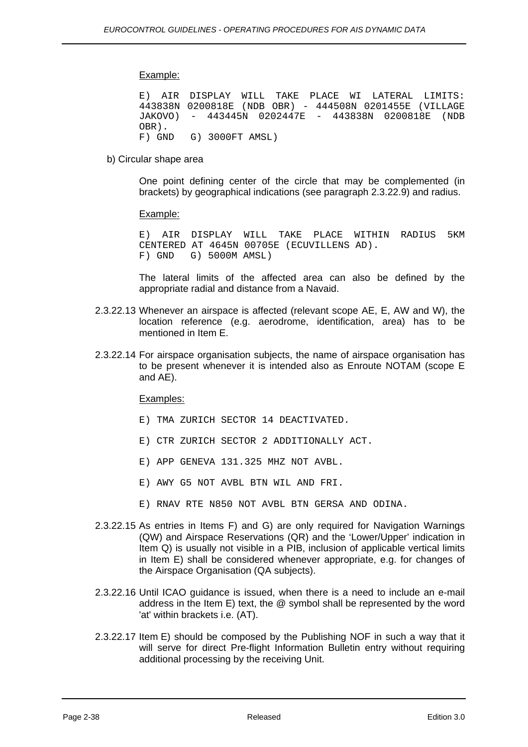Example:

```
E) AIR DISPLAY WILL TAKE PLACE WI LATERAL LIMITS:
443838N 0200818E (NDB OBR) - 444508N 0201455E (VILLAGE
JAKOVO) - 443445N 0202447E - 443838N 0200818E (NDB
OBR).
F) GND   G) 3000FT AMSL)
```

b) Circular shape area

One point defining center of the circle that may be complemented (in brackets) by geographical indications (see paragraph 2.3.22.9) and radius.

Example:

```
E) AIR DISPLAY WILL TAKE PLACE WITHIN RADIUS 5KM
CENTERED AT 4645N 00705E (ECUVILLENS AD).
F) GND   G) 5000M AMSL)
```

The lateral limits of the affected area can also be defined by the appropriate radial and distance from a Navaid.

2.3.22.13 Whenever an airspace is affected (relevant scope AE, E, AW and W), the location reference (e.g. aerodrome, identification, area) has to be mentioned in Item E.

2.3.22.14 For airspace organisation subjects, the name of airspace organisation has to be present whenever it is intended also as Enroute NOTAM (scope E and AE).

Examples:

```
E) TMA ZURICH SECTOR 14 DEACTIVATED.

E) CTR ZURICH SECTOR 2 ADDITIONALLY ACT.

E) APP GENEVA 131.325 MHZ NOT AVBL.

E) AWY G5 NOT AVBL BTN WIL AND FRI.

E) RNAV RTE N850 NOT AVBL BTN GERSA AND ODINA.
```

2.3.22.15 As entries in Items F) and G) are only required for Navigation Warnings (QW) and Airspace Reservations (QR) and the 'Lower/Upper' indication in Item Q) is usually not visible in a PIB, inclusion of applicable vertical limits in Item E) shall be considered whenever appropriate, e.g. for changes of the Airspace Organisation (QA subjects).

2.3.22.16 Until ICAO guidance is issued, when there is a need to include an e-mail address in the Item E) text, the @ symbol shall be represented by the word 'at' within brackets i.e. (AT).

2.3.22.17 Item E) should be composed by the Publishing NOF in such a way that it will serve for direct Pre-flight Information Bulletin entry without requiring additional processing by the receiving Unit.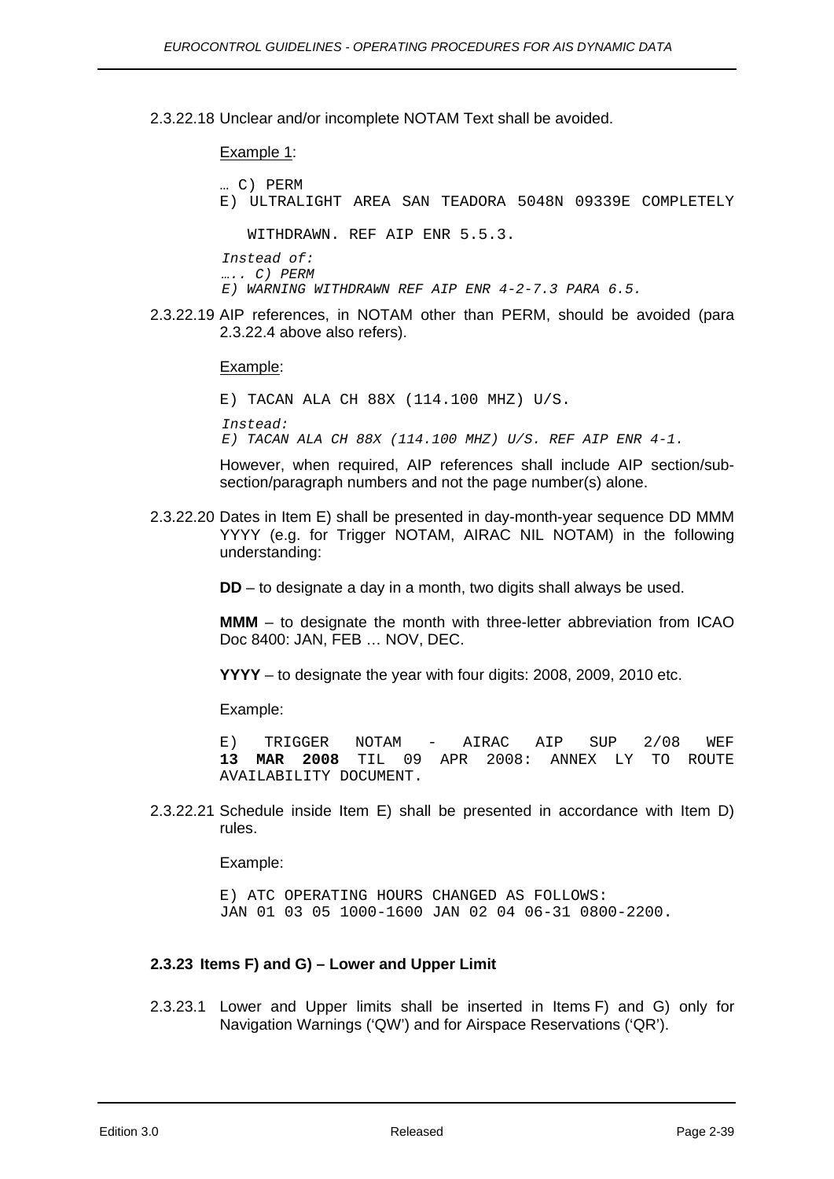2.3.22.18 Unclear and/or incomplete NOTAM Text shall be avoided.

Example 1:

```
… C) PERM
E) ULTRALIGHT AREA SAN TEADORA 5048N 09339E COMPLETELY
   WITHDRAWN. REF AIP ENR 5.5.3.
```

*Instead of:*
*….. C) PERM*
*E) WARNING WITHDRAWN REF AIP ENR 4-2-7.3 PARA 6.5.*

2.3.22.19 AIP references, in NOTAM other than PERM, should be avoided (para 2.3.22.4 above also refers).

Example:

```
E) TACAN ALA CH 88X (114.100 MHZ) U/S.
```

*Instead:*
*E) TACAN ALA CH 88X (114.100 MHZ) U/S. REF AIP ENR 4-1.*

However, when required, AIP references shall include AIP section/sub-section/paragraph numbers and not the page number(s) alone.

2.3.22.20 Dates in Item E) shall be presented in day-month-year sequence DD MMM YYYY (e.g. for Trigger NOTAM, AIRAC NIL NOTAM) in the following understanding:

**DD** – to designate a day in a month, two digits shall always be used.

**MMM** – to designate the month with three-letter abbreviation from ICAO Doc 8400: JAN, FEB … NOV, DEC.

**YYYY** – to designate the year with four digits: 2008, 2009, 2010 etc.

Example:

E) TRIGGER NOTAM - AIRAC AIP SUP 2/08 WEF **13 MAR 2008** TIL 09 APR 2008: ANNEX LY TO ROUTE AVAILABILITY DOCUMENT.

2.3.22.21 Schedule inside Item E) shall be presented in accordance with Item D) rules.

Example:

```
E) ATC OPERATING HOURS CHANGED AS FOLLOWS:
JAN 01 03 05 1000-1600 JAN 02 04 06-31 0800-2200.
```

### 2.3.23 Items F) and G) – Lower and Upper Limit

2.3.23.1 Lower and Upper limits shall be inserted in Items F) and G) only for Navigation Warnings ('QW') and for Airspace Reservations ('QR').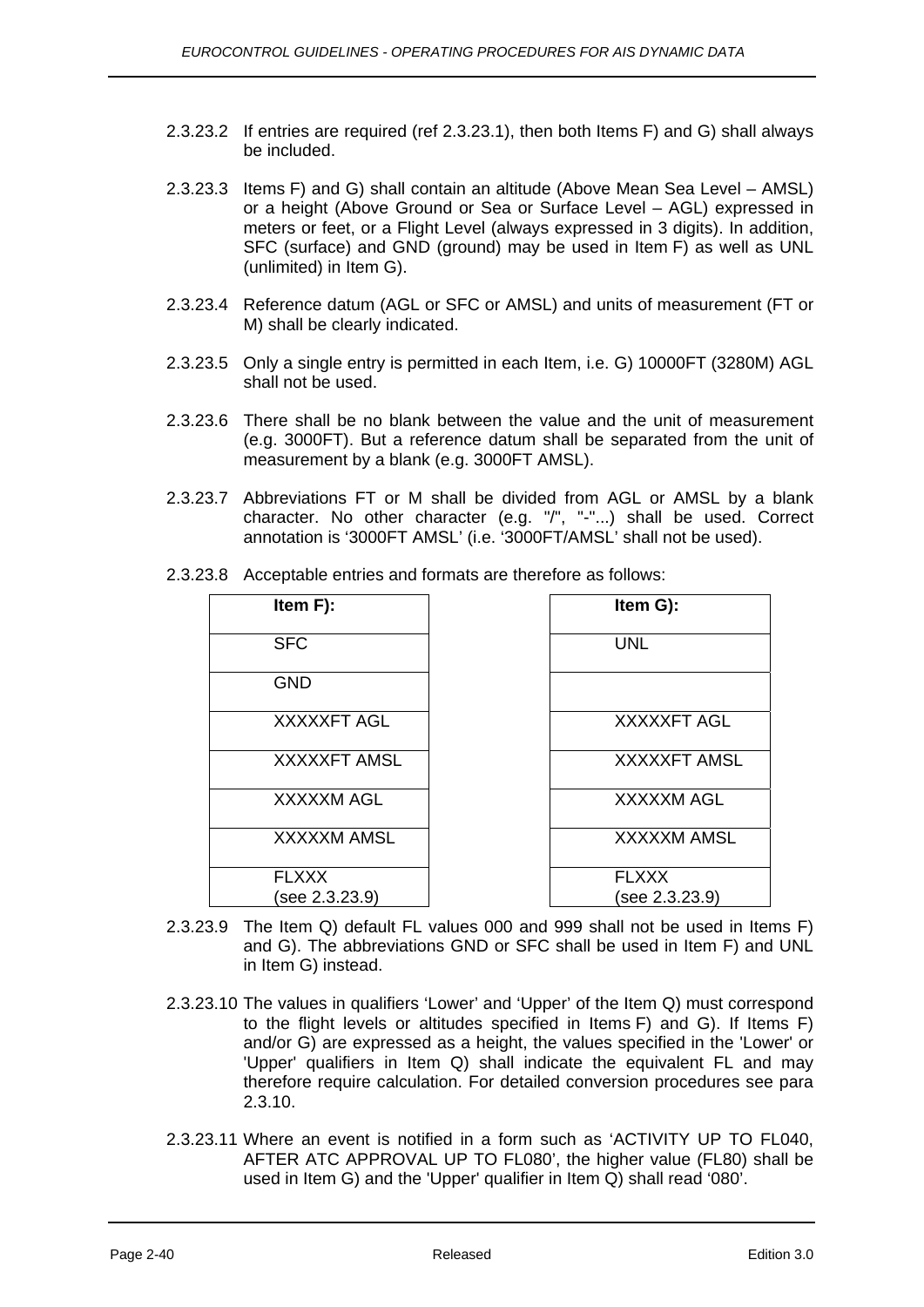2.3.23.2 If entries are required (ref 2.3.23.1), then both Items F) and G) shall always be included.

2.3.23.3 Items F) and G) shall contain an altitude (Above Mean Sea Level – AMSL) or a height (Above Ground or Sea or Surface Level – AGL) expressed in meters or feet, or a Flight Level (always expressed in 3 digits). In addition, SFC (surface) and GND (ground) may be used in Item F) as well as UNL (unlimited) in Item G).

2.3.23.4 Reference datum (AGL or SFC or AMSL) and units of measurement (FT or M) shall be clearly indicated.

2.3.23.5 Only a single entry is permitted in each Item, i.e. G) 10000FT (3280M) AGL shall not be used.

2.3.23.6 There shall be no blank between the value and the unit of measurement (e.g. 3000FT). But a reference datum shall be separated from the unit of measurement by a blank (e.g. 3000FT AMSL).

2.3.23.7 Abbreviations FT or M shall be divided from AGL or AMSL by a blank character. No other character (e.g. "/", "-"...) shall be used. Correct annotation is '3000FT AMSL' (i.e. '3000FT/AMSL' shall not be used).

2.3.23.8 Acceptable entries and formats are therefore as follows:

| Item F): | Item G): |
|---|---|
| SFC | UNL |
| GND | |
| XXXXXFT AGL | XXXXXFT AGL |
| XXXXXFT AMSL | XXXXXFT AMSL |
| XXXXXM AGL | XXXXXM AGL |
| XXXXXM AMSL | XXXXXM AMSL |
| FLXXX (see 2.3.23.9) | FLXXX (see 2.3.23.9) |

2.3.23.9 The Item Q) default FL values 000 and 999 shall not be used in Items F) and G). The abbreviations GND or SFC shall be used in Item F) and UNL in Item G) instead.

2.3.23.10 The values in qualifiers 'Lower' and 'Upper' of the Item Q) must correspond to the flight levels or altitudes specified in Items F) and G). If Items F) and/or G) are expressed as a height, the values specified in the 'Lower' or 'Upper' qualifiers in Item Q) shall indicate the equivalent FL and may therefore require calculation. For detailed conversion procedures see para 2.3.10.

2.3.23.11 Where an event is notified in a form such as 'ACTIVITY UP TO FL040, AFTER ATC APPROVAL UP TO FL080', the higher value (FL80) shall be used in Item G) and the 'Upper' qualifier in Item Q) shall read '080'.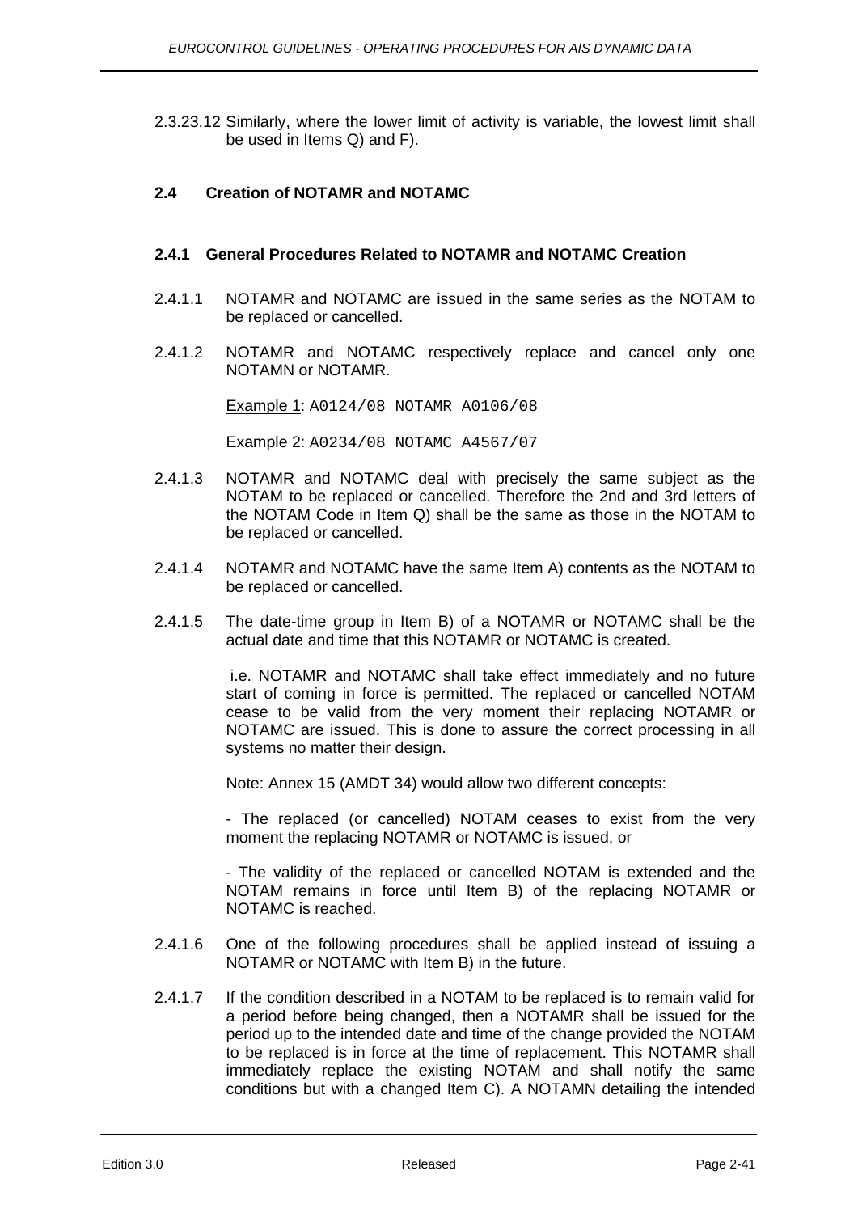2.3.23.12 Similarly, where the lower limit of activity is variable, the lowest limit shall be used in Items Q) and F).

## 2.4 Creation of NOTAMR and NOTAMC

### 2.4.1 General Procedures Related to NOTAMR and NOTAMC Creation

2.4.1.1 NOTAMR and NOTAMC are issued in the same series as the NOTAM to be replaced or cancelled.

2.4.1.2 NOTAMR and NOTAMC respectively replace and cancel only one NOTAMN or NOTAMR.

Example 1: `A0124/08 NOTAMR A0106/08`

Example 2: `A0234/08 NOTAMC A4567/07`

2.4.1.3 NOTAMR and NOTAMC deal with precisely the same subject as the NOTAM to be replaced or cancelled. Therefore the 2nd and 3rd letters of the NOTAM Code in Item Q) shall be the same as those in the NOTAM to be replaced or cancelled.

2.4.1.4 NOTAMR and NOTAMC have the same Item A) contents as the NOTAM to be replaced or cancelled.

2.4.1.5 The date-time group in Item B) of a NOTAMR or NOTAMC shall be the actual date and time that this NOTAMR or NOTAMC is created.

i.e. NOTAMR and NOTAMC shall take effect immediately and no future start of coming in force is permitted. The replaced or cancelled NOTAM cease to be valid from the very moment their replacing NOTAMR or NOTAMC are issued. This is done to assure the correct processing in all systems no matter their design.

Note: Annex 15 (AMDT 34) would allow two different concepts:

- The replaced (or cancelled) NOTAM ceases to exist from the very moment the replacing NOTAMR or NOTAMC is issued, or

- The validity of the replaced or cancelled NOTAM is extended and the NOTAM remains in force until Item B) of the replacing NOTAMR or NOTAMC is reached.

2.4.1.6 One of the following procedures shall be applied instead of issuing a NOTAMR or NOTAMC with Item B) in the future.

2.4.1.7 If the condition described in a NOTAM to be replaced is to remain valid for a period before being changed, then a NOTAMR shall be issued for the period up to the intended date and time of the change provided the NOTAM to be replaced is in force at the time of replacement. This NOTAMR shall immediately replace the existing NOTAM and shall notify the same conditions but with a changed Item C). A NOTAMN detailing the intended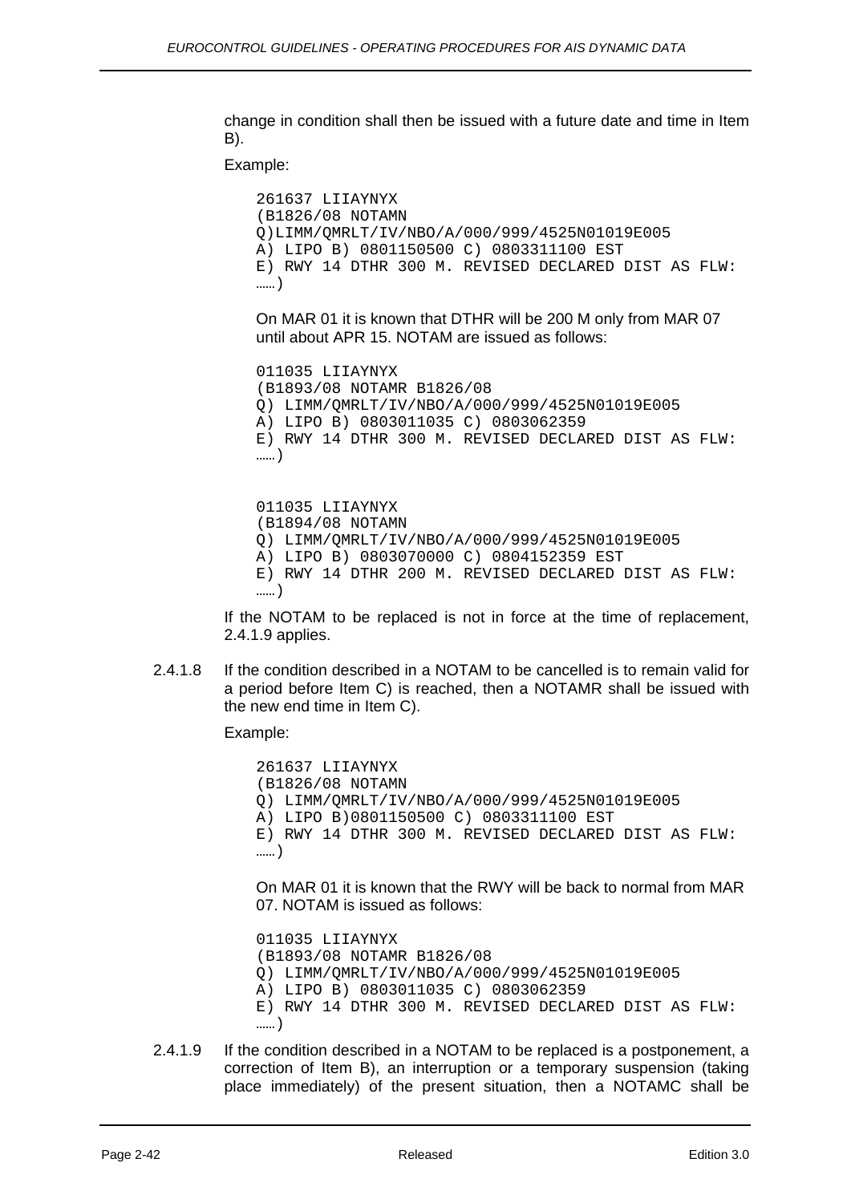change in condition shall then be issued with a future date and time in Item B).

Example:

```
261637 LIIAYNYX
(B1826/08 NOTAMN
Q)LIMM/QMRLT/IV/NBO/A/000/999/4525N01019E005
A) LIPO B) 0801150500 C) 0803311100 EST
E) RWY 14 DTHR 300 M. REVISED DECLARED DIST AS FLW:
……)
```

On MAR 01 it is known that DTHR will be 200 M only from MAR 07 until about APR 15. NOTAM are issued as follows:

```
011035 LIIAYNYX
(B1893/08 NOTAMR B1826/08
Q) LIMM/QMRLT/IV/NBO/A/000/999/4525N01019E005
A) LIPO B) 0803011035 C) 0803062359
E) RWY 14 DTHR 300 M. REVISED DECLARED DIST AS FLW:
……)
```

```
011035 LIIAYNYX
(B1894/08 NOTAMN
Q) LIMM/QMRLT/IV/NBO/A/000/999/4525N01019E005
A) LIPO B) 0803070000 C) 0804152359 EST
E) RWY 14 DTHR 200 M. REVISED DECLARED DIST AS FLW:
……)
```

If the NOTAM to be replaced is not in force at the time of replacement, 2.4.1.9 applies.

2.4.1.8 If the condition described in a NOTAM to be cancelled is to remain valid for a period before Item C) is reached, then a NOTAMR shall be issued with the new end time in Item C).

Example:

```
261637 LIIAYNYX
(B1826/08 NOTAMN
Q) LIMM/QMRLT/IV/NBO/A/000/999/4525N01019E005
A) LIPO B)0801150500 C) 0803311100 EST
E) RWY 14 DTHR 300 M. REVISED DECLARED DIST AS FLW:
……)
```

On MAR 01 it is known that the RWY will be back to normal from MAR 07. NOTAM is issued as follows:

```
011035 LIIAYNYX
(B1893/08 NOTAMR B1826/08
Q) LIMM/QMRLT/IV/NBO/A/000/999/4525N01019E005
A) LIPO B) 0803011035 C) 0803062359
E) RWY 14 DTHR 300 M. REVISED DECLARED DIST AS FLW:
……)
```

2.4.1.9 If the condition described in a NOTAM to be replaced is a postponement, a correction of Item B), an interruption or a temporary suspension (taking place immediately) of the present situation, then a NOTAMC shall be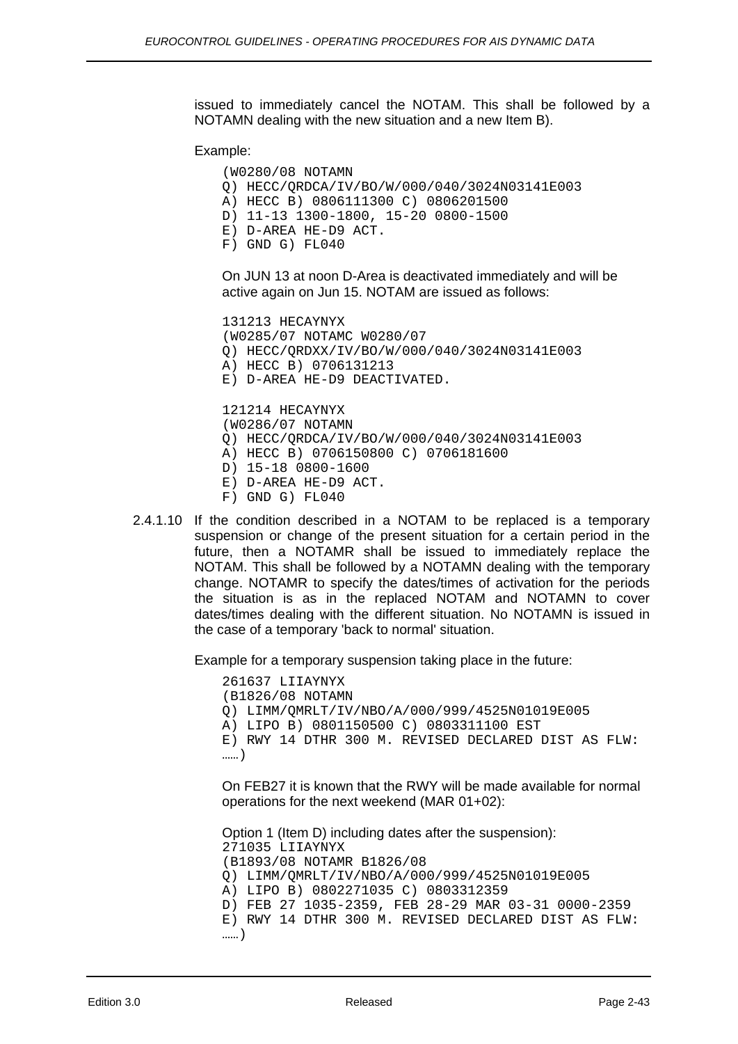issued to immediately cancel the NOTAM. This shall be followed by a NOTAMN dealing with the new situation and a new Item B).

Example:

```
(W0280/08 NOTAMN
Q) HECC/QRDCA/IV/BO/W/000/040/3024N03141E003
A) HECC B) 0806111300 C) 0806201500
D) 11-13 1300-1800, 15-20 0800-1500
E) D-AREA HE-D9 ACT.
F) GND G) FL040
```

On JUN 13 at noon D-Area is deactivated immediately and will be active again on Jun 15. NOTAM are issued as follows:

```
131213 HECAYNYX
(W0285/07 NOTAMC W0280/07
Q) HECC/QRDXX/IV/BO/W/000/040/3024N03141E003
A) HECC B) 0706131213
E) D-AREA HE-D9 DEACTIVATED.

121214 HECAYNYX
(W0286/07 NOTAMN
Q) HECC/QRDCA/IV/BO/W/000/040/3024N03141E003
A) HECC B) 0706150800 C) 0706181600
D) 15-18 0800-1600
E) D-AREA HE-D9 ACT.
F) GND G) FL040
```

2.4.1.10 If the condition described in a NOTAM to be replaced is a temporary suspension or change of the present situation for a certain period in the future, then a NOTAMR shall be issued to immediately replace the NOTAM. This shall be followed by a NOTAMN dealing with the temporary change. NOTAMR to specify the dates/times of activation for the periods the situation is as in the replaced NOTAM and NOTAMN to cover dates/times dealing with the different situation. No NOTAMN is issued in the case of a temporary 'back to normal' situation.

Example for a temporary suspension taking place in the future:

```
261637 LIIAYNYX
(B1826/08 NOTAMN
Q) LIMM/QMRLT/IV/NBO/A/000/999/4525N01019E005
A) LIPO B) 0801150500 C) 0803311100 EST
E) RWY 14 DTHR 300 M. REVISED DECLARED DIST AS FLW:
……)
```

On FEB27 it is known that the RWY will be made available for normal operations for the next weekend (MAR 01+02):

Option 1 (Item D) including dates after the suspension):

```
271035 LIIAYNYX
(B1893/08 NOTAMR B1826/08
Q) LIMM/QMRLT/IV/NBO/A/000/999/4525N01019E005
A) LIPO B) 0802271035 C) 0803312359
D) FEB 27 1035-2359, FEB 28-29 MAR 03-31 0000-2359
E) RWY 14 DTHR 300 M. REVISED DECLARED DIST AS FLW:
……)
```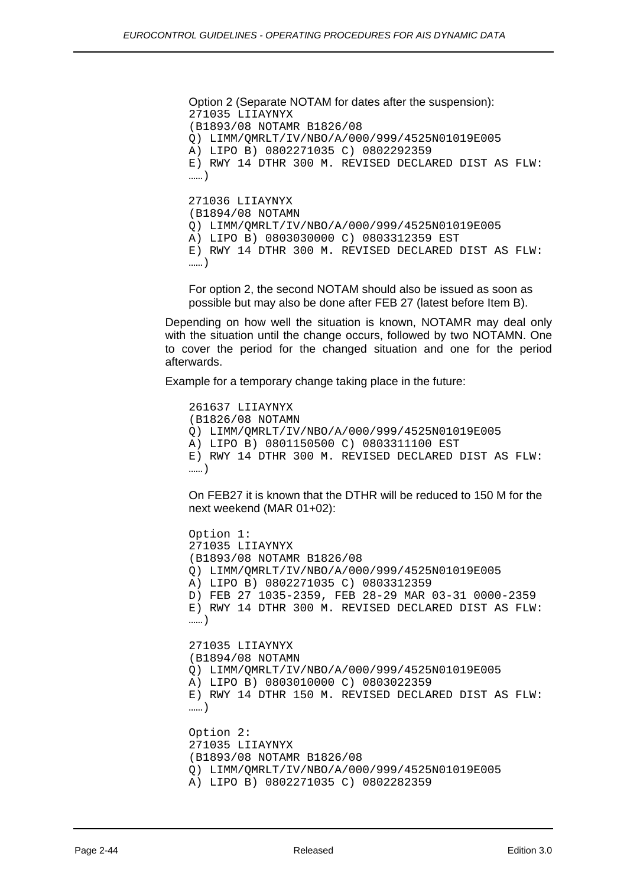Option 2 (Separate NOTAM for dates after the suspension):

```
271035 LIIAYNYX
(B1893/08 NOTAMR B1826/08
Q) LIMM/QMRLT/IV/NBO/A/000/999/4525N01019E005
A) LIPO B) 0802271035 C) 0802292359
E) RWY 14 DTHR 300 M. REVISED DECLARED DIST AS FLW:
……)

271036 LIIAYNYX
(B1894/08 NOTAMN
Q) LIMM/QMRLT/IV/NBO/A/000/999/4525N01019E005
A) LIPO B) 0803030000 C) 0803312359 EST
E) RWY 14 DTHR 300 M. REVISED DECLARED DIST AS FLW:
……)
```

For option 2, the second NOTAM should also be issued as soon as possible but may also be done after FEB 27 (latest before Item B).

Depending on how well the situation is known, NOTAMR may deal only with the situation until the change occurs, followed by two NOTAMN. One to cover the period for the changed situation and one for the period afterwards.

Example for a temporary change taking place in the future:

```
261637 LIIAYNYX
(B1826/08 NOTAMN
Q) LIMM/QMRLT/IV/NBO/A/000/999/4525N01019E005
A) LIPO B) 0801150500 C) 0803311100 EST
E) RWY 14 DTHR 300 M. REVISED DECLARED DIST AS FLW:
……)
```

On FEB27 it is known that the DTHR will be reduced to 150 M for the next weekend (MAR 01+02):

```
Option 1:
271035 LIIAYNYX
(B1893/08 NOTAMR B1826/08
Q) LIMM/QMRLT/IV/NBO/A/000/999/4525N01019E005
A) LIPO B) 0802271035 C) 0803312359
D) FEB 27 1035-2359, FEB 28-29 MAR 03-31 0000-2359
E) RWY 14 DTHR 300 M. REVISED DECLARED DIST AS FLW:
……)

271035 LIIAYNYX
(B1894/08 NOTAMN
Q) LIMM/QMRLT/IV/NBO/A/000/999/4525N01019E005
A) LIPO B) 0803010000 C) 0803022359
E) RWY 14 DTHR 150 M. REVISED DECLARED DIST AS FLW:
……)

Option 2:
271035 LIIAYNYX
(B1893/08 NOTAMR B1826/08
Q) LIMM/QMRLT/IV/NBO/A/000/999/4525N01019E005
A) LIPO B) 0802271035 C) 0802282359
```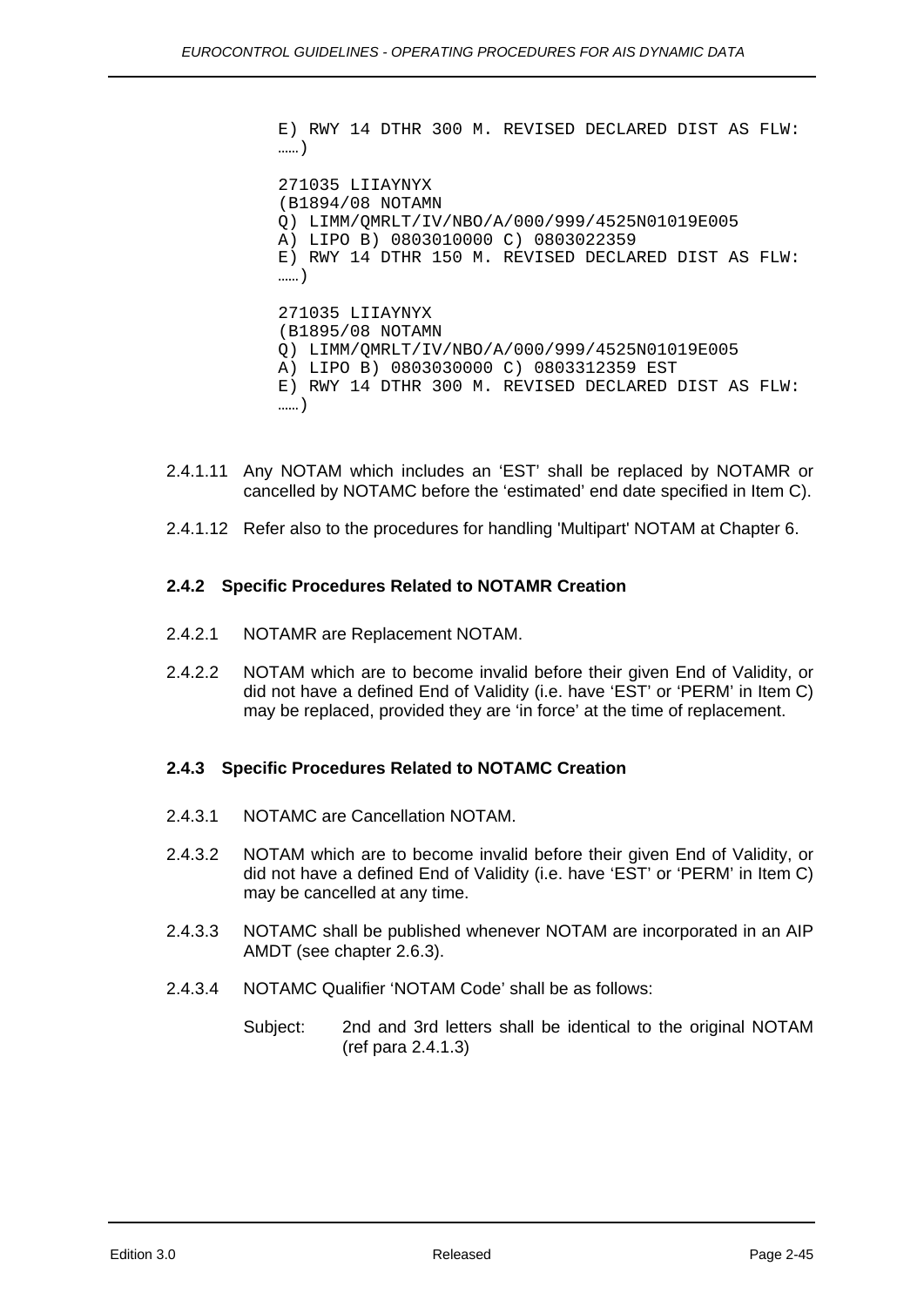```
E) RWY 14 DTHR 300 M. REVISED DECLARED DIST AS FLW:
……)

271035 LIIAYNYX
(B1894/08 NOTAMN
Q) LIMM/QMRLT/IV/NBO/A/000/999/4525N01019E005
A) LIPO B) 0803010000 C) 0803022359
E) RWY 14 DTHR 150 M. REVISED DECLARED DIST AS FLW:
……)

271035 LIIAYNYX
(B1895/08 NOTAMN
Q) LIMM/QMRLT/IV/NBO/A/000/999/4525N01019E005
A) LIPO B) 0803030000 C) 0803312359 EST
E) RWY 14 DTHR 300 M. REVISED DECLARED DIST AS FLW:
……)
```

2.4.1.11 Any NOTAM which includes an 'EST' shall be replaced by NOTAMR or cancelled by NOTAMC before the 'estimated' end date specified in Item C).

2.4.1.12 Refer also to the procedures for handling 'Multipart' NOTAM at Chapter 6.

### 2.4.2 Specific Procedures Related to NOTAMR Creation

2.4.2.1 NOTAMR are Replacement NOTAM.

2.4.2.2 NOTAM which are to become invalid before their given End of Validity, or did not have a defined End of Validity (i.e. have 'EST' or 'PERM' in Item C) may be replaced, provided they are 'in force' at the time of replacement.

### 2.4.3 Specific Procedures Related to NOTAMC Creation

2.4.3.1 NOTAMC are Cancellation NOTAM.

2.4.3.2 NOTAM which are to become invalid before their given End of Validity, or did not have a defined End of Validity (i.e. have 'EST' or 'PERM' in Item C) may be cancelled at any time.

2.4.3.3 NOTAMC shall be published whenever NOTAM are incorporated in an AIP AMDT (see chapter 2.6.3).

2.4.3.4 NOTAMC Qualifier 'NOTAM Code' shall be as follows:

Subject: 2nd and 3rd letters shall be identical to the original NOTAM (ref para 2.4.1.3)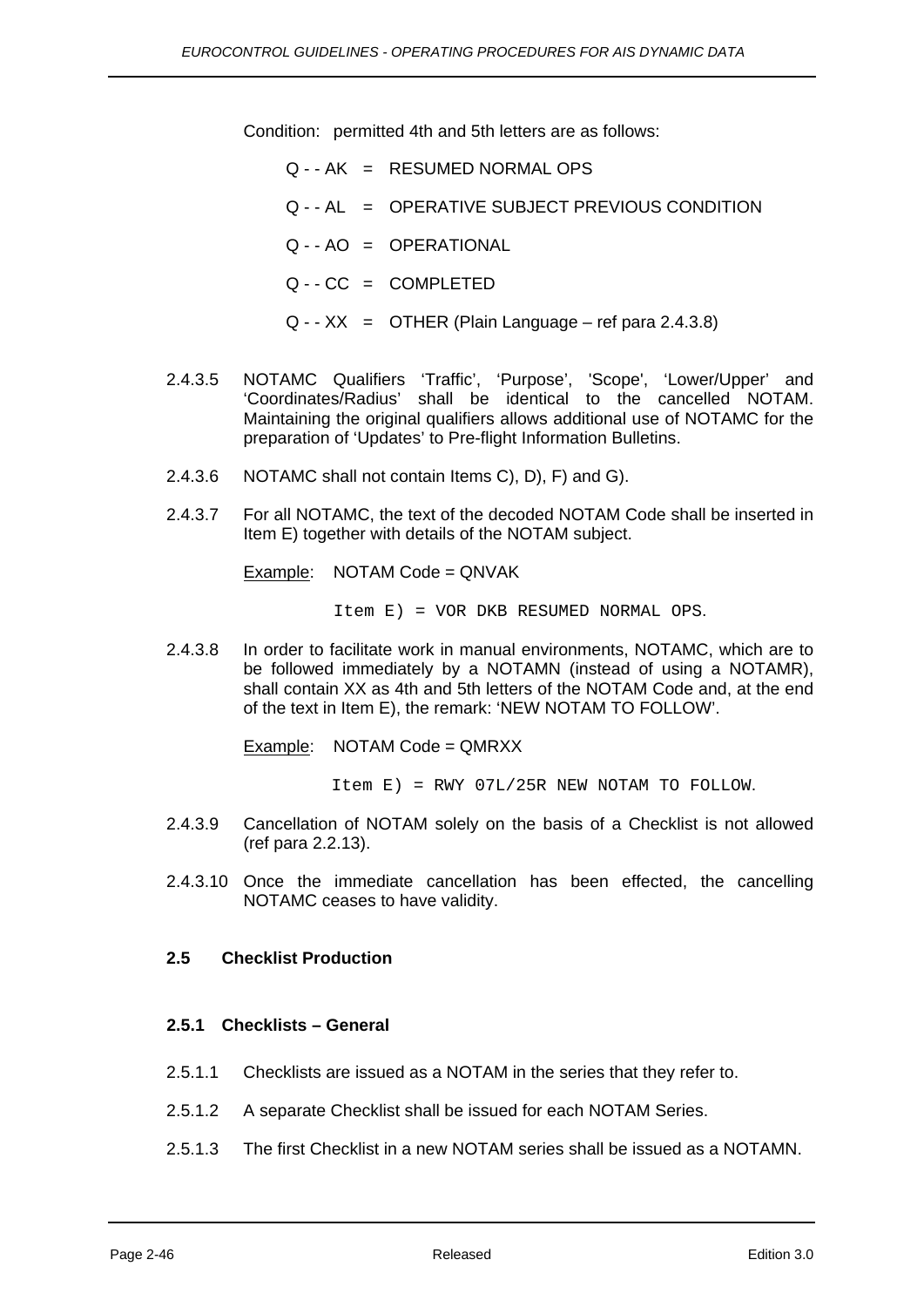Condition: permitted 4th and 5th letters are as follows:

Q - - AK = RESUMED NORMAL OPS

Q - - AL = OPERATIVE SUBJECT PREVIOUS CONDITION

Q - - AO = OPERATIONAL

Q - - CC = COMPLETED

Q - - XX = OTHER (Plain Language – ref para 2.4.3.8)

2.4.3.5 NOTAMC Qualifiers 'Traffic', 'Purpose', 'Scope', 'Lower/Upper' and 'Coordinates/Radius' shall be identical to the cancelled NOTAM. Maintaining the original qualifiers allows additional use of NOTAMC for the preparation of 'Updates' to Pre-flight Information Bulletins.

2.4.3.6 NOTAMC shall not contain Items C), D), F) and G).

2.4.3.7 For all NOTAMC, the text of the decoded NOTAM Code shall be inserted in Item E) together with details of the NOTAM subject.

<u>Example</u>: NOTAM Code = QNVAK

```
Item E) = VOR DKB RESUMED NORMAL OPS.
```

2.4.3.8 In order to facilitate work in manual environments, NOTAMC, which are to be followed immediately by a NOTAMN (instead of using a NOTAMR), shall contain XX as 4th and 5th letters of the NOTAM Code and, at the end of the text in Item E), the remark: 'NEW NOTAM TO FOLLOW'.

<u>Example</u>: NOTAM Code = QMRXX

```
Item E) = RWY 07L/25R NEW NOTAM TO FOLLOW.
```

2.4.3.9 Cancellation of NOTAM solely on the basis of a Checklist is not allowed (ref para 2.2.13).

2.4.3.10 Once the immediate cancellation has been effected, the cancelling NOTAMC ceases to have validity.

## 2.5 Checklist Production

### 2.5.1 Checklists – General

2.5.1.1 Checklists are issued as a NOTAM in the series that they refer to.

2.5.1.2 A separate Checklist shall be issued for each NOTAM Series.

2.5.1.3 The first Checklist in a new NOTAM series shall be issued as a NOTAMN.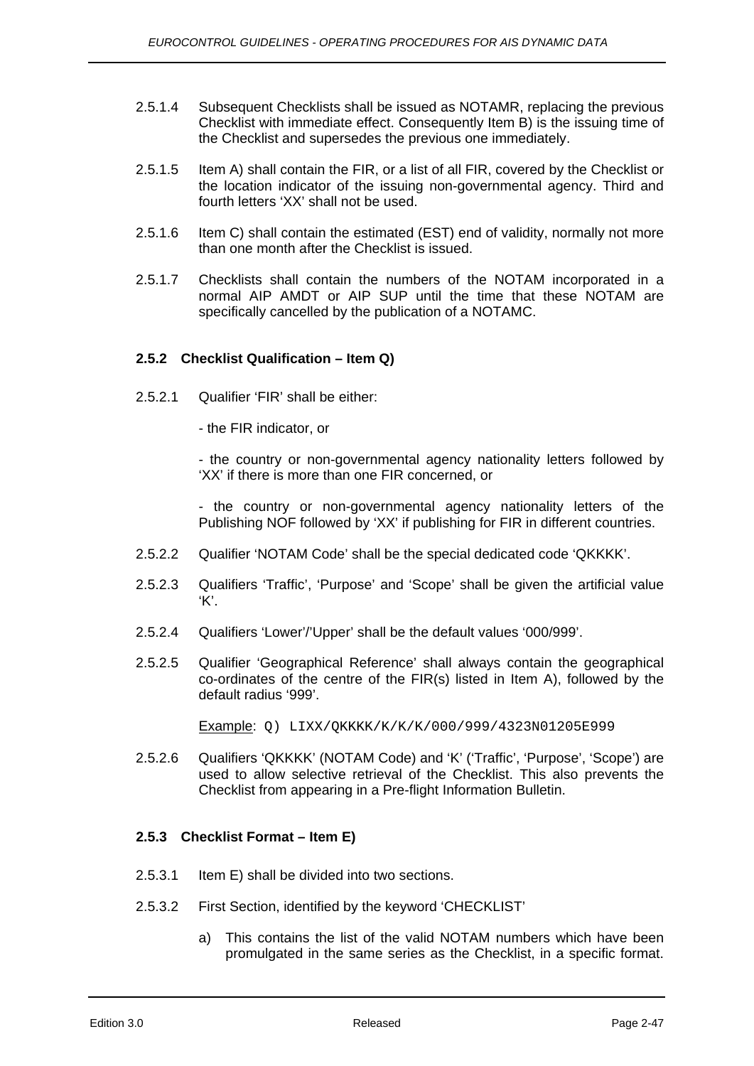2.5.1.4 Subsequent Checklists shall be issued as NOTAMR, replacing the previous Checklist with immediate effect. Consequently Item B) is the issuing time of the Checklist and supersedes the previous one immediately.

2.5.1.5 Item A) shall contain the FIR, or a list of all FIR, covered by the Checklist or the location indicator of the issuing non-governmental agency. Third and fourth letters 'XX' shall not be used.

2.5.1.6 Item C) shall contain the estimated (EST) end of validity, normally not more than one month after the Checklist is issued.

2.5.1.7 Checklists shall contain the numbers of the NOTAM incorporated in a normal AIP AMDT or AIP SUP until the time that these NOTAM are specifically cancelled by the publication of a NOTAMC.

### 2.5.2 Checklist Qualification – Item Q)

2.5.2.1 Qualifier 'FIR' shall be either:

- the FIR indicator, or

- the country or non-governmental agency nationality letters followed by 'XX' if there is more than one FIR concerned, or

- the country or non-governmental agency nationality letters of the Publishing NOF followed by 'XX' if publishing for FIR in different countries.

2.5.2.2 Qualifier 'NOTAM Code' shall be the special dedicated code 'QKKKK'.

2.5.2.3 Qualifiers 'Traffic', 'Purpose' and 'Scope' shall be given the artificial value 'K'.

2.5.2.4 Qualifiers 'Lower'/'Upper' shall be the default values '000/999'.

2.5.2.5 Qualifier 'Geographical Reference' shall always contain the geographical co-ordinates of the centre of the FIR(s) listed in Item A), followed by the default radius '999'.

<u>Example</u>: `Q) LIXX/QKKKK/K/K/K/000/999/4323N01205E999`

2.5.2.6 Qualifiers 'QKKKK' (NOTAM Code) and 'K' ('Traffic', 'Purpose', 'Scope') are used to allow selective retrieval of the Checklist. This also prevents the Checklist from appearing in a Pre-flight Information Bulletin.

### 2.5.3 Checklist Format – Item E)

2.5.3.1 Item E) shall be divided into two sections.

2.5.3.2 First Section, identified by the keyword 'CHECKLIST'

a) This contains the list of the valid NOTAM numbers which have been promulgated in the same series as the Checklist, in a specific format.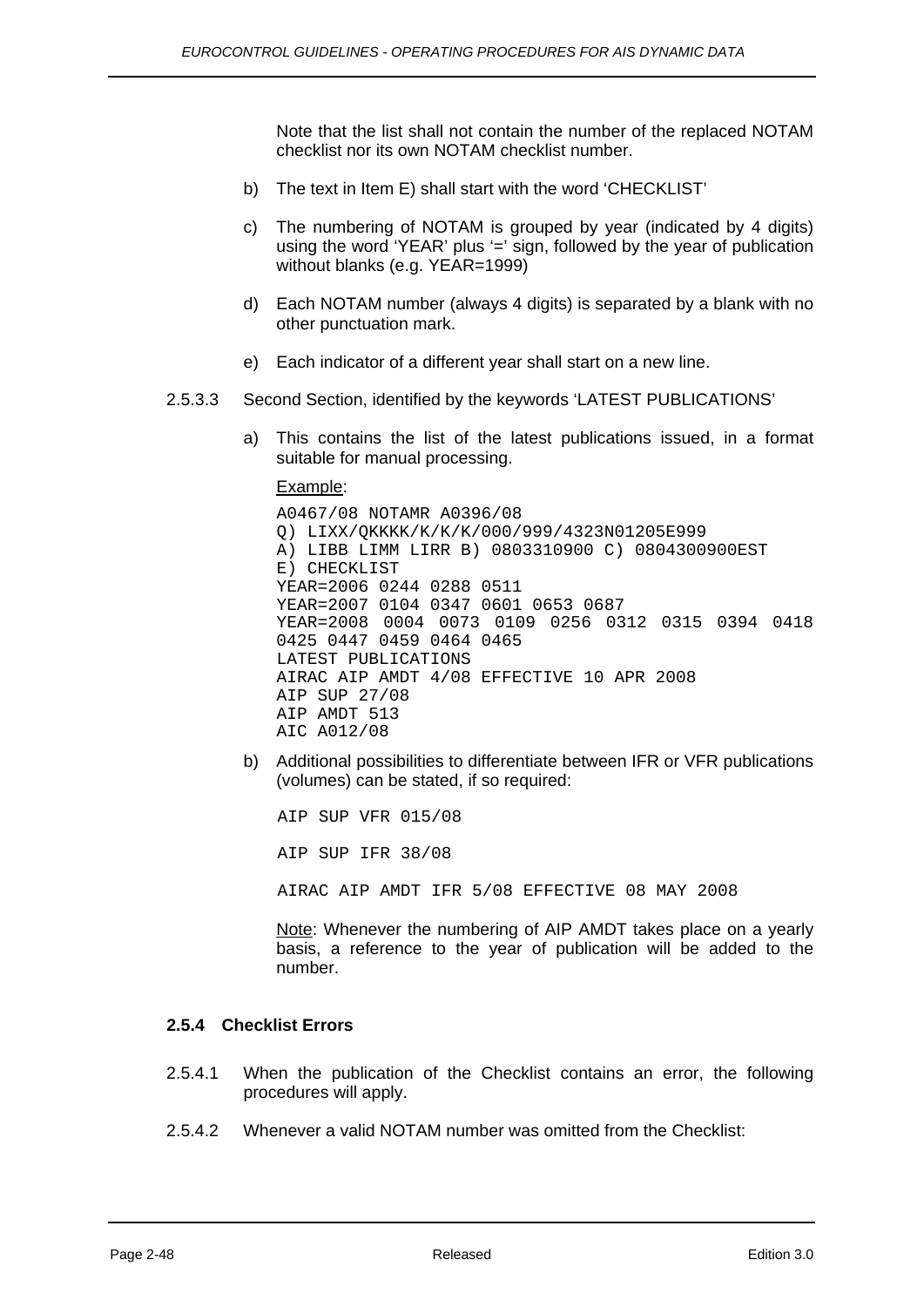Note that the list shall not contain the number of the replaced NOTAM checklist nor its own NOTAM checklist number.

b) The text in Item E) shall start with the word 'CHECKLIST'

c) The numbering of NOTAM is grouped by year (indicated by 4 digits) using the word 'YEAR' plus '=' sign, followed by the year of publication without blanks (e.g. YEAR=1999)

d) Each NOTAM number (always 4 digits) is separated by a blank with no other punctuation mark.

e) Each indicator of a different year shall start on a new line.

2.5.3.3 Second Section, identified by the keywords 'LATEST PUBLICATIONS'

a) This contains the list of the latest publications issued, in a format suitable for manual processing.

Example:

```
A0467/08 NOTAMR A0396/08
Q) LIXX/QKKKK/K/K/K/000/999/4323N01205E999
A) LIBB LIMM LIRR B) 0803310900 C) 0804300900EST
E) CHECKLIST
YEAR=2006 0244 0288 0511
YEAR=2007 0104 0347 0601 0653 0687
YEAR=2008 0004 0073 0109 0256 0312 0315 0394 0418
0425 0447 0459 0464 0465
LATEST PUBLICATIONS
AIRAC AIP AMDT 4/08 EFFECTIVE 10 APR 2008
AIP SUP 27/08
AIP AMDT 513
AIC A012/08
```

b) Additional possibilities to differentiate between IFR or VFR publications (volumes) can be stated, if so required:

```
AIP SUP VFR 015/08

AIP SUP IFR 38/08

AIRAC AIP AMDT IFR 5/08 EFFECTIVE 08 MAY 2008
```

Note: Whenever the numbering of AIP AMDT takes place on a yearly basis, a reference to the year of publication will be added to the number.

### 2.5.4 Checklist Errors

2.5.4.1 When the publication of the Checklist contains an error, the following procedures will apply.

2.5.4.2 Whenever a valid NOTAM number was omitted from the Checklist: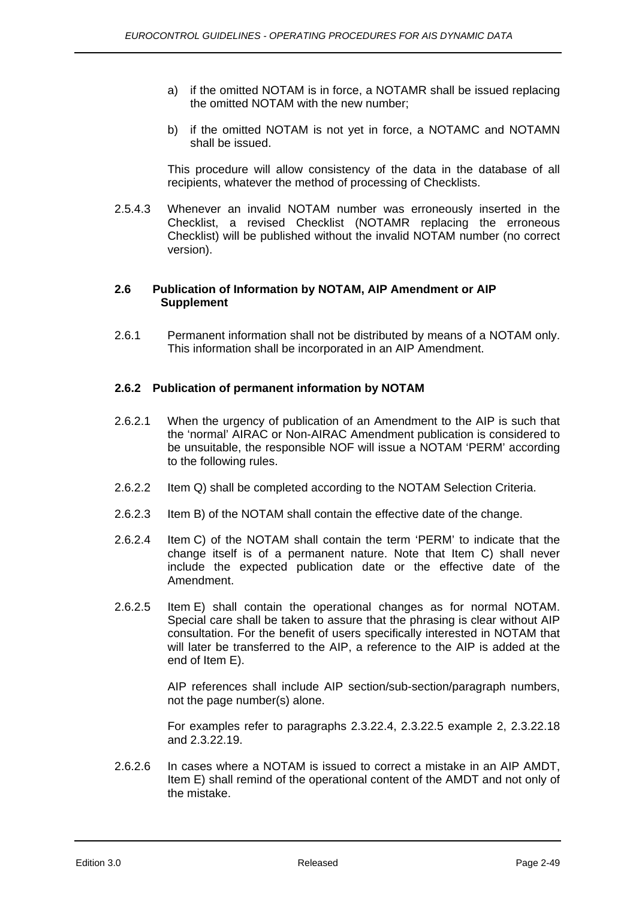a) if the omitted NOTAM is in force, a NOTAMR shall be issued replacing the omitted NOTAM with the new number;

b) if the omitted NOTAM is not yet in force, a NOTAMC and NOTAMN shall be issued.

This procedure will allow consistency of the data in the database of all recipients, whatever the method of processing of Checklists.

2.5.4.3 Whenever an invalid NOTAM number was erroneously inserted in the Checklist, a revised Checklist (NOTAMR replacing the erroneous Checklist) will be published without the invalid NOTAM number (no correct version).

### 2.6 Publication of Information by NOTAM, AIP Amendment or AIP Supplement

2.6.1 Permanent information shall not be distributed by means of a NOTAM only. This information shall be incorporated in an AIP Amendment.

#### 2.6.2 Publication of permanent information by NOTAM

2.6.2.1 When the urgency of publication of an Amendment to the AIP is such that the 'normal' AIRAC or Non-AIRAC Amendment publication is considered to be unsuitable, the responsible NOF will issue a NOTAM 'PERM' according to the following rules.

2.6.2.2 Item Q) shall be completed according to the NOTAM Selection Criteria.

2.6.2.3 Item B) of the NOTAM shall contain the effective date of the change.

2.6.2.4 Item C) of the NOTAM shall contain the term 'PERM' to indicate that the change itself is of a permanent nature. Note that Item C) shall never include the expected publication date or the effective date of the Amendment.

2.6.2.5 Item E) shall contain the operational changes as for normal NOTAM. Special care shall be taken to assure that the phrasing is clear without AIP consultation. For the benefit of users specifically interested in NOTAM that will later be transferred to the AIP, a reference to the AIP is added at the end of Item E).

AIP references shall include AIP section/sub-section/paragraph numbers, not the page number(s) alone.

For examples refer to paragraphs 2.3.22.4, 2.3.22.5 example 2, 2.3.22.18 and 2.3.22.19.

2.6.2.6 In cases where a NOTAM is issued to correct a mistake in an AIP AMDT, Item E) shall remind of the operational content of the AMDT and not only of the mistake.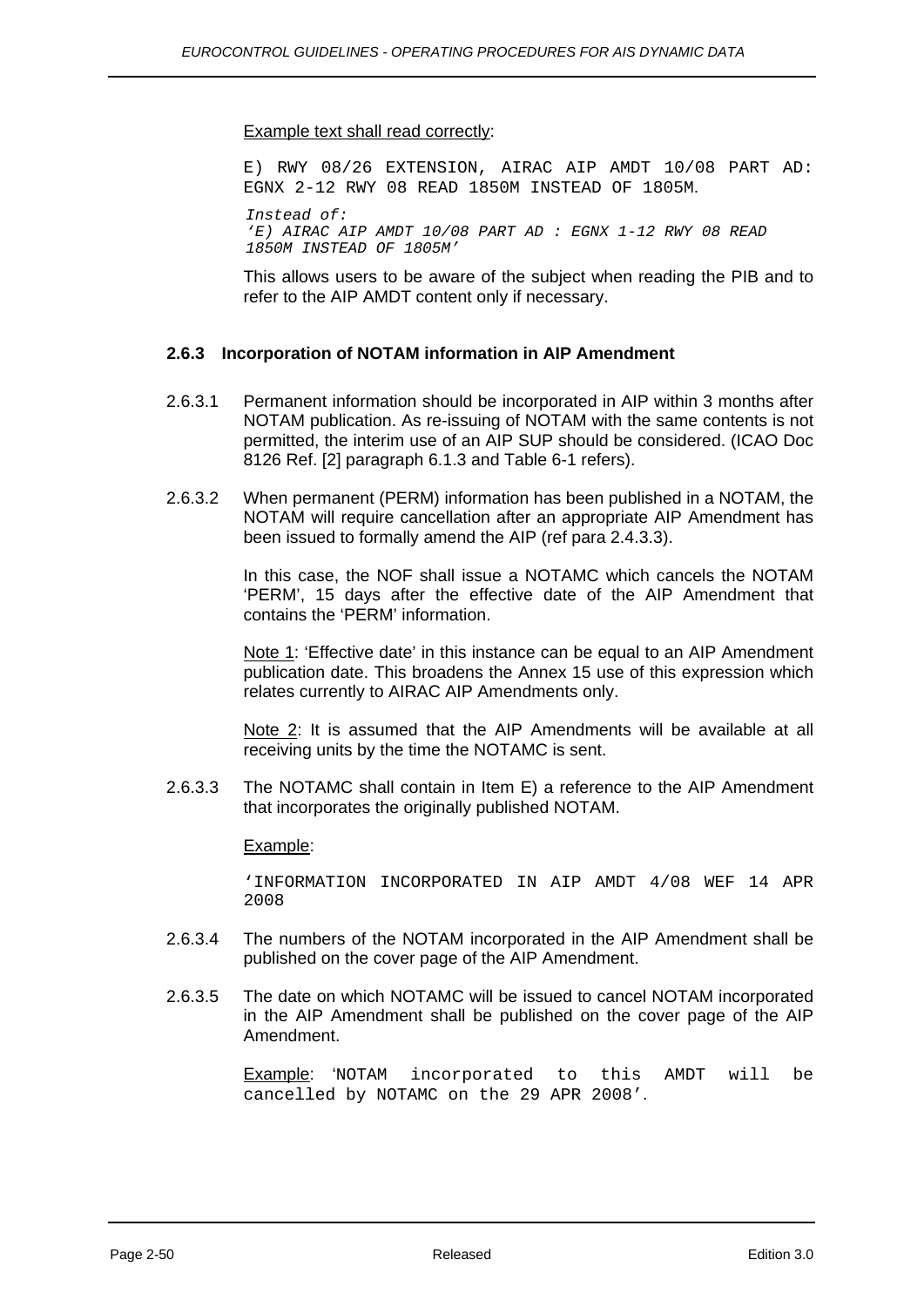Example text shall read correctly:

```
E) RWY 08/26 EXTENSION, AIRAC AIP AMDT 10/08 PART AD:
EGNX 2-12 RWY 08 READ 1850M INSTEAD OF 1805M.
```

*Instead of:*
*'E) AIRAC AIP AMDT 10/08 PART AD : EGNX 1-12 RWY 08 READ 1850M INSTEAD OF 1805M'*

This allows users to be aware of the subject when reading the PIB and to refer to the AIP AMDT content only if necessary.

### 2.6.3 Incorporation of NOTAM information in AIP Amendment

2.6.3.1 Permanent information should be incorporated in AIP within 3 months after NOTAM publication. As re-issuing of NOTAM with the same contents is not permitted, the interim use of an AIP SUP should be considered. (ICAO Doc 8126 Ref. [2] paragraph 6.1.3 and Table 6-1 refers).

2.6.3.2 When permanent (PERM) information has been published in a NOTAM, the NOTAM will require cancellation after an appropriate AIP Amendment has been issued to formally amend the AIP (ref para 2.4.3.3).

In this case, the NOF shall issue a NOTAMC which cancels the NOTAM 'PERM', 15 days after the effective date of the AIP Amendment that contains the 'PERM' information.

Note 1: 'Effective date' in this instance can be equal to an AIP Amendment publication date. This broadens the Annex 15 use of this expression which relates currently to AIRAC AIP Amendments only.

Note 2: It is assumed that the AIP Amendments will be available at all receiving units by the time the NOTAMC is sent.

2.6.3.3 The NOTAMC shall contain in Item E) a reference to the AIP Amendment that incorporates the originally published NOTAM.

Example:

```
'INFORMATION INCORPORATED IN AIP AMDT 4/08 WEF 14 APR
2008
```

2.6.3.4 The numbers of the NOTAM incorporated in the AIP Amendment shall be published on the cover page of the AIP Amendment.

2.6.3.5 The date on which NOTAMC will be issued to cancel NOTAM incorporated in the AIP Amendment shall be published on the cover page of the AIP Amendment.

Example: `'NOTAM incorporated to this AMDT will be cancelled by NOTAMC on the 29 APR 2008'`.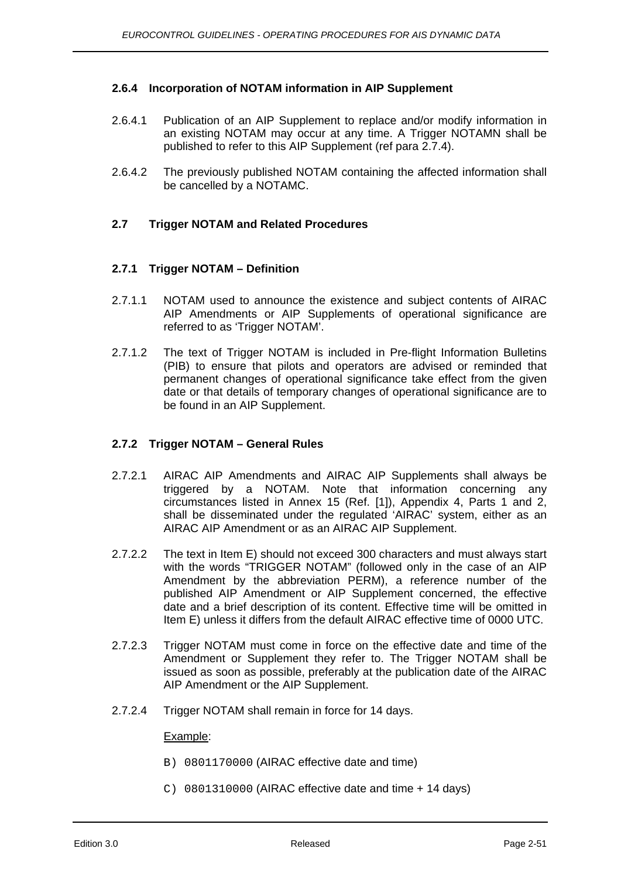### 2.6.4 Incorporation of NOTAM information in AIP Supplement

2.6.4.1 Publication of an AIP Supplement to replace and/or modify information in an existing NOTAM may occur at any time. A Trigger NOTAMN shall be published to refer to this AIP Supplement (ref para 2.7.4).

2.6.4.2 The previously published NOTAM containing the affected information shall be cancelled by a NOTAMC.

## 2.7 Trigger NOTAM and Related Procedures

### 2.7.1 Trigger NOTAM – Definition

2.7.1.1 NOTAM used to announce the existence and subject contents of AIRAC AIP Amendments or AIP Supplements of operational significance are referred to as 'Trigger NOTAM'.

2.7.1.2 The text of Trigger NOTAM is included in Pre-flight Information Bulletins (PIB) to ensure that pilots and operators are advised or reminded that permanent changes of operational significance take effect from the given date or that details of temporary changes of operational significance are to be found in an AIP Supplement.

### 2.7.2 Trigger NOTAM – General Rules

2.7.2.1 AIRAC AIP Amendments and AIRAC AIP Supplements shall always be triggered by a NOTAM. Note that information concerning any circumstances listed in Annex 15 (Ref. [1]), Appendix 4, Parts 1 and 2, shall be disseminated under the regulated 'AIRAC' system, either as an AIRAC AIP Amendment or as an AIRAC AIP Supplement.

2.7.2.2 The text in Item E) should not exceed 300 characters and must always start with the words "TRIGGER NOTAM" (followed only in the case of an AIP Amendment by the abbreviation PERM), a reference number of the published AIP Amendment or AIP Supplement concerned, the effective date and a brief description of its content. Effective time will be omitted in Item E) unless it differs from the default AIRAC effective time of 0000 UTC.

2.7.2.3 Trigger NOTAM must come in force on the effective date and time of the Amendment or Supplement they refer to. The Trigger NOTAM shall be issued as soon as possible, preferably at the publication date of the AIRAC AIP Amendment or the AIP Supplement.

2.7.2.4 Trigger NOTAM shall remain in force for 14 days.

Example:

`B) 0801170000` (AIRAC effective date and time)

`C) 0801310000` (AIRAC effective date and time + 14 days)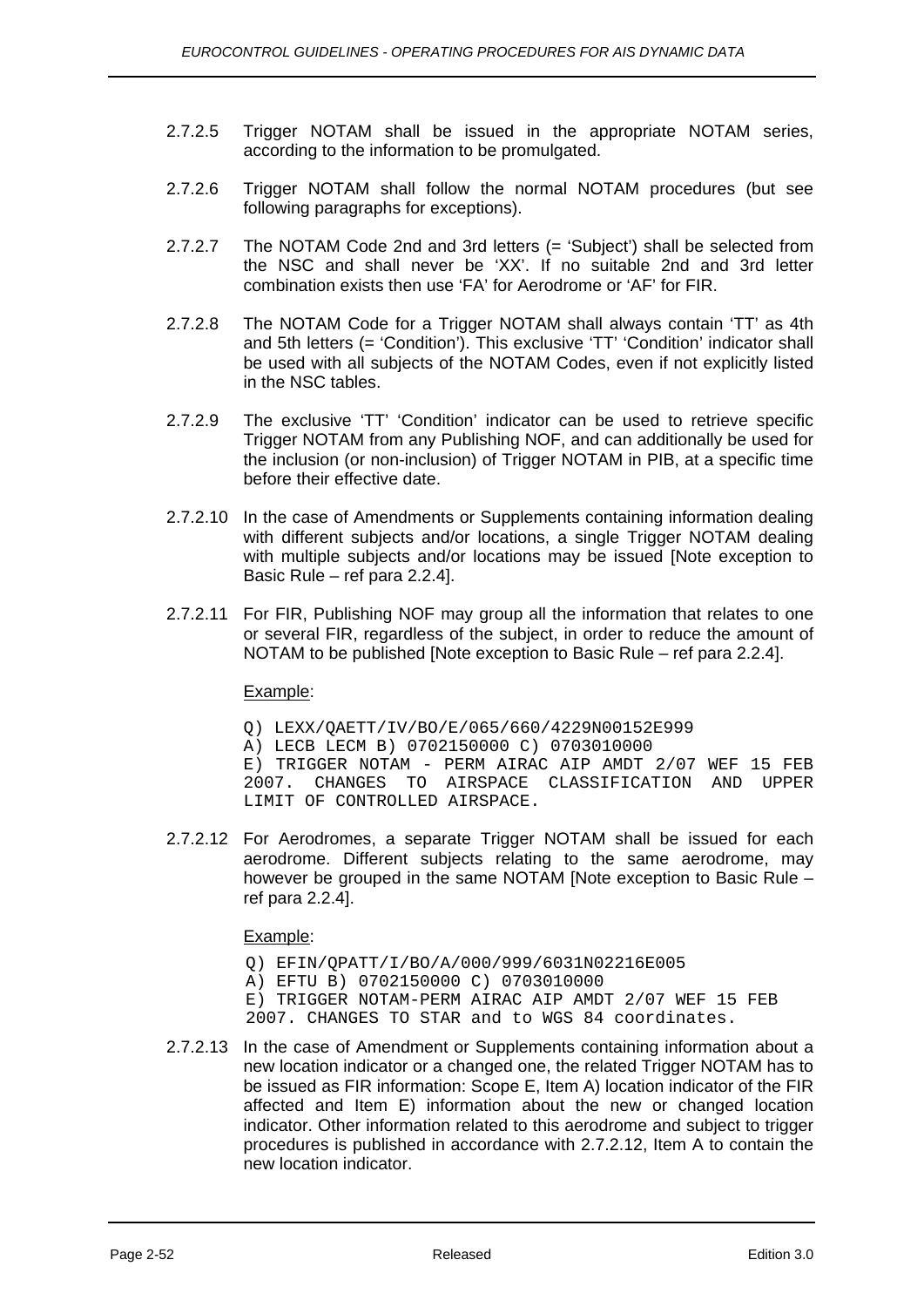2.7.2.5 Trigger NOTAM shall be issued in the appropriate NOTAM series, according to the information to be promulgated.

2.7.2.6 Trigger NOTAM shall follow the normal NOTAM procedures (but see following paragraphs for exceptions).

2.7.2.7 The NOTAM Code 2nd and 3rd letters (= 'Subject') shall be selected from the NSC and shall never be 'XX'. If no suitable 2nd and 3rd letter combination exists then use 'FA' for Aerodrome or 'AF' for FIR.

2.7.2.8 The NOTAM Code for a Trigger NOTAM shall always contain 'TT' as 4th and 5th letters (= 'Condition'). This exclusive 'TT' 'Condition' indicator shall be used with all subjects of the NOTAM Codes, even if not explicitly listed in the NSC tables.

2.7.2.9 The exclusive 'TT' 'Condition' indicator can be used to retrieve specific Trigger NOTAM from any Publishing NOF, and can additionally be used for the inclusion (or non-inclusion) of Trigger NOTAM in PIB, at a specific time before their effective date.

2.7.2.10 In the case of Amendments or Supplements containing information dealing with different subjects and/or locations, a single Trigger NOTAM dealing with multiple subjects and/or locations may be issued [Note exception to Basic Rule – ref para 2.2.4].

2.7.2.11 For FIR, Publishing NOF may group all the information that relates to one or several FIR, regardless of the subject, in order to reduce the amount of NOTAM to be published [Note exception to Basic Rule – ref para 2.2.4].

<u>Example</u>:

```
Q) LEXX/QAETT/IV/BO/E/065/660/4229N00152E999
A) LECB LECM B) 0702150000 C) 0703010000
E) TRIGGER NOTAM - PERM AIRAC AIP AMDT 2/07 WEF 15 FEB
2007. CHANGES TO AIRSPACE CLASSIFICATION AND UPPER
LIMIT OF CONTROLLED AIRSPACE.
```

2.7.2.12 For Aerodromes, a separate Trigger NOTAM shall be issued for each aerodrome. Different subjects relating to the same aerodrome, may however be grouped in the same NOTAM [Note exception to Basic Rule – ref para 2.2.4].

<u>Example</u>:

```
Q) EFIN/QPATT/I/BO/A/000/999/6031N02216E005
A) EFTU B) 0702150000 C) 0703010000
E) TRIGGER NOTAM-PERM AIRAC AIP AMDT 2/07 WEF 15 FEB
2007. CHANGES TO STAR and to WGS 84 coordinates.
```

2.7.2.13 In the case of Amendment or Supplements containing information about a new location indicator or a changed one, the related Trigger NOTAM has to be issued as FIR information: Scope E, Item A) location indicator of the FIR affected and Item E) information about the new or changed location indicator. Other information related to this aerodrome and subject to trigger procedures is published in accordance with 2.7.2.12, Item A to contain the new location indicator.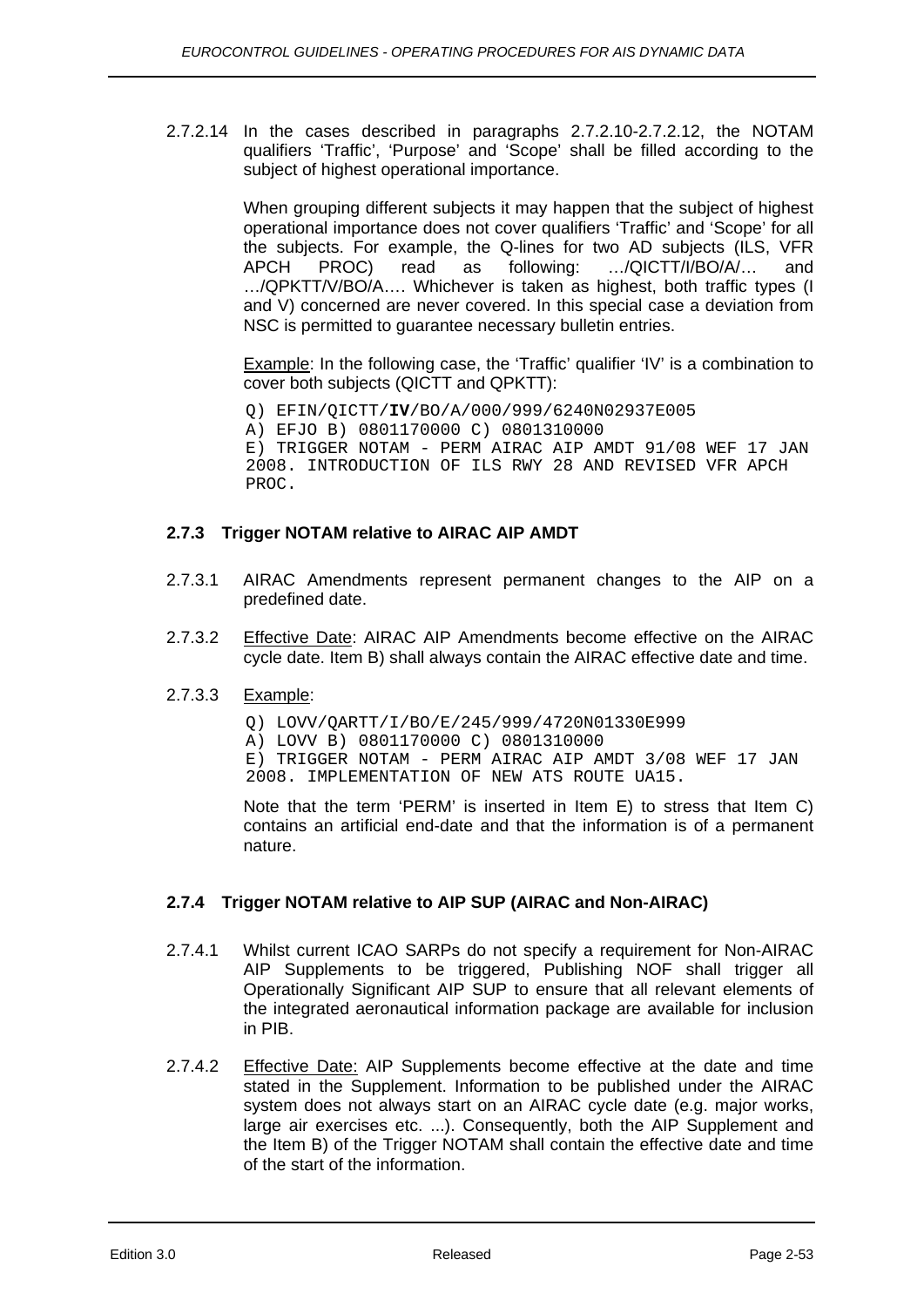2.7.2.14 In the cases described in paragraphs 2.7.2.10-2.7.2.12, the NOTAM qualifiers 'Traffic', 'Purpose' and 'Scope' shall be filled according to the subject of highest operational importance.

When grouping different subjects it may happen that the subject of highest operational importance does not cover qualifiers 'Traffic' and 'Scope' for all the subjects. For example, the Q-lines for two AD subjects (ILS, VFR APCH PROC) read as following: …/QICTT/I/BO/A/… and …/QPKTT/V/BO/A…. Whichever is taken as highest, both traffic types (I and V) concerned are never covered. In this special case a deviation from NSC is permitted to guarantee necessary bulletin entries.

<u>Example</u>: In the following case, the 'Traffic' qualifier 'IV' is a combination to cover both subjects (QICTT and QPKTT):

```
Q) EFIN/QICTT/IV/BO/A/000/999/6240N02937E005
A) EFJO B) 0801170000 C) 0801310000
E) TRIGGER NOTAM - PERM AIRAC AIP AMDT 91/08 WEF 17 JAN
2008. INTRODUCTION OF ILS RWY 28 AND REVISED VFR APCH
PROC.
```

### 2.7.3 Trigger NOTAM relative to AIRAC AIP AMDT

2.7.3.1 AIRAC Amendments represent permanent changes to the AIP on a predefined date.

2.7.3.2 <u>Effective Date</u>: AIRAC AIP Amendments become effective on the AIRAC cycle date. Item B) shall always contain the AIRAC effective date and time.

2.7.3.3 <u>Example</u>:

```
Q) LOVV/QARTT/I/BO/E/245/999/4720N01330E999
A) LOVV B) 0801170000 C) 0801310000
E) TRIGGER NOTAM - PERM AIRAC AIP AMDT 3/08 WEF 17 JAN
2008. IMPLEMENTATION OF NEW ATS ROUTE UA15.
```

Note that the term 'PERM' is inserted in Item E) to stress that Item C) contains an artificial end-date and that the information is of a permanent nature.

### 2.7.4 Trigger NOTAM relative to AIP SUP (AIRAC and Non-AIRAC)

2.7.4.1 Whilst current ICAO SARPs do not specify a requirement for Non-AIRAC AIP Supplements to be triggered, Publishing NOF shall trigger all Operationally Significant AIP SUP to ensure that all relevant elements of the integrated aeronautical information package are available for inclusion in PIB.

2.7.4.2 <u>Effective Date:</u> AIP Supplements become effective at the date and time stated in the Supplement. Information to be published under the AIRAC system does not always start on an AIRAC cycle date (e.g. major works, large air exercises etc. ...). Consequently, both the AIP Supplement and the Item B) of the Trigger NOTAM shall contain the effective date and time of the start of the information.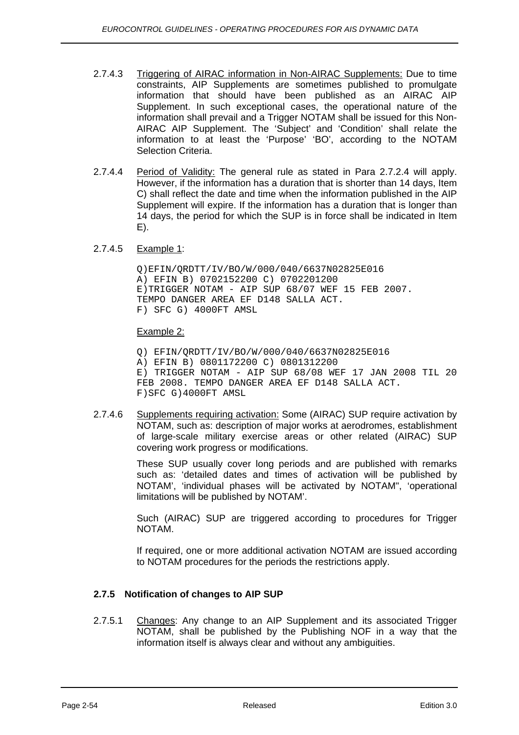2.7.4.3 Triggering of AIRAC information in Non-AIRAC Supplements: Due to time constraints, AIP Supplements are sometimes published to promulgate information that should have been published as an AIRAC AIP Supplement. In such exceptional cases, the operational nature of the information shall prevail and a Trigger NOTAM shall be issued for this Non-AIRAC AIP Supplement. The 'Subject' and 'Condition' shall relate the information to at least the 'Purpose' 'BO', according to the NOTAM Selection Criteria.

2.7.4.4 Period of Validity: The general rule as stated in Para 2.7.2.4 will apply. However, if the information has a duration that is shorter than 14 days, Item C) shall reflect the date and time when the information published in the AIP Supplement will expire. If the information has a duration that is longer than 14 days, the period for which the SUP is in force shall be indicated in Item E).

2.7.4.5 Example 1:

```
Q)EFIN/QRDTT/IV/BO/W/000/040/6637N02825E016
A) EFIN B) 0702152200 C) 0702201200
E)TRIGGER NOTAM - AIP SUP 68/07 WEF 15 FEB 2007.
TEMPO DANGER AREA EF D148 SALLA ACT.
F) SFC G) 4000FT AMSL
```

Example 2:

```
Q) EFIN/QRDTT/IV/BO/W/000/040/6637N02825E016
A) EFIN B) 0801172200 C) 0801312200
E) TRIGGER NOTAM - AIP SUP 68/08 WEF 17 JAN 2008 TIL 20
FEB 2008. TEMPO DANGER AREA EF D148 SALLA ACT.
F)SFC G)4000FT AMSL
```

2.7.4.6 Supplements requiring activation: Some (AIRAC) SUP require activation by NOTAM, such as: description of major works at aerodromes, establishment of large-scale military exercise areas or other related (AIRAC) SUP covering work progress or modifications.

These SUP usually cover long periods and are published with remarks such as: 'detailed dates and times of activation will be published by NOTAM', 'individual phases will be activated by NOTAM", 'operational limitations will be published by NOTAM'.

Such (AIRAC) SUP are triggered according to procedures for Trigger NOTAM.

If required, one or more additional activation NOTAM are issued according to NOTAM procedures for the periods the restrictions apply.

### 2.7.5 Notification of changes to AIP SUP

2.7.5.1 Changes: Any change to an AIP Supplement and its associated Trigger NOTAM, shall be published by the Publishing NOF in a way that the information itself is always clear and without any ambiguities.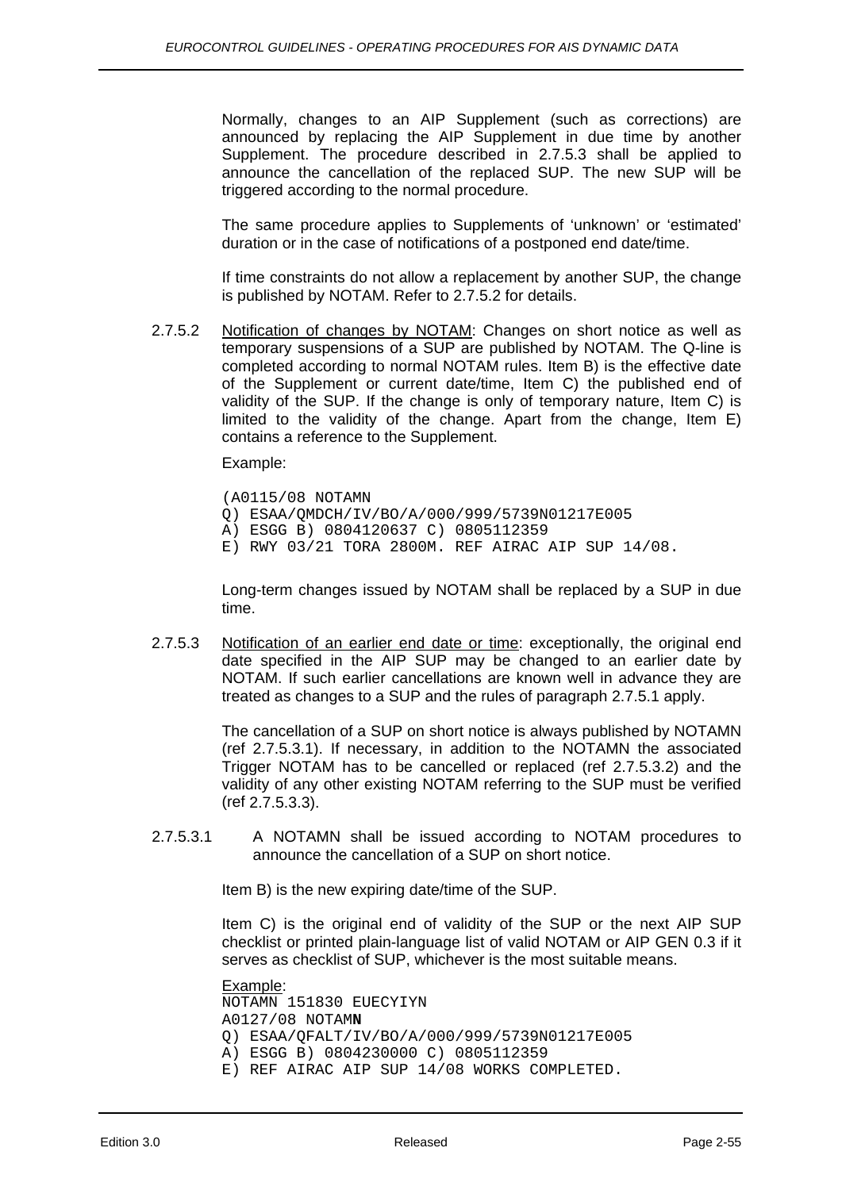Normally, changes to an AIP Supplement (such as corrections) are announced by replacing the AIP Supplement in due time by another Supplement. The procedure described in 2.7.5.3 shall be applied to announce the cancellation of the replaced SUP. The new SUP will be triggered according to the normal procedure.

The same procedure applies to Supplements of 'unknown' or 'estimated' duration or in the case of notifications of a postponed end date/time.

If time constraints do not allow a replacement by another SUP, the change is published by NOTAM. Refer to 2.7.5.2 for details.

2.7.5.2 Notification of changes by NOTAM: Changes on short notice as well as temporary suspensions of a SUP are published by NOTAM. The Q-line is completed according to normal NOTAM rules. Item B) is the effective date of the Supplement or current date/time, Item C) the published end of validity of the SUP. If the change is only of temporary nature, Item C) is limited to the validity of the change. Apart from the change, Item E) contains a reference to the Supplement.

Example:

```
(A0115/08 NOTAMN
Q) ESAA/QMDCH/IV/BO/A/000/999/5739N01217E005
A) ESGG B) 0804120637 C) 0805112359
E) RWY 03/21 TORA 2800M. REF AIRAC AIP SUP 14/08.
```

Long-term changes issued by NOTAM shall be replaced by a SUP in due time.

2.7.5.3 Notification of an earlier end date or time: exceptionally, the original end date specified in the AIP SUP may be changed to an earlier date by NOTAM. If such earlier cancellations are known well in advance they are treated as changes to a SUP and the rules of paragraph 2.7.5.1 apply.

The cancellation of a SUP on short notice is always published by NOTAMN (ref 2.7.5.3.1). If necessary, in addition to the NOTAMN the associated Trigger NOTAM has to be cancelled or replaced (ref 2.7.5.3.2) and the validity of any other existing NOTAM referring to the SUP must be verified (ref 2.7.5.3.3).

2.7.5.3.1 A NOTAMN shall be issued according to NOTAM procedures to announce the cancellation of a SUP on short notice.

Item B) is the new expiring date/time of the SUP.

Item C) is the original end of validity of the SUP or the next AIP SUP checklist or printed plain-language list of valid NOTAM or AIP GEN 0.3 if it serves as checklist of SUP, whichever is the most suitable means.

Example:

```
NOTAMN 151830 EUECYIYN
A0127/08 NOTAMN
Q) ESAA/QFALT/IV/BO/A/000/999/5739N01217E005
A) ESGG B) 0804230000 C) 0805112359
E) REF AIRAC AIP SUP 14/08 WORKS COMPLETED.
```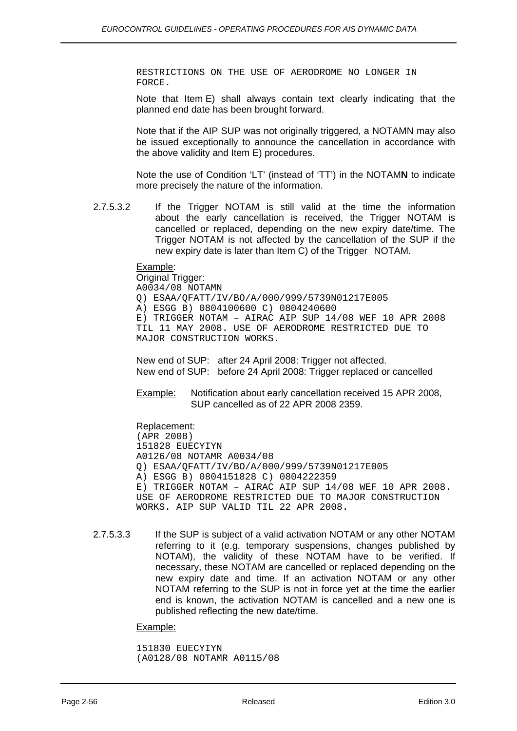```
RESTRICTIONS ON THE USE OF AERODROME NO LONGER IN
FORCE.
```

Note that Item E) shall always contain text clearly indicating that the planned end date has been brought forward.

Note that if the AIP SUP was not originally triggered, a NOTAMN may also be issued exceptionally to announce the cancellation in accordance with the above validity and Item E) procedures.

Note the use of Condition 'LT' (instead of 'TT') in the NOTAM**N** to indicate more precisely the nature of the information.

2.7.5.3.2 If the Trigger NOTAM is still valid at the time the information about the early cancellation is received, the Trigger NOTAM is cancelled or replaced, depending on the new expiry date/time. The Trigger NOTAM is not affected by the cancellation of the SUP if the new expiry date is later than Item C) of the Trigger NOTAM.

Example:

Original Trigger:

```
A0034/08 NOTAMN
Q) ESAA/QFATT/IV/BO/A/000/999/5739N01217E005
A) ESGG B) 0804100600 C) 0804240600
E) TRIGGER NOTAM – AIRAC AIP SUP 14/08 WEF 10 APR 2008
TIL 11 MAY 2008. USE OF AERODROME RESTRICTED DUE TO
MAJOR CONSTRUCTION WORKS.
```

New end of SUP: after 24 April 2008: Trigger not affected.
New end of SUP: before 24 April 2008: Trigger replaced or cancelled

Example: Notification about early cancellation received 15 APR 2008, SUP cancelled as of 22 APR 2008 2359.

Replacement:

```
(APR 2008)
151828 EUECYIYN
A0126/08 NOTAMR A0034/08
Q) ESAA/QFATT/IV/BO/A/000/999/5739N01217E005
A) ESGG B) 0804151828 C) 0804222359
E) TRIGGER NOTAM – AIRAC AIP SUP 14/08 WEF 10 APR 2008.
USE OF AERODROME RESTRICTED DUE TO MAJOR CONSTRUCTION
WORKS. AIP SUP VALID TIL 22 APR 2008.
```

2.7.5.3.3 If the SUP is subject of a valid activation NOTAM or any other NOTAM referring to it (e.g. temporary suspensions, changes published by NOTAM), the validity of these NOTAM have to be verified. If necessary, these NOTAM are cancelled or replaced depending on the new expiry date and time. If an activation NOTAM or any other NOTAM referring to the SUP is not in force yet at the time the earlier end is known, the activation NOTAM is cancelled and a new one is published reflecting the new date/time.

Example:

```
151830 EUECYIYN
(A0128/08 NOTAMR A0115/08
```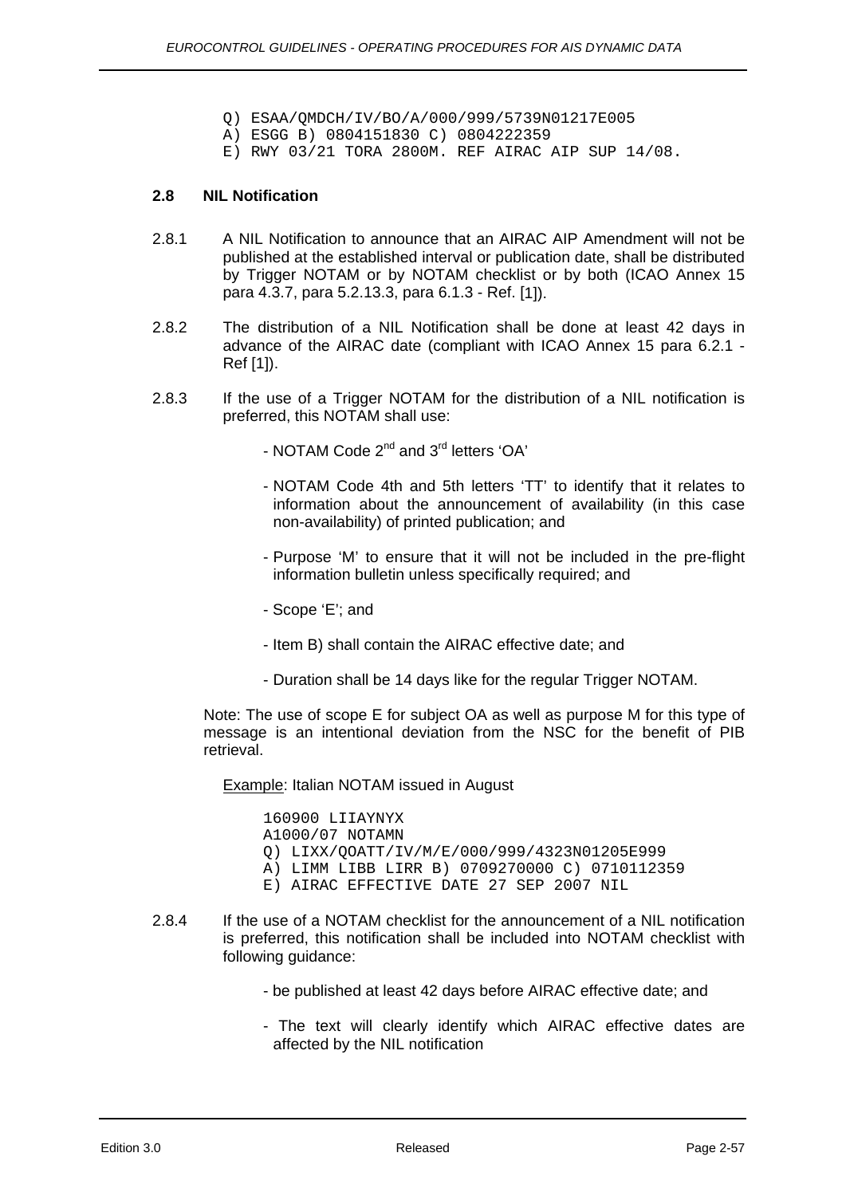```
Q) ESAA/QMDCH/IV/BO/A/000/999/5739N01217E005
A) ESGG B) 0804151830 C) 0804222359
E) RWY 03/21 TORA 2800M. REF AIRAC AIP SUP 14/08.
```

### 2.8 NIL Notification

2.8.1 A NIL Notification to announce that an AIRAC AIP Amendment will not be published at the established interval or publication date, shall be distributed by Trigger NOTAM or by NOTAM checklist or by both (ICAO Annex 15 para 4.3.7, para 5.2.13.3, para 6.1.3 - Ref. [1]).

2.8.2 The distribution of a NIL Notification shall be done at least 42 days in advance of the AIRAC date (compliant with ICAO Annex 15 para 6.2.1 - Ref [1]).

2.8.3 If the use of a Trigger NOTAM for the distribution of a NIL notification is preferred, this NOTAM shall use:

- NOTAM Code 2nd and 3rd letters 'OA'
- NOTAM Code 4th and 5th letters 'TT' to identify that it relates to information about the announcement of availability (in this case non-availability) of printed publication; and
- Purpose 'M' to ensure that it will not be included in the pre-flight information bulletin unless specifically required; and
- Scope 'E'; and
- Item B) shall contain the AIRAC effective date; and
- Duration shall be 14 days like for the regular Trigger NOTAM.

Note: The use of scope E for subject OA as well as purpose M for this type of message is an intentional deviation from the NSC for the benefit of PIB retrieval.

<u>Example</u>: Italian NOTAM issued in August

```
160900 LIIAYNYX
A1000/07 NOTAMN
Q) LIXX/QOATT/IV/M/E/000/999/4323N01205E999
A) LIMM LIBB LIRR B) 0709270000 C) 0710112359
E) AIRAC EFFECTIVE DATE 27 SEP 2007 NIL
```

2.8.4 If the use of a NOTAM checklist for the announcement of a NIL notification is preferred, this notification shall be included into NOTAM checklist with following guidance:

- be published at least 42 days before AIRAC effective date; and
- The text will clearly identify which AIRAC effective dates are affected by the NIL notification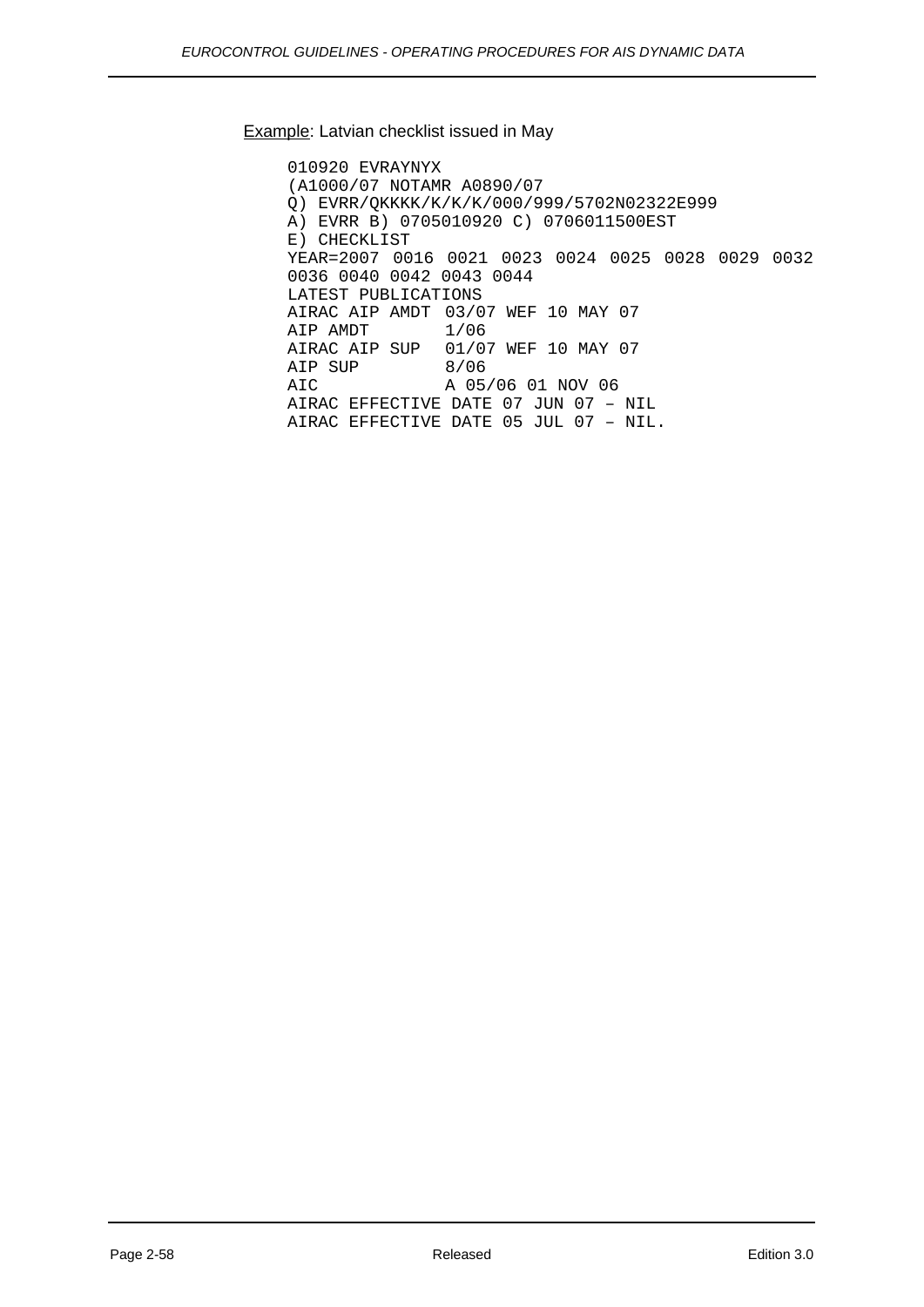<u>Example</u>: Latvian checklist issued in May

```
010920 EVRAYNYX
(A1000/07 NOTAMR A0890/07
Q) EVRR/QKKKK/K/K/K/000/999/5702N02322E999
A) EVRR B) 0705010920 C) 0706011500EST
E) CHECKLIST
YEAR=2007 0016 0021 0023 0024 0025 0028 0029 0032
0036 0040 0042 0043 0044
LATEST PUBLICATIONS
AIRAC AIP AMDT 03/07 WEF 10 MAY 07
AIP AMDT       1/06
AIRAC AIP SUP  01/07 WEF 10 MAY 07
AIP SUP        8/06
AIC            A 05/06 01 NOV 06
AIRAC EFFECTIVE DATE 07 JUN 07 – NIL
AIRAC EFFECTIVE DATE 05 JUL 07 – NIL.
```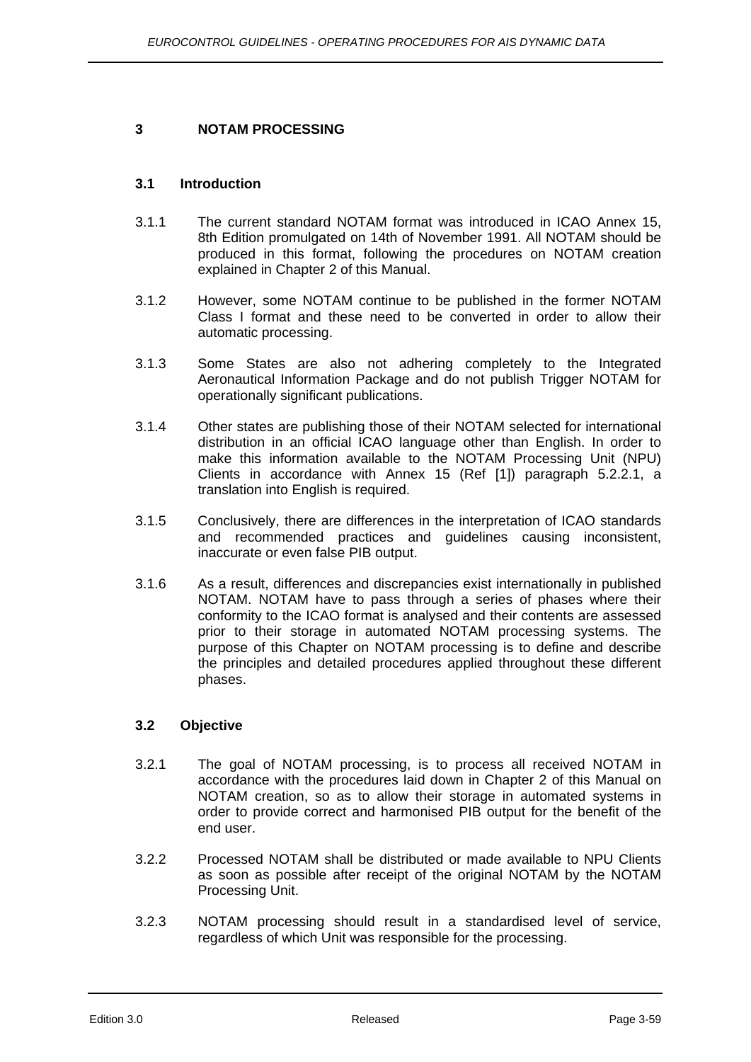# 3 NOTAM PROCESSING

## 3.1 Introduction

3.1.1 The current standard NOTAM format was introduced in ICAO Annex 15, 8th Edition promulgated on 14th of November 1991. All NOTAM should be produced in this format, following the procedures on NOTAM creation explained in Chapter 2 of this Manual.

3.1.2 However, some NOTAM continue to be published in the former NOTAM Class I format and these need to be converted in order to allow their automatic processing.

3.1.3 Some States are also not adhering completely to the Integrated Aeronautical Information Package and do not publish Trigger NOTAM for operationally significant publications.

3.1.4 Other states are publishing those of their NOTAM selected for international distribution in an official ICAO language other than English. In order to make this information available to the NOTAM Processing Unit (NPU) Clients in accordance with Annex 15 (Ref [1]) paragraph 5.2.2.1, a translation into English is required.

3.1.5 Conclusively, there are differences in the interpretation of ICAO standards and recommended practices and guidelines causing inconsistent, inaccurate or even false PIB output.

3.1.6 As a result, differences and discrepancies exist internationally in published NOTAM. NOTAM have to pass through a series of phases where their conformity to the ICAO format is analysed and their contents are assessed prior to their storage in automated NOTAM processing systems. The purpose of this Chapter on NOTAM processing is to define and describe the principles and detailed procedures applied throughout these different phases.

## 3.2 Objective

3.2.1 The goal of NOTAM processing, is to process all received NOTAM in accordance with the procedures laid down in Chapter 2 of this Manual on NOTAM creation, so as to allow their storage in automated systems in order to provide correct and harmonised PIB output for the benefit of the end user.

3.2.2 Processed NOTAM shall be distributed or made available to NPU Clients as soon as possible after receipt of the original NOTAM by the NOTAM Processing Unit.

3.2.3 NOTAM processing should result in a standardised level of service, regardless of which Unit was responsible for the processing.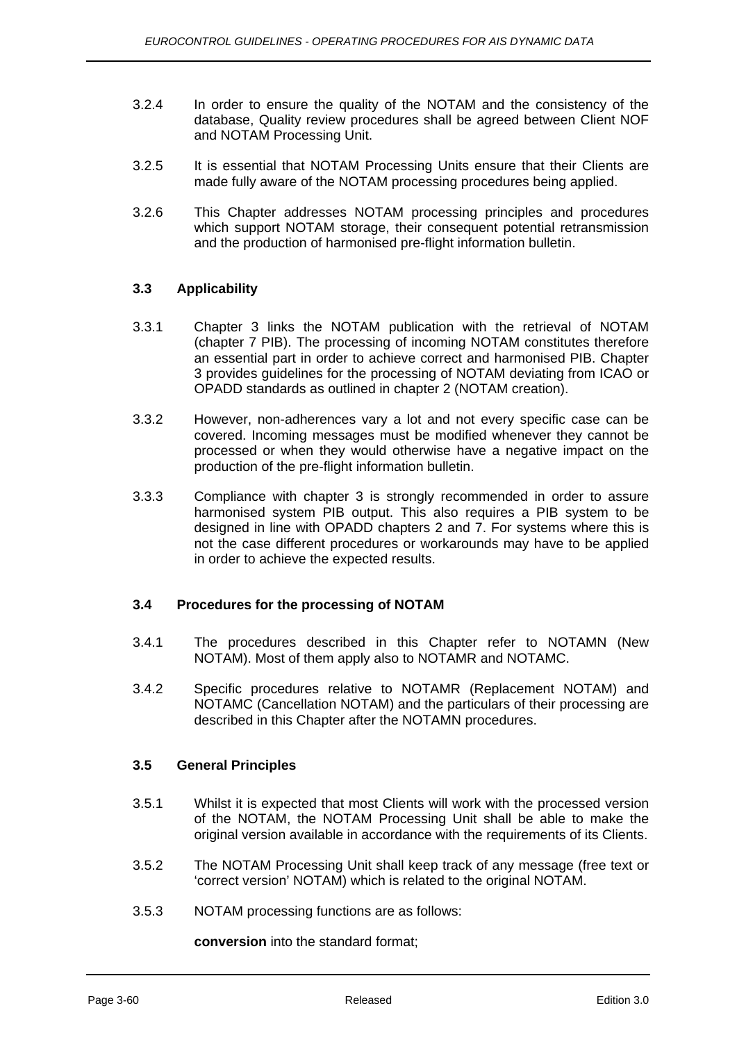3.2.4 In order to ensure the quality of the NOTAM and the consistency of the database, Quality review procedures shall be agreed between Client NOF and NOTAM Processing Unit.

3.2.5 It is essential that NOTAM Processing Units ensure that their Clients are made fully aware of the NOTAM processing procedures being applied.

3.2.6 This Chapter addresses NOTAM processing principles and procedures which support NOTAM storage, their consequent potential retransmission and the production of harmonised pre-flight information bulletin.

### 3.3 Applicability

3.3.1 Chapter 3 links the NOTAM publication with the retrieval of NOTAM (chapter 7 PIB). The processing of incoming NOTAM constitutes therefore an essential part in order to achieve correct and harmonised PIB. Chapter 3 provides guidelines for the processing of NOTAM deviating from ICAO or OPADD standards as outlined in chapter 2 (NOTAM creation).

3.3.2 However, non-adherences vary a lot and not every specific case can be covered. Incoming messages must be modified whenever they cannot be processed or when they would otherwise have a negative impact on the production of the pre-flight information bulletin.

3.3.3 Compliance with chapter 3 is strongly recommended in order to assure harmonised system PIB output. This also requires a PIB system to be designed in line with OPADD chapters 2 and 7. For systems where this is not the case different procedures or workarounds may have to be applied in order to achieve the expected results.

### 3.4 Procedures for the processing of NOTAM

3.4.1 The procedures described in this Chapter refer to NOTAMN (New NOTAM). Most of them apply also to NOTAMR and NOTAMC.

3.4.2 Specific procedures relative to NOTAMR (Replacement NOTAM) and NOTAMC (Cancellation NOTAM) and the particulars of their processing are described in this Chapter after the NOTAMN procedures.

### 3.5 General Principles

3.5.1 Whilst it is expected that most Clients will work with the processed version of the NOTAM, the NOTAM Processing Unit shall be able to make the original version available in accordance with the requirements of its Clients.

3.5.2 The NOTAM Processing Unit shall keep track of any message (free text or 'correct version' NOTAM) which is related to the original NOTAM.

3.5.3 NOTAM processing functions are as follows:

**conversion** into the standard format;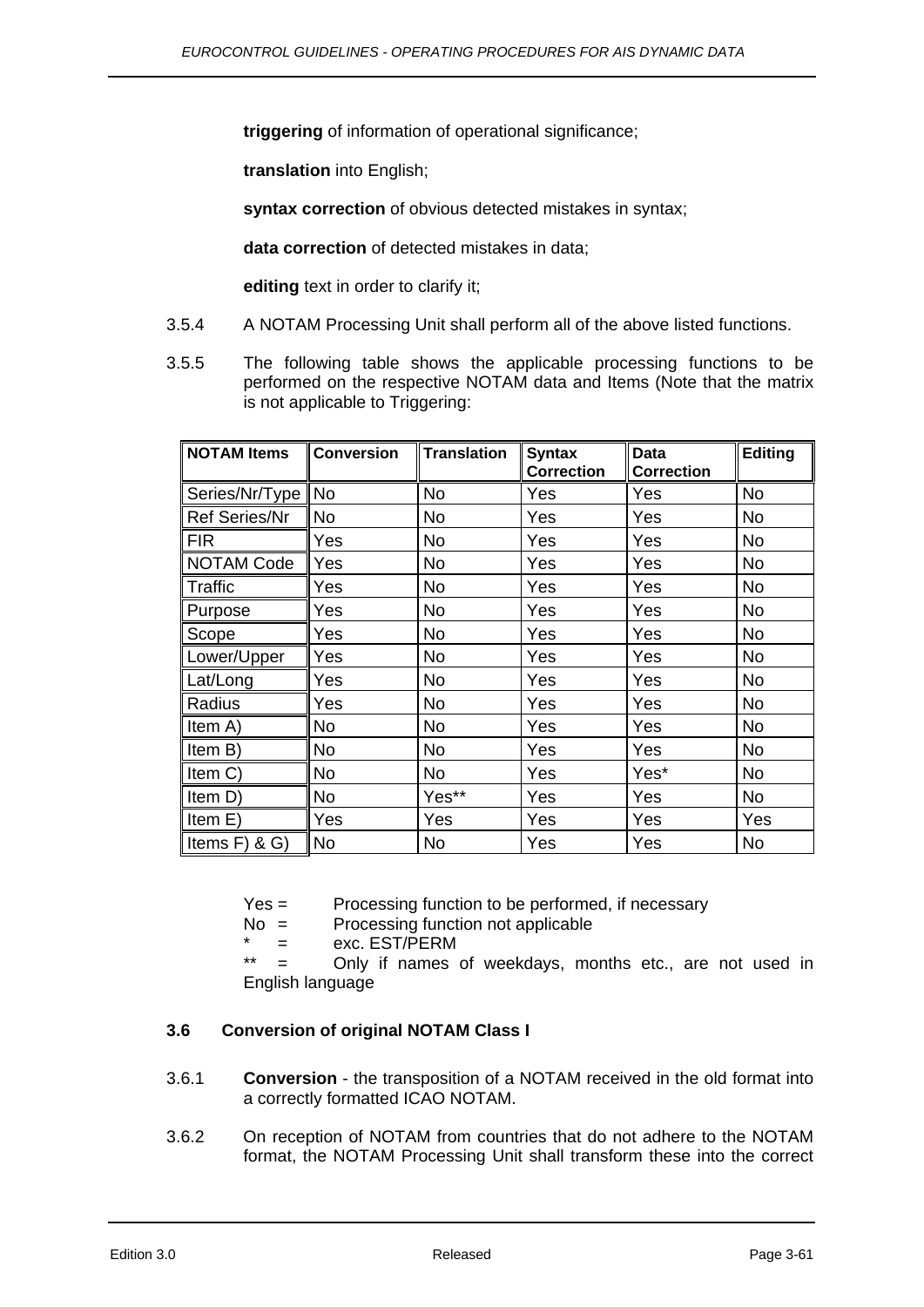**triggering** of information of operational significance;

**translation** into English;

**syntax correction** of obvious detected mistakes in syntax;

**data correction** of detected mistakes in data;

**editing** text in order to clarify it;

3.5.4 A NOTAM Processing Unit shall perform all of the above listed functions.

3.5.5 The following table shows the applicable processing functions to be performed on the respective NOTAM data and Items (Note that the matrix is not applicable to Triggering:

| NOTAM Items | Conversion | Translation | Syntax Correction | Data Correction | Editing |
|---|---|---|---|---|---|
| Series/Nr/Type | No | No | Yes | Yes | No |
| Ref Series/Nr | No | No | Yes | Yes | No |
| FIR | Yes | No | Yes | Yes | No |
| NOTAM Code | Yes | No | Yes | Yes | No |
| Traffic | Yes | No | Yes | Yes | No |
| Purpose | Yes | No | Yes | Yes | No |
| Scope | Yes | No | Yes | Yes | No |
| Lower/Upper | Yes | No | Yes | Yes | No |
| Lat/Long | Yes | No | Yes | Yes | No |
| Radius | Yes | No | Yes | Yes | No |
| Item A) | No | No | Yes | Yes | No |
| Item B) | No | No | Yes | Yes | No |
| Item C) | No | No | Yes | Yes* | No |
| Item D) | No | Yes** | Yes | Yes | No |
| Item E) | Yes | Yes | Yes | Yes | Yes |
| Items F) & G) | No | No | Yes | Yes | No |

Yes = Processing function to be performed, if necessary
No = Processing function not applicable
\* = exc. EST/PERM
\** = Only if names of weekdays, months etc., are not used in English language

### 3.6 Conversion of original NOTAM Class I

3.6.1 **Conversion** - the transposition of a NOTAM received in the old format into a correctly formatted ICAO NOTAM.

3.6.2 On reception of NOTAM from countries that do not adhere to the NOTAM format, the NOTAM Processing Unit shall transform these into the correct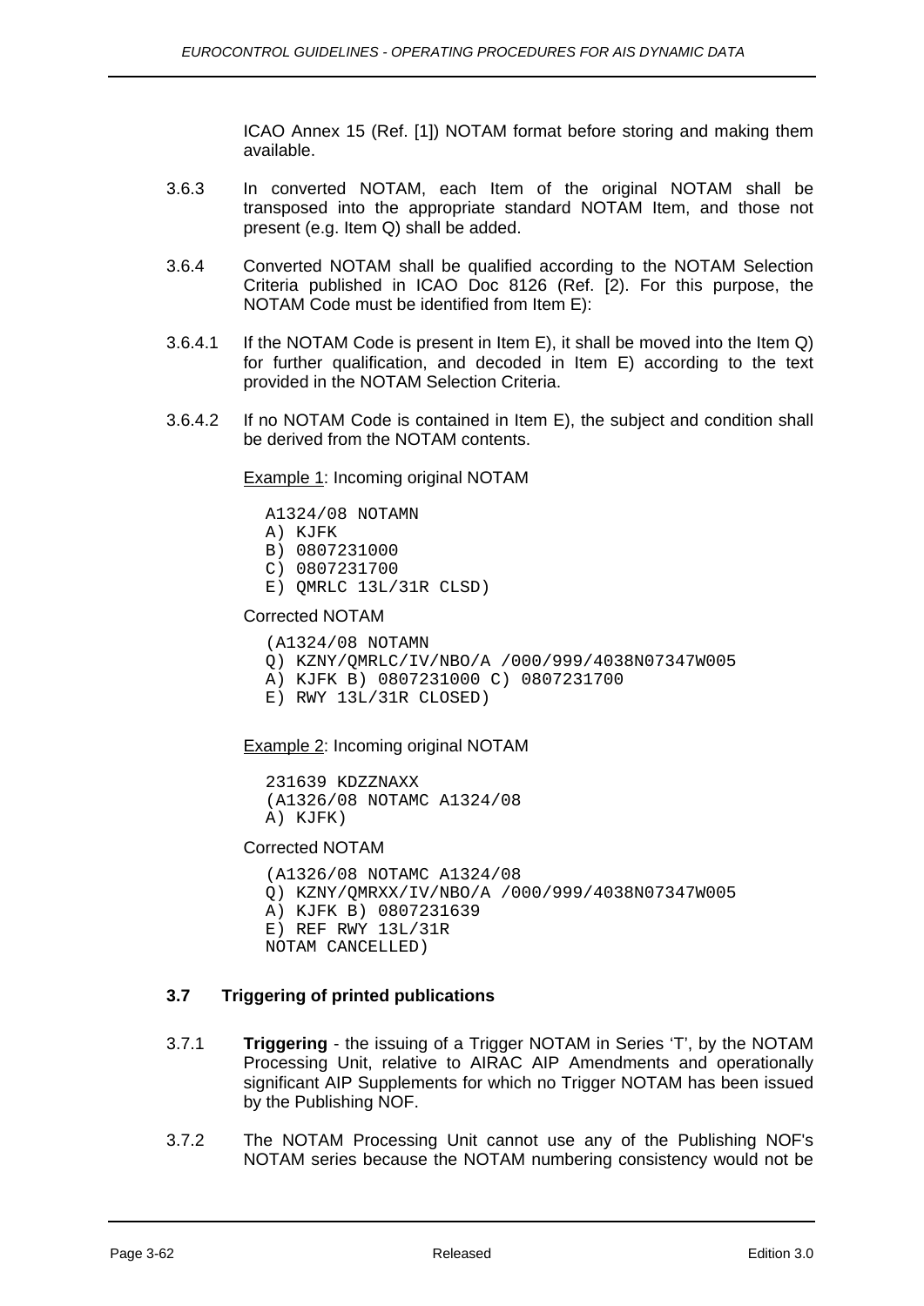ICAO Annex 15 (Ref. [1]) NOTAM format before storing and making them available.

3.6.3 In converted NOTAM, each Item of the original NOTAM shall be transposed into the appropriate standard NOTAM Item, and those not present (e.g. Item Q) shall be added.

3.6.4 Converted NOTAM shall be qualified according to the NOTAM Selection Criteria published in ICAO Doc 8126 (Ref. [2). For this purpose, the NOTAM Code must be identified from Item E):

3.6.4.1 If the NOTAM Code is present in Item E), it shall be moved into the Item Q) for further qualification, and decoded in Item E) according to the text provided in the NOTAM Selection Criteria.

3.6.4.2 If no NOTAM Code is contained in Item E), the subject and condition shall be derived from the NOTAM contents.

<u>Example 1</u>: Incoming original NOTAM

```
A1324/08 NOTAMN
A) KJFK
B) 0807231000
C) 0807231700
E) QMRLC 13L/31R CLSD)
```

Corrected NOTAM

```
(A1324/08 NOTAMN
Q) KZNY/QMRLC/IV/NBO/A /000/999/4038N07347W005
A) KJFK B) 0807231000 C) 0807231700
E) RWY 13L/31R CLOSED)
```

<u>Example 2</u>: Incoming original NOTAM

```
231639 KDZZNAXX
(A1326/08 NOTAMC A1324/08
A) KJFK)
```

Corrected NOTAM

```
(A1326/08 NOTAMC A1324/08
Q) KZNY/QMRXX/IV/NBO/A /000/999/4038N07347W005
A) KJFK B) 0807231639
E) REF RWY 13L/31R
NOTAM CANCELLED)
```

### 3.7 Triggering of printed publications

3.7.1 **Triggering** - the issuing of a Trigger NOTAM in Series 'T', by the NOTAM Processing Unit, relative to AIRAC AIP Amendments and operationally significant AIP Supplements for which no Trigger NOTAM has been issued by the Publishing NOF.

3.7.2 The NOTAM Processing Unit cannot use any of the Publishing NOF's NOTAM series because the NOTAM numbering consistency would not be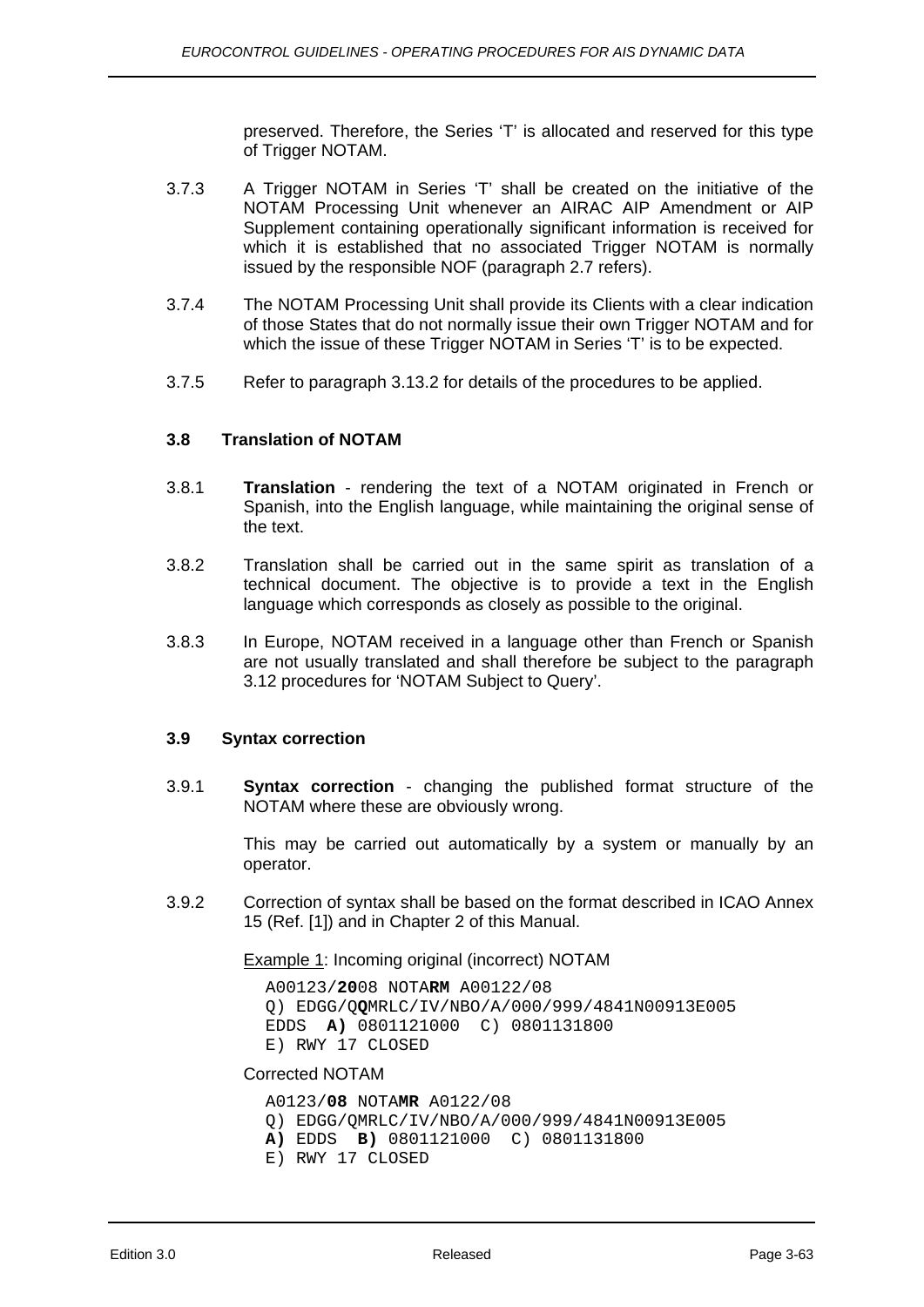preserved. Therefore, the Series 'T' is allocated and reserved for this type of Trigger NOTAM.

3.7.3 A Trigger NOTAM in Series 'T' shall be created on the initiative of the NOTAM Processing Unit whenever an AIRAC AIP Amendment or AIP Supplement containing operationally significant information is received for which it is established that no associated Trigger NOTAM is normally issued by the responsible NOF (paragraph 2.7 refers).

3.7.4 The NOTAM Processing Unit shall provide its Clients with a clear indication of those States that do not normally issue their own Trigger NOTAM and for which the issue of these Trigger NOTAM in Series 'T' is to be expected.

3.7.5 Refer to paragraph 3.13.2 for details of the procedures to be applied.

### 3.8 Translation of NOTAM

3.8.1 **Translation** - rendering the text of a NOTAM originated in French or Spanish, into the English language, while maintaining the original sense of the text.

3.8.2 Translation shall be carried out in the same spirit as translation of a technical document. The objective is to provide a text in the English language which corresponds as closely as possible to the original.

3.8.3 In Europe, NOTAM received in a language other than French or Spanish are not usually translated and shall therefore be subject to the paragraph 3.12 procedures for 'NOTAM Subject to Query'.

### 3.9 Syntax correction

3.9.1 **Syntax correction** - changing the published format structure of the NOTAM where these are obviously wrong.

This may be carried out automatically by a system or manually by an operator.

3.9.2 Correction of syntax shall be based on the format described in ICAO Annex 15 (Ref. [1]) and in Chapter 2 of this Manual.

Example 1: Incoming original (incorrect) NOTAM

```
A00123/2008 NOTARM A00122/08
Q) EDGG/QQMRLC/IV/NBO/A/000/999/4841N00913E005
EDDS  A) 0801121000  C) 0801131800
E) RWY 17 CLOSED
```

Corrected NOTAM

```
A0123/08 NOTAMR A0122/08
Q) EDGG/QMRLC/IV/NBO/A/000/999/4841N00913E005
A) EDDS  B) 0801121000  C) 0801131800
E) RWY 17 CLOSED
```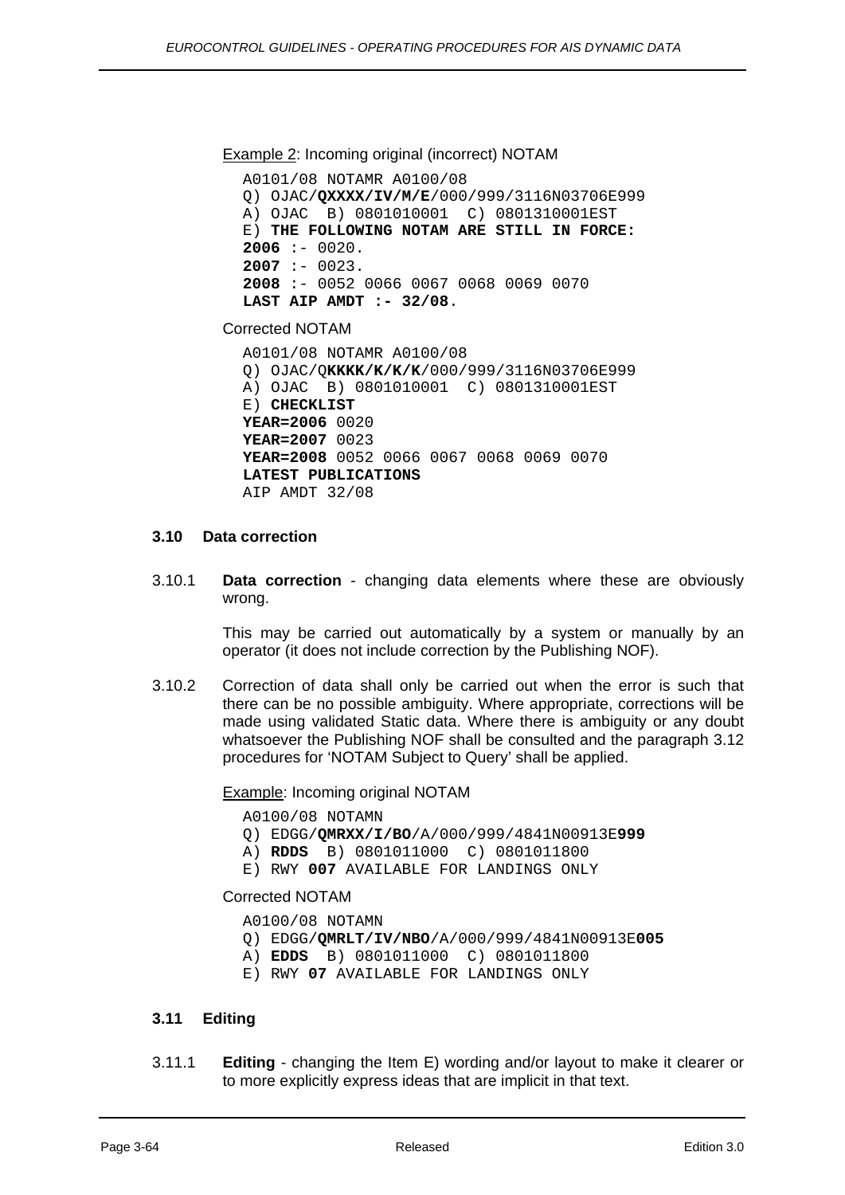Example 2: Incoming original (incorrect) NOTAM

```
A0101/08 NOTAMR A0100/08
Q) OJAC/QXXXX/IV/M/E/000/999/3116N03706E999
A) OJAC  B) 0801010001  C) 0801310001EST
E) THE FOLLOWING NOTAM ARE STILL IN FORCE:
2006 :- 0020.
2007 :- 0023.
2008 :- 0052 0066 0067 0068 0069 0070
LAST AIP AMDT :- 32/08.
```

Corrected NOTAM

```
A0101/08 NOTAMR A0100/08
Q) OJAC/QKKKK/K/K/K/000/999/3116N03706E999
A) OJAC  B) 0801010001  C) 0801310001EST
E) CHECKLIST
YEAR=2006 0020
YEAR=2007 0023
YEAR=2008 0052 0066 0067 0068 0069 0070
LATEST PUBLICATIONS
AIP AMDT 32/08
```

### 3.10 Data correction

3.10.1 **Data correction** - changing data elements where these are obviously wrong.

This may be carried out automatically by a system or manually by an operator (it does not include correction by the Publishing NOF).

3.10.2 Correction of data shall only be carried out when the error is such that there can be no possible ambiguity. Where appropriate, corrections will be made using validated Static data. Where there is ambiguity or any doubt whatsoever the Publishing NOF shall be consulted and the paragraph 3.12 procedures for 'NOTAM Subject to Query' shall be applied.

Example: Incoming original NOTAM

```
A0100/08 NOTAMN
Q) EDGG/QMRXX/I/BO/A/000/999/4841N00913E999
A) RDDS  B) 0801011000  C) 0801011800
E) RWY 007 AVAILABLE FOR LANDINGS ONLY
```

Corrected NOTAM

```
A0100/08 NOTAMN
Q) EDGG/QMRLT/IV/NBO/A/000/999/4841N00913E005
A) EDDS  B) 0801011000  C) 0801011800
E) RWY 07 AVAILABLE FOR LANDINGS ONLY
```

### 3.11 Editing

3.11.1 **Editing** - changing the Item E) wording and/or layout to make it clearer or to more explicitly express ideas that are implicit in that text.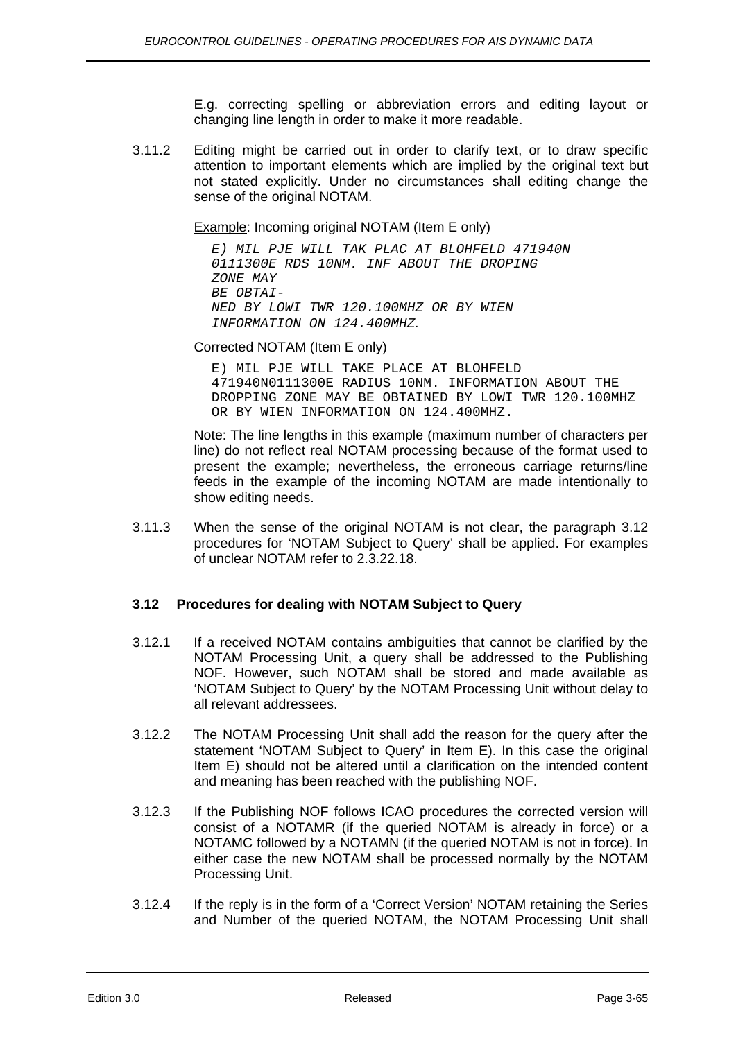E.g. correcting spelling or abbreviation errors and editing layout or changing line length in order to make it more readable.

3.11.2 Editing might be carried out in order to clarify text, or to draw specific attention to important elements which are implied by the original text but not stated explicitly. Under no circumstances shall editing change the sense of the original NOTAM.

Example: Incoming original NOTAM (Item E only)

```
E) MIL PJE WILL TAK PLAC AT BLOHFELD 471940N
0111300E RDS 10NM. INF ABOUT THE DROPING
ZONE MAY
BE OBTAI-
NED BY LOWI TWR 120.100MHZ OR BY WIEN
INFORMATION ON 124.400MHZ.
```

Corrected NOTAM (Item E only)

```
E) MIL PJE WILL TAKE PLACE AT BLOHFELD
471940N0111300E RADIUS 10NM. INFORMATION ABOUT THE
DROPPING ZONE MAY BE OBTAINED BY LOWI TWR 120.100MHZ
OR BY WIEN INFORMATION ON 124.400MHZ.
```

Note: The line lengths in this example (maximum number of characters per line) do not reflect real NOTAM processing because of the format used to present the example; nevertheless, the erroneous carriage returns/line feeds in the example of the incoming NOTAM are made intentionally to show editing needs.

3.11.3 When the sense of the original NOTAM is not clear, the paragraph 3.12 procedures for 'NOTAM Subject to Query' shall be applied. For examples of unclear NOTAM refer to 2.3.22.18.

### 3.12 Procedures for dealing with NOTAM Subject to Query

3.12.1 If a received NOTAM contains ambiguities that cannot be clarified by the NOTAM Processing Unit, a query shall be addressed to the Publishing NOF. However, such NOTAM shall be stored and made available as 'NOTAM Subject to Query' by the NOTAM Processing Unit without delay to all relevant addressees.

3.12.2 The NOTAM Processing Unit shall add the reason for the query after the statement 'NOTAM Subject to Query' in Item E). In this case the original Item E) should not be altered until a clarification on the intended content and meaning has been reached with the publishing NOF.

3.12.3 If the Publishing NOF follows ICAO procedures the corrected version will consist of a NOTAMR (if the queried NOTAM is already in force) or a NOTAMC followed by a NOTAMN (if the queried NOTAM is not in force). In either case the new NOTAM shall be processed normally by the NOTAM Processing Unit.

3.12.4 If the reply is in the form of a 'Correct Version' NOTAM retaining the Series and Number of the queried NOTAM, the NOTAM Processing Unit shall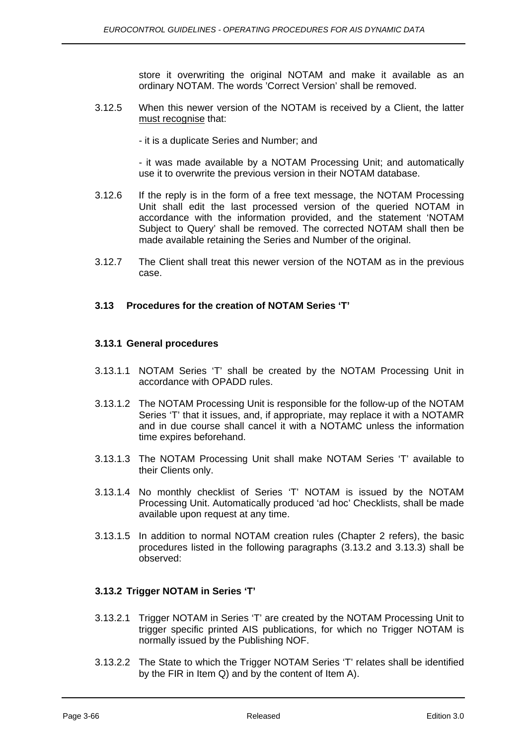store it overwriting the original NOTAM and make it available as an ordinary NOTAM. The words 'Correct Version' shall be removed.

3.12.5 When this newer version of the NOTAM is received by a Client, the latter must recognise that:

- it is a duplicate Series and Number; and

- it was made available by a NOTAM Processing Unit; and automatically use it to overwrite the previous version in their NOTAM database.

3.12.6 If the reply is in the form of a free text message, the NOTAM Processing Unit shall edit the last processed version of the queried NOTAM in accordance with the information provided, and the statement 'NOTAM Subject to Query' shall be removed. The corrected NOTAM shall then be made available retaining the Series and Number of the original.

3.12.7 The Client shall treat this newer version of the NOTAM as in the previous case.

### 3.13 Procedures for the creation of NOTAM Series 'T'

#### 3.13.1 General procedures

3.13.1.1 NOTAM Series 'T' shall be created by the NOTAM Processing Unit in accordance with OPADD rules.

3.13.1.2 The NOTAM Processing Unit is responsible for the follow-up of the NOTAM Series 'T' that it issues, and, if appropriate, may replace it with a NOTAMR and in due course shall cancel it with a NOTAMC unless the information time expires beforehand.

3.13.1.3 The NOTAM Processing Unit shall make NOTAM Series 'T' available to their Clients only.

3.13.1.4 No monthly checklist of Series 'T' NOTAM is issued by the NOTAM Processing Unit. Automatically produced 'ad hoc' Checklists, shall be made available upon request at any time.

3.13.1.5 In addition to normal NOTAM creation rules (Chapter 2 refers), the basic procedures listed in the following paragraphs (3.13.2 and 3.13.3) shall be observed:

#### 3.13.2 Trigger NOTAM in Series 'T'

3.13.2.1 Trigger NOTAM in Series 'T' are created by the NOTAM Processing Unit to trigger specific printed AIS publications, for which no Trigger NOTAM is normally issued by the Publishing NOF.

3.13.2.2 The State to which the Trigger NOTAM Series 'T' relates shall be identified by the FIR in Item Q) and by the content of Item A).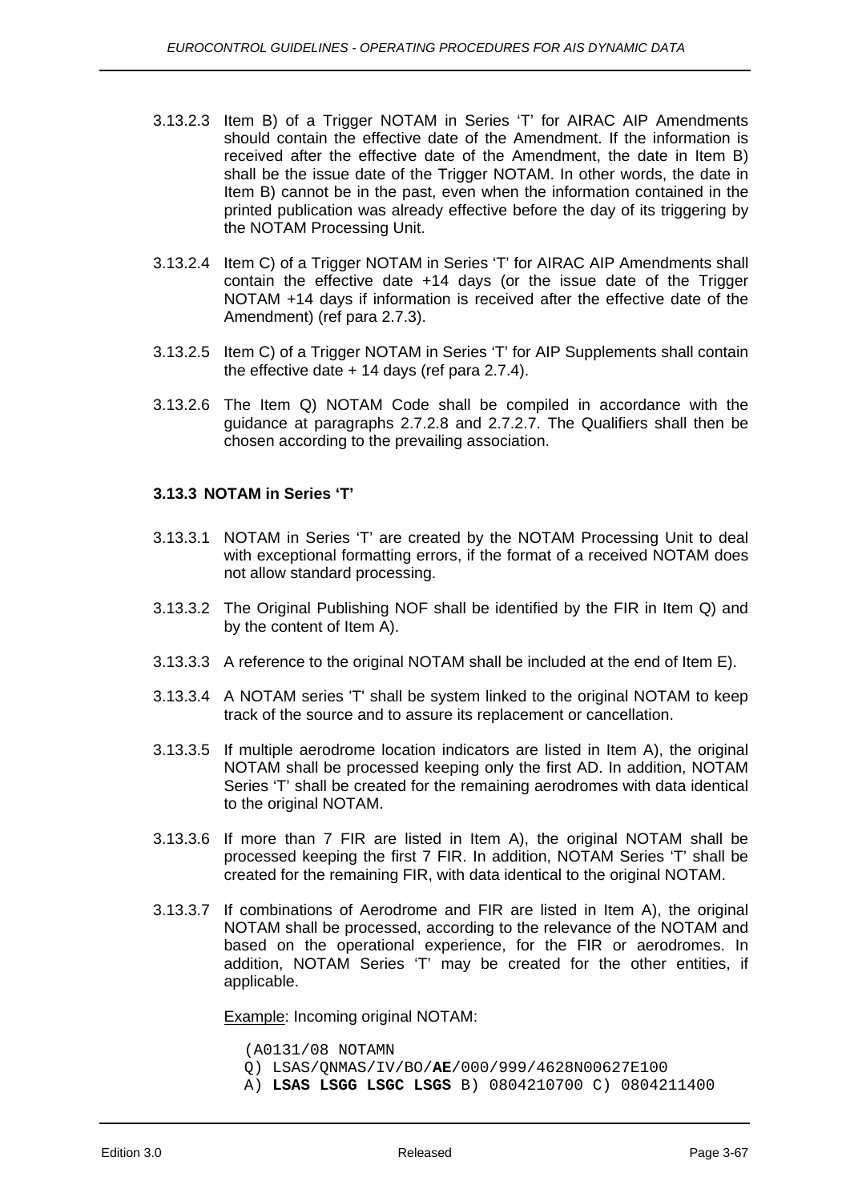3.13.2.3 Item B) of a Trigger NOTAM in Series 'T' for AIRAC AIP Amendments should contain the effective date of the Amendment. If the information is received after the effective date of the Amendment, the date in Item B) shall be the issue date of the Trigger NOTAM. In other words, the date in Item B) cannot be in the past, even when the information contained in the printed publication was already effective before the day of its triggering by the NOTAM Processing Unit.

3.13.2.4 Item C) of a Trigger NOTAM in Series 'T' for AIRAC AIP Amendments shall contain the effective date +14 days (or the issue date of the Trigger NOTAM +14 days if information is received after the effective date of the Amendment) (ref para 2.7.3).

3.13.2.5 Item C) of a Trigger NOTAM in Series 'T' for AIP Supplements shall contain the effective date + 14 days (ref para 2.7.4).

3.13.2.6 The Item Q) NOTAM Code shall be compiled in accordance with the guidance at paragraphs 2.7.2.8 and 2.7.2.7. The Qualifiers shall then be chosen according to the prevailing association.

### 3.13.3 NOTAM in Series 'T'

3.13.3.1 NOTAM in Series 'T' are created by the NOTAM Processing Unit to deal with exceptional formatting errors, if the format of a received NOTAM does not allow standard processing.

3.13.3.2 The Original Publishing NOF shall be identified by the FIR in Item Q) and by the content of Item A).

3.13.3.3 A reference to the original NOTAM shall be included at the end of Item E).

3.13.3.4 A NOTAM series 'T' shall be system linked to the original NOTAM to keep track of the source and to assure its replacement or cancellation.

3.13.3.5 If multiple aerodrome location indicators are listed in Item A), the original NOTAM shall be processed keeping only the first AD. In addition, NOTAM Series 'T' shall be created for the remaining aerodromes with data identical to the original NOTAM.

3.13.3.6 If more than 7 FIR are listed in Item A), the original NOTAM shall be processed keeping the first 7 FIR. In addition, NOTAM Series 'T' shall be created for the remaining FIR, with data identical to the original NOTAM.

3.13.3.7 If combinations of Aerodrome and FIR are listed in Item A), the original NOTAM shall be processed, according to the relevance of the NOTAM and based on the operational experience, for the FIR or aerodromes. In addition, NOTAM Series 'T' may be created for the other entities, if applicable.

<u>Example</u>: Incoming original NOTAM:

```
(A0131/08 NOTAMN
Q) LSAS/QNMAS/IV/BO/AE/000/999/4628N00627E100
A) LSAS LSGG LSGC LSGS B) 0804210700 C) 0804211400
```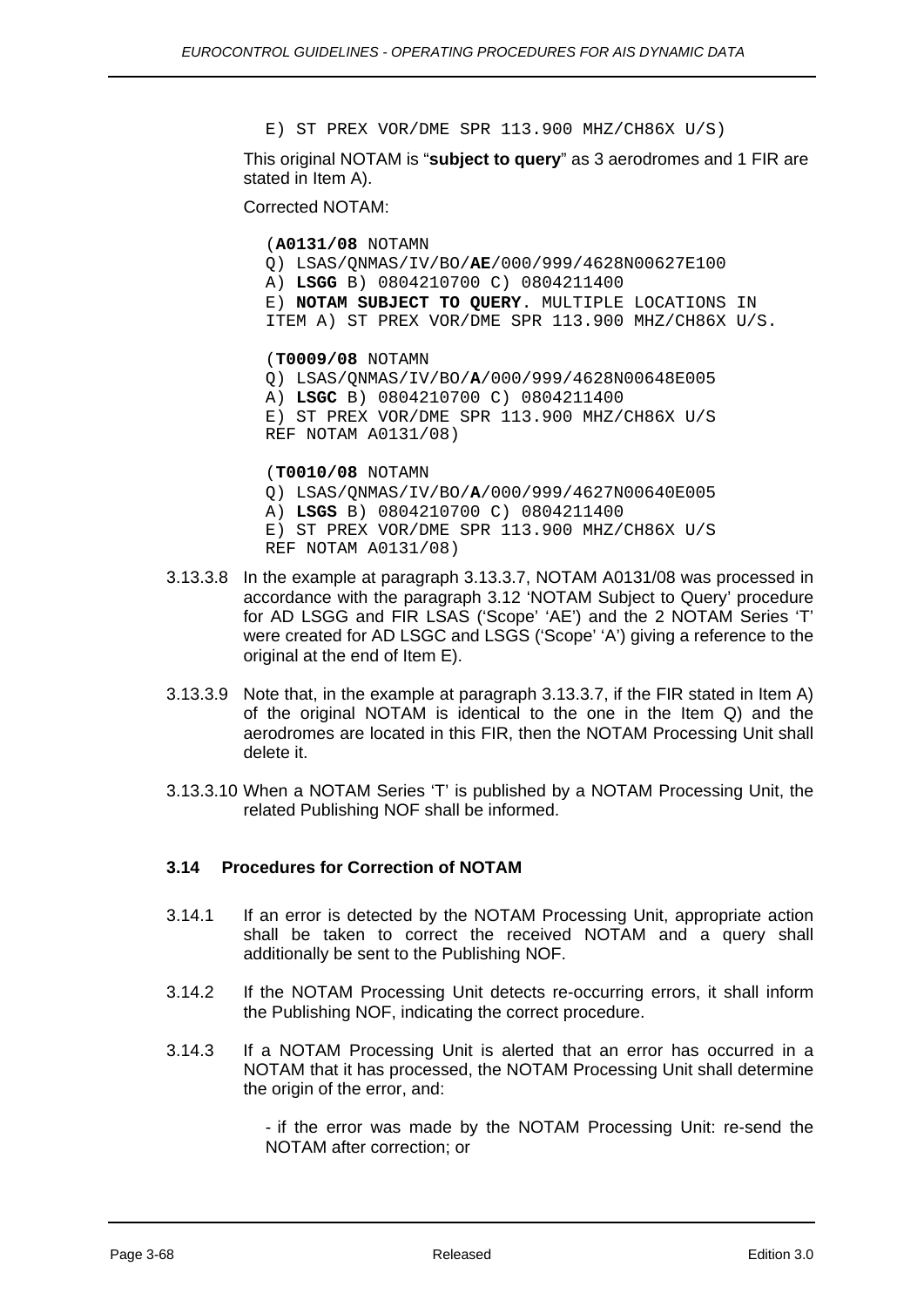```
E) ST PREX VOR/DME SPR 113.900 MHZ/CH86X U/S)
```

This original NOTAM is "**subject to query**" as 3 aerodromes and 1 FIR are stated in Item A).

Corrected NOTAM:

```
(A0131/08 NOTAMN
Q) LSAS/QNMAS/IV/BO/AE/000/999/4628N00627E100
A) LSGG B) 0804210700 C) 0804211400
E) NOTAM SUBJECT TO QUERY. MULTIPLE LOCATIONS IN
ITEM A) ST PREX VOR/DME SPR 113.900 MHZ/CH86X U/S.

(T0009/08 NOTAMN
Q) LSAS/QNMAS/IV/BO/A/000/999/4628N00648E005
A) LSGC B) 0804210700 C) 0804211400
E) ST PREX VOR/DME SPR 113.900 MHZ/CH86X U/S
REF NOTAM A0131/08)

(T0010/08 NOTAMN
Q) LSAS/QNMAS/IV/BO/A/000/999/4627N00640E005
A) LSGS B) 0804210700 C) 0804211400
E) ST PREX VOR/DME SPR 113.900 MHZ/CH86X U/S
REF NOTAM A0131/08)
```

3.13.3.8 In the example at paragraph 3.13.3.7, NOTAM A0131/08 was processed in accordance with the paragraph 3.12 'NOTAM Subject to Query' procedure for AD LSGG and FIR LSAS ('Scope' 'AE') and the 2 NOTAM Series 'T' were created for AD LSGC and LSGS ('Scope' 'A') giving a reference to the original at the end of Item E).

3.13.3.9 Note that, in the example at paragraph 3.13.3.7, if the FIR stated in Item A) of the original NOTAM is identical to the one in the Item Q) and the aerodromes are located in this FIR, then the NOTAM Processing Unit shall delete it.

3.13.3.10 When a NOTAM Series 'T' is published by a NOTAM Processing Unit, the related Publishing NOF shall be informed.

### 3.14 Procedures for Correction of NOTAM

3.14.1 If an error is detected by the NOTAM Processing Unit, appropriate action shall be taken to correct the received NOTAM and a query shall additionally be sent to the Publishing NOF.

3.14.2 If the NOTAM Processing Unit detects re-occurring errors, it shall inform the Publishing NOF, indicating the correct procedure.

3.14.3 If a NOTAM Processing Unit is alerted that an error has occurred in a NOTAM that it has processed, the NOTAM Processing Unit shall determine the origin of the error, and:

- if the error was made by the NOTAM Processing Unit: re-send the NOTAM after correction; or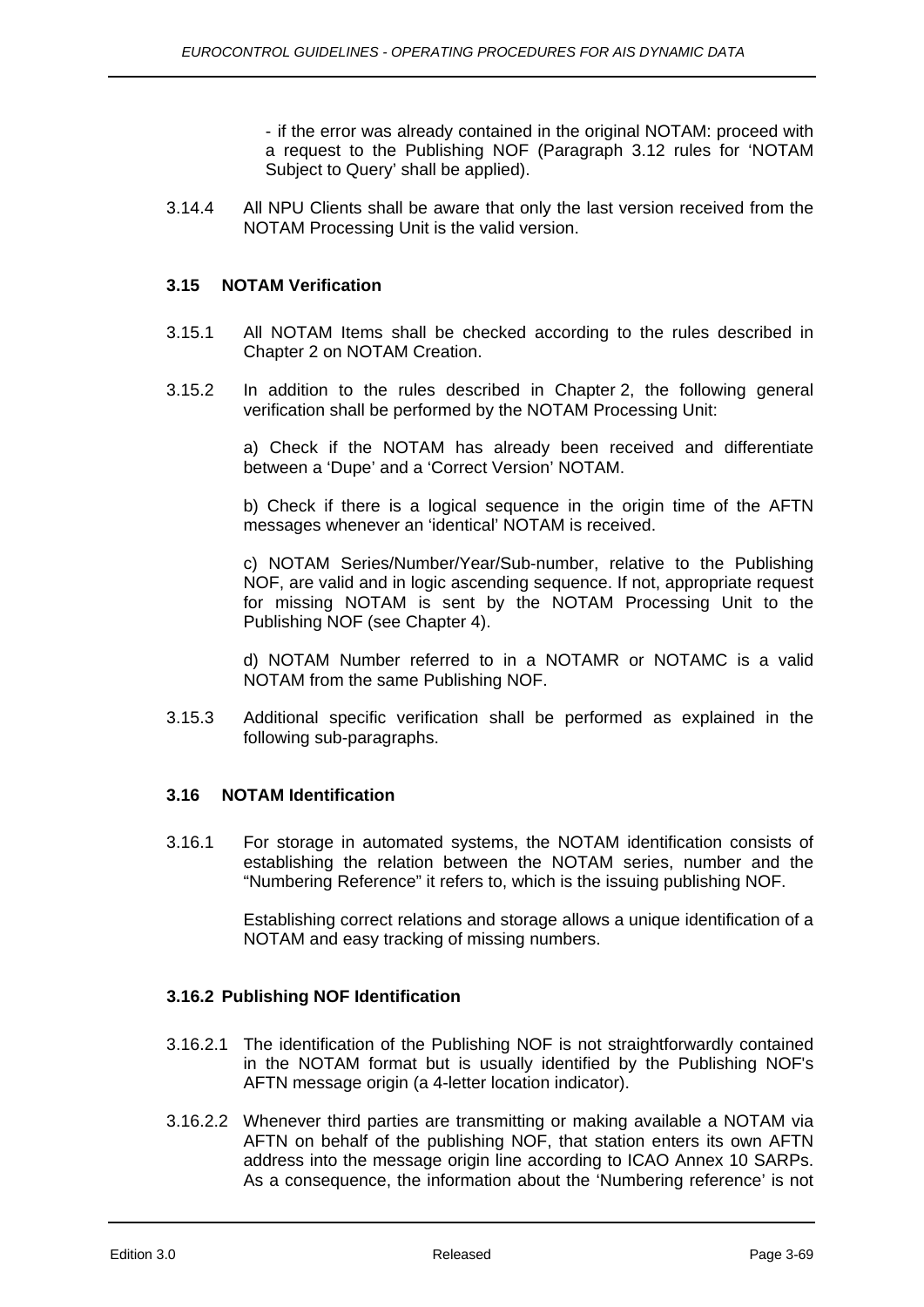- if the error was already contained in the original NOTAM: proceed with a request to the Publishing NOF (Paragraph 3.12 rules for 'NOTAM Subject to Query' shall be applied).

3.14.4 All NPU Clients shall be aware that only the last version received from the NOTAM Processing Unit is the valid version.

### 3.15 NOTAM Verification

3.15.1 All NOTAM Items shall be checked according to the rules described in Chapter 2 on NOTAM Creation.

3.15.2 In addition to the rules described in Chapter 2, the following general verification shall be performed by the NOTAM Processing Unit:

a) Check if the NOTAM has already been received and differentiate between a 'Dupe' and a 'Correct Version' NOTAM.

b) Check if there is a logical sequence in the origin time of the AFTN messages whenever an 'identical' NOTAM is received.

c) NOTAM Series/Number/Year/Sub-number, relative to the Publishing NOF, are valid and in logic ascending sequence. If not, appropriate request for missing NOTAM is sent by the NOTAM Processing Unit to the Publishing NOF (see Chapter 4).

d) NOTAM Number referred to in a NOTAMR or NOTAMC is a valid NOTAM from the same Publishing NOF.

3.15.3 Additional specific verification shall be performed as explained in the following sub-paragraphs.

### 3.16 NOTAM Identification

3.16.1 For storage in automated systems, the NOTAM identification consists of establishing the relation between the NOTAM series, number and the "Numbering Reference" it refers to, which is the issuing publishing NOF.

Establishing correct relations and storage allows a unique identification of a NOTAM and easy tracking of missing numbers.

#### 3.16.2 Publishing NOF Identification

3.16.2.1 The identification of the Publishing NOF is not straightforwardly contained in the NOTAM format but is usually identified by the Publishing NOF's AFTN message origin (a 4-letter location indicator).

3.16.2.2 Whenever third parties are transmitting or making available a NOTAM via AFTN on behalf of the publishing NOF, that station enters its own AFTN address into the message origin line according to ICAO Annex 10 SARPs. As a consequence, the information about the 'Numbering reference' is not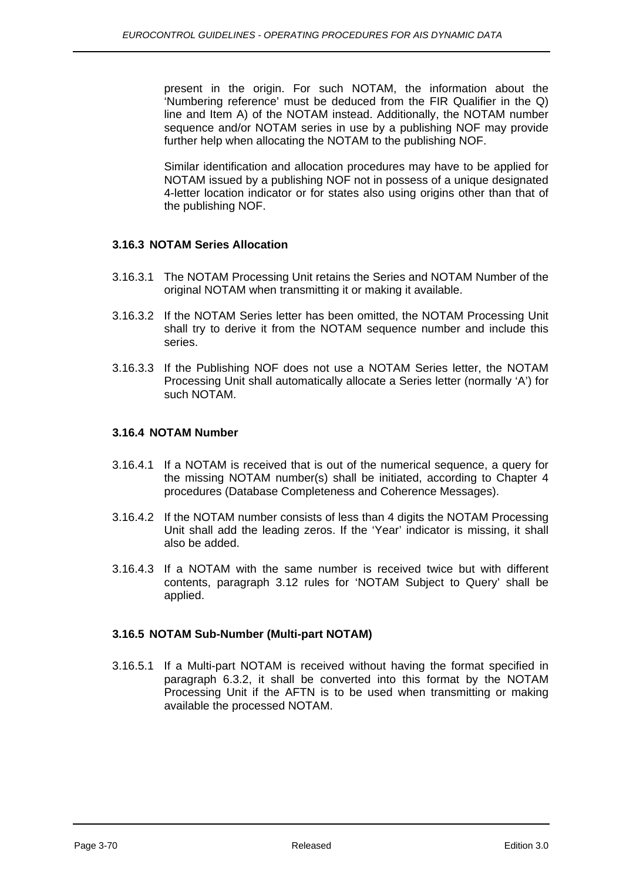present in the origin. For such NOTAM, the information about the 'Numbering reference' must be deduced from the FIR Qualifier in the Q) line and Item A) of the NOTAM instead. Additionally, the NOTAM number sequence and/or NOTAM series in use by a publishing NOF may provide further help when allocating the NOTAM to the publishing NOF.

Similar identification and allocation procedures may have to be applied for NOTAM issued by a publishing NOF not in possess of a unique designated 4-letter location indicator or for states also using origins other than that of the publishing NOF.

### 3.16.3 NOTAM Series Allocation

3.16.3.1 The NOTAM Processing Unit retains the Series and NOTAM Number of the original NOTAM when transmitting it or making it available.

3.16.3.2 If the NOTAM Series letter has been omitted, the NOTAM Processing Unit shall try to derive it from the NOTAM sequence number and include this series.

3.16.3.3 If the Publishing NOF does not use a NOTAM Series letter, the NOTAM Processing Unit shall automatically allocate a Series letter (normally 'A') for such NOTAM.

### 3.16.4 NOTAM Number

3.16.4.1 If a NOTAM is received that is out of the numerical sequence, a query for the missing NOTAM number(s) shall be initiated, according to Chapter 4 procedures (Database Completeness and Coherence Messages).

3.16.4.2 If the NOTAM number consists of less than 4 digits the NOTAM Processing Unit shall add the leading zeros. If the 'Year' indicator is missing, it shall also be added.

3.16.4.3 If a NOTAM with the same number is received twice but with different contents, paragraph 3.12 rules for 'NOTAM Subject to Query' shall be applied.

### 3.16.5 NOTAM Sub-Number (Multi-part NOTAM)

3.16.5.1 If a Multi-part NOTAM is received without having the format specified in paragraph 6.3.2, it shall be converted into this format by the NOTAM Processing Unit if the AFTN is to be used when transmitting or making available the processed NOTAM.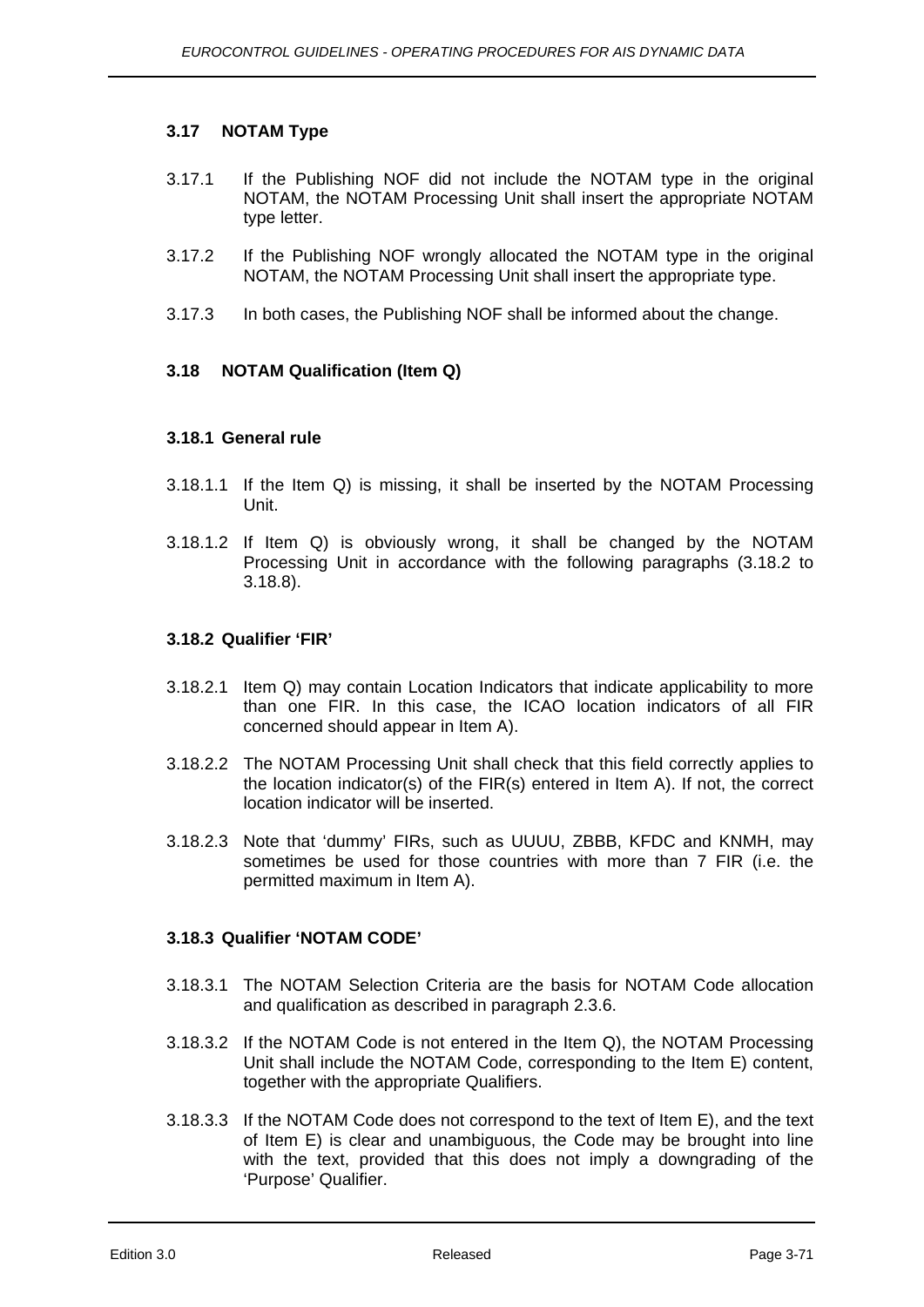### 3.17 NOTAM Type

3.17.1 If the Publishing NOF did not include the NOTAM type in the original NOTAM, the NOTAM Processing Unit shall insert the appropriate NOTAM type letter.

3.17.2 If the Publishing NOF wrongly allocated the NOTAM type in the original NOTAM, the NOTAM Processing Unit shall insert the appropriate type.

3.17.3 In both cases, the Publishing NOF shall be informed about the change.

### 3.18 NOTAM Qualification (Item Q)

#### 3.18.1 General rule

3.18.1.1 If the Item Q) is missing, it shall be inserted by the NOTAM Processing Unit.

3.18.1.2 If Item Q) is obviously wrong, it shall be changed by the NOTAM Processing Unit in accordance with the following paragraphs (3.18.2 to 3.18.8).

#### 3.18.2 Qualifier 'FIR'

3.18.2.1 Item Q) may contain Location Indicators that indicate applicability to more than one FIR. In this case, the ICAO location indicators of all FIR concerned should appear in Item A).

3.18.2.2 The NOTAM Processing Unit shall check that this field correctly applies to the location indicator(s) of the FIR(s) entered in Item A). If not, the correct location indicator will be inserted.

3.18.2.3 Note that 'dummy' FIRs, such as UUUU, ZBBB, KFDC and KNMH, may sometimes be used for those countries with more than 7 FIR (i.e. the permitted maximum in Item A).

#### 3.18.3 Qualifier 'NOTAM CODE'

3.18.3.1 The NOTAM Selection Criteria are the basis for NOTAM Code allocation and qualification as described in paragraph 2.3.6.

3.18.3.2 If the NOTAM Code is not entered in the Item Q), the NOTAM Processing Unit shall include the NOTAM Code, corresponding to the Item E) content, together with the appropriate Qualifiers.

3.18.3.3 If the NOTAM Code does not correspond to the text of Item E), and the text of Item E) is clear and unambiguous, the Code may be brought into line with the text, provided that this does not imply a downgrading of the 'Purpose' Qualifier.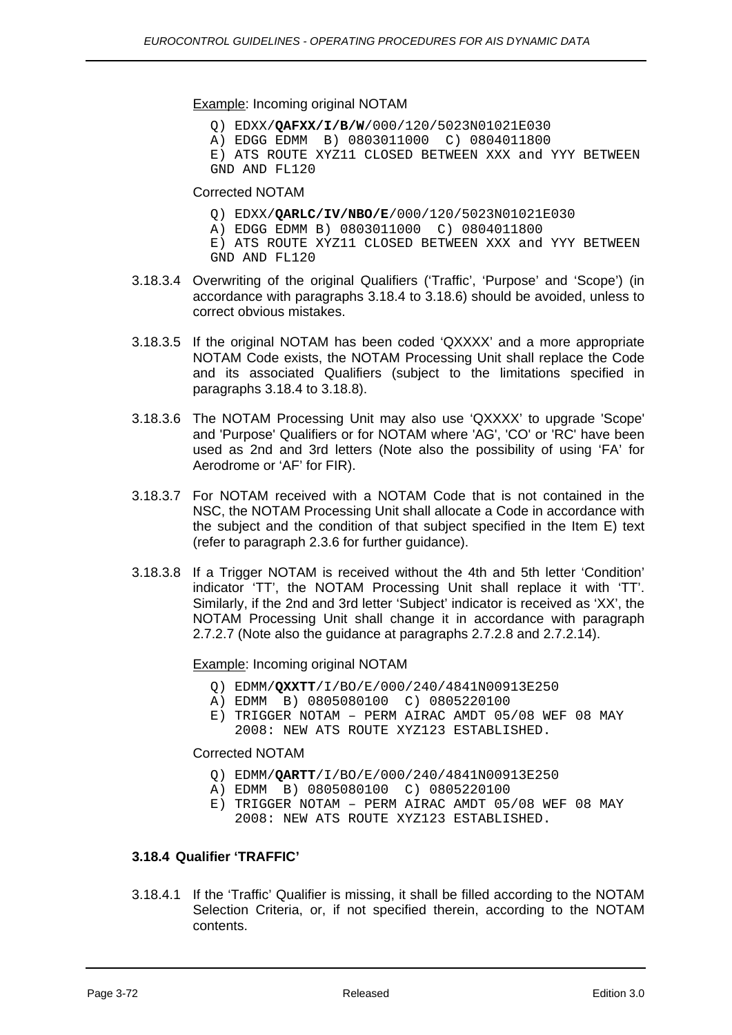Example: Incoming original NOTAM

```
Q) EDXX/QAFXX/I/B/W/000/120/5023N01021E030
A) EDGG EDMM  B) 0803011000  C) 0804011800
E) ATS ROUTE XYZ11 CLOSED BETWEEN XXX and YYY BETWEEN
GND AND FL120
```

Corrected NOTAM

```
Q) EDXX/QARLC/IV/NBO/E/000/120/5023N01021E030
A) EDGG EDMM B) 0803011000  C) 0804011800
E) ATS ROUTE XYZ11 CLOSED BETWEEN XXX and YYY BETWEEN
GND AND FL120
```

3.18.3.4 Overwriting of the original Qualifiers ('Traffic', 'Purpose' and 'Scope') (in accordance with paragraphs 3.18.4 to 3.18.6) should be avoided, unless to correct obvious mistakes.

3.18.3.5 If the original NOTAM has been coded 'QXXXX' and a more appropriate NOTAM Code exists, the NOTAM Processing Unit shall replace the Code and its associated Qualifiers (subject to the limitations specified in paragraphs 3.18.4 to 3.18.8).

3.18.3.6 The NOTAM Processing Unit may also use 'QXXXX' to upgrade 'Scope' and 'Purpose' Qualifiers or for NOTAM where 'AG', 'CO' or 'RC' have been used as 2nd and 3rd letters (Note also the possibility of using 'FA' for Aerodrome or 'AF' for FIR).

3.18.3.7 For NOTAM received with a NOTAM Code that is not contained in the NSC, the NOTAM Processing Unit shall allocate a Code in accordance with the subject and the condition of that subject specified in the Item E) text (refer to paragraph 2.3.6 for further guidance).

3.18.3.8 If a Trigger NOTAM is received without the 4th and 5th letter 'Condition' indicator 'TT', the NOTAM Processing Unit shall replace it with 'TT'. Similarly, if the 2nd and 3rd letter 'Subject' indicator is received as 'XX', the NOTAM Processing Unit shall change it in accordance with paragraph 2.7.2.7 (Note also the guidance at paragraphs 2.7.2.8 and 2.7.2.14).

Example: Incoming original NOTAM

```
Q) EDMM/QXXTT/I/BO/E/000/240/4841N00913E250
A) EDMM  B) 0805080100  C) 0805220100
E) TRIGGER NOTAM – PERM AIRAC AMDT 05/08 WEF 08 MAY
   2008: NEW ATS ROUTE XYZ123 ESTABLISHED.
```

Corrected NOTAM

```
Q) EDMM/QARTT/I/BO/E/000/240/4841N00913E250
A) EDMM  B) 0805080100  C) 0805220100
E) TRIGGER NOTAM – PERM AIRAC AMDT 05/08 WEF 08 MAY
   2008: NEW ATS ROUTE XYZ123 ESTABLISHED.
```

### 3.18.4 Qualifier 'TRAFFIC'

3.18.4.1 If the 'Traffic' Qualifier is missing, it shall be filled according to the NOTAM Selection Criteria, or, if not specified therein, according to the NOTAM contents.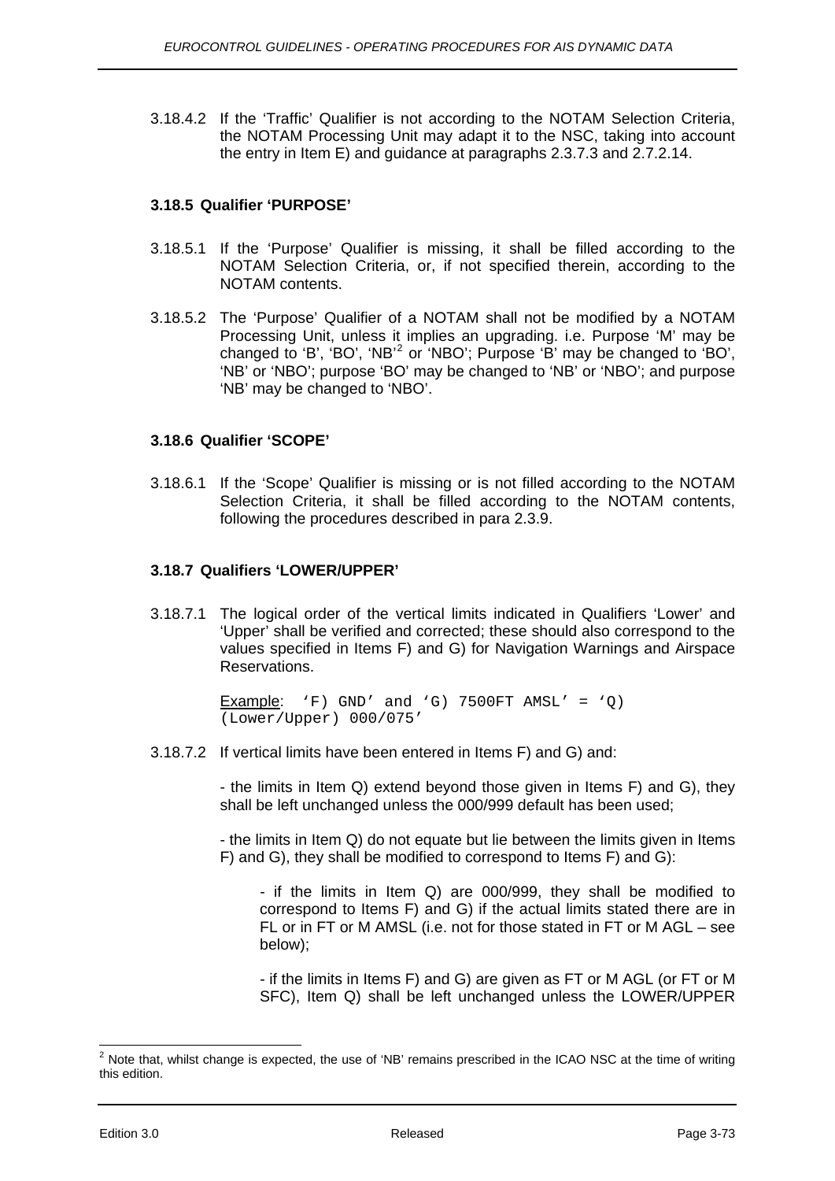3.18.4.2 If the 'Traffic' Qualifier is not according to the NOTAM Selection Criteria, the NOTAM Processing Unit may adapt it to the NSC, taking into account the entry in Item E) and guidance at paragraphs 2.3.7.3 and 2.7.2.14.

### 3.18.5 Qualifier 'PURPOSE'

3.18.5.1 If the 'Purpose' Qualifier is missing, it shall be filled according to the NOTAM Selection Criteria, or, if not specified therein, according to the NOTAM contents.

3.18.5.2 The 'Purpose' Qualifier of a NOTAM shall not be modified by a NOTAM Processing Unit, unless it implies an upgrading. i.e. Purpose 'M' may be changed to 'B', 'BO', 'NB'[2] or 'NBO'; Purpose 'B' may be changed to 'BO', 'NB' or 'NBO'; purpose 'BO' may be changed to 'NB' or 'NBO'; and purpose 'NB' may be changed to 'NBO'.

### 3.18.6 Qualifier 'SCOPE'

3.18.6.1 If the 'Scope' Qualifier is missing or is not filled according to the NOTAM Selection Criteria, it shall be filled according to the NOTAM contents, following the procedures described in para 2.3.9.

### 3.18.7 Qualifiers 'LOWER/UPPER'

3.18.7.1 The logical order of the vertical limits indicated in Qualifiers 'Lower' and 'Upper' shall be verified and corrected; these should also correspond to the values specified in Items F) and G) for Navigation Warnings and Airspace Reservations.

<u>Example</u>: `'F) GND' and 'G) 7500FT AMSL' = 'Q) (Lower/Upper) 000/075'`

3.18.7.2 If vertical limits have been entered in Items F) and G) and:

- the limits in Item Q) extend beyond those given in Items F) and G), they shall be left unchanged unless the 000/999 default has been used;

- the limits in Item Q) do not equate but lie between the limits given in Items F) and G), they shall be modified to correspond to Items F) and G):

  - if the limits in Item Q) are 000/999, they shall be modified to correspond to Items F) and G) if the actual limits stated there are in FL or in FT or M AMSL (i.e. not for those stated in FT or M AGL – see below);

  - if the limits in Items F) and G) are given as FT or M AGL (or FT or M SFC), Item Q) shall be left unchanged unless the LOWER/UPPER

---

[2] Note that, whilst change is expected, the use of 'NB' remains prescribed in the ICAO NSC at the time of writing this edition.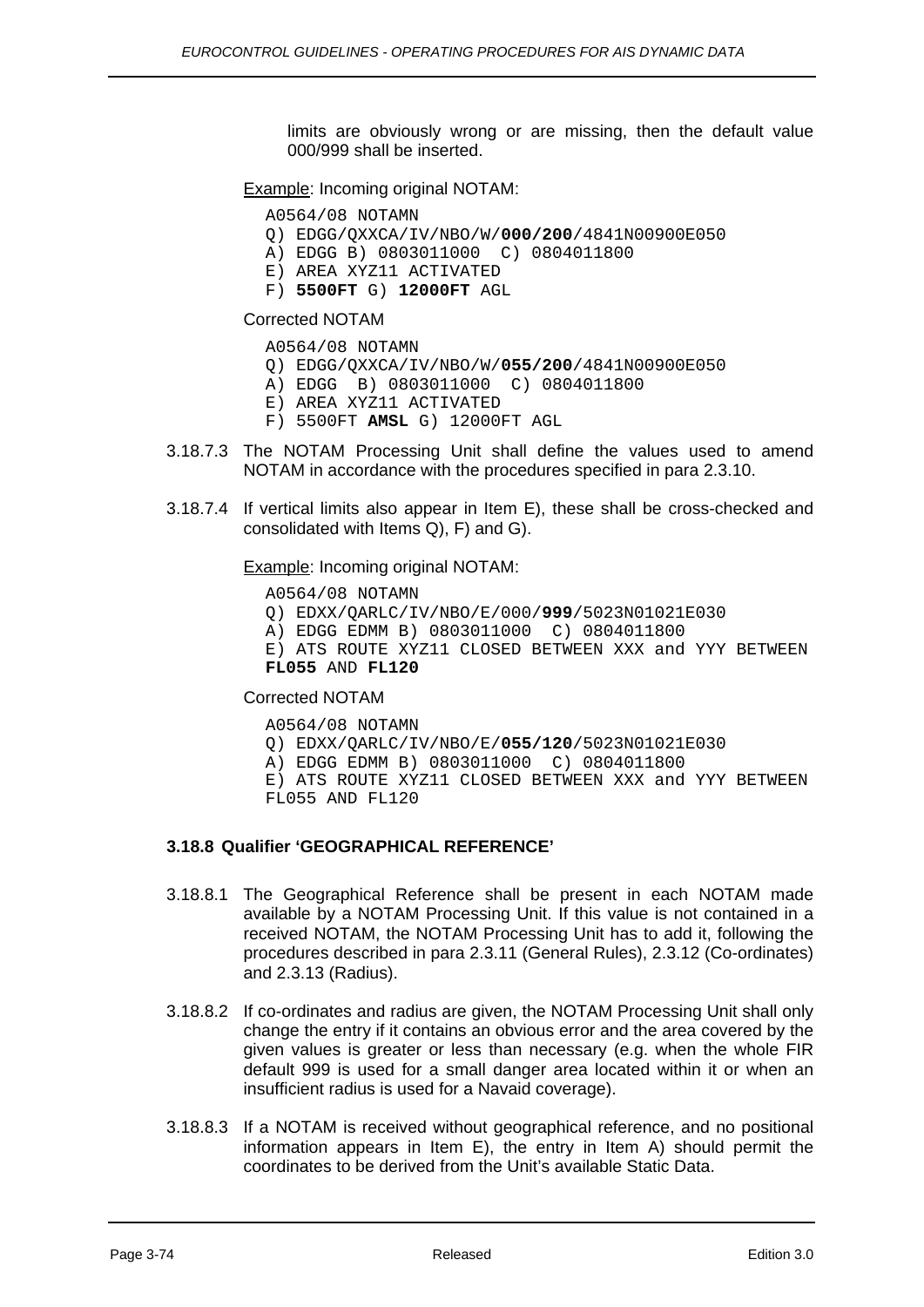limits are obviously wrong or are missing, then the default value 000/999 shall be inserted.

Example: Incoming original NOTAM:

```
A0564/08 NOTAMN
Q) EDGG/QXXCA/IV/NBO/W/000/200/4841N00900E050
A) EDGG B) 0803011000  C) 0804011800
E) AREA XYZ11 ACTIVATED
F) 5500FT G) 12000FT AGL
```

Corrected NOTAM

```
A0564/08 NOTAMN
Q) EDGG/QXXCA/IV/NBO/W/055/200/4841N00900E050
A) EDGG  B) 0803011000  C) 0804011800
E) AREA XYZ11 ACTIVATED
F) 5500FT AMSL G) 12000FT AGL
```

3.18.7.3 The NOTAM Processing Unit shall define the values used to amend NOTAM in accordance with the procedures specified in para 2.3.10.

3.18.7.4 If vertical limits also appear in Item E), these shall be cross-checked and consolidated with Items Q), F) and G).

Example: Incoming original NOTAM:

```
A0564/08 NOTAMN
Q) EDXX/QARLC/IV/NBO/E/000/999/5023N01021E030
A) EDGG EDMM B) 0803011000  C) 0804011800
E) ATS ROUTE XYZ11 CLOSED BETWEEN XXX and YYY BETWEEN
FL055 AND FL120
```

Corrected NOTAM

```
A0564/08 NOTAMN
Q) EDXX/QARLC/IV/NBO/E/055/120/5023N01021E030
A) EDGG EDMM B) 0803011000  C) 0804011800
E) ATS ROUTE XYZ11 CLOSED BETWEEN XXX and YYY BETWEEN
FL055 AND FL120
```

### 3.18.8 Qualifier 'GEOGRAPHICAL REFERENCE'

3.18.8.1 The Geographical Reference shall be present in each NOTAM made available by a NOTAM Processing Unit. If this value is not contained in a received NOTAM, the NOTAM Processing Unit has to add it, following the procedures described in para 2.3.11 (General Rules), 2.3.12 (Co-ordinates) and 2.3.13 (Radius).

3.18.8.2 If co-ordinates and radius are given, the NOTAM Processing Unit shall only change the entry if it contains an obvious error and the area covered by the given values is greater or less than necessary (e.g. when the whole FIR default 999 is used for a small danger area located within it or when an insufficient radius is used for a Navaid coverage).

3.18.8.3 If a NOTAM is received without geographical reference, and no positional information appears in Item E), the entry in Item A) should permit the coordinates to be derived from the Unit's available Static Data.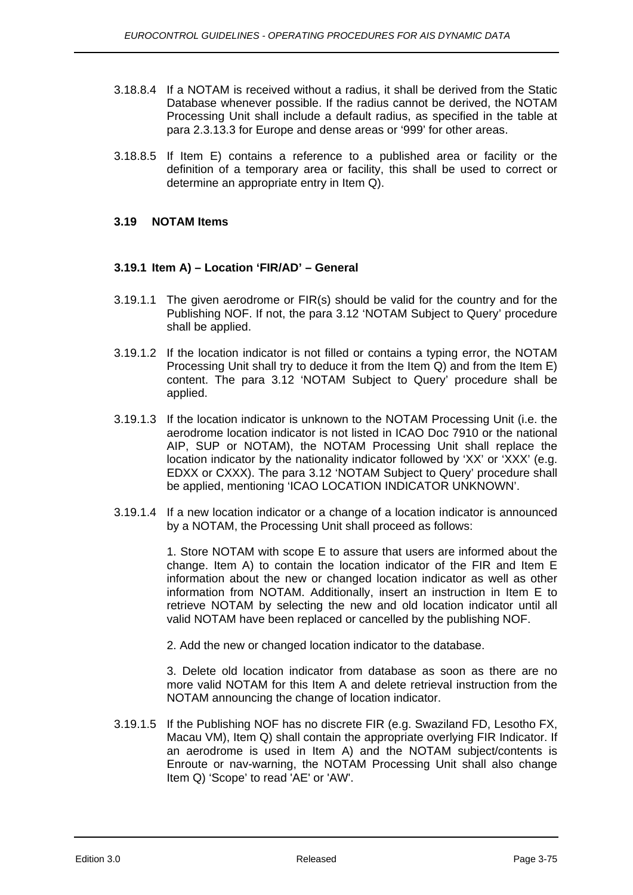3.18.8.4 If a NOTAM is received without a radius, it shall be derived from the Static Database whenever possible. If the radius cannot be derived, the NOTAM Processing Unit shall include a default radius, as specified in the table at para 2.3.13.3 for Europe and dense areas or '999' for other areas.

3.18.8.5 If Item E) contains a reference to a published area or facility or the definition of a temporary area or facility, this shall be used to correct or determine an appropriate entry in Item Q).

## 3.19 NOTAM Items

### 3.19.1 Item A) – Location 'FIR/AD' – General

3.19.1.1 The given aerodrome or FIR(s) should be valid for the country and for the Publishing NOF. If not, the para 3.12 'NOTAM Subject to Query' procedure shall be applied.

3.19.1.2 If the location indicator is not filled or contains a typing error, the NOTAM Processing Unit shall try to deduce it from the Item Q) and from the Item E) content. The para 3.12 'NOTAM Subject to Query' procedure shall be applied.

3.19.1.3 If the location indicator is unknown to the NOTAM Processing Unit (i.e. the aerodrome location indicator is not listed in ICAO Doc 7910 or the national AIP, SUP or NOTAM), the NOTAM Processing Unit shall replace the location indicator by the nationality indicator followed by 'XX' or 'XXX' (e.g. EDXX or CXXX). The para 3.12 'NOTAM Subject to Query' procedure shall be applied, mentioning 'ICAO LOCATION INDICATOR UNKNOWN'.

3.19.1.4 If a new location indicator or a change of a location indicator is announced by a NOTAM, the Processing Unit shall proceed as follows:

1. Store NOTAM with scope E to assure that users are informed about the change. Item A) to contain the location indicator of the FIR and Item E information about the new or changed location indicator as well as other information from NOTAM. Additionally, insert an instruction in Item E to retrieve NOTAM by selecting the new and old location indicator until all valid NOTAM have been replaced or cancelled by the publishing NOF.

2. Add the new or changed location indicator to the database.

3. Delete old location indicator from database as soon as there are no more valid NOTAM for this Item A and delete retrieval instruction from the NOTAM announcing the change of location indicator.

3.19.1.5 If the Publishing NOF has no discrete FIR (e.g. Swaziland FD, Lesotho FX, Macau VM), Item Q) shall contain the appropriate overlying FIR Indicator. If an aerodrome is used in Item A) and the NOTAM subject/contents is Enroute or nav-warning, the NOTAM Processing Unit shall also change Item Q) 'Scope' to read 'AE' or 'AW'.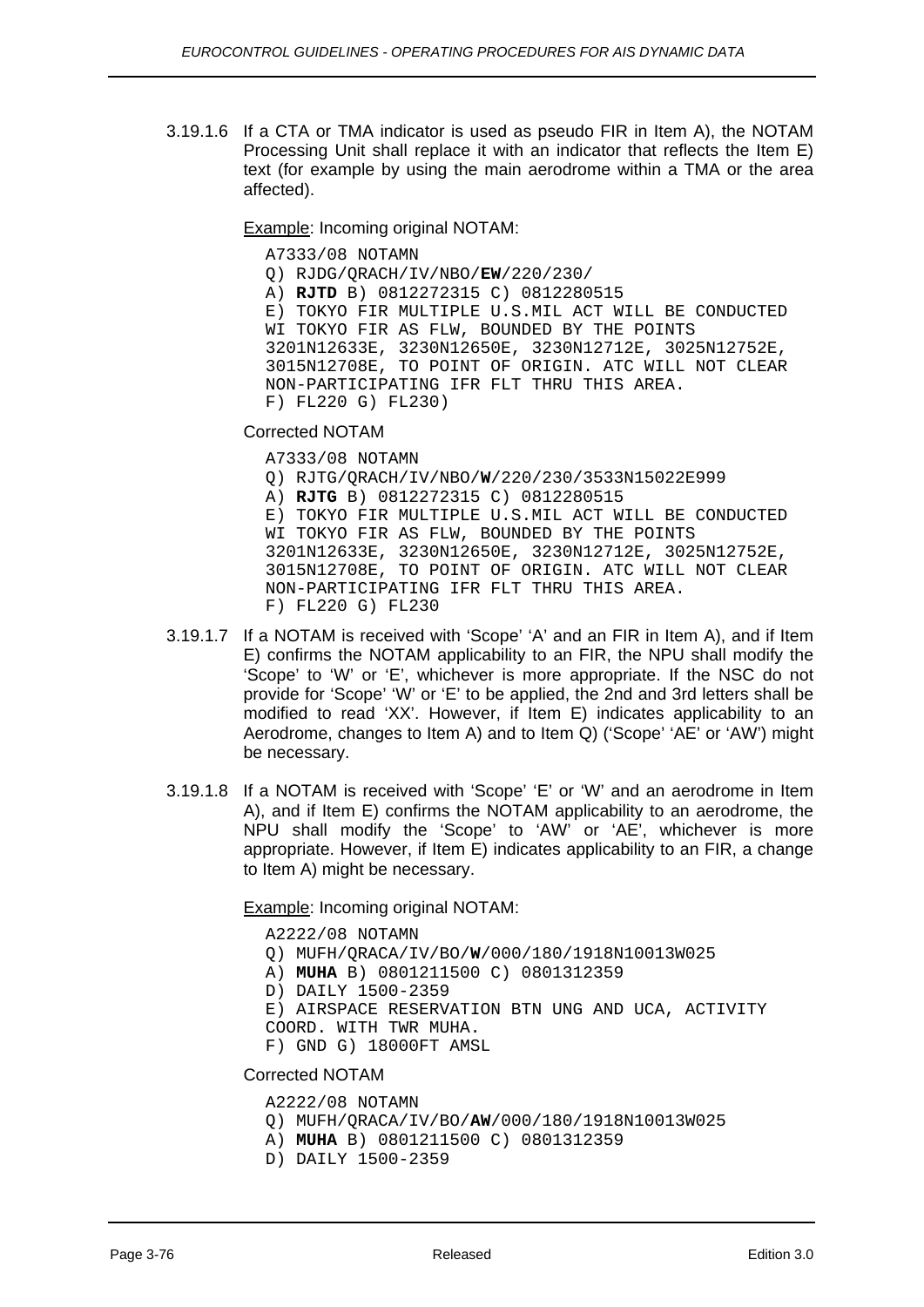3.19.1.6 If a CTA or TMA indicator is used as pseudo FIR in Item A), the NOTAM Processing Unit shall replace it with an indicator that reflects the Item E) text (for example by using the main aerodrome within a TMA or the area affected).

Example: Incoming original NOTAM:

```
A7333/08 NOTAMN
Q) RJDG/QRACH/IV/NBO/EW/220/230/
A) RJTD B) 0812272315 C) 0812280515
E) TOKYO FIR MULTIPLE U.S.MIL ACT WILL BE CONDUCTED
WI TOKYO FIR AS FLW, BOUNDED BY THE POINTS
3201N12633E, 3230N12650E, 3230N12712E, 3025N12752E,
3015N12708E, TO POINT OF ORIGIN. ATC WILL NOT CLEAR
NON-PARTICIPATING IFR FLT THRU THIS AREA.
F) FL220 G) FL230)
```

Corrected NOTAM

```
A7333/08 NOTAMN
Q) RJTG/QRACH/IV/NBO/W/220/230/3533N15022E999
A) RJTG B) 0812272315 C) 0812280515
E) TOKYO FIR MULTIPLE U.S.MIL ACT WILL BE CONDUCTED
WI TOKYO FIR AS FLW, BOUNDED BY THE POINTS
3201N12633E, 3230N12650E, 3230N12712E, 3025N12752E,
3015N12708E, TO POINT OF ORIGIN. ATC WILL NOT CLEAR
NON-PARTICIPATING IFR FLT THRU THIS AREA.
F) FL220 G) FL230
```

3.19.1.7 If a NOTAM is received with 'Scope' 'A' and an FIR in Item A), and if Item E) confirms the NOTAM applicability to an FIR, the NPU shall modify the 'Scope' to 'W' or 'E', whichever is more appropriate. If the NSC do not provide for 'Scope' 'W' or 'E' to be applied, the 2nd and 3rd letters shall be modified to read 'XX'. However, if Item E) indicates applicability to an Aerodrome, changes to Item A) and to Item Q) ('Scope' 'AE' or 'AW') might be necessary.

3.19.1.8 If a NOTAM is received with 'Scope' 'E' or 'W' and an aerodrome in Item A), and if Item E) confirms the NOTAM applicability to an aerodrome, the NPU shall modify the 'Scope' to 'AW' or 'AE', whichever is more appropriate. However, if Item E) indicates applicability to an FIR, a change to Item A) might be necessary.

Example: Incoming original NOTAM:

```
A2222/08 NOTAMN
Q) MUFH/QRACA/IV/BO/W/000/180/1918N10013W025
A) MUHA B) 0801211500 C) 0801312359
D) DAILY 1500-2359
E) AIRSPACE RESERVATION BTN UNG AND UCA, ACTIVITY
COORD. WITH TWR MUHA.
F) GND G) 18000FT AMSL
```

Corrected NOTAM

```
A2222/08 NOTAMN
Q) MUFH/QRACA/IV/BO/AW/000/180/1918N10013W025
A) MUHA B) 0801211500 C) 0801312359
D) DAILY 1500-2359
```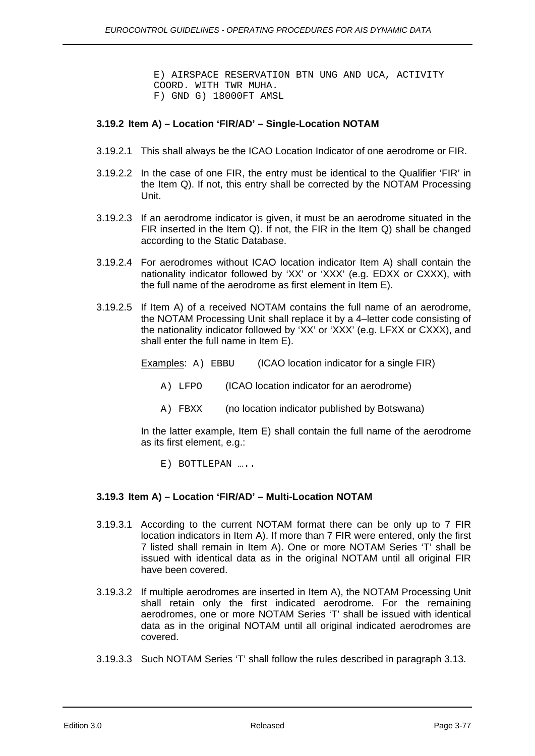```
E) AIRSPACE RESERVATION BTN UNG AND UCA, ACTIVITY
COORD. WITH TWR MUHA.
F) GND G) 18000FT AMSL
```

### 3.19.2 Item A) – Location 'FIR/AD' – Single-Location NOTAM

3.19.2.1 This shall always be the ICAO Location Indicator of one aerodrome or FIR.

3.19.2.2 In the case of one FIR, the entry must be identical to the Qualifier 'FIR' in the Item Q). If not, this entry shall be corrected by the NOTAM Processing Unit.

3.19.2.3 If an aerodrome indicator is given, it must be an aerodrome situated in the FIR inserted in the Item Q). If not, the FIR in the Item Q) shall be changed according to the Static Database.

3.19.2.4 For aerodromes without ICAO location indicator Item A) shall contain the nationality indicator followed by 'XX' or 'XXX' (e.g. EDXX or CXXX), with the full name of the aerodrome as first element in Item E).

3.19.2.5 If Item A) of a received NOTAM contains the full name of an aerodrome, the NOTAM Processing Unit shall replace it by a 4–letter code consisting of the nationality indicator followed by 'XX' or 'XXX' (e.g. LFXX or CXXX), and shall enter the full name in Item E).

<u>Examples</u>: `A) EBBU` (ICAO location indicator for a single FIR)

`A) LFPO` (ICAO location indicator for an aerodrome)

`A) FBXX` (no location indicator published by Botswana)

In the latter example, Item E) shall contain the full name of the aerodrome as its first element, e.g.:

`E) BOTTLEPAN …..`

### 3.19.3 Item A) – Location 'FIR/AD' – Multi-Location NOTAM

3.19.3.1 According to the current NOTAM format there can be only up to 7 FIR location indicators in Item A). If more than 7 FIR were entered, only the first 7 listed shall remain in Item A). One or more NOTAM Series 'T' shall be issued with identical data as in the original NOTAM until all original FIR have been covered.

3.19.3.2 If multiple aerodromes are inserted in Item A), the NOTAM Processing Unit shall retain only the first indicated aerodrome. For the remaining aerodromes, one or more NOTAM Series 'T' shall be issued with identical data as in the original NOTAM until all original indicated aerodromes are covered.

3.19.3.3 Such NOTAM Series 'T' shall follow the rules described in paragraph 3.13.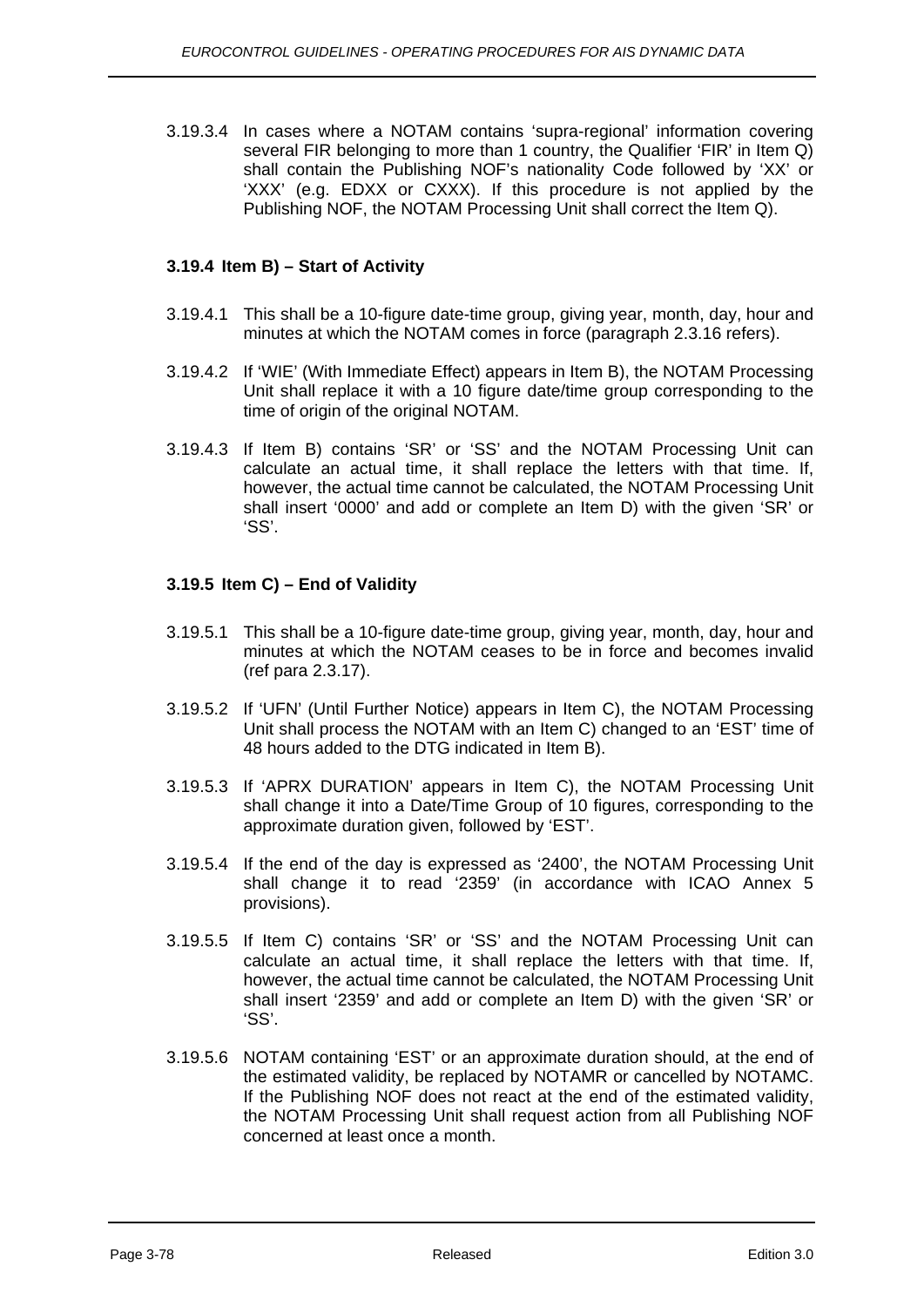3.19.3.4 In cases where a NOTAM contains ‘supra-regional’ information covering several FIR belonging to more than 1 country, the Qualifier ‘FIR’ in Item Q) shall contain the Publishing NOF’s nationality Code followed by ‘XX’ or ‘XXX’ (e.g. EDXX or CXXX). If this procedure is not applied by the Publishing NOF, the NOTAM Processing Unit shall correct the Item Q).

### 3.19.4 Item B) – Start of Activity

3.19.4.1 This shall be a 10-figure date-time group, giving year, month, day, hour and minutes at which the NOTAM comes in force (paragraph 2.3.16 refers).

3.19.4.2 If ‘WIE’ (With Immediate Effect) appears in Item B), the NOTAM Processing Unit shall replace it with a 10 figure date/time group corresponding to the time of origin of the original NOTAM.

3.19.4.3 If Item B) contains ‘SR’ or ‘SS’ and the NOTAM Processing Unit can calculate an actual time, it shall replace the letters with that time. If, however, the actual time cannot be calculated, the NOTAM Processing Unit shall insert ‘0000’ and add or complete an Item D) with the given ‘SR’ or ‘SS’.

### 3.19.5 Item C) – End of Validity

3.19.5.1 This shall be a 10-figure date-time group, giving year, month, day, hour and minutes at which the NOTAM ceases to be in force and becomes invalid (ref para 2.3.17).

3.19.5.2 If ‘UFN’ (Until Further Notice) appears in Item C), the NOTAM Processing Unit shall process the NOTAM with an Item C) changed to an ‘EST’ time of 48 hours added to the DTG indicated in Item B).

3.19.5.3 If ‘APRX DURATION’ appears in Item C), the NOTAM Processing Unit shall change it into a Date/Time Group of 10 figures, corresponding to the approximate duration given, followed by ‘EST’.

3.19.5.4 If the end of the day is expressed as ‘2400’, the NOTAM Processing Unit shall change it to read ‘2359’ (in accordance with ICAO Annex 5 provisions).

3.19.5.5 If Item C) contains ‘SR’ or ‘SS’ and the NOTAM Processing Unit can calculate an actual time, it shall replace the letters with that time. If, however, the actual time cannot be calculated, the NOTAM Processing Unit shall insert ‘2359’ and add or complete an Item D) with the given ‘SR’ or ‘SS’.

3.19.5.6 NOTAM containing ‘EST’ or an approximate duration should, at the end of the estimated validity, be replaced by NOTAMR or cancelled by NOTAMC. If the Publishing NOF does not react at the end of the estimated validity, the NOTAM Processing Unit shall request action from all Publishing NOF concerned at least once a month.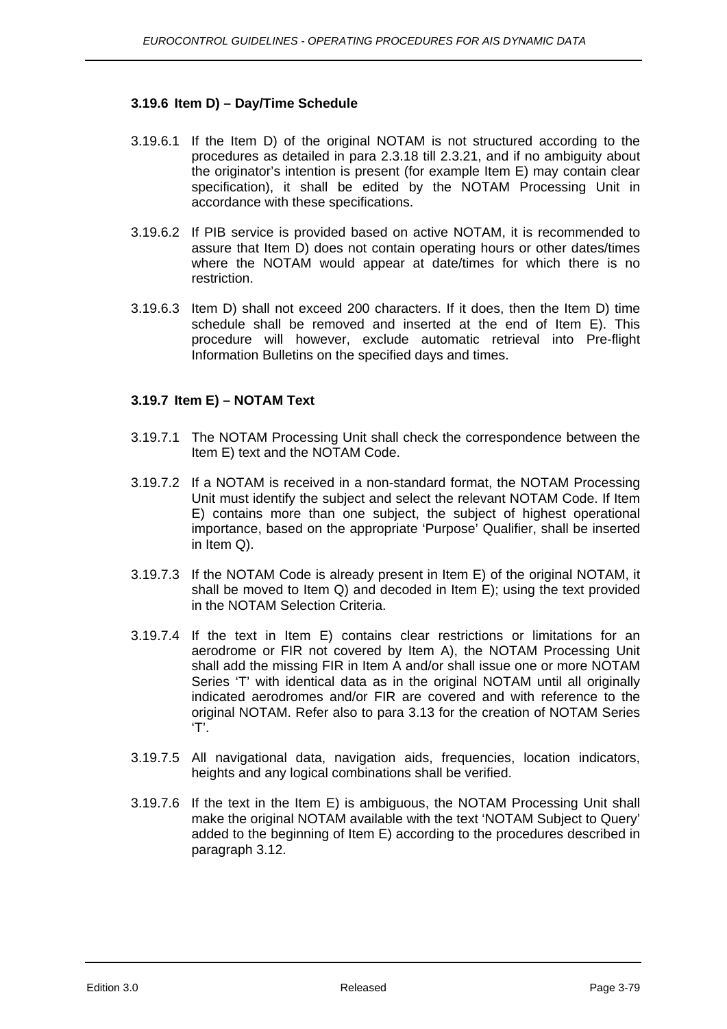### 3.19.6 Item D) – Day/Time Schedule

3.19.6.1 If the Item D) of the original NOTAM is not structured according to the procedures as detailed in para 2.3.18 till 2.3.21, and if no ambiguity about the originator's intention is present (for example Item E) may contain clear specification), it shall be edited by the NOTAM Processing Unit in accordance with these specifications.

3.19.6.2 If PIB service is provided based on active NOTAM, it is recommended to assure that Item D) does not contain operating hours or other dates/times where the NOTAM would appear at date/times for which there is no restriction.

3.19.6.3 Item D) shall not exceed 200 characters. If it does, then the Item D) time schedule shall be removed and inserted at the end of Item E). This procedure will however, exclude automatic retrieval into Pre-flight Information Bulletins on the specified days and times.

### 3.19.7 Item E) – NOTAM Text

3.19.7.1 The NOTAM Processing Unit shall check the correspondence between the Item E) text and the NOTAM Code.

3.19.7.2 If a NOTAM is received in a non-standard format, the NOTAM Processing Unit must identify the subject and select the relevant NOTAM Code. If Item E) contains more than one subject, the subject of highest operational importance, based on the appropriate 'Purpose' Qualifier, shall be inserted in Item Q).

3.19.7.3 If the NOTAM Code is already present in Item E) of the original NOTAM, it shall be moved to Item Q) and decoded in Item E); using the text provided in the NOTAM Selection Criteria.

3.19.7.4 If the text in Item E) contains clear restrictions or limitations for an aerodrome or FIR not covered by Item A), the NOTAM Processing Unit shall add the missing FIR in Item A and/or shall issue one or more NOTAM Series 'T' with identical data as in the original NOTAM until all originally indicated aerodromes and/or FIR are covered and with reference to the original NOTAM. Refer also to para 3.13 for the creation of NOTAM Series 'T'.

3.19.7.5 All navigational data, navigation aids, frequencies, location indicators, heights and any logical combinations shall be verified.

3.19.7.6 If the text in the Item E) is ambiguous, the NOTAM Processing Unit shall make the original NOTAM available with the text 'NOTAM Subject to Query' added to the beginning of Item E) according to the procedures described in paragraph 3.12.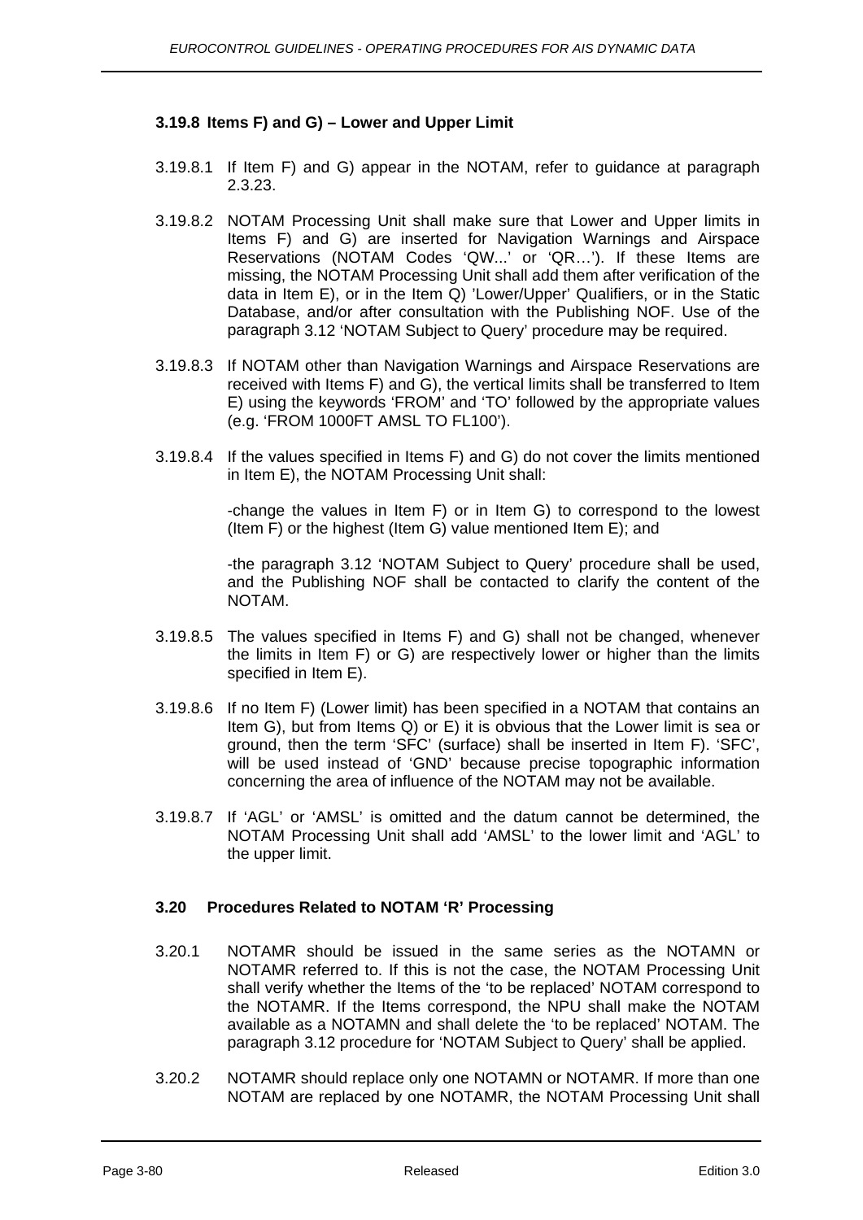### 3.19.8 Items F) and G) – Lower and Upper Limit

3.19.8.1 If Item F) and G) appear in the NOTAM, refer to guidance at paragraph 2.3.23.

3.19.8.2 NOTAM Processing Unit shall make sure that Lower and Upper limits in Items F) and G) are inserted for Navigation Warnings and Airspace Reservations (NOTAM Codes 'QW...' or 'QR…'). If these Items are missing, the NOTAM Processing Unit shall add them after verification of the data in Item E), or in the Item Q) 'Lower/Upper' Qualifiers, or in the Static Database, and/or after consultation with the Publishing NOF. Use of the paragraph 3.12 'NOTAM Subject to Query' procedure may be required.

3.19.8.3 If NOTAM other than Navigation Warnings and Airspace Reservations are received with Items F) and G), the vertical limits shall be transferred to Item E) using the keywords 'FROM' and 'TO' followed by the appropriate values (e.g. 'FROM 1000FT AMSL TO FL100').

3.19.8.4 If the values specified in Items F) and G) do not cover the limits mentioned in Item E), the NOTAM Processing Unit shall:

-change the values in Item F) or in Item G) to correspond to the lowest (Item F) or the highest (Item G) value mentioned Item E); and

-the paragraph 3.12 'NOTAM Subject to Query' procedure shall be used, and the Publishing NOF shall be contacted to clarify the content of the NOTAM.

3.19.8.5 The values specified in Items F) and G) shall not be changed, whenever the limits in Item F) or G) are respectively lower or higher than the limits specified in Item E).

3.19.8.6 If no Item F) (Lower limit) has been specified in a NOTAM that contains an Item G), but from Items Q) or E) it is obvious that the Lower limit is sea or ground, then the term 'SFC' (surface) shall be inserted in Item F). 'SFC', will be used instead of 'GND' because precise topographic information concerning the area of influence of the NOTAM may not be available.

3.19.8.7 If 'AGL' or 'AMSL' is omitted and the datum cannot be determined, the NOTAM Processing Unit shall add 'AMSL' to the lower limit and 'AGL' to the upper limit.

## 3.20 Procedures Related to NOTAM 'R' Processing

3.20.1 NOTAMR should be issued in the same series as the NOTAMN or NOTAMR referred to. If this is not the case, the NOTAM Processing Unit shall verify whether the Items of the 'to be replaced' NOTAM correspond to the NOTAMR. If the Items correspond, the NPU shall make the NOTAM available as a NOTAMN and shall delete the 'to be replaced' NOTAM. The paragraph 3.12 procedure for 'NOTAM Subject to Query' shall be applied.

3.20.2 NOTAMR should replace only one NOTAMN or NOTAMR. If more than one NOTAM are replaced by one NOTAMR, the NOTAM Processing Unit shall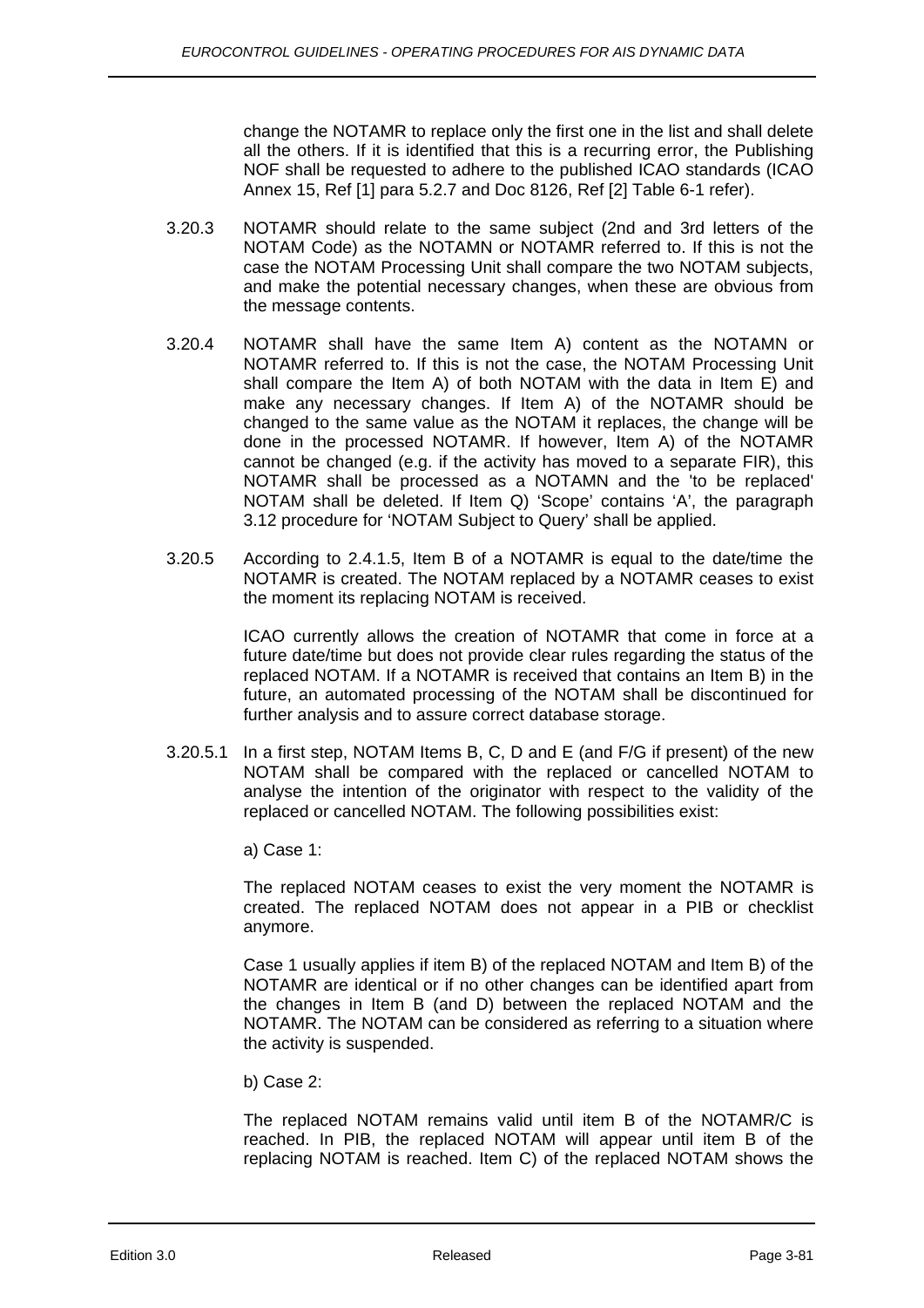change the NOTAMR to replace only the first one in the list and shall delete all the others. If it is identified that this is a recurring error, the Publishing NOF shall be requested to adhere to the published ICAO standards (ICAO Annex 15, Ref [1] para 5.2.7 and Doc 8126, Ref [2] Table 6-1 refer).

3.20.3 NOTAMR should relate to the same subject (2nd and 3rd letters of the NOTAM Code) as the NOTAMN or NOTAMR referred to. If this is not the case the NOTAM Processing Unit shall compare the two NOTAM subjects, and make the potential necessary changes, when these are obvious from the message contents.

3.20.4 NOTAMR shall have the same Item A) content as the NOTAMN or NOTAMR referred to. If this is not the case, the NOTAM Processing Unit shall compare the Item A) of both NOTAM with the data in Item E) and make any necessary changes. If Item A) of the NOTAMR should be changed to the same value as the NOTAM it replaces, the change will be done in the processed NOTAMR. If however, Item A) of the NOTAMR cannot be changed (e.g. if the activity has moved to a separate FIR), this NOTAMR shall be processed as a NOTAMN and the 'to be replaced' NOTAM shall be deleted. If Item Q) 'Scope' contains 'A', the paragraph 3.12 procedure for 'NOTAM Subject to Query' shall be applied.

3.20.5 According to 2.4.1.5, Item B of a NOTAMR is equal to the date/time the NOTAMR is created. The NOTAM replaced by a NOTAMR ceases to exist the moment its replacing NOTAM is received.

ICAO currently allows the creation of NOTAMR that come in force at a future date/time but does not provide clear rules regarding the status of the replaced NOTAM. If a NOTAMR is received that contains an Item B) in the future, an automated processing of the NOTAM shall be discontinued for further analysis and to assure correct database storage.

3.20.5.1 In a first step, NOTAM Items B, C, D and E (and F/G if present) of the new NOTAM shall be compared with the replaced or cancelled NOTAM to analyse the intention of the originator with respect to the validity of the replaced or cancelled NOTAM. The following possibilities exist:

a) Case 1:

The replaced NOTAM ceases to exist the very moment the NOTAMR is created. The replaced NOTAM does not appear in a PIB or checklist anymore.

Case 1 usually applies if item B) of the replaced NOTAM and Item B) of the NOTAMR are identical or if no other changes can be identified apart from the changes in Item B (and D) between the replaced NOTAM and the NOTAMR. The NOTAM can be considered as referring to a situation where the activity is suspended.

b) Case 2:

The replaced NOTAM remains valid until item B of the NOTAMR/C is reached. In PIB, the replaced NOTAM will appear until item B of the replacing NOTAM is reached. Item C) of the replaced NOTAM shows the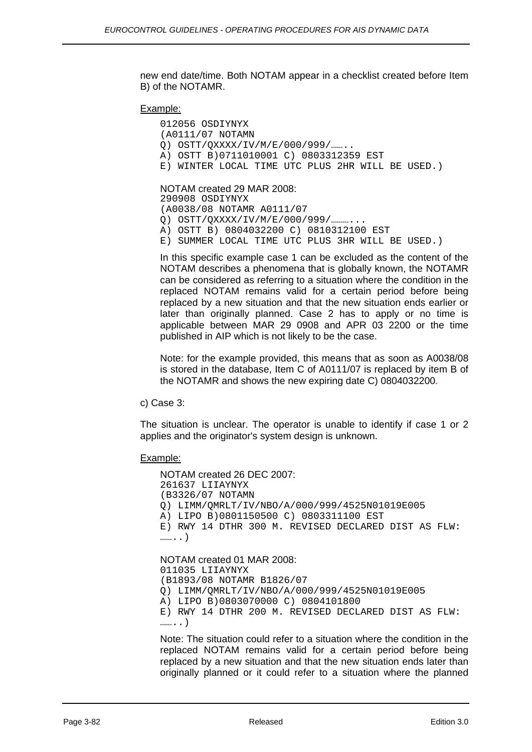new end date/time. Both NOTAM appear in a checklist created before Item B) of the NOTAMR.

Example:

```
012056 OSDIYNYX
(A0111/07 NOTAMN
Q) OSTT/QXXXX/IV/M/E/000/999/……..
A) OSTT B)0711010001 C) 0803312359 EST
E) WINTER LOCAL TIME UTC PLUS 2HR WILL BE USED.)
```

NOTAM created 29 MAR 2008:

```
290908 OSDIYNYX
(A0038/08 NOTAMR A0111/07
Q) OSTT/QXXXX/IV/M/E/000/999/………...
A) OSTT B) 0804032200 C) 0810312100 EST
E) SUMMER LOCAL TIME UTC PLUS 3HR WILL BE USED.)
```

In this specific example case 1 can be excluded as the content of the NOTAM describes a phenomena that is globally known, the NOTAMR can be considered as referring to a situation where the condition in the replaced NOTAM remains valid for a certain period before being replaced by a new situation and that the new situation ends earlier or later than originally planned. Case 2 has to apply or no time is applicable between MAR 29 0908 and APR 03 2200 or the time published in AIP which is not likely to be the case.

Note: for the example provided, this means that as soon as A0038/08 is stored in the database, Item C of A0111/07 is replaced by item B of the NOTAMR and shows the new expiring date C) 0804032200.

c) Case 3:

The situation is unclear. The operator is unable to identify if case 1 or 2 applies and the originator's system design is unknown.

Example:

NOTAM created 26 DEC 2007:

```
261637 LIIAYNYX
(B3326/07 NOTAMN
Q) LIMM/QMRLT/IV/NBO/A/000/999/4525N01019E005
A) LIPO B)0801150500 C) 0803311100 EST
E) RWY 14 DTHR 300 M. REVISED DECLARED DIST AS FLW:
……..)
```

NOTAM created 01 MAR 2008:

```
011035 LIIAYNYX
(B1893/08 NOTAMR B1826/07
Q) LIMM/QMRLT/IV/NBO/A/000/999/4525N01019E005
A) LIPO B)0803070000 C) 0804101800
E) RWY 14 DTHR 200 M. REVISED DECLARED DIST AS FLW:
……..)
```

Note: The situation could refer to a situation where the condition in the replaced NOTAM remains valid for a certain period before being replaced by a new situation and that the new situation ends later than originally planned or it could refer to a situation where the planned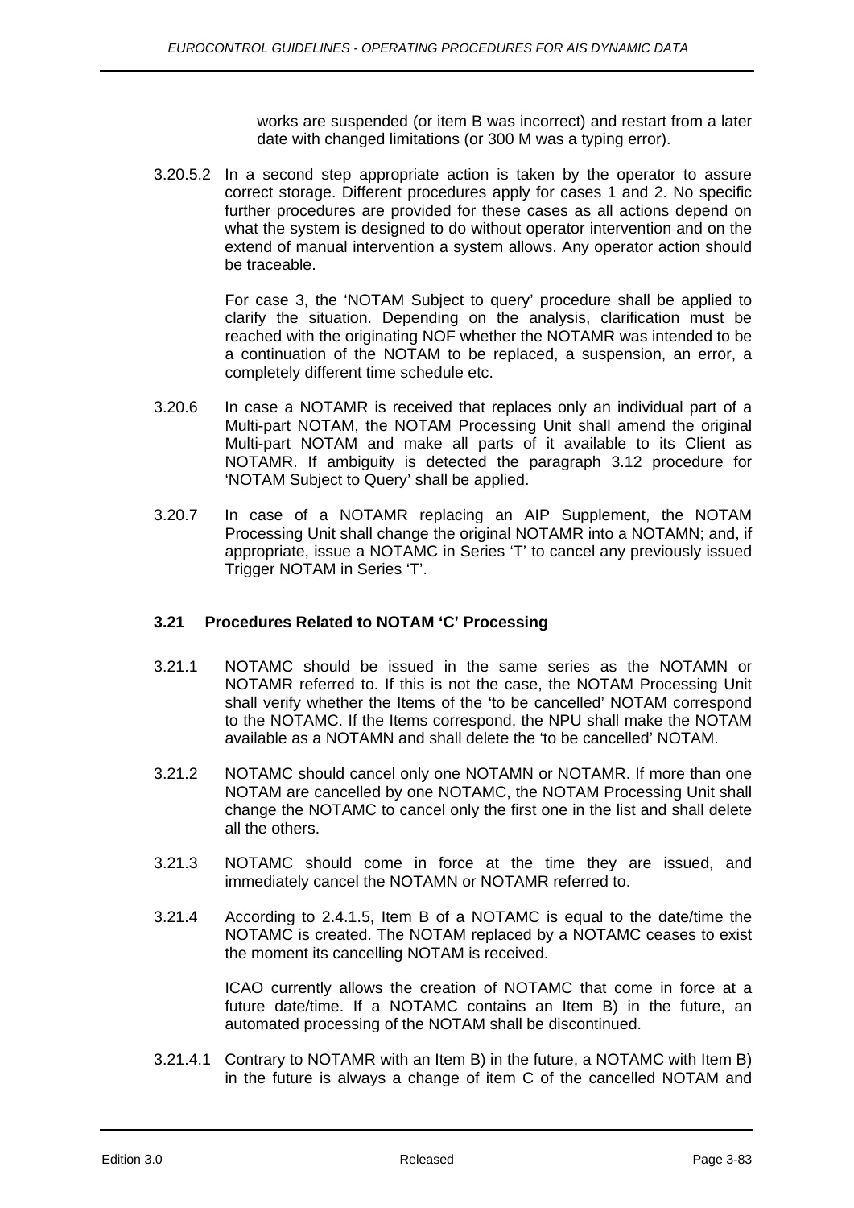works are suspended (or item B was incorrect) and restart from a later date with changed limitations (or 300 M was a typing error).

3.20.5.2 In a second step appropriate action is taken by the operator to assure correct storage. Different procedures apply for cases 1 and 2. No specific further procedures are provided for these cases as all actions depend on what the system is designed to do without operator intervention and on the extend of manual intervention a system allows. Any operator action should be traceable.

For case 3, the 'NOTAM Subject to query' procedure shall be applied to clarify the situation. Depending on the analysis, clarification must be reached with the originating NOF whether the NOTAMR was intended to be a continuation of the NOTAM to be replaced, a suspension, an error, a completely different time schedule etc.

3.20.6 In case a NOTAMR is received that replaces only an individual part of a Multi-part NOTAM, the NOTAM Processing Unit shall amend the original Multi-part NOTAM and make all parts of it available to its Client as NOTAMR. If ambiguity is detected the paragraph 3.12 procedure for 'NOTAM Subject to Query' shall be applied.

3.20.7 In case of a NOTAMR replacing an AIP Supplement, the NOTAM Processing Unit shall change the original NOTAMR into a NOTAMN; and, if appropriate, issue a NOTAMC in Series 'T' to cancel any previously issued Trigger NOTAM in Series 'T'.

### 3.21 Procedures Related to NOTAM 'C' Processing

3.21.1 NOTAMC should be issued in the same series as the NOTAMN or NOTAMR referred to. If this is not the case, the NOTAM Processing Unit shall verify whether the Items of the 'to be cancelled' NOTAM correspond to the NOTAMC. If the Items correspond, the NPU shall make the NOTAM available as a NOTAMN and shall delete the 'to be cancelled' NOTAM.

3.21.2 NOTAMC should cancel only one NOTAMN or NOTAMR. If more than one NOTAM are cancelled by one NOTAMC, the NOTAM Processing Unit shall change the NOTAMC to cancel only the first one in the list and shall delete all the others.

3.21.3 NOTAMC should come in force at the time they are issued, and immediately cancel the NOTAMN or NOTAMR referred to.

3.21.4 According to 2.4.1.5, Item B of a NOTAMC is equal to the date/time the NOTAMC is created. The NOTAM replaced by a NOTAMC ceases to exist the moment its cancelling NOTAM is received.

ICAO currently allows the creation of NOTAMC that come in force at a future date/time. If a NOTAMC contains an Item B) in the future, an automated processing of the NOTAM shall be discontinued.

3.21.4.1 Contrary to NOTAMR with an Item B) in the future, a NOTAMC with Item B) in the future is always a change of item C of the cancelled NOTAM and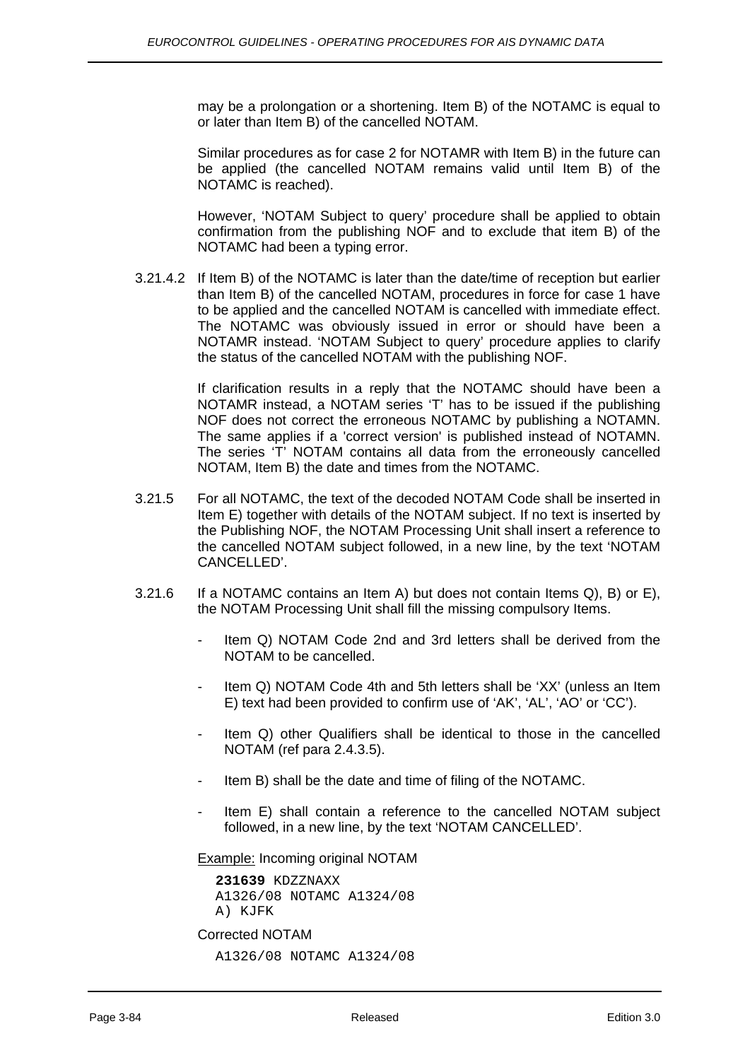may be a prolongation or a shortening. Item B) of the NOTAMC is equal to or later than Item B) of the cancelled NOTAM.

Similar procedures as for case 2 for NOTAMR with Item B) in the future can be applied (the cancelled NOTAM remains valid until Item B) of the NOTAMC is reached).

However, 'NOTAM Subject to query' procedure shall be applied to obtain confirmation from the publishing NOF and to exclude that item B) of the NOTAMC had been a typing error.

3.21.4.2 If Item B) of the NOTAMC is later than the date/time of reception but earlier than Item B) of the cancelled NOTAM, procedures in force for case 1 have to be applied and the cancelled NOTAM is cancelled with immediate effect. The NOTAMC was obviously issued in error or should have been a NOTAMR instead. 'NOTAM Subject to query' procedure applies to clarify the status of the cancelled NOTAM with the publishing NOF.

If clarification results in a reply that the NOTAMC should have been a NOTAMR instead, a NOTAM series 'T' has to be issued if the publishing NOF does not correct the erroneous NOTAMC by publishing a NOTAMN. The same applies if a 'correct version' is published instead of NOTAMN. The series 'T' NOTAM contains all data from the erroneously cancelled NOTAM, Item B) the date and times from the NOTAMC.

3.21.5 For all NOTAMC, the text of the decoded NOTAM Code shall be inserted in Item E) together with details of the NOTAM subject. If no text is inserted by the Publishing NOF, the NOTAM Processing Unit shall insert a reference to the cancelled NOTAM subject followed, in a new line, by the text 'NOTAM CANCELLED'.

3.21.6 If a NOTAMC contains an Item A) but does not contain Items Q), B) or E), the NOTAM Processing Unit shall fill the missing compulsory Items.

- Item Q) NOTAM Code 2nd and 3rd letters shall be derived from the NOTAM to be cancelled.
- Item Q) NOTAM Code 4th and 5th letters shall be 'XX' (unless an Item E) text had been provided to confirm use of 'AK', 'AL', 'AO' or 'CC').
- Item Q) other Qualifiers shall be identical to those in the cancelled NOTAM (ref para 2.4.3.5).
- Item B) shall be the date and time of filing of the NOTAMC.
- Item E) shall contain a reference to the cancelled NOTAM subject followed, in a new line, by the text 'NOTAM CANCELLED'.

Example: Incoming original NOTAM

```
231639 KDZZNAXX
A1326/08 NOTAMC A1324/08
A) KJFK
```

Corrected NOTAM

```
A1326/08 NOTAMC A1324/08
```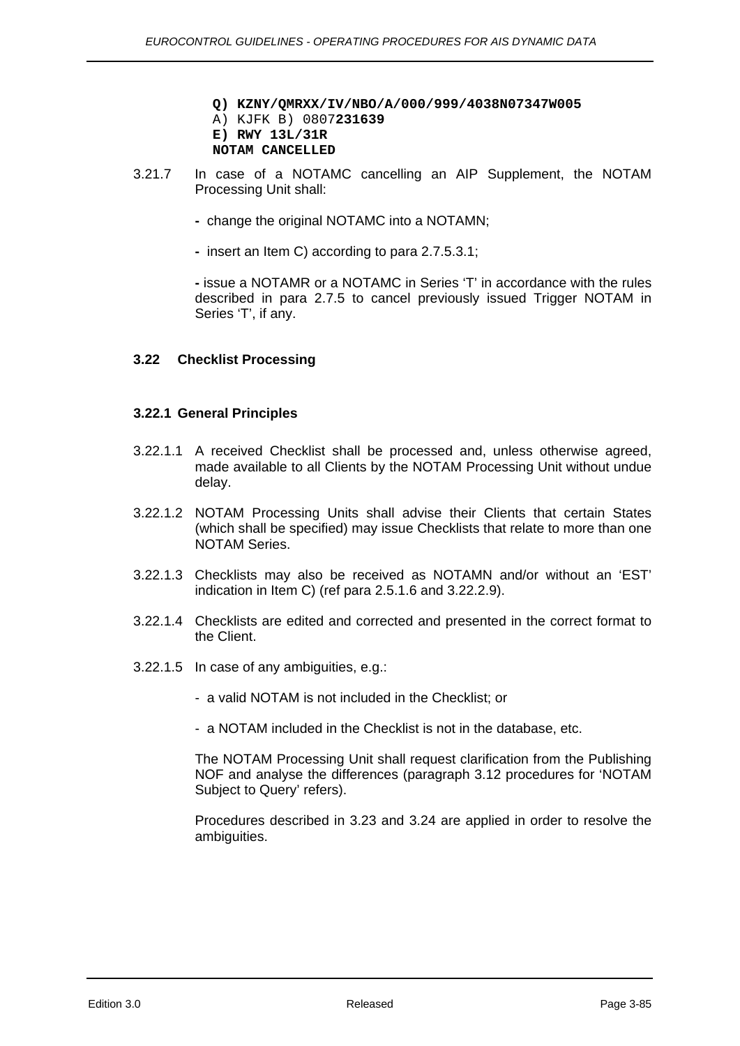```
Q) KZNY/QMRXX/IV/NBO/A/000/999/4038N07347W005
A) KJFK B) 0807231639
E) RWY 13L/31R
NOTAM CANCELLED
```

3.21.7 In case of a NOTAMC cancelling an AIP Supplement, the NOTAM Processing Unit shall:

- change the original NOTAMC into a NOTAMN;
- insert an Item C) according to para 2.7.5.3.1;
- issue a NOTAMR or a NOTAMC in Series 'T' in accordance with the rules described in para 2.7.5 to cancel previously issued Trigger NOTAM in Series 'T', if any.

### 3.22 Checklist Processing

#### 3.22.1 General Principles

3.22.1.1 A received Checklist shall be processed and, unless otherwise agreed, made available to all Clients by the NOTAM Processing Unit without undue delay.

3.22.1.2 NOTAM Processing Units shall advise their Clients that certain States (which shall be specified) may issue Checklists that relate to more than one NOTAM Series.

3.22.1.3 Checklists may also be received as NOTAMN and/or without an 'EST' indication in Item C) (ref para 2.5.1.6 and 3.22.2.9).

3.22.1.4 Checklists are edited and corrected and presented in the correct format to the Client.

3.22.1.5 In case of any ambiguities, e.g.:

- a valid NOTAM is not included in the Checklist; or
- a NOTAM included in the Checklist is not in the database, etc.

The NOTAM Processing Unit shall request clarification from the Publishing NOF and analyse the differences (paragraph 3.12 procedures for 'NOTAM Subject to Query' refers).

Procedures described in 3.23 and 3.24 are applied in order to resolve the ambiguities.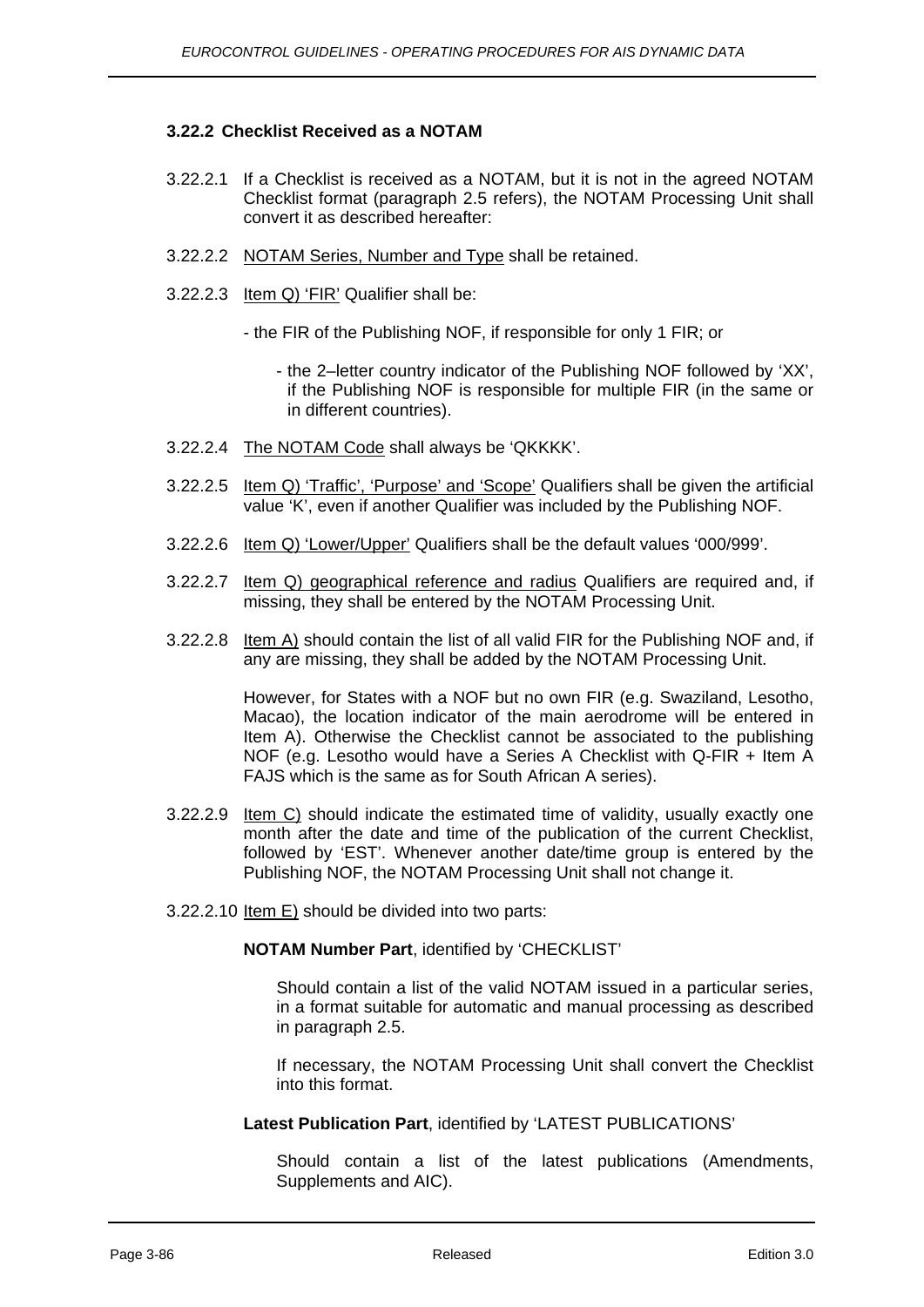### 3.22.2 Checklist Received as a NOTAM

3.22.2.1 If a Checklist is received as a NOTAM, but it is not in the agreed NOTAM Checklist format (paragraph 2.5 refers), the NOTAM Processing Unit shall convert it as described hereafter:

3.22.2.2 NOTAM Series, Number and Type shall be retained.

3.22.2.3 Item Q) 'FIR' Qualifier shall be:

- the FIR of the Publishing NOF, if responsible for only 1 FIR; or

  - the 2–letter country indicator of the Publishing NOF followed by 'XX', if the Publishing NOF is responsible for multiple FIR (in the same or in different countries).

3.22.2.4 The NOTAM Code shall always be 'QKKKK'.

3.22.2.5 Item Q) 'Traffic', 'Purpose' and 'Scope' Qualifiers shall be given the artificial value 'K', even if another Qualifier was included by the Publishing NOF.

3.22.2.6 Item Q) 'Lower/Upper' Qualifiers shall be the default values '000/999'.

3.22.2.7 Item Q) geographical reference and radius Qualifiers are required and, if missing, they shall be entered by the NOTAM Processing Unit.

3.22.2.8 Item A) should contain the list of all valid FIR for the Publishing NOF and, if any are missing, they shall be added by the NOTAM Processing Unit.

However, for States with a NOF but no own FIR (e.g. Swaziland, Lesotho, Macao), the location indicator of the main aerodrome will be entered in Item A). Otherwise the Checklist cannot be associated to the publishing NOF (e.g. Lesotho would have a Series A Checklist with Q-FIR + Item A FAJS which is the same as for South African A series).

3.22.2.9 Item C) should indicate the estimated time of validity, usually exactly one month after the date and time of the publication of the current Checklist, followed by 'EST'. Whenever another date/time group is entered by the Publishing NOF, the NOTAM Processing Unit shall not change it.

3.22.2.10 Item E) should be divided into two parts:

**NOTAM Number Part**, identified by 'CHECKLIST'

Should contain a list of the valid NOTAM issued in a particular series, in a format suitable for automatic and manual processing as described in paragraph 2.5.

If necessary, the NOTAM Processing Unit shall convert the Checklist into this format.

**Latest Publication Part**, identified by 'LATEST PUBLICATIONS'

Should contain a list of the latest publications (Amendments, Supplements and AIC).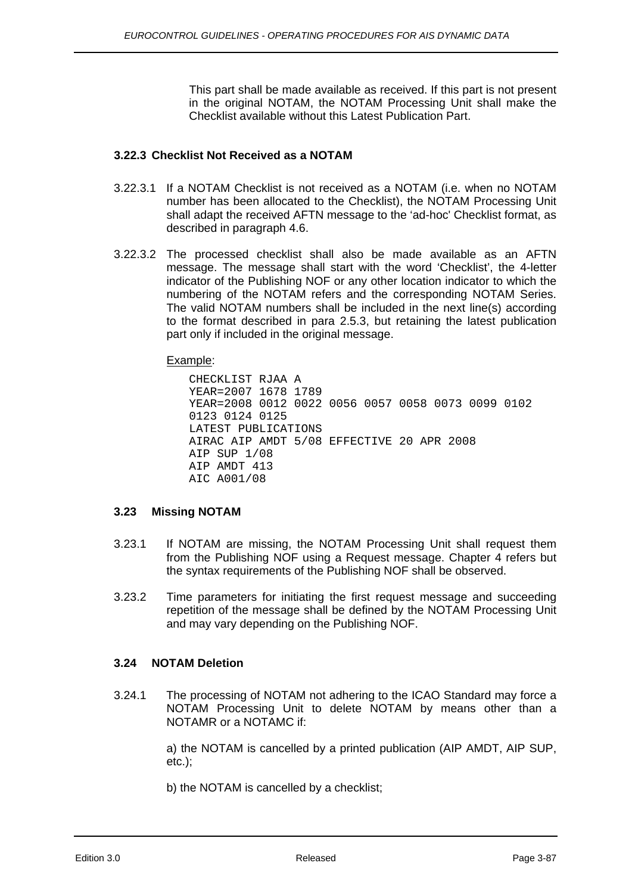This part shall be made available as received. If this part is not present in the original NOTAM, the NOTAM Processing Unit shall make the Checklist available without this Latest Publication Part.

### 3.22.3 Checklist Not Received as a NOTAM

3.22.3.1 If a NOTAM Checklist is not received as a NOTAM (i.e. when no NOTAM number has been allocated to the Checklist), the NOTAM Processing Unit shall adapt the received AFTN message to the 'ad-hoc' Checklist format, as described in paragraph 4.6.

3.22.3.2 The processed checklist shall also be made available as an AFTN message. The message shall start with the word 'Checklist', the 4-letter indicator of the Publishing NOF or any other location indicator to which the numbering of the NOTAM refers and the corresponding NOTAM Series. The valid NOTAM numbers shall be included in the next line(s) according to the format described in para 2.5.3, but retaining the latest publication part only if included in the original message.

Example:

```
CHECKLIST RJAA A
YEAR=2007 1678 1789
YEAR=2008 0012 0022 0056 0057 0058 0073 0099 0102
0123 0124 0125
LATEST PUBLICATIONS
AIRAC AIP AMDT 5/08 EFFECTIVE 20 APR 2008
AIP SUP 1/08
AIP AMDT 413
AIC A001/08
```

## 3.23 Missing NOTAM

3.23.1 If NOTAM are missing, the NOTAM Processing Unit shall request them from the Publishing NOF using a Request message. Chapter 4 refers but the syntax requirements of the Publishing NOF shall be observed.

3.23.2 Time parameters for initiating the first request message and succeeding repetition of the message shall be defined by the NOTAM Processing Unit and may vary depending on the Publishing NOF.

## 3.24 NOTAM Deletion

3.24.1 The processing of NOTAM not adhering to the ICAO Standard may force a NOTAM Processing Unit to delete NOTAM by means other than a NOTAMR or a NOTAMC if:

a) the NOTAM is cancelled by a printed publication (AIP AMDT, AIP SUP, etc.);

b) the NOTAM is cancelled by a checklist;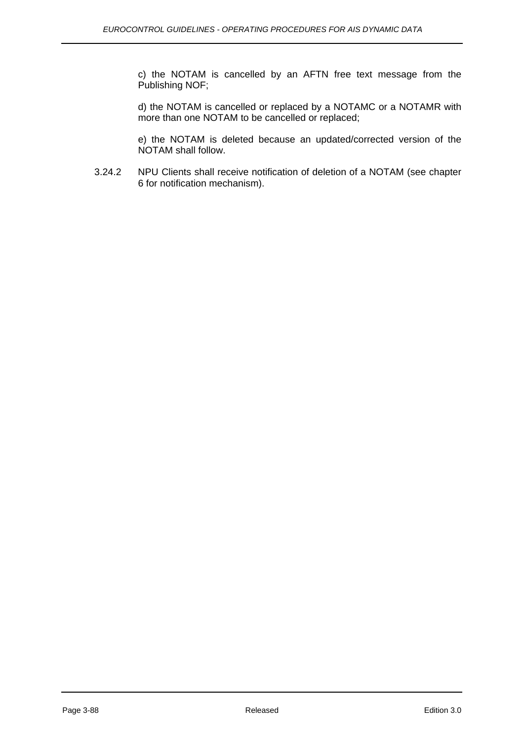c) the NOTAM is cancelled by an AFTN free text message from the Publishing NOF;

d) the NOTAM is cancelled or replaced by a NOTAMC or a NOTAMR with more than one NOTAM to be cancelled or replaced;

e) the NOTAM is deleted because an updated/corrected version of the NOTAM shall follow.

3.24.2 NPU Clients shall receive notification of deletion of a NOTAM (see chapter 6 for notification mechanism).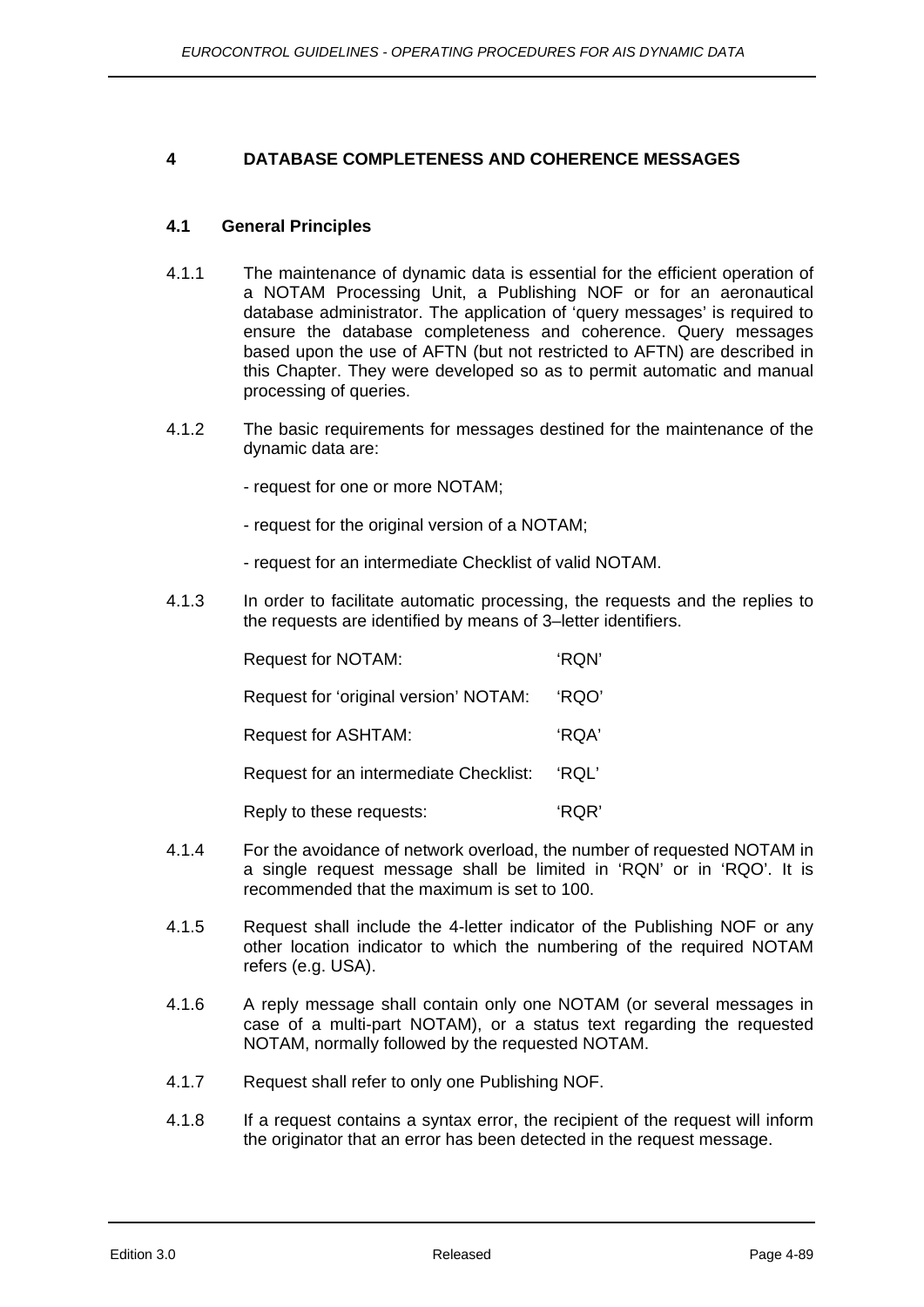# 4 DATABASE COMPLETENESS AND COHERENCE MESSAGES

## 4.1 General Principles

4.1.1 The maintenance of dynamic data is essential for the efficient operation of a NOTAM Processing Unit, a Publishing NOF or for an aeronautical database administrator. The application of 'query messages' is required to ensure the database completeness and coherence. Query messages based upon the use of AFTN (but not restricted to AFTN) are described in this Chapter. They were developed so as to permit automatic and manual processing of queries.

4.1.2 The basic requirements for messages destined for the maintenance of the dynamic data are:

- request for one or more NOTAM;
- request for the original version of a NOTAM;
- request for an intermediate Checklist of valid NOTAM.

4.1.3 In order to facilitate automatic processing, the requests and the replies to the requests are identified by means of 3–letter identifiers.

| | |
|---|---|
| Request for NOTAM: | 'RQN' |
| Request for 'original version' NOTAM: | 'RQO' |
| Request for ASHTAM: | 'RQA' |
| Request for an intermediate Checklist: | 'RQL' |
| Reply to these requests: | 'RQR' |

4.1.4 For the avoidance of network overload, the number of requested NOTAM in a single request message shall be limited in 'RQN' or in 'RQO'. It is recommended that the maximum is set to 100.

4.1.5 Request shall include the 4-letter indicator of the Publishing NOF or any other location indicator to which the numbering of the required NOTAM refers (e.g. USA).

4.1.6 A reply message shall contain only one NOTAM (or several messages in case of a multi-part NOTAM), or a status text regarding the requested NOTAM, normally followed by the requested NOTAM.

4.1.7 Request shall refer to only one Publishing NOF.

4.1.8 If a request contains a syntax error, the recipient of the request will inform the originator that an error has been detected in the request message.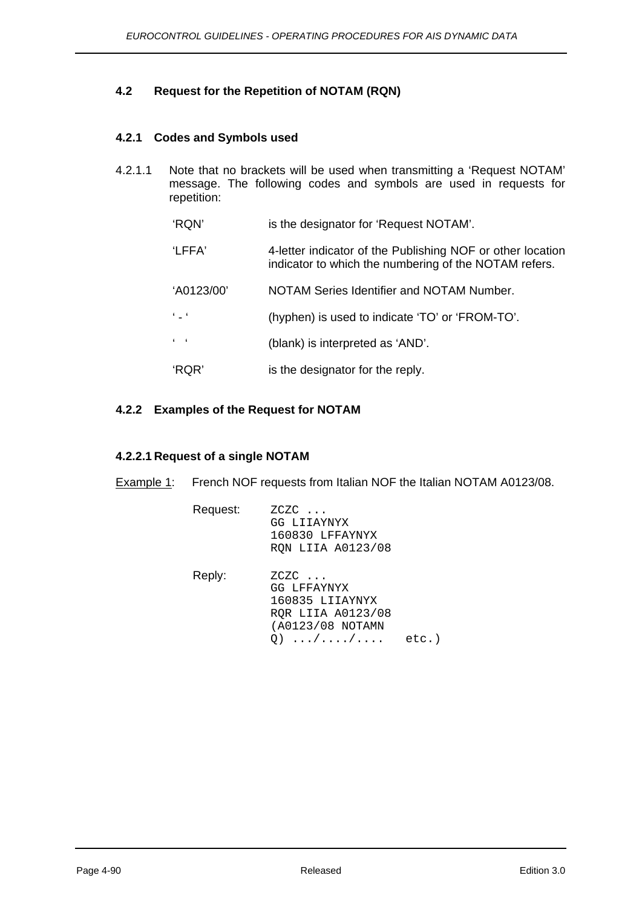## 4.2 Request for the Repetition of NOTAM (RQN)

### 4.2.1 Codes and Symbols used

4.2.1.1 Note that no brackets will be used when transmitting a 'Request NOTAM' message. The following codes and symbols are used in requests for repetition:

| | |
|---|---|
| 'RQN' | is the designator for 'Request NOTAM'. |
| 'LFFA' | 4-letter indicator of the Publishing NOF or other location indicator to which the numbering of the NOTAM refers. |
| 'A0123/00' | NOTAM Series Identifier and NOTAM Number. |
| ' - ' | (hyphen) is used to indicate 'TO' or 'FROM-TO'. |
| '  ' | (blank) is interpreted as 'AND'. |
| 'RQR' | is the designator for the reply. |

### 4.2.2 Examples of the Request for NOTAM

#### 4.2.2.1 Request of a single NOTAM

Example 1: French NOF requests from Italian NOF the Italian NOTAM A0123/08.

Request:

```
ZCZC ...
GG LIIAYNYX
160830 LFFAYNYX
RQN LIIA A0123/08
```

Reply:

```
ZCZC ...
GG LFFAYNYX
160835 LIIAYNYX
RQR LIIA A0123/08
(A0123/08 NOTAMN
Q) .../..../....   etc.)
```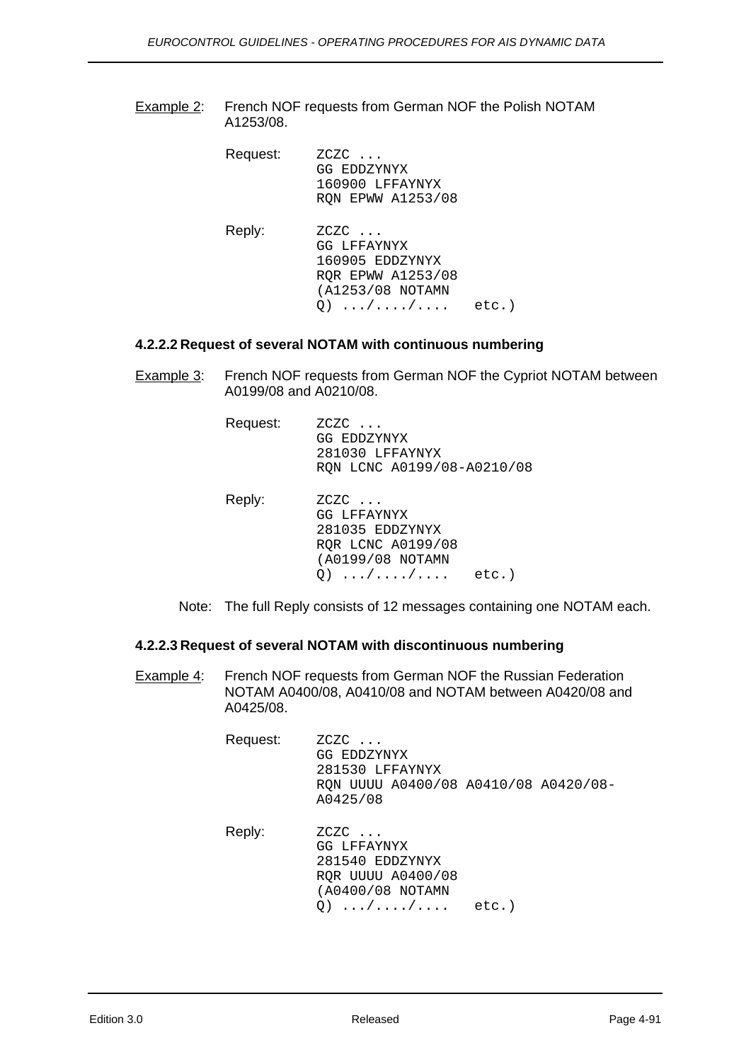Example 2: French NOF requests from German NOF the Polish NOTAM A1253/08.

Request:

```
ZCZC ...
GG EDDZYNYX
160900 LFFAYNYX
RQN EPWW A1253/08
```

Reply:

```
ZCZC ...
GG LFFAYNYX
160905 EDDZYNYX
RQR EPWW A1253/08
(A1253/08 NOTAMN
Q) .../..../....   etc.)
```

#### 4.2.2.2 Request of several NOTAM with continuous numbering

Example 3: French NOF requests from German NOF the Cypriot NOTAM between A0199/08 and A0210/08.

Request:

```
ZCZC ...
GG EDDZYNYX
281030 LFFAYNYX
RQN LCNC A0199/08-A0210/08
```

Reply:

```
ZCZC ...
GG LFFAYNYX
281035 EDDZYNYX
RQR LCNC A0199/08
(A0199/08 NOTAMN
Q) .../..../....   etc.)
```

Note: The full Reply consists of 12 messages containing one NOTAM each.

#### 4.2.2.3 Request of several NOTAM with discontinuous numbering

Example 4: French NOF requests from German NOF the Russian Federation NOTAM A0400/08, A0410/08 and NOTAM between A0420/08 and A0425/08.

Request:

```
ZCZC ...
GG EDDZYNYX
281530 LFFAYNYX
RQN UUUU A0400/08 A0410/08 A0420/08-
A0425/08
```

Reply:

```
ZCZC ...
GG LFFAYNYX
281540 EDDZYNYX
RQR UUUU A0400/08
(A0400/08 NOTAMN
Q) .../..../....   etc.)
```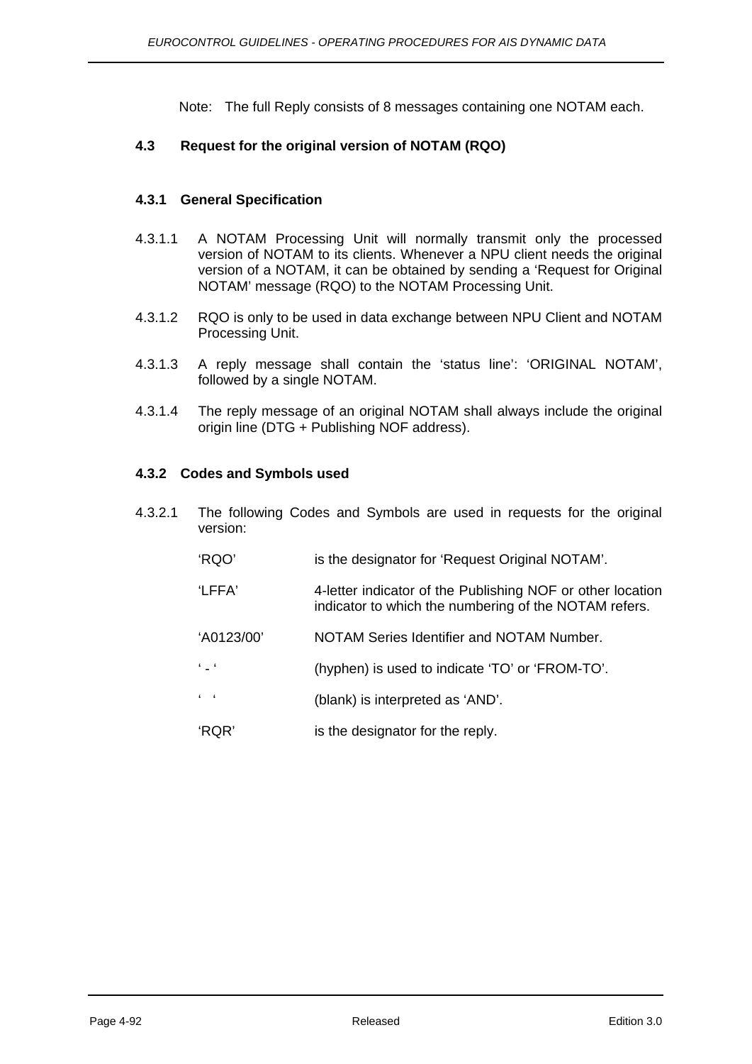Note: The full Reply consists of 8 messages containing one NOTAM each.

## 4.3 Request for the original version of NOTAM (RQO)

### 4.3.1 General Specification

4.3.1.1 A NOTAM Processing Unit will normally transmit only the processed version of NOTAM to its clients. Whenever a NPU client needs the original version of a NOTAM, it can be obtained by sending a 'Request for Original NOTAM' message (RQO) to the NOTAM Processing Unit.

4.3.1.2 RQO is only to be used in data exchange between NPU Client and NOTAM Processing Unit.

4.3.1.3 A reply message shall contain the 'status line': 'ORIGINAL NOTAM', followed by a single NOTAM.

4.3.1.4 The reply message of an original NOTAM shall always include the original origin line (DTG + Publishing NOF address).

### 4.3.2 Codes and Symbols used

4.3.2.1 The following Codes and Symbols are used in requests for the original version:

| | |
|---|---|
| 'RQO' | is the designator for 'Request Original NOTAM'. |
| 'LFFA' | 4-letter indicator of the Publishing NOF or other location indicator to which the numbering of the NOTAM refers. |
| 'A0123/00' | NOTAM Series Identifier and NOTAM Number. |
| ' - ' | (hyphen) is used to indicate 'TO' or 'FROM-TO'. |
| ' ' | (blank) is interpreted as 'AND'. |
| 'RQR' | is the designator for the reply. |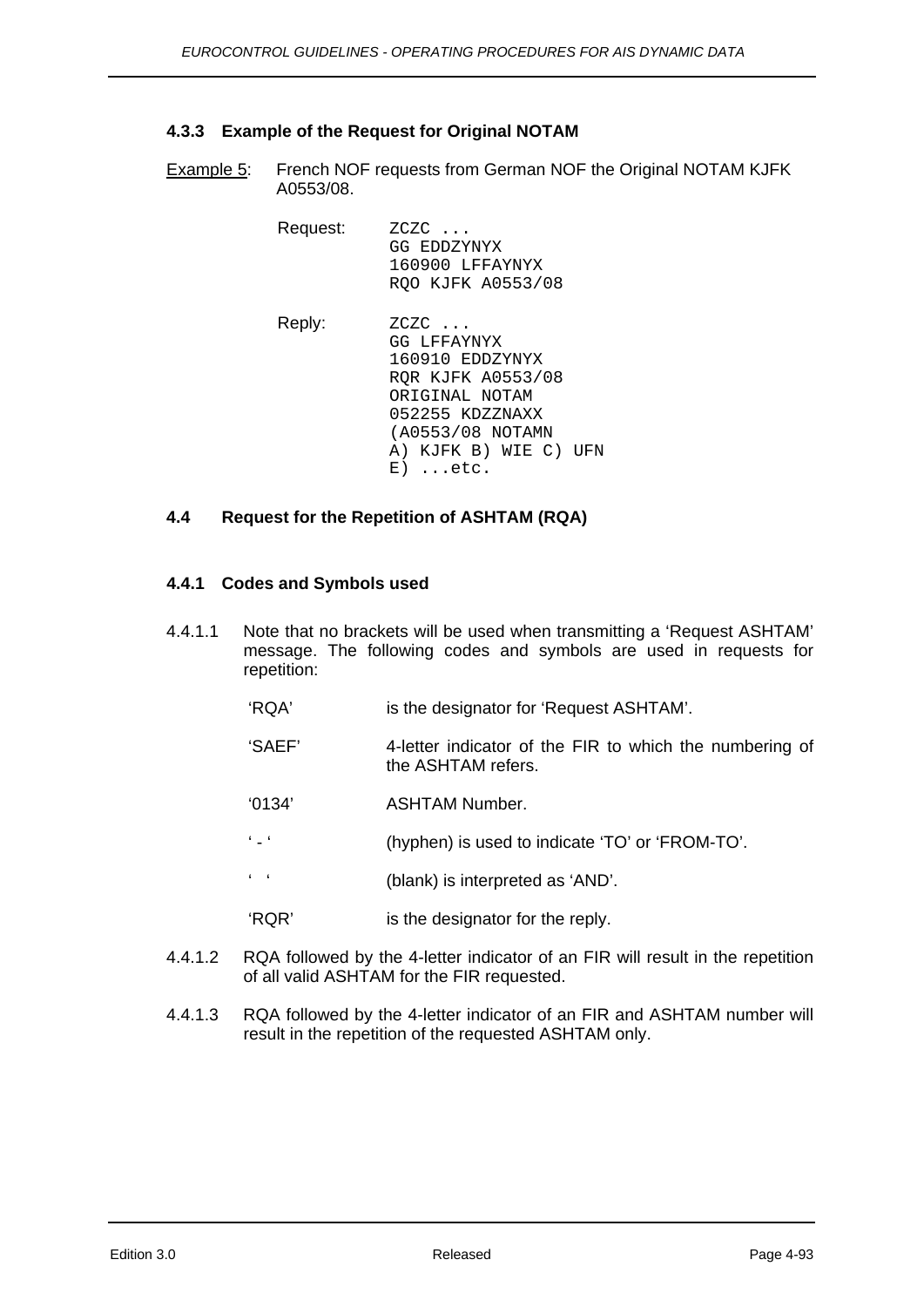### 4.3.3 Example of the Request for Original NOTAM

Example 5: French NOF requests from German NOF the Original NOTAM KJFK A0553/08.

Request:

```
ZCZC ...
GG EDDZYNYX
160900 LFFAYNYX
RQO KJFK A0553/08
```

Reply:

```
ZCZC ...
GG LFFAYNYX
160910 EDDZYNYX
RQR KJFK A0553/08
ORIGINAL NOTAM
052255 KDZZNAXX
(A0553/08 NOTAMN
A) KJFK B) WIE C) UFN
E) ...etc.
```

## 4.4 Request for the Repetition of ASHTAM (RQA)

### 4.4.1 Codes and Symbols used

4.4.1.1 Note that no brackets will be used when transmitting a 'Request ASHTAM' message. The following codes and symbols are used in requests for repetition:

| | |
|---|---|
| 'RQA' | is the designator for 'Request ASHTAM'. |
| 'SAEF' | 4-letter indicator of the FIR to which the numbering of the ASHTAM refers. |
| '0134' | ASHTAM Number. |
| ' - ' | (hyphen) is used to indicate 'TO' or 'FROM-TO'. |
| ' ' | (blank) is interpreted as 'AND'. |
| 'RQR' | is the designator for the reply. |

4.4.1.2 RQA followed by the 4-letter indicator of an FIR will result in the repetition of all valid ASHTAM for the FIR requested.

4.4.1.3 RQA followed by the 4-letter indicator of an FIR and ASHTAM number will result in the repetition of the requested ASHTAM only.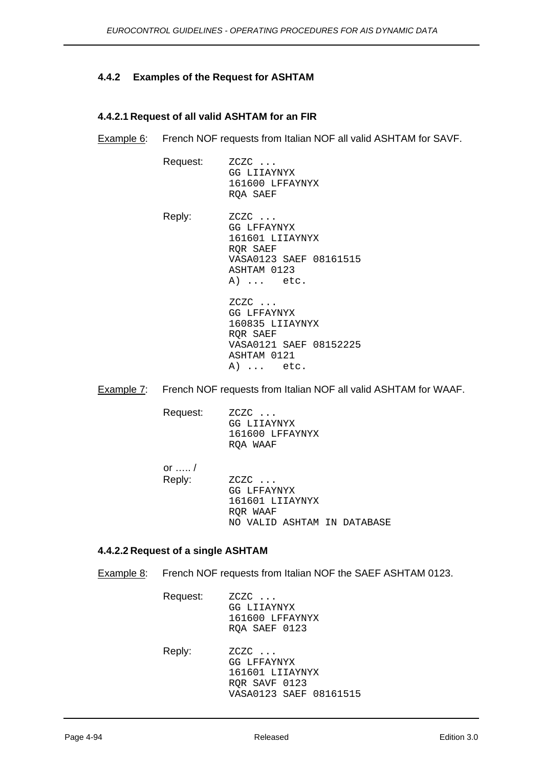### 4.4.2 Examples of the Request for ASHTAM

#### 4.4.2.1 Request of all valid ASHTAM for an FIR

Example 6: French NOF requests from Italian NOF all valid ASHTAM for SAVF.

Request:

```
ZCZC ...
GG LIIAYNYX
161600 LFFAYNYX
RQA SAEF
```

Reply:

```
ZCZC ...
GG LFFAYNYX
161601 LIIAYNYX
RQR SAEF
VASA0123 SAEF 08161515
ASHTAM 0123
A) ...   etc.
```

```
ZCZC ...
GG LFFAYNYX
160835 LIIAYNYX
RQR SAEF
VASA0121 SAEF 08152225
ASHTAM 0121
A) ...   etc.
```

Example 7: French NOF requests from Italian NOF all valid ASHTAM for WAAF.

Request:

```
ZCZC ...
GG LIIAYNYX
161600 LFFAYNYX
RQA WAAF
```

or ….. /
Reply:

```
ZCZC ...
GG LFFAYNYX
161601 LIIAYNYX
RQR WAAF
NO VALID ASHTAM IN DATABASE
```

#### 4.4.2.2 Request of a single ASHTAM

Example 8: French NOF requests from Italian NOF the SAEF ASHTAM 0123.

Request:

```
ZCZC ...
GG LIIAYNYX
161600 LFFAYNYX
RQA SAEF 0123
```

Reply:

```
ZCZC ...
GG LFFAYNYX
161601 LIIAYNYX
RQR SAVF 0123
VASA0123 SAEF 08161515
```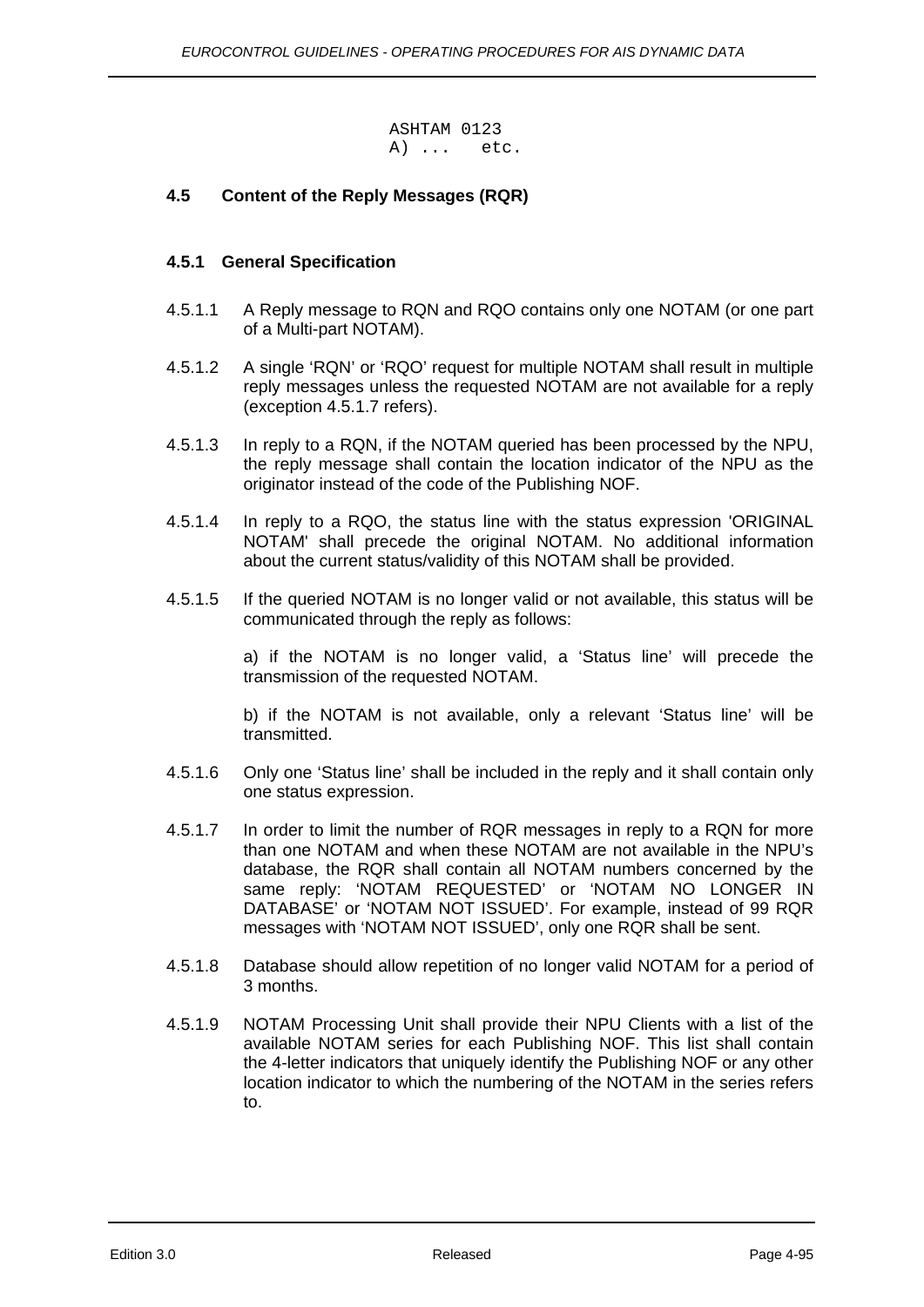```
ASHTAM 0123
A) ...   etc.
```

### 4.5 Content of the Reply Messages (RQR)

#### 4.5.1 General Specification

4.5.1.1 A Reply message to RQN and RQO contains only one NOTAM (or one part of a Multi-part NOTAM).

4.5.1.2 A single 'RQN' or 'RQO' request for multiple NOTAM shall result in multiple reply messages unless the requested NOTAM are not available for a reply (exception 4.5.1.7 refers).

4.5.1.3 In reply to a RQN, if the NOTAM queried has been processed by the NPU, the reply message shall contain the location indicator of the NPU as the originator instead of the code of the Publishing NOF.

4.5.1.4 In reply to a RQO, the status line with the status expression 'ORIGINAL NOTAM' shall precede the original NOTAM. No additional information about the current status/validity of this NOTAM shall be provided.

4.5.1.5 If the queried NOTAM is no longer valid or not available, this status will be communicated through the reply as follows:

a) if the NOTAM is no longer valid, a 'Status line' will precede the transmission of the requested NOTAM.

b) if the NOTAM is not available, only a relevant 'Status line' will be transmitted.

4.5.1.6 Only one 'Status line' shall be included in the reply and it shall contain only one status expression.

4.5.1.7 In order to limit the number of RQR messages in reply to a RQN for more than one NOTAM and when these NOTAM are not available in the NPU's database, the RQR shall contain all NOTAM numbers concerned by the same reply: 'NOTAM REQUESTED' or 'NOTAM NO LONGER IN DATABASE' or 'NOTAM NOT ISSUED'. For example, instead of 99 RQR messages with 'NOTAM NOT ISSUED', only one RQR shall be sent.

4.5.1.8 Database should allow repetition of no longer valid NOTAM for a period of 3 months.

4.5.1.9 NOTAM Processing Unit shall provide their NPU Clients with a list of the available NOTAM series for each Publishing NOF. This list shall contain the 4-letter indicators that uniquely identify the Publishing NOF or any other location indicator to which the numbering of the NOTAM in the series refers to.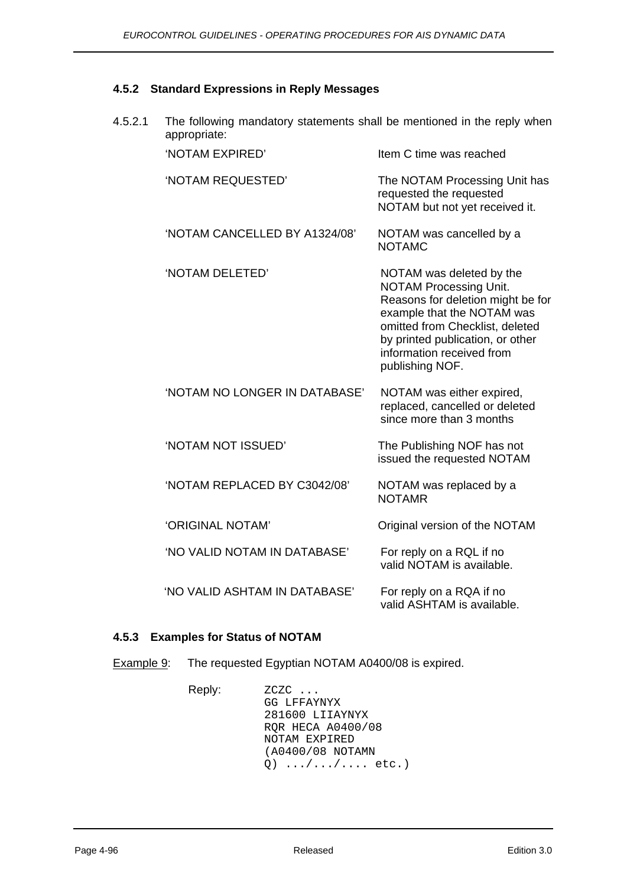### 4.5.2 Standard Expressions in Reply Messages

4.5.2.1 The following mandatory statements shall be mentioned in the reply when appropriate:

| | |
|---|---|
| 'NOTAM EXPIRED' | Item C time was reached |
| 'NOTAM REQUESTED' | The NOTAM Processing Unit has requested the requested NOTAM but not yet received it. |
| 'NOTAM CANCELLED BY A1324/08' | NOTAM was cancelled by a NOTAMC |
| 'NOTAM DELETED' | NOTAM was deleted by the NOTAM Processing Unit. Reasons for deletion might be for example that the NOTAM was omitted from Checklist, deleted by printed publication, or other information received from publishing NOF. |
| 'NOTAM NO LONGER IN DATABASE' | NOTAM was either expired, replaced, cancelled or deleted since more than 3 months |
| 'NOTAM NOT ISSUED' | The Publishing NOF has not issued the requested NOTAM |
| 'NOTAM REPLACED BY C3042/08' | NOTAM was replaced by a NOTAMR |
| 'ORIGINAL NOTAM' | Original version of the NOTAM |
| 'NO VALID NOTAM IN DATABASE' | For reply on a RQL if no valid NOTAM is available. |
| 'NO VALID ASHTAM IN DATABASE' | For reply on a RQA if no valid ASHTAM is available. |

### 4.5.3 Examples for Status of NOTAM

Example 9: The requested Egyptian NOTAM A0400/08 is expired.

Reply:

```
ZCZC ...
GG LFFAYNYX
281600 LIIAYNYX
RQR HECA A0400/08
NOTAM EXPIRED
(A0400/08 NOTAMN
Q) .../.../.... etc.)
```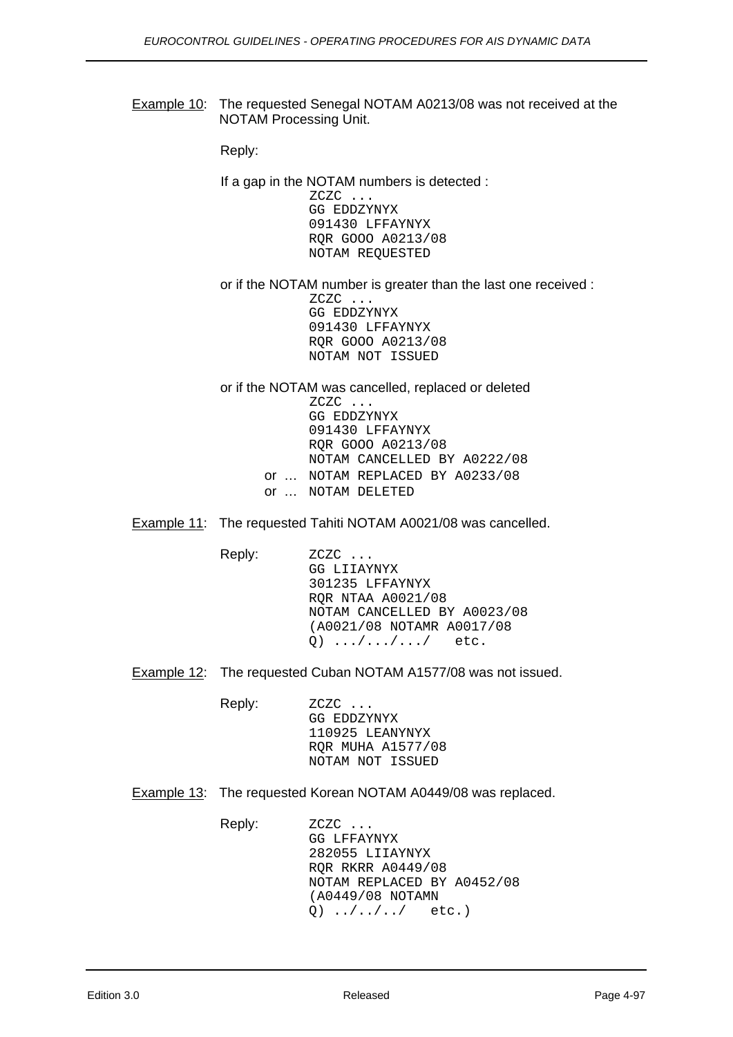Example 10: The requested Senegal NOTAM A0213/08 was not received at the NOTAM Processing Unit.

Reply:

If a gap in the NOTAM numbers is detected :

```
ZCZC ...
GG EDDZYNYX
091430 LFFAYNYX
RQR GOOO A0213/08
NOTAM REQUESTED
```

or if the NOTAM number is greater than the last one received :

```
ZCZC ...
GG EDDZYNYX
091430 LFFAYNYX
RQR GOOO A0213/08
NOTAM NOT ISSUED
```

or if the NOTAM was cancelled, replaced or deleted

```
       ZCZC ...
       GG EDDZYNYX
       091430 LFFAYNYX
       RQR GOOO A0213/08
       NOTAM CANCELLED BY A0222/08
or …   NOTAM REPLACED BY A0233/08
or …   NOTAM DELETED
```

Example 11: The requested Tahiti NOTAM A0021/08 was cancelled.

Reply:

```
ZCZC ...
GG LIIAYNYX
301235 LFFAYNYX
RQR NTAA A0021/08
NOTAM CANCELLED BY A0023/08
(A0021/08 NOTAMR A0017/08
Q) .../.../.../   etc.
```

Example 12: The requested Cuban NOTAM A1577/08 was not issued.

Reply:

```
ZCZC ...
GG EDDZYNYX
110925 LEANYNYX
RQR MUHA A1577/08
NOTAM NOT ISSUED
```

Example 13: The requested Korean NOTAM A0449/08 was replaced.

Reply:

```
ZCZC ...
GG LFFAYNYX
282055 LIIAYNYX
RQR RKRR A0449/08
NOTAM REPLACED BY A0452/08
(A0449/08 NOTAMN
Q) ../../../   etc.)
```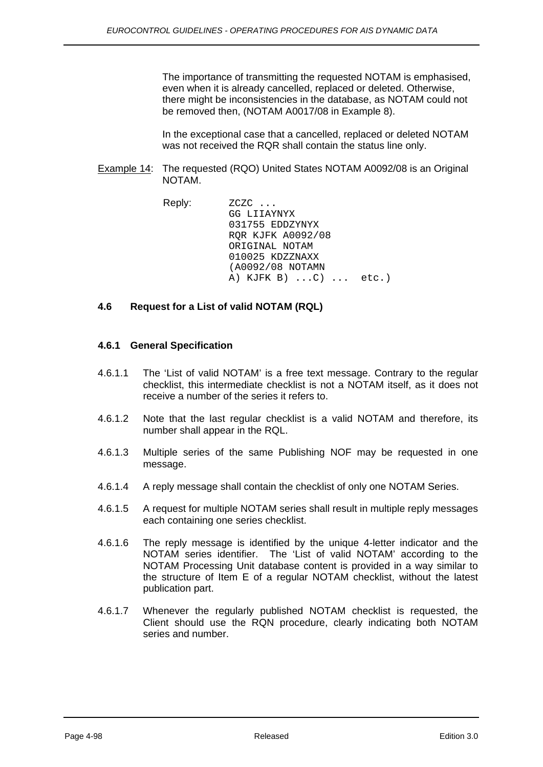The importance of transmitting the requested NOTAM is emphasised, even when it is already cancelled, replaced or deleted. Otherwise, there might be inconsistencies in the database, as NOTAM could not be removed then, (NOTAM A0017/08 in Example 8).

In the exceptional case that a cancelled, replaced or deleted NOTAM was not received the RQR shall contain the status line only.

Example 14: The requested (RQO) United States NOTAM A0092/08 is an Original NOTAM.

Reply:

```
ZCZC ...
GG LIIAYNYX
031755 EDDZYNYX
RQR KJFK A0092/08
ORIGINAL NOTAM
010025 KDZZNAXX
(A0092/08 NOTAMN
A) KJFK B) ...C) ...  etc.)
```

### 4.6 Request for a List of valid NOTAM (RQL)

#### 4.6.1 General Specification

4.6.1.1 The 'List of valid NOTAM' is a free text message. Contrary to the regular checklist, this intermediate checklist is not a NOTAM itself, as it does not receive a number of the series it refers to.

4.6.1.2 Note that the last regular checklist is a valid NOTAM and therefore, its number shall appear in the RQL.

4.6.1.3 Multiple series of the same Publishing NOF may be requested in one message.

4.6.1.4 A reply message shall contain the checklist of only one NOTAM Series.

4.6.1.5 A request for multiple NOTAM series shall result in multiple reply messages each containing one series checklist.

4.6.1.6 The reply message is identified by the unique 4-letter indicator and the NOTAM series identifier. The 'List of valid NOTAM' according to the NOTAM Processing Unit database content is provided in a way similar to the structure of Item E of a regular NOTAM checklist, without the latest publication part.

4.6.1.7 Whenever the regularly published NOTAM checklist is requested, the Client should use the RQN procedure, clearly indicating both NOTAM series and number.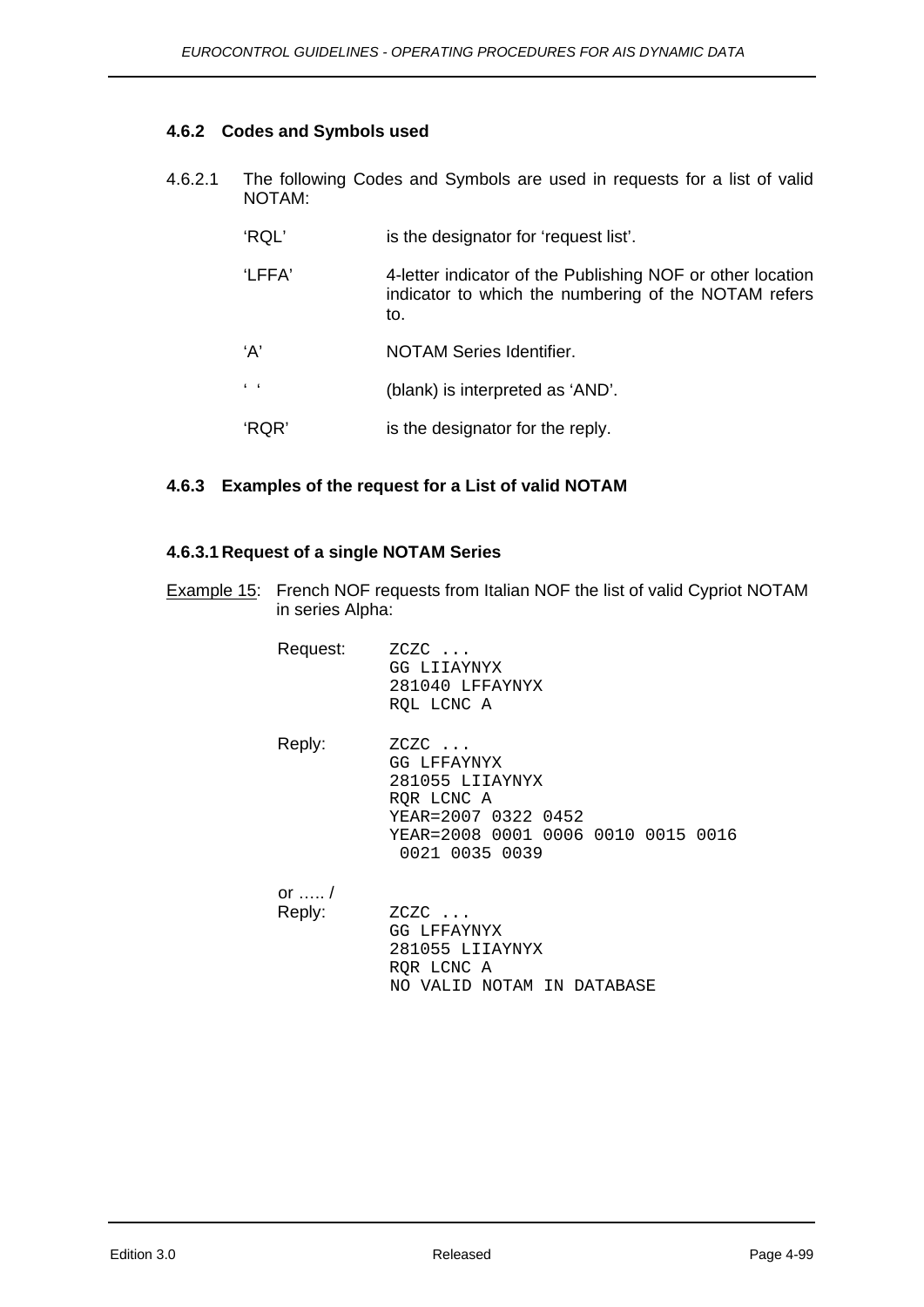### 4.6.2 Codes and Symbols used

4.6.2.1 The following Codes and Symbols are used in requests for a list of valid NOTAM:

| | |
|---|---|
| 'RQL' | is the designator for 'request list'. |
| 'LFFA' | 4-letter indicator of the Publishing NOF or other location indicator to which the numbering of the NOTAM refers to. |
| 'A' | NOTAM Series Identifier. |
| ' ' | (blank) is interpreted as 'AND'. |
| 'RQR' | is the designator for the reply. |

### 4.6.3 Examples of the request for a List of valid NOTAM

#### 4.6.3.1 Request of a single NOTAM Series

Example 15: French NOF requests from Italian NOF the list of valid Cypriot NOTAM in series Alpha:

Request:

```
ZCZC ...
GG LIIAYNYX
281040 LFFAYNYX
RQL LCNC A
```

Reply:

```
ZCZC ...
GG LFFAYNYX
281055 LIIAYNYX
RQR LCNC A
YEAR=2007 0322 0452
YEAR=2008 0001 0006 0010 0015 0016
 0021 0035 0039
```

or ….. /
Reply:

```
ZCZC ...
GG LFFAYNYX
281055 LIIAYNYX
RQR LCNC A
NO VALID NOTAM IN DATABASE
```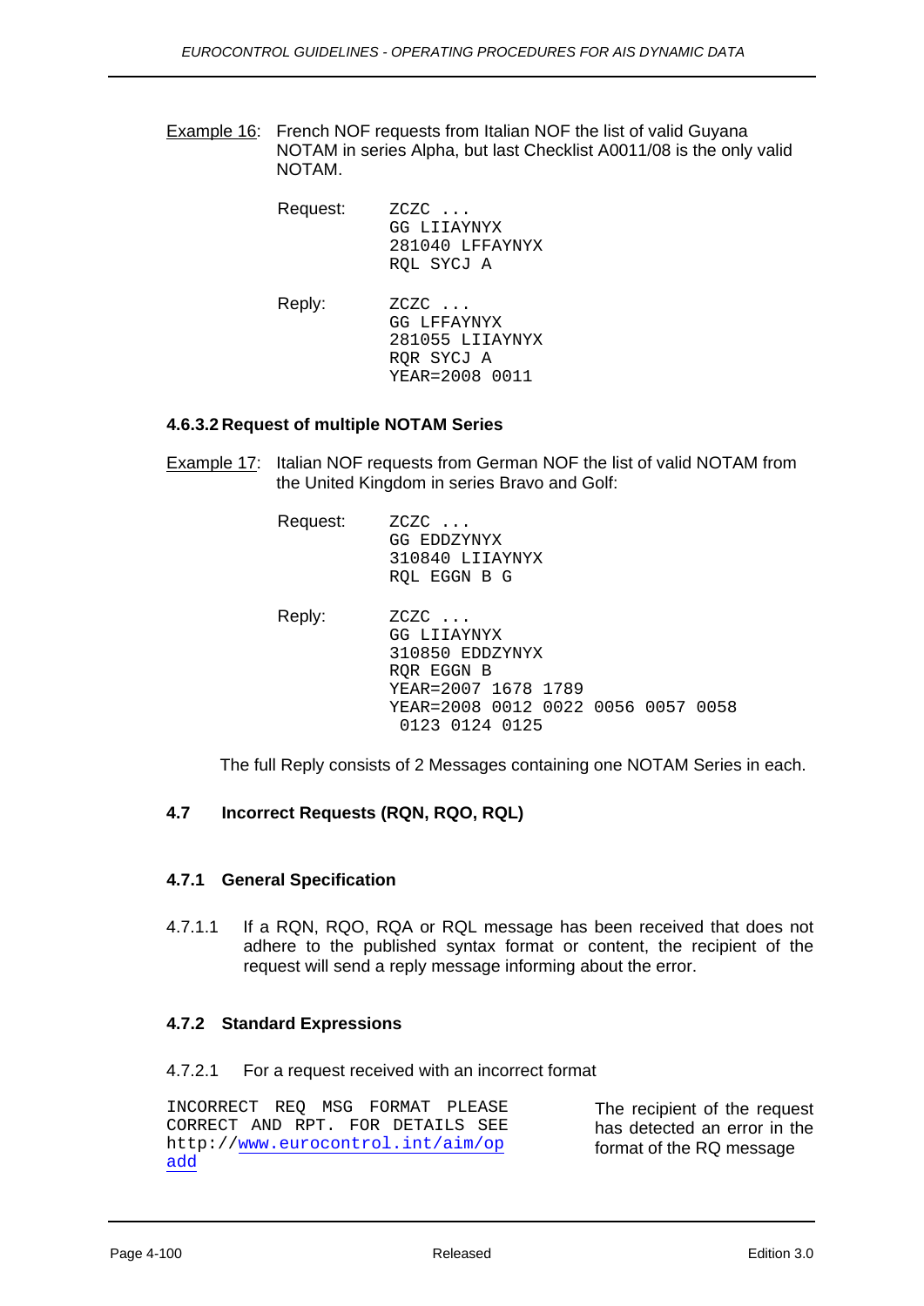Example 16: French NOF requests from Italian NOF the list of valid Guyana NOTAM in series Alpha, but last Checklist A0011/08 is the only valid NOTAM.

Request:

```
ZCZC ...
GG LIIAYNYX
281040 LFFAYNYX
RQL SYCJ A
```

Reply:

```
ZCZC ...
GG LFFAYNYX
281055 LIIAYNYX
RQR SYCJ A
YEAR=2008 0011
```

#### 4.6.3.2 Request of multiple NOTAM Series

Example 17: Italian NOF requests from German NOF the list of valid NOTAM from the United Kingdom in series Bravo and Golf:

Request:

```
ZCZC ...
GG EDDZYNYX
310840 LIIAYNYX
RQL EGGN B G
```

Reply:

```
ZCZC ...
GG LIIAYNYX
310850 EDDZYNYX
RQR EGGN B
YEAR=2007 1678 1789
YEAR=2008 0012 0022 0056 0057 0058
 0123 0124 0125
```

The full Reply consists of 2 Messages containing one NOTAM Series in each.

## 4.7 Incorrect Requests (RQN, RQO, RQL)

### 4.7.1 General Specification

4.7.1.1 If a RQN, RQO, RQA or RQL message has been received that does not adhere to the published syntax format or content, the recipient of the request will send a reply message informing about the error.

### 4.7.2 Standard Expressions

4.7.2.1 For a request received with an incorrect format

```
INCORRECT REQ MSG FORMAT PLEASE
CORRECT AND RPT. FOR DETAILS SEE
http://www.eurocontrol.int/aim/op
add
```

The recipient of the request has detected an error in the format of the RQ message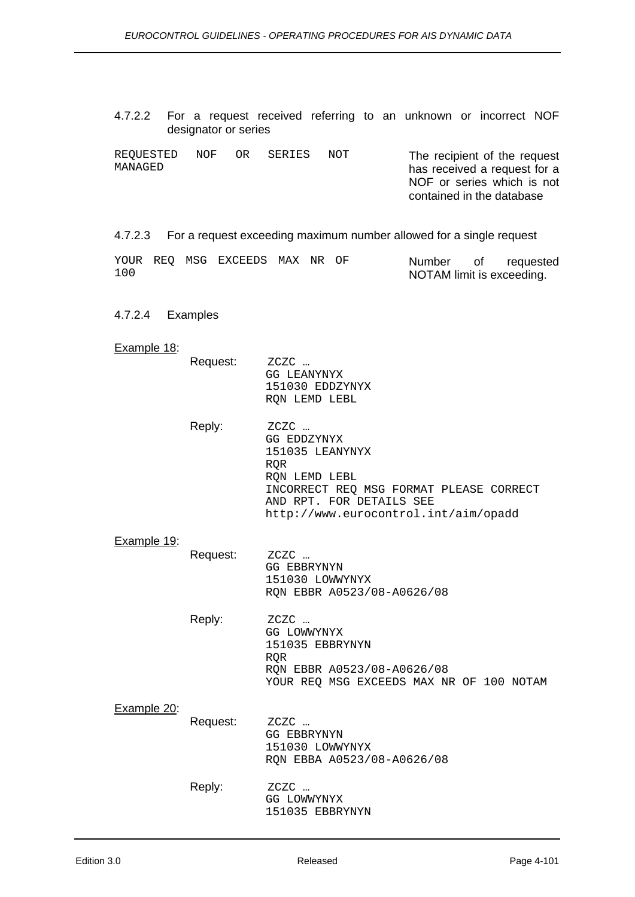4.7.2.2 For a request received referring to an unknown or incorrect NOF designator or series

| | |
|---|---|
| `REQUESTED NOF OR SERIES NOT MANAGED` | The recipient of the request has received a request for a NOF or series which is not contained in the database |

4.7.2.3 For a request exceeding maximum number allowed for a single request

| | |
|---|---|
| `YOUR REQ MSG EXCEEDS MAX NR OF 100` | Number of requested NOTAM limit is exceeding. |

4.7.2.4 Examples

Example 18:

Request:
```
ZCZC …
GG LEANYNYX
151030 EDDZYNYX
RQN LEMD LEBL
```

Reply:
```
ZCZC …
GG EDDZYNYX
151035 LEANYNYX
RQR
RQN LEMD LEBL
INCORRECT REQ MSG FORMAT PLEASE CORRECT
AND RPT. FOR DETAILS SEE
http://www.eurocontrol.int/aim/opadd
```

Example 19:

Request:
```
ZCZC …
GG EBBRYNYN
151030 LOWWYNYX
RQN EBBR A0523/08-A0626/08
```

Reply:
```
ZCZC …
GG LOWWYNYX
151035 EBBRYNYN
RQR
RQN EBBR A0523/08-A0626/08
YOUR REQ MSG EXCEEDS MAX NR OF 100 NOTAM
```

Example 20:

Request:
```
ZCZC …
GG EBBRYNYN
151030 LOWWYNYX
RQN EBBA A0523/08-A0626/08
```

Reply:
```
ZCZC …
GG LOWWYNYX
151035 EBBRYNYN
```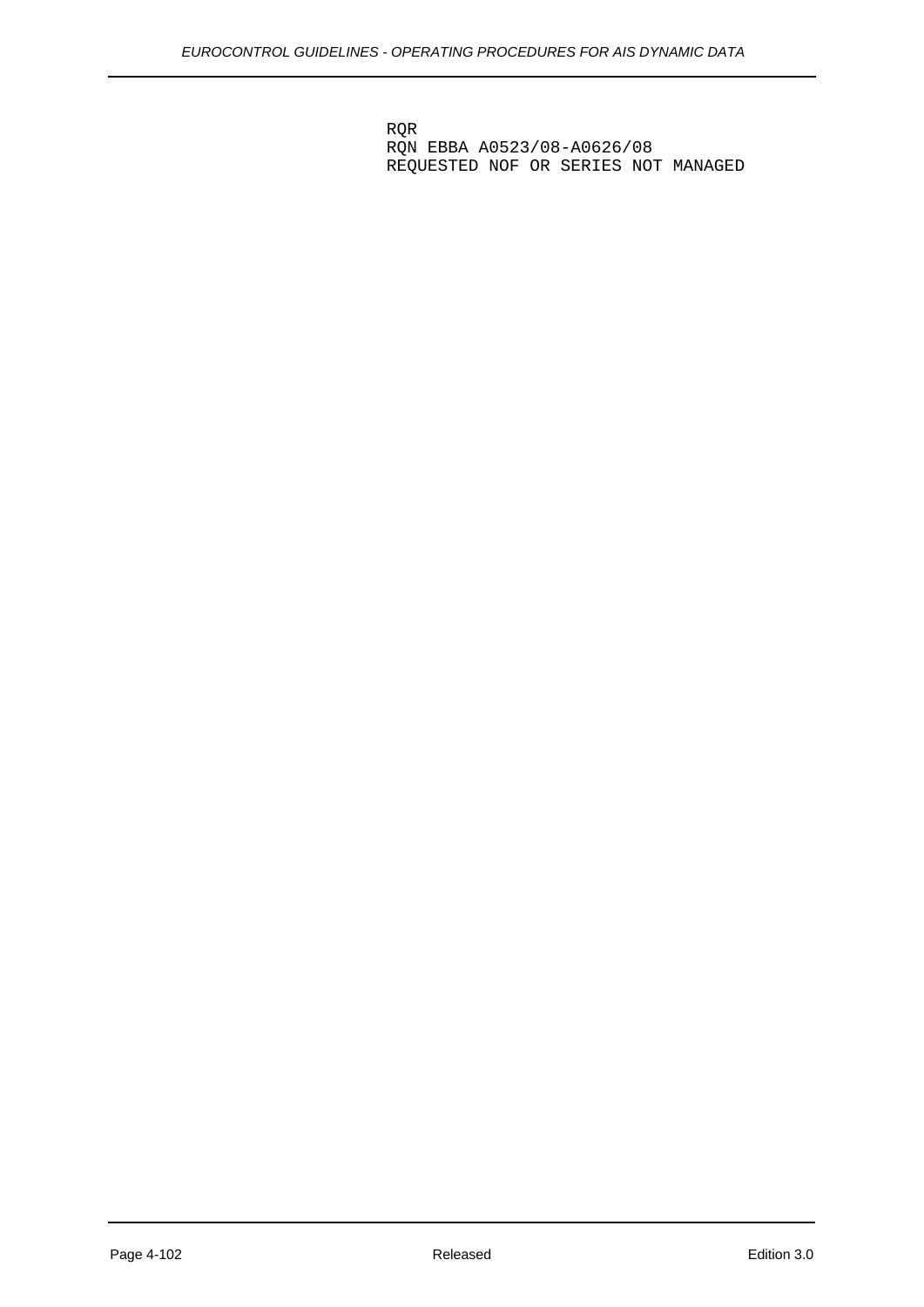```
RQR
RQN EBBA A0523/08-A0626/08
REQUESTED NOF OR SERIES NOT MANAGED
```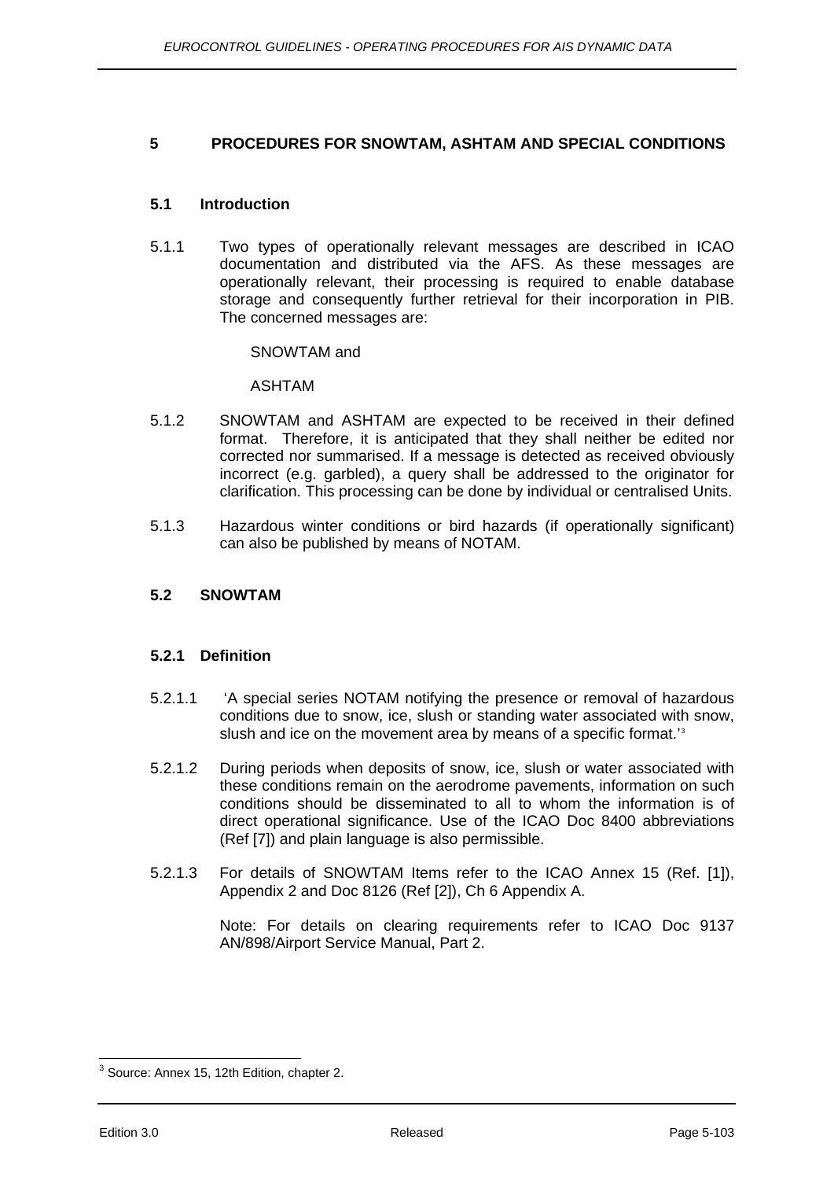# 5 PROCEDURES FOR SNOWTAM, ASHTAM AND SPECIAL CONDITIONS

## 5.1 Introduction

5.1.1 Two types of operationally relevant messages are described in ICAO documentation and distributed via the AFS. As these messages are operationally relevant, their processing is required to enable database storage and consequently further retrieval for their incorporation in PIB. The concerned messages are:

SNOWTAM and

ASHTAM

5.1.2 SNOWTAM and ASHTAM are expected to be received in their defined format. Therefore, it is anticipated that they shall neither be edited nor corrected nor summarised. If a message is detected as received obviously incorrect (e.g. garbled), a query shall be addressed to the originator for clarification. This processing can be done by individual or centralised Units.

5.1.3 Hazardous winter conditions or bird hazards (if operationally significant) can also be published by means of NOTAM.

## 5.2 SNOWTAM

### 5.2.1 Definition

5.2.1.1 'A special series NOTAM notifying the presence or removal of hazardous conditions due to snow, ice, slush or standing water associated with snow, slush and ice on the movement area by means of a specific format.'[3]

5.2.1.2 During periods when deposits of snow, ice, slush or water associated with these conditions remain on the aerodrome pavements, information on such conditions should be disseminated to all to whom the information is of direct operational significance. Use of the ICAO Doc 8400 abbreviations (Ref [7]) and plain language is also permissible.

5.2.1.3 For details of SNOWTAM Items refer to the ICAO Annex 15 (Ref. [1]), Appendix 2 and Doc 8126 (Ref [2]), Ch 6 Appendix A.

Note: For details on clearing requirements refer to ICAO Doc 9137 AN/898/Airport Service Manual, Part 2.

[3] Source: Annex 15, 12th Edition, chapter 2.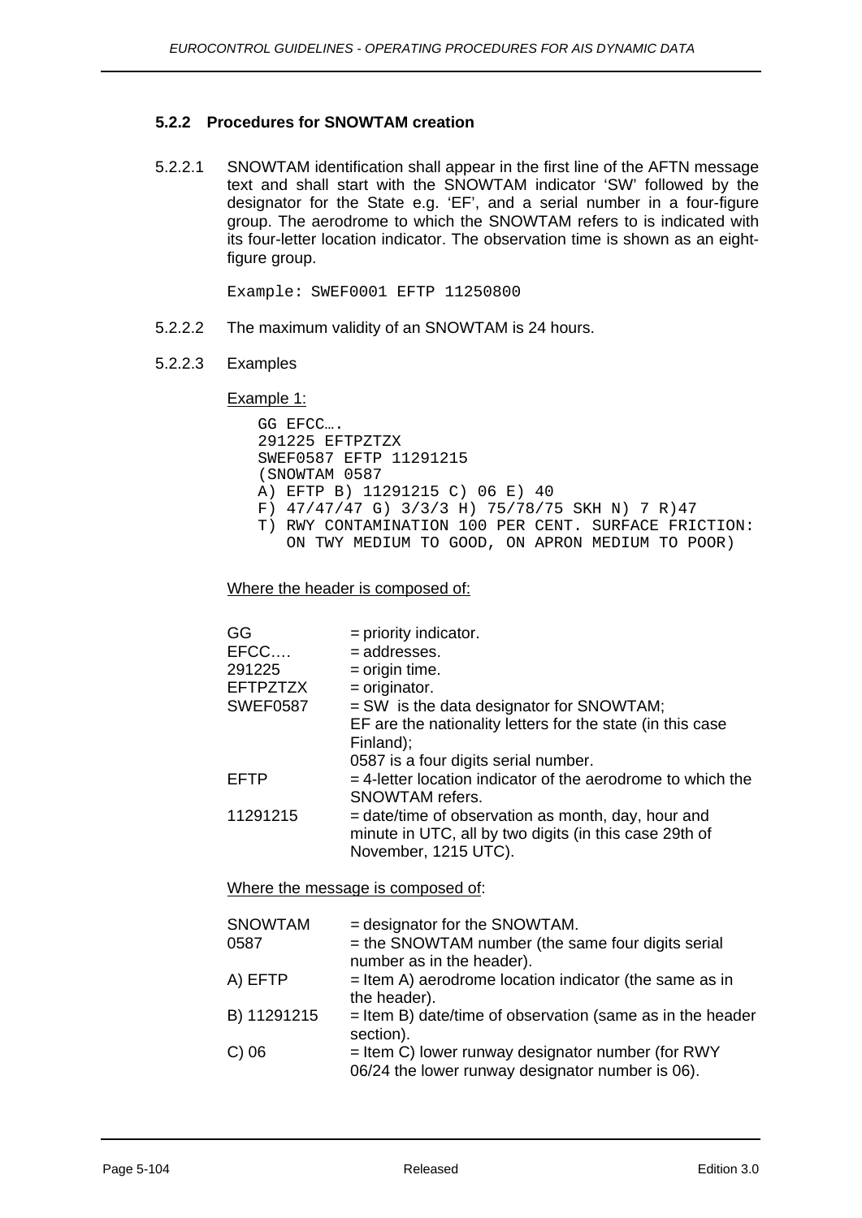### 5.2.2 Procedures for SNOWTAM creation

5.2.2.1 SNOWTAM identification shall appear in the first line of the AFTN message text and shall start with the SNOWTAM indicator 'SW' followed by the designator for the State e.g. 'EF', and a serial number in a four-figure group. The aerodrome to which the SNOWTAM refers to is indicated with its four-letter location indicator. The observation time is shown as an eight-figure group.

```
Example: SWEF0001 EFTP 11250800
```

5.2.2.2 The maximum validity of an SNOWTAM is 24 hours.

5.2.2.3 Examples

Example 1:

```
GG EFCC….
291225 EFTPZTZX
SWEF0587 EFTP 11291215
(SNOWTAM 0587
A) EFTP B) 11291215 C) 06 E) 40
F) 47/47/47 G) 3/3/3 H) 75/78/75 SKH N) 7 R)47
T) RWY CONTAMINATION 100 PER CENT. SURFACE FRICTION:
   ON TWY MEDIUM TO GOOD, ON APRON MEDIUM TO POOR)
```

Where the header is composed of:

| | |
|---|---|
| GG | = priority indicator. |
| EFCC…. | = addresses. |
| 291225 | = origin time. |
| EFTPZTZX | = originator. |
| SWEF0587 | = SW is the data designator for SNOWTAM; EF are the nationality letters for the state (in this case Finland); 0587 is a four digits serial number. |
| EFTP | = 4-letter location indicator of the aerodrome to which the SNOWTAM refers. |
| 11291215 | = date/time of observation as month, day, hour and minute in UTC, all by two digits (in this case 29th of November, 1215 UTC). |

Where the message is composed of:

| | |
|---|---|
| SNOWTAM | = designator for the SNOWTAM. |
| 0587 | = the SNOWTAM number (the same four digits serial number as in the header). |
| A) EFTP | = Item A) aerodrome location indicator (the same as in the header). |
| B) 11291215 | = Item B) date/time of observation (same as in the header section). |
| C) 06 | = Item C) lower runway designator number (for RWY 06/24 the lower runway designator number is 06). |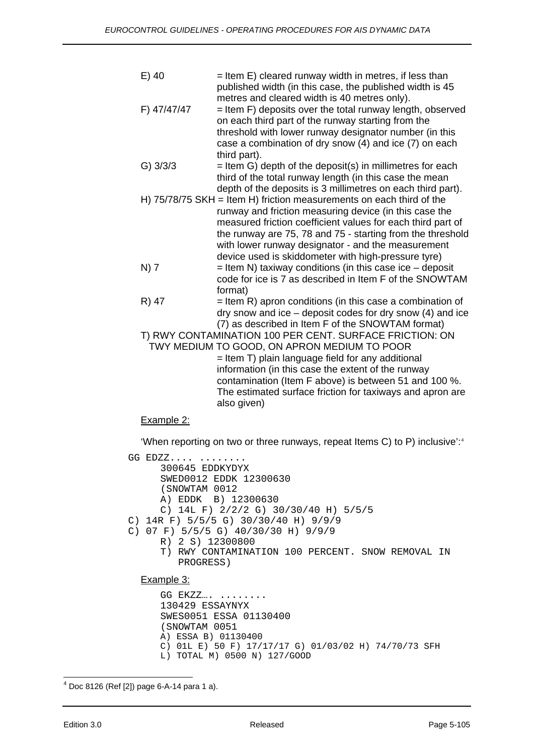E) 40 = Item E) cleared runway width in metres, if less than published width (in this case, the published width is 45 metres and cleared width is 40 metres only).

F) 47/47/47 = Item F) deposits over the total runway length, observed on each third part of the runway starting from the threshold with lower runway designator number (in this case a combination of dry snow (4) and ice (7) on each third part).

G) 3/3/3 = Item G) depth of the deposit(s) in millimetres for each third of the total runway length (in this case the mean depth of the deposits is 3 millimetres on each third part).

H) 75/78/75 SKH = Item H) friction measurements on each third of the runway and friction measuring device (in this case the measured friction coefficient values for each third part of the runway are 75, 78 and 75 - starting from the threshold with lower runway designator - and the measurement device used is skiddometer with high-pressure tyre)

N) 7 = Item N) taxiway conditions (in this case ice – deposit code for ice is 7 as described in Item F of the SNOWTAM format)

R) 47 = Item R) apron conditions (in this case a combination of dry snow and ice – deposit codes for dry snow (4) and ice (7) as described in Item F of the SNOWTAM format)

T) RWY CONTAMINATION 100 PER CENT. SURFACE FRICTION: ON TWY MEDIUM TO GOOD, ON APRON MEDIUM TO POOR
= Item T) plain language field for any additional information (in this case the extent of the runway contamination (Item F above) is between 51 and 100 %. The estimated surface friction for taxiways and apron are also given)

Example 2:

'When reporting on two or three runways, repeat Items C) to P) inclusive':[4]

```
GG EDZZ.... ........
     300645 EDDKYDYX
     SWED0012 EDDK 12300630
     (SNOWTAM 0012
     A) EDDK  B) 12300630
     C) 14L F) 2/2/2 G) 30/30/40 H) 5/5/5
C) 14R F) 5/5/5 G) 30/30/40 H) 9/9/9
C) 07 F) 5/5/5 G) 40/30/30 H) 9/9/9
     R) 2 S) 12300800
     T) RWY CONTAMINATION 100 PERCENT. SNOW REMOVAL IN
        PROGRESS)
```

Example 3:

```
     GG EKZZ…. ........
     130429 ESSAYNYX
     SWES0051 ESSA 01130400
     (SNOWTAM 0051
     A) ESSA B) 01130400
     C) 01L E) 50 F) 17/17/17 G) 01/03/02 H) 74/70/73 SFH
     L) TOTAL M) 0500 N) 127/GOOD
```

[4] Doc 8126 (Ref [2]) page 6-A-14 para 1 a).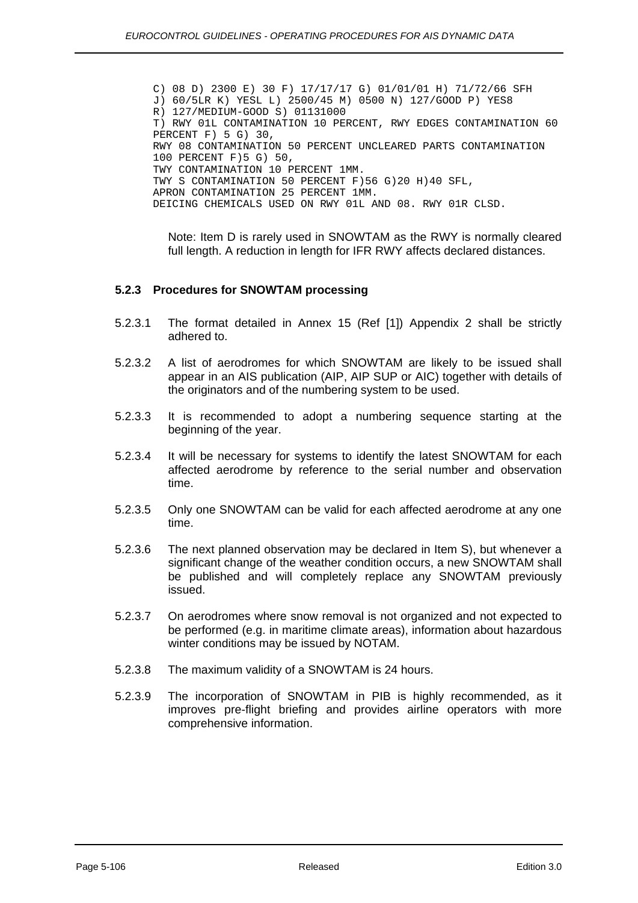```
C) 08 D) 2300 E) 30 F) 17/17/17 G) 01/01/01 H) 71/72/66 SFH
J) 60/5LR K) YESL L) 2500/45 M) 0500 N) 127/GOOD P) YES8
R) 127/MEDIUM-GOOD S) 01131000
T) RWY 01L CONTAMINATION 10 PERCENT, RWY EDGES CONTAMINATION 60
PERCENT F) 5 G) 30,
RWY 08 CONTAMINATION 50 PERCENT UNCLEARED PARTS CONTAMINATION
100 PERCENT F)5 G) 50,
TWY CONTAMINATION 10 PERCENT 1MM.
TWY S CONTAMINATION 50 PERCENT F)56 G)20 H)40 SFL,
APRON CONTAMINATION 25 PERCENT 1MM.
DEICING CHEMICALS USED ON RWY 01L AND 08. RWY 01R CLSD.
```

Note: Item D is rarely used in SNOWTAM as the RWY is normally cleared full length. A reduction in length for IFR RWY affects declared distances.

### 5.2.3 Procedures for SNOWTAM processing

5.2.3.1 The format detailed in Annex 15 (Ref [1]) Appendix 2 shall be strictly adhered to.

5.2.3.2 A list of aerodromes for which SNOWTAM are likely to be issued shall appear in an AIS publication (AIP, AIP SUP or AIC) together with details of the originators and of the numbering system to be used.

5.2.3.3 It is recommended to adopt a numbering sequence starting at the beginning of the year.

5.2.3.4 It will be necessary for systems to identify the latest SNOWTAM for each affected aerodrome by reference to the serial number and observation time.

5.2.3.5 Only one SNOWTAM can be valid for each affected aerodrome at any one time.

5.2.3.6 The next planned observation may be declared in Item S), but whenever a significant change of the weather condition occurs, a new SNOWTAM shall be published and will completely replace any SNOWTAM previously issued.

5.2.3.7 On aerodromes where snow removal is not organized and not expected to be performed (e.g. in maritime climate areas), information about hazardous winter conditions may be issued by NOTAM.

5.2.3.8 The maximum validity of a SNOWTAM is 24 hours.

5.2.3.9 The incorporation of SNOWTAM in PIB is highly recommended, as it improves pre-flight briefing and provides airline operators with more comprehensive information.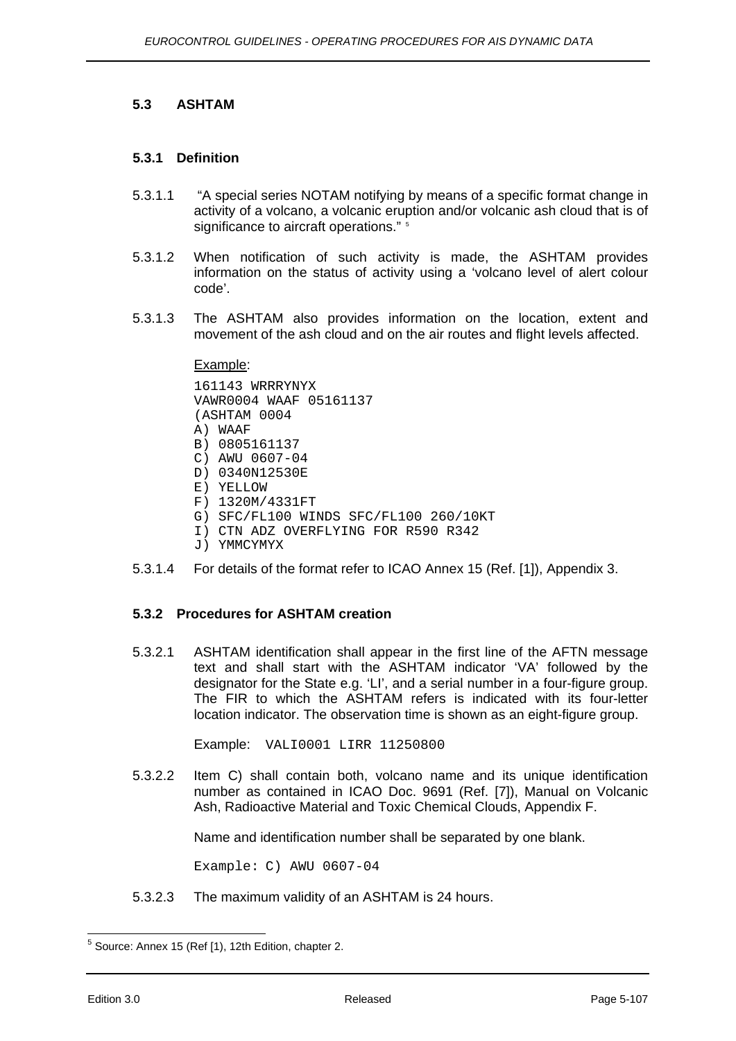## 5.3 ASHTAM

### 5.3.1 Definition

5.3.1.1 "A special series NOTAM notifying by means of a specific format change in activity of a volcano, a volcanic eruption and/or volcanic ash cloud that is of significance to aircraft operations." [5]

5.3.1.2 When notification of such activity is made, the ASHTAM provides information on the status of activity using a 'volcano level of alert colour code'.

5.3.1.3 The ASHTAM also provides information on the location, extent and movement of the ash cloud and on the air routes and flight levels affected.

Example:

```
161143 WRRRYNYX
VAWR0004 WAAF 05161137
(ASHTAM 0004
A) WAAF
B) 0805161137
C) AWU 0607-04
D) 0340N12530E
E) YELLOW
F) 1320M/4331FT
G) SFC/FL100 WINDS SFC/FL100 260/10KT
I) CTN ADZ OVERFLYING FOR R590 R342
J) YMMCYMYX
```

5.3.1.4 For details of the format refer to ICAO Annex 15 (Ref. [1]), Appendix 3.

### 5.3.2 Procedures for ASHTAM creation

5.3.2.1 ASHTAM identification shall appear in the first line of the AFTN message text and shall start with the ASHTAM indicator 'VA' followed by the designator for the State e.g. 'LI', and a serial number in a four-figure group. The FIR to which the ASHTAM refers is indicated with its four-letter location indicator. The observation time is shown as an eight-figure group.

Example: `VALI0001 LIRR 11250800`

5.3.2.2 Item C) shall contain both, volcano name and its unique identification number as contained in ICAO Doc. 9691 (Ref. [7]), Manual on Volcanic Ash, Radioactive Material and Toxic Chemical Clouds, Appendix F.

Name and identification number shall be separated by one blank.

Example: `C) AWU 0607-04`

5.3.2.3 The maximum validity of an ASHTAM is 24 hours.

---

[5] Source: Annex 15 (Ref [1], 12th Edition, chapter 2.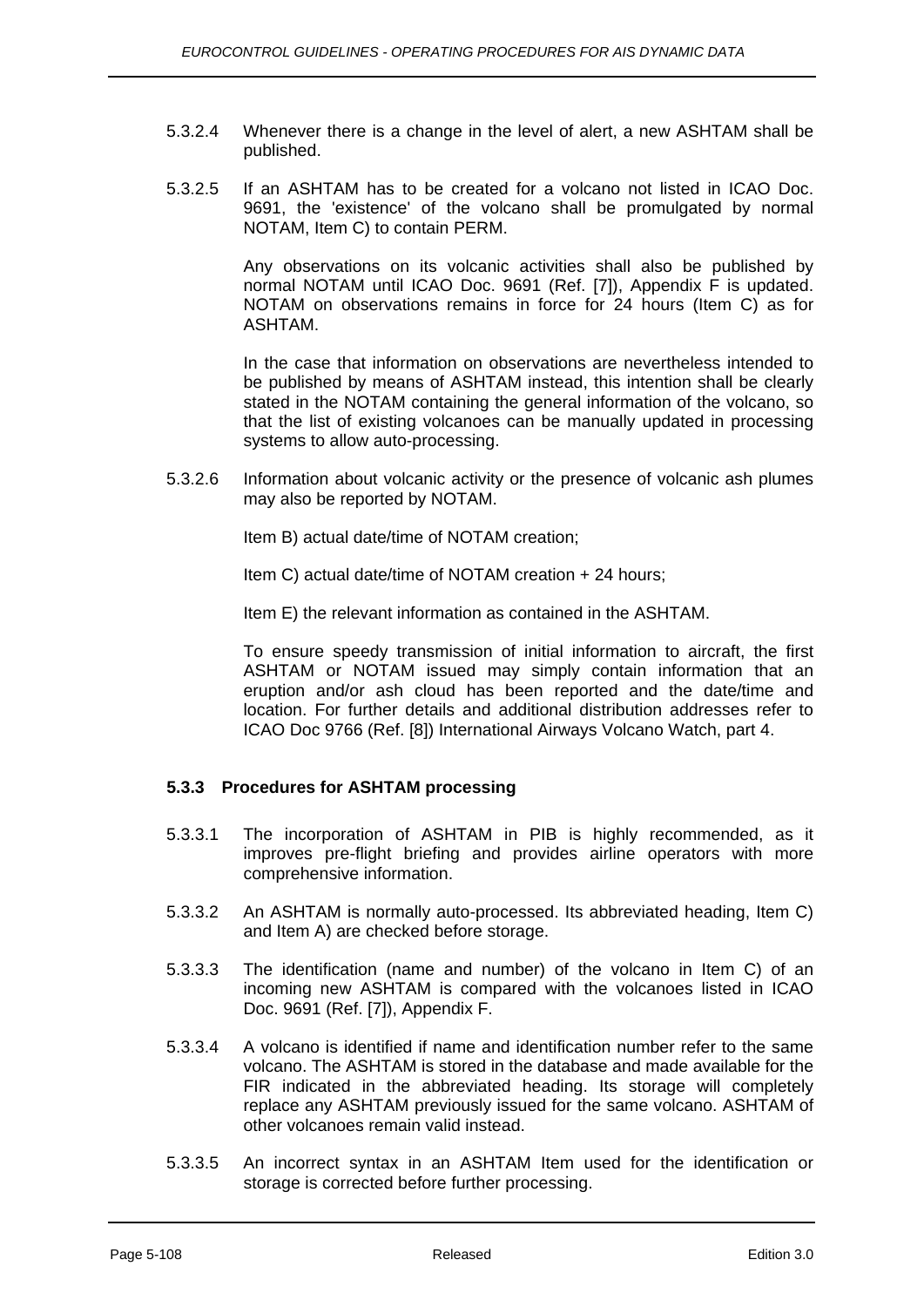5.3.2.4 Whenever there is a change in the level of alert, a new ASHTAM shall be published.

5.3.2.5 If an ASHTAM has to be created for a volcano not listed in ICAO Doc. 9691, the 'existence' of the volcano shall be promulgated by normal NOTAM, Item C) to contain PERM.

Any observations on its volcanic activities shall also be published by normal NOTAM until ICAO Doc. 9691 (Ref. [7]), Appendix F is updated. NOTAM on observations remains in force for 24 hours (Item C) as for ASHTAM.

In the case that information on observations are nevertheless intended to be published by means of ASHTAM instead, this intention shall be clearly stated in the NOTAM containing the general information of the volcano, so that the list of existing volcanoes can be manually updated in processing systems to allow auto-processing.

5.3.2.6 Information about volcanic activity or the presence of volcanic ash plumes may also be reported by NOTAM.

Item B) actual date/time of NOTAM creation;

Item C) actual date/time of NOTAM creation + 24 hours;

Item E) the relevant information as contained in the ASHTAM.

To ensure speedy transmission of initial information to aircraft, the first ASHTAM or NOTAM issued may simply contain information that an eruption and/or ash cloud has been reported and the date/time and location. For further details and additional distribution addresses refer to ICAO Doc 9766 (Ref. [8]) International Airways Volcano Watch, part 4.

### 5.3.3 Procedures for ASHTAM processing

5.3.3.1 The incorporation of ASHTAM in PIB is highly recommended, as it improves pre-flight briefing and provides airline operators with more comprehensive information.

5.3.3.2 An ASHTAM is normally auto-processed. Its abbreviated heading, Item C) and Item A) are checked before storage.

5.3.3.3 The identification (name and number) of the volcano in Item C) of an incoming new ASHTAM is compared with the volcanoes listed in ICAO Doc. 9691 (Ref. [7]), Appendix F.

5.3.3.4 A volcano is identified if name and identification number refer to the same volcano. The ASHTAM is stored in the database and made available for the FIR indicated in the abbreviated heading. Its storage will completely replace any ASHTAM previously issued for the same volcano. ASHTAM of other volcanoes remain valid instead.

5.3.3.5 An incorrect syntax in an ASHTAM Item used for the identification or storage is corrected before further processing.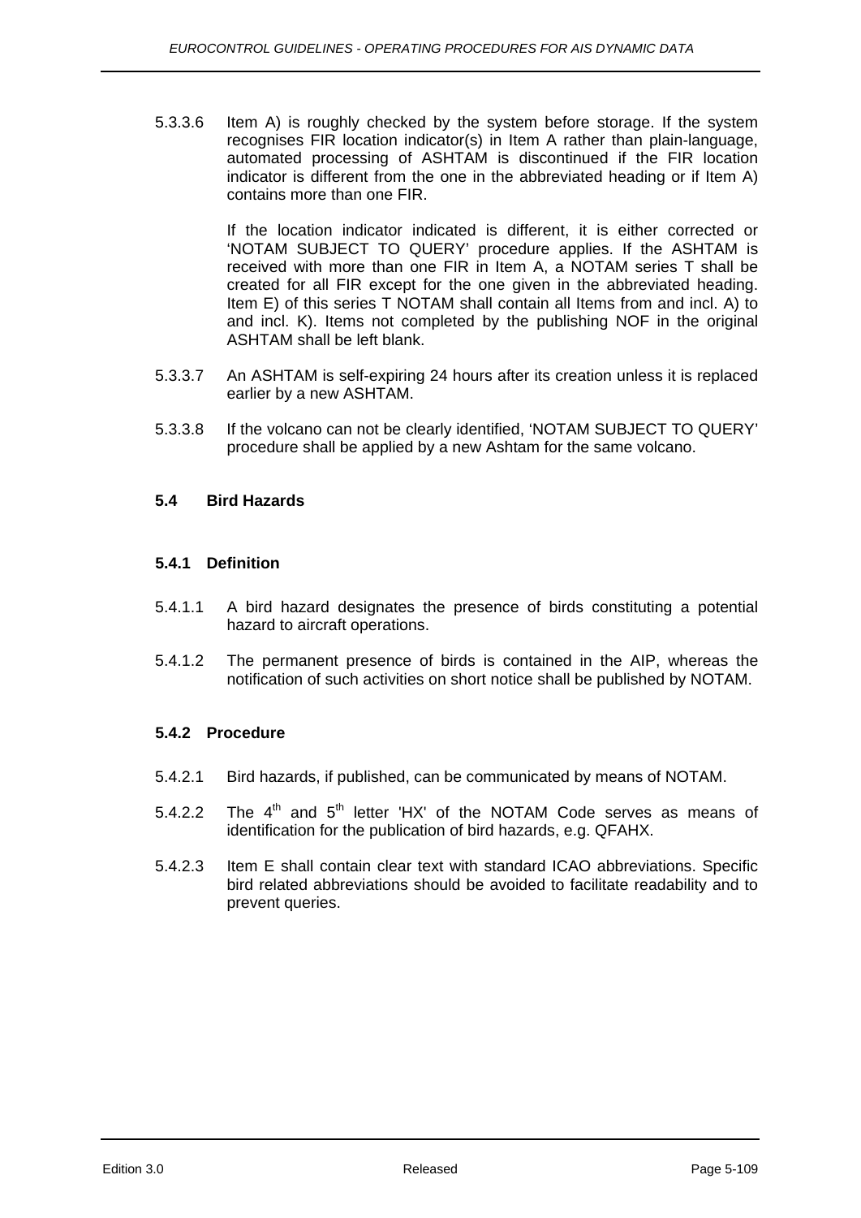5.3.3.6 Item A) is roughly checked by the system before storage. If the system recognises FIR location indicator(s) in Item A rather than plain-language, automated processing of ASHTAM is discontinued if the FIR location indicator is different from the one in the abbreviated heading or if Item A) contains more than one FIR.

If the location indicator indicated is different, it is either corrected or 'NOTAM SUBJECT TO QUERY' procedure applies. If the ASHTAM is received with more than one FIR in Item A, a NOTAM series T shall be created for all FIR except for the one given in the abbreviated heading. Item E) of this series T NOTAM shall contain all Items from and incl. A) to and incl. K). Items not completed by the publishing NOF in the original ASHTAM shall be left blank.

5.3.3.7 An ASHTAM is self-expiring 24 hours after its creation unless it is replaced earlier by a new ASHTAM.

5.3.3.8 If the volcano can not be clearly identified, 'NOTAM SUBJECT TO QUERY' procedure shall be applied by a new Ashtam for the same volcano.

## 5.4 Bird Hazards

### 5.4.1 Definition

5.4.1.1 A bird hazard designates the presence of birds constituting a potential hazard to aircraft operations.

5.4.1.2 The permanent presence of birds is contained in the AIP, whereas the notification of such activities on short notice shall be published by NOTAM.

### 5.4.2 Procedure

5.4.2.1 Bird hazards, if published, can be communicated by means of NOTAM.

5.4.2.2 The 4th and 5th letter 'HX' of the NOTAM Code serves as means of identification for the publication of bird hazards, e.g. QFAHX.

5.4.2.3 Item E shall contain clear text with standard ICAO abbreviations. Specific bird related abbreviations should be avoided to facilitate readability and to prevent queries.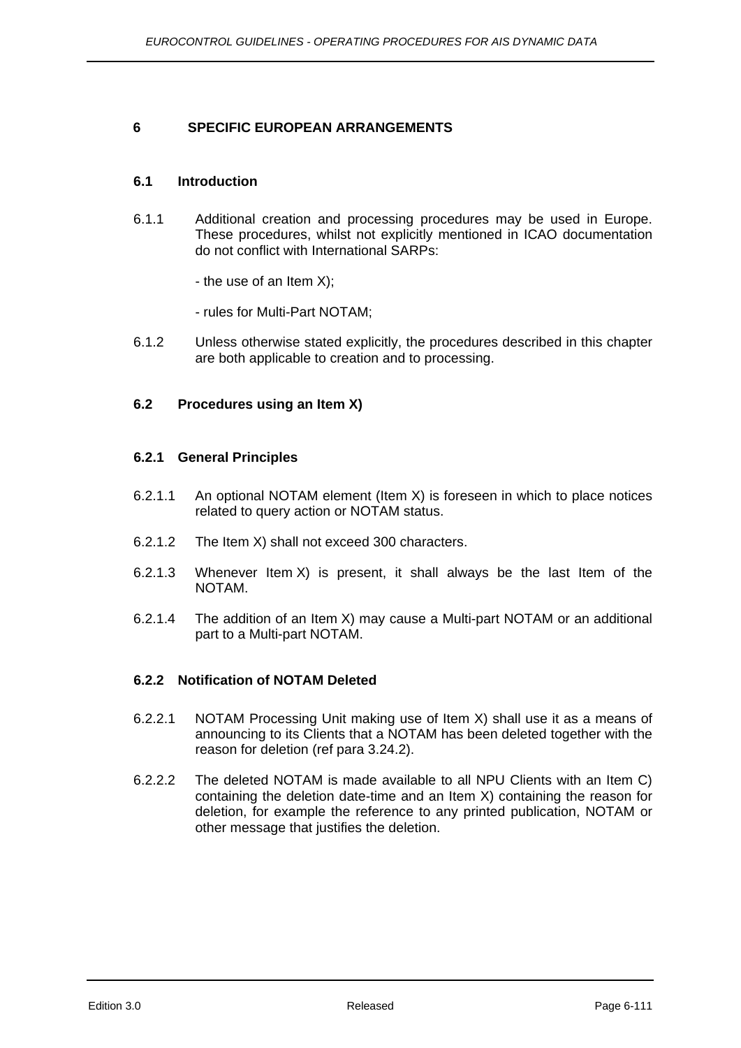# 6 SPECIFIC EUROPEAN ARRANGEMENTS

## 6.1 Introduction

6.1.1 Additional creation and processing procedures may be used in Europe. These procedures, whilst not explicitly mentioned in ICAO documentation do not conflict with International SARPs:

- the use of an Item X);

- rules for Multi-Part NOTAM;

6.1.2 Unless otherwise stated explicitly, the procedures described in this chapter are both applicable to creation and to processing.

## 6.2 Procedures using an Item X)

### 6.2.1 General Principles

6.2.1.1 An optional NOTAM element (Item X) is foreseen in which to place notices related to query action or NOTAM status.

6.2.1.2 The Item X) shall not exceed 300 characters.

6.2.1.3 Whenever Item X) is present, it shall always be the last Item of the NOTAM.

6.2.1.4 The addition of an Item X) may cause a Multi-part NOTAM or an additional part to a Multi-part NOTAM.

### 6.2.2 Notification of NOTAM Deleted

6.2.2.1 NOTAM Processing Unit making use of Item X) shall use it as a means of announcing to its Clients that a NOTAM has been deleted together with the reason for deletion (ref para 3.24.2).

6.2.2.2 The deleted NOTAM is made available to all NPU Clients with an Item C) containing the deletion date-time and an Item X) containing the reason for deletion, for example the reference to any printed publication, NOTAM or other message that justifies the deletion.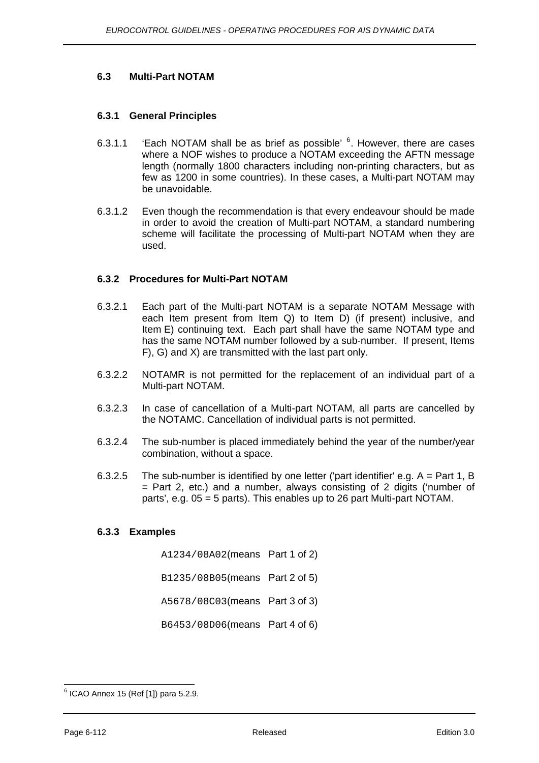### 6.3 Multi-Part NOTAM

#### 6.3.1 General Principles

6.3.1.1 'Each NOTAM shall be as brief as possible' [6]. However, there are cases where a NOF wishes to produce a NOTAM exceeding the AFTN message length (normally 1800 characters including non-printing characters, but as few as 1200 in some countries). In these cases, a Multi-part NOTAM may be unavoidable.

6.3.1.2 Even though the recommendation is that every endeavour should be made in order to avoid the creation of Multi-part NOTAM, a standard numbering scheme will facilitate the processing of Multi-part NOTAM when they are used.

#### 6.3.2 Procedures for Multi-Part NOTAM

6.3.2.1 Each part of the Multi-part NOTAM is a separate NOTAM Message with each Item present from Item Q) to Item D) (if present) inclusive, and Item E) continuing text. Each part shall have the same NOTAM type and has the same NOTAM number followed by a sub-number. If present, Items F), G) and X) are transmitted with the last part only.

6.3.2.2 NOTAMR is not permitted for the replacement of an individual part of a Multi-part NOTAM.

6.3.2.3 In case of cancellation of a Multi-part NOTAM, all parts are cancelled by the NOTAMC. Cancellation of individual parts is not permitted.

6.3.2.4 The sub-number is placed immediately behind the year of the number/year combination, without a space.

6.3.2.5 The sub-number is identified by one letter ('part identifier' e.g. A = Part 1, B = Part 2, etc.) and a number, always consisting of 2 digits ('number of parts', e.g. 05 = 5 parts). This enables up to 26 part Multi-part NOTAM.

#### 6.3.3 Examples

`A1234/08A02`(means Part 1 of 2)

`B1235/08B05`(means Part 2 of 5)

`A5678/08C03`(means Part 3 of 3)

`B6453/08D06`(means Part 4 of 6)

---

[6] ICAO Annex 15 (Ref [1]) para 5.2.9.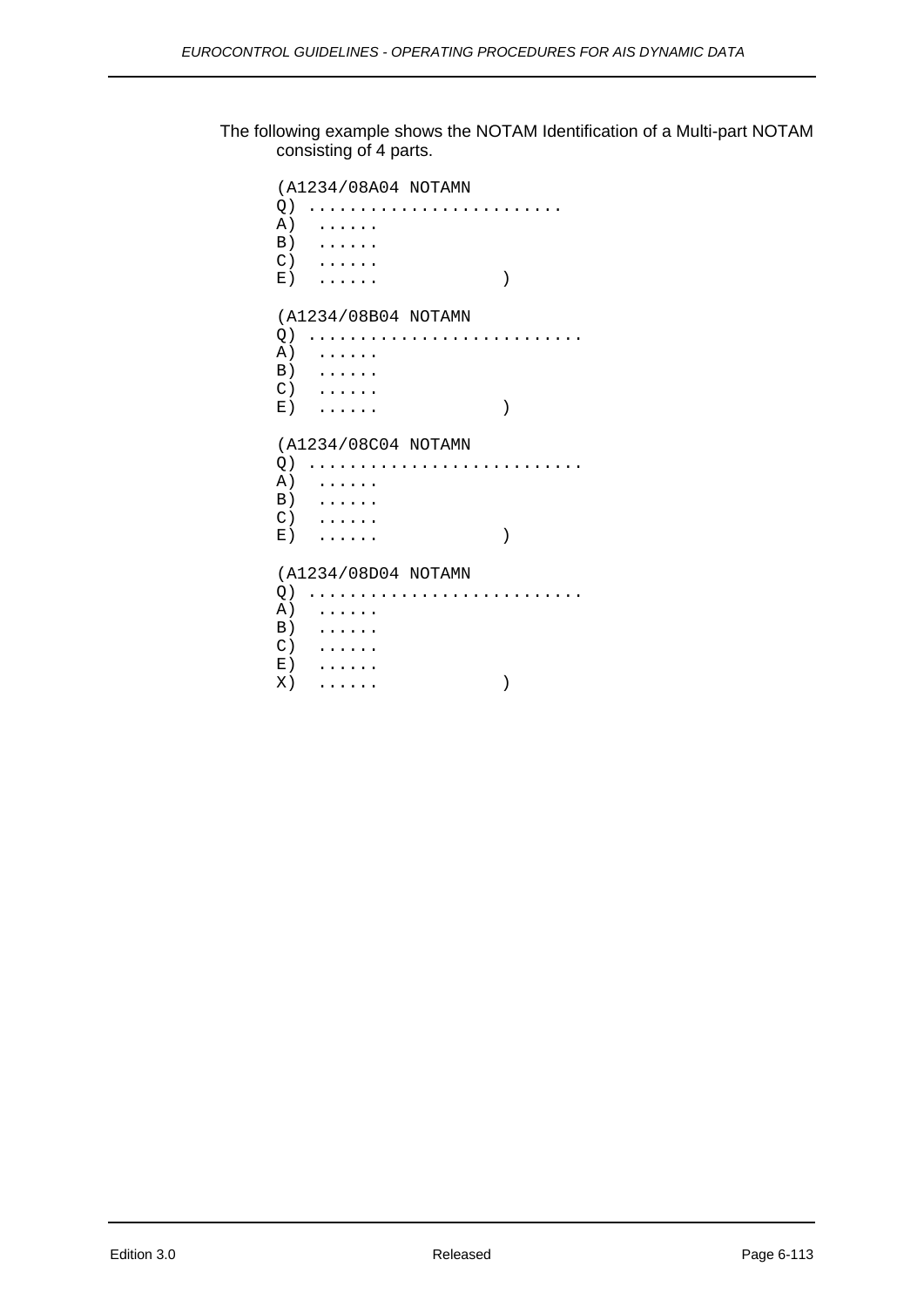The following example shows the NOTAM Identification of a Multi-part NOTAM consisting of 4 parts.

```
(A1234/08A04 NOTAMN
Q) .........................
A)  ......
B)  ......
C)  ......
E)  ......            )

(A1234/08B04 NOTAMN
Q) ..........................
A)  ......
B)  ......
C)  ......
E)  ......            )

(A1234/08C04 NOTAMN
Q) ..........................
A)  ......
B)  ......
C)  ......
E)  ......            )

(A1234/08D04 NOTAMN
Q) ..........................
A)  ......
B)  ......
C)  ......
E)  ......
X)  ......            )
```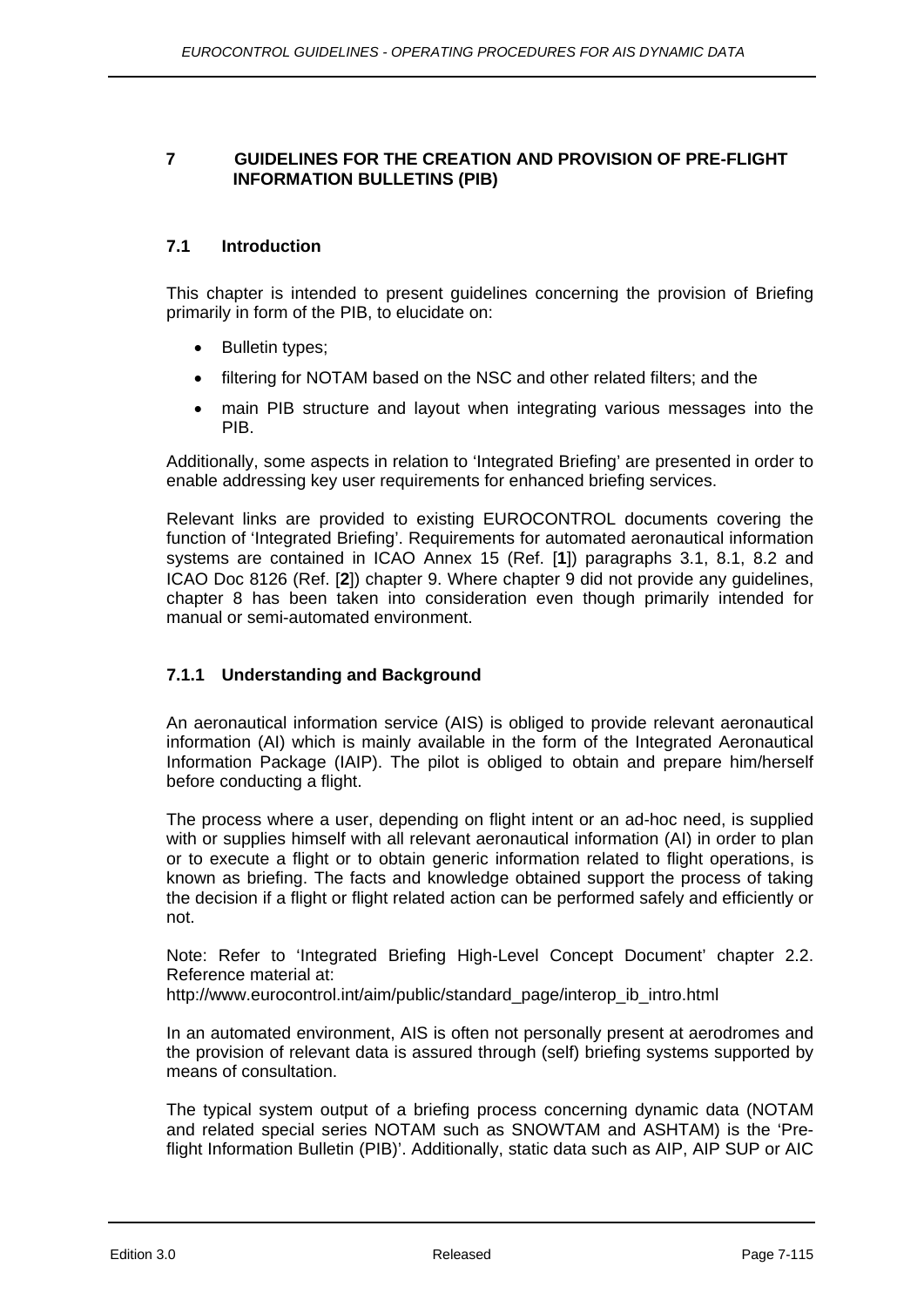# 7 GUIDELINES FOR THE CREATION AND PROVISION OF PRE-FLIGHT INFORMATION BULLETINS (PIB)

## 7.1 Introduction

This chapter is intended to present guidelines concerning the provision of Briefing primarily in form of the PIB, to elucidate on:

- Bulletin types;
- filtering for NOTAM based on the NSC and other related filters; and the
- main PIB structure and layout when integrating various messages into the PIB.

Additionally, some aspects in relation to 'Integrated Briefing' are presented in order to enable addressing key user requirements for enhanced briefing services.

Relevant links are provided to existing EUROCONTROL documents covering the function of 'Integrated Briefing'. Requirements for automated aeronautical information systems are contained in ICAO Annex 15 (Ref. [**1**]) paragraphs 3.1, 8.1, 8.2 and ICAO Doc 8126 (Ref. [**2**]) chapter 9. Where chapter 9 did not provide any guidelines, chapter 8 has been taken into consideration even though primarily intended for manual or semi-automated environment.

### 7.1.1 Understanding and Background

An aeronautical information service (AIS) is obliged to provide relevant aeronautical information (AI) which is mainly available in the form of the Integrated Aeronautical Information Package (IAIP). The pilot is obliged to obtain and prepare him/herself before conducting a flight.

The process where a user, depending on flight intent or an ad-hoc need, is supplied with or supplies himself with all relevant aeronautical information (AI) in order to plan or to execute a flight or to obtain generic information related to flight operations, is known as briefing. The facts and knowledge obtained support the process of taking the decision if a flight or flight related action can be performed safely and efficiently or not.

Note: Refer to 'Integrated Briefing High-Level Concept Document' chapter 2.2. Reference material at:
http://www.eurocontrol.int/aim/public/standard_page/interop_ib_intro.html

In an automated environment, AIS is often not personally present at aerodromes and the provision of relevant data is assured through (self) briefing systems supported by means of consultation.

The typical system output of a briefing process concerning dynamic data (NOTAM and related special series NOTAM such as SNOWTAM and ASHTAM) is the 'Pre-flight Information Bulletin (PIB)'. Additionally, static data such as AIP, AIP SUP or AIC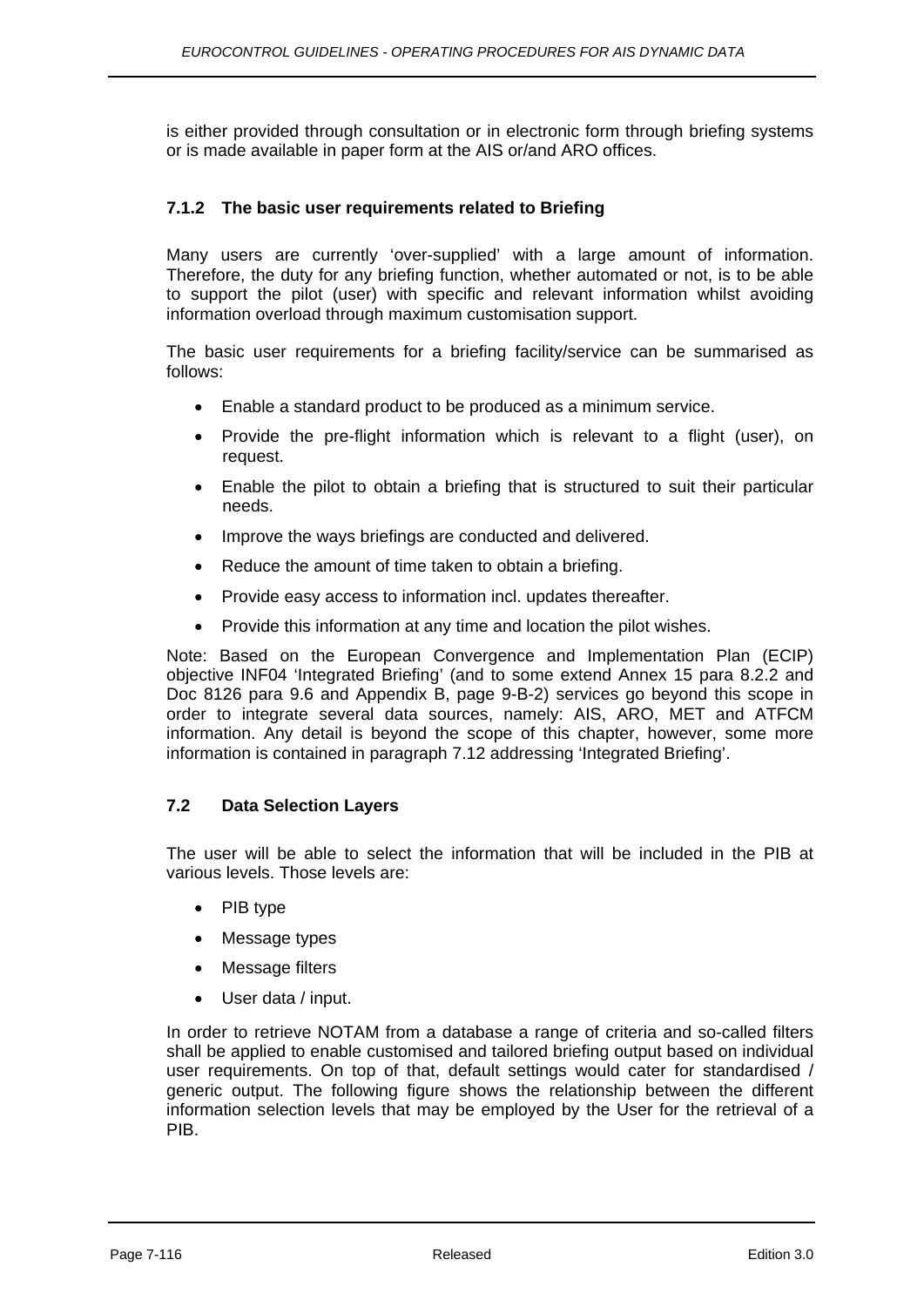is either provided through consultation or in electronic form through briefing systems or is made available in paper form at the AIS or/and ARO offices.

### 7.1.2 The basic user requirements related to Briefing

Many users are currently 'over-supplied' with a large amount of information. Therefore, the duty for any briefing function, whether automated or not, is to be able to support the pilot (user) with specific and relevant information whilst avoiding information overload through maximum customisation support.

The basic user requirements for a briefing facility/service can be summarised as follows:

- Enable a standard product to be produced as a minimum service.
- Provide the pre-flight information which is relevant to a flight (user), on request.
- Enable the pilot to obtain a briefing that is structured to suit their particular needs.
- Improve the ways briefings are conducted and delivered.
- Reduce the amount of time taken to obtain a briefing.
- Provide easy access to information incl. updates thereafter.
- Provide this information at any time and location the pilot wishes.

Note: Based on the European Convergence and Implementation Plan (ECIP) objective INF04 'Integrated Briefing' (and to some extend Annex 15 para 8.2.2 and Doc 8126 para 9.6 and Appendix B, page 9-B-2) services go beyond this scope in order to integrate several data sources, namely: AIS, ARO, MET and ATFCM information. Any detail is beyond the scope of this chapter, however, some more information is contained in paragraph 7.12 addressing 'Integrated Briefing'.

## 7.2 Data Selection Layers

The user will be able to select the information that will be included in the PIB at various levels. Those levels are:

- PIB type
- Message types
- Message filters
- User data / input.

In order to retrieve NOTAM from a database a range of criteria and so-called filters shall be applied to enable customised and tailored briefing output based on individual user requirements. On top of that, default settings would cater for standardised / generic output. The following figure shows the relationship between the different information selection levels that may be employed by the User for the retrieval of a PIB.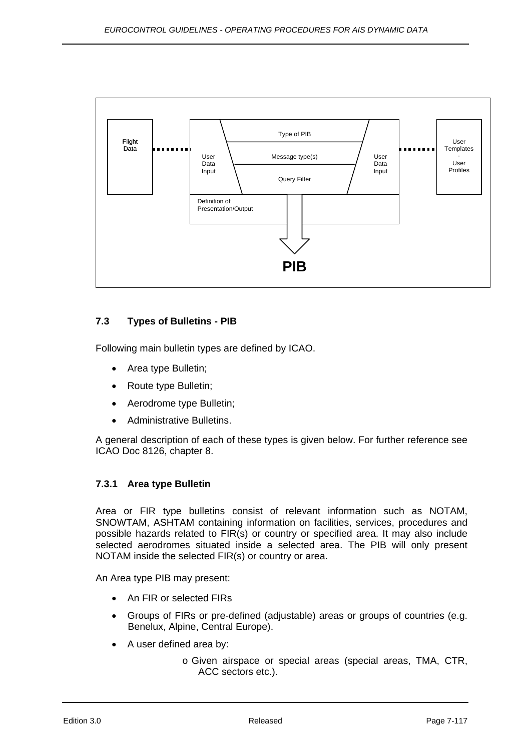Flight Data

User Data Input

Type of PIB

Message type(s)

Query Filter

User Data Input

User Templates - User Profiles

Definition of Presentation/Output

**PIB**

### 7.3 Types of Bulletins - PIB

Following main bulletin types are defined by ICAO.

- Area type Bulletin;
- Route type Bulletin;
- Aerodrome type Bulletin;
- Administrative Bulletins.

A general description of each of these types is given below. For further reference see ICAO Doc 8126, chapter 8.

#### 7.3.1 Area type Bulletin

Area or FIR type bulletins consist of relevant information such as NOTAM, SNOWTAM, ASHTAM containing information on facilities, services, procedures and possible hazards related to FIR(s) or country or specified area. It may also include selected aerodromes situated inside a selected area. The PIB will only present NOTAM inside the selected FIR(s) or country or area.

An Area type PIB may present:

- An FIR or selected FIRs
- Groups of FIRs or pre-defined (adjustable) areas or groups of countries (e.g. Benelux, Alpine, Central Europe).
- A user defined area by:
    - o Given airspace or special areas (special areas, TMA, CTR, ACC sectors etc.).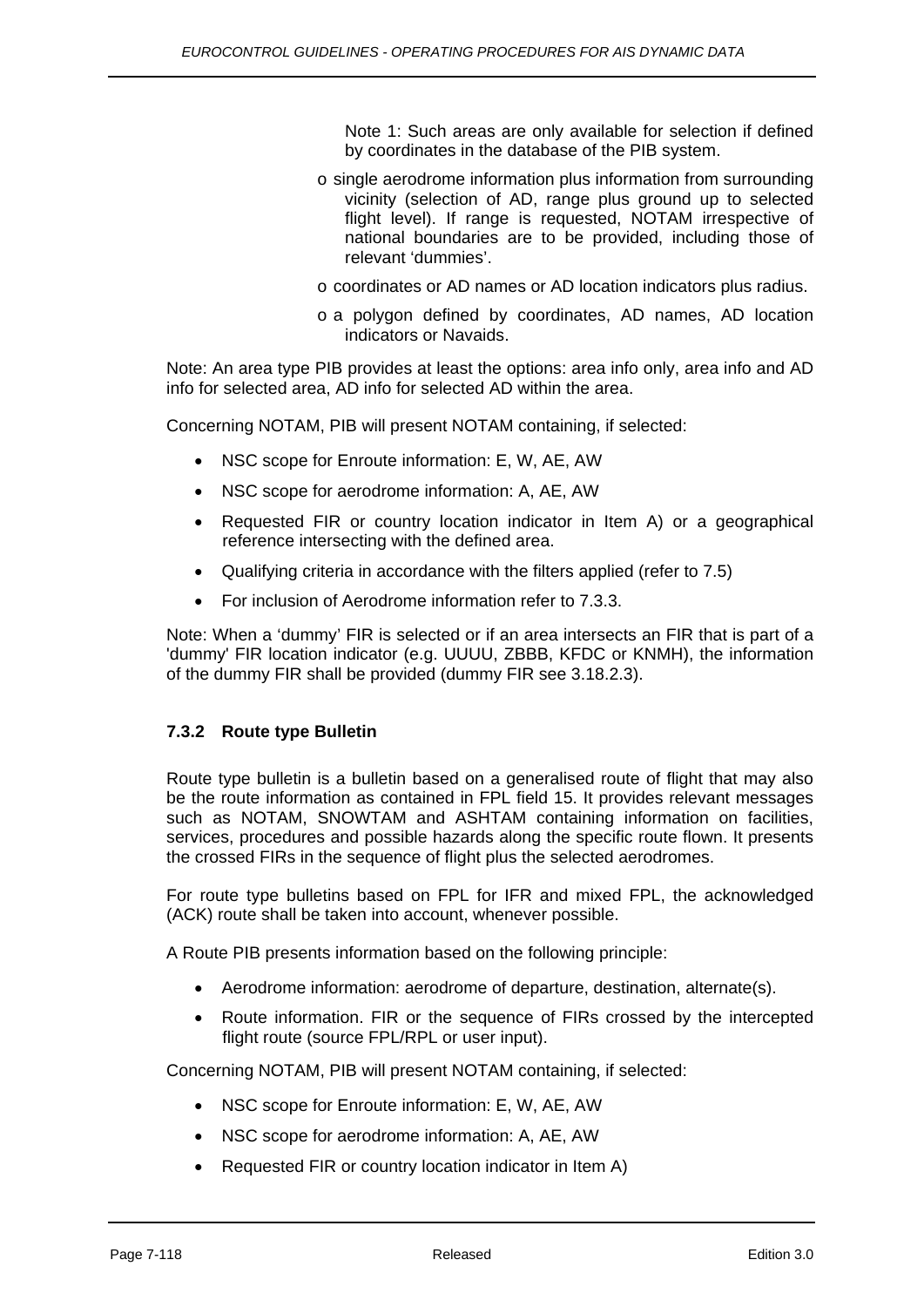Note 1: Such areas are only available for selection if defined by coordinates in the database of the PIB system.

- o single aerodrome information plus information from surrounding vicinity (selection of AD, range plus ground up to selected flight level). If range is requested, NOTAM irrespective of national boundaries are to be provided, including those of relevant 'dummies'.
- o coordinates or AD names or AD location indicators plus radius.
- o a polygon defined by coordinates, AD names, AD location indicators or Navaids.

Note: An area type PIB provides at least the options: area info only, area info and AD info for selected area, AD info for selected AD within the area.

Concerning NOTAM, PIB will present NOTAM containing, if selected:

- NSC scope for Enroute information: E, W, AE, AW
- NSC scope for aerodrome information: A, AE, AW
- Requested FIR or country location indicator in Item A) or a geographical reference intersecting with the defined area.
- Qualifying criteria in accordance with the filters applied (refer to 7.5)
- For inclusion of Aerodrome information refer to 7.3.3.

Note: When a 'dummy' FIR is selected or if an area intersects an FIR that is part of a 'dummy' FIR location indicator (e.g. UUUU, ZBBB, KFDC or KNMH), the information of the dummy FIR shall be provided (dummy FIR see 3.18.2.3).

### 7.3.2 Route type Bulletin

Route type bulletin is a bulletin based on a generalised route of flight that may also be the route information as contained in FPL field 15. It provides relevant messages such as NOTAM, SNOWTAM and ASHTAM containing information on facilities, services, procedures and possible hazards along the specific route flown. It presents the crossed FIRs in the sequence of flight plus the selected aerodromes.

For route type bulletins based on FPL for IFR and mixed FPL, the acknowledged (ACK) route shall be taken into account, whenever possible.

A Route PIB presents information based on the following principle:

- Aerodrome information: aerodrome of departure, destination, alternate(s).
- Route information. FIR or the sequence of FIRs crossed by the intercepted flight route (source FPL/RPL or user input).

Concerning NOTAM, PIB will present NOTAM containing, if selected:

- NSC scope for Enroute information: E, W, AE, AW
- NSC scope for aerodrome information: A, AE, AW
- Requested FIR or country location indicator in Item A)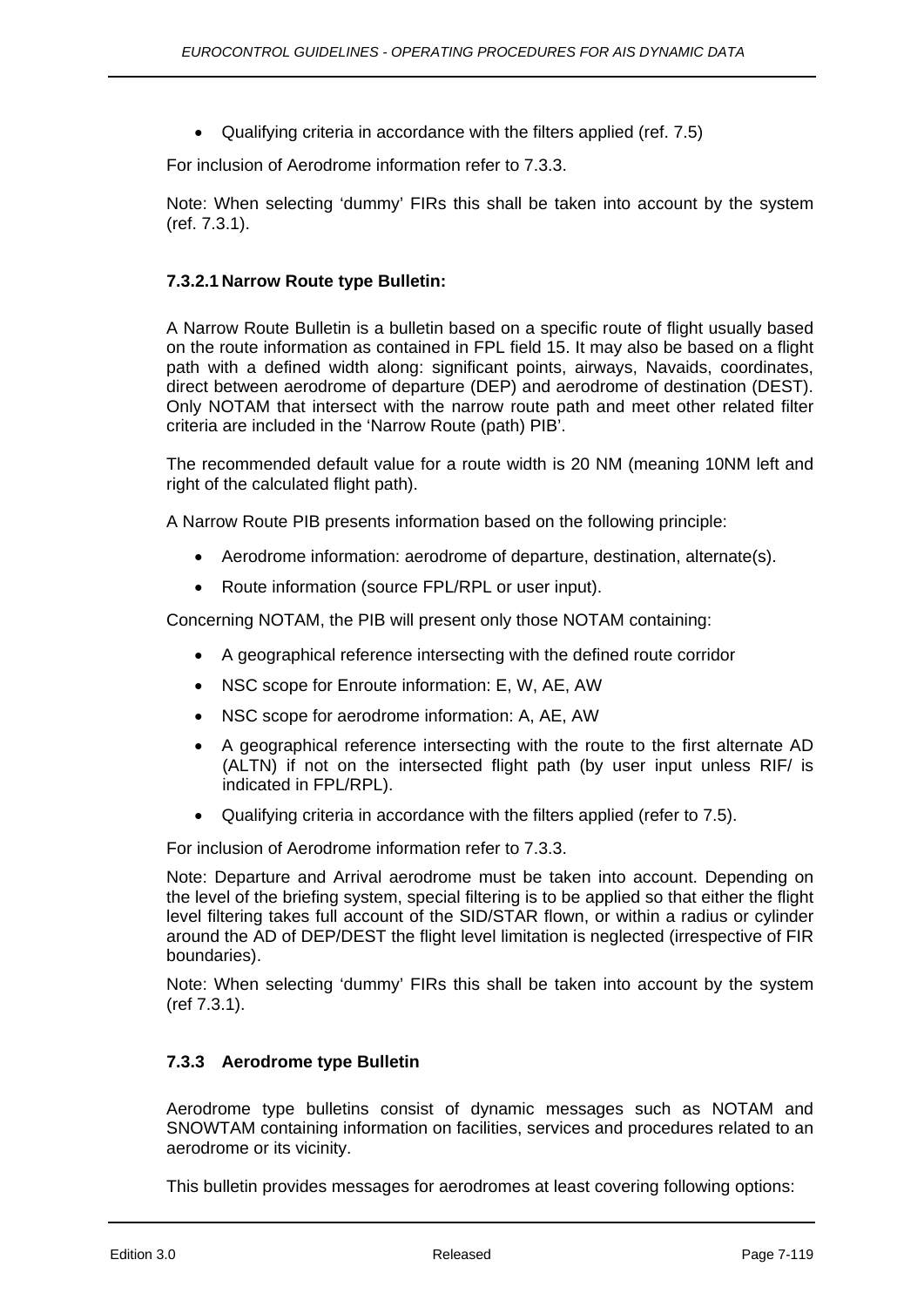- Qualifying criteria in accordance with the filters applied (ref. 7.5)

For inclusion of Aerodrome information refer to 7.3.3.

Note: When selecting 'dummy' FIRs this shall be taken into account by the system (ref. 7.3.1).

#### 7.3.2.1 Narrow Route type Bulletin:

A Narrow Route Bulletin is a bulletin based on a specific route of flight usually based on the route information as contained in FPL field 15. It may also be based on a flight path with a defined width along: significant points, airways, Navaids, coordinates, direct between aerodrome of departure (DEP) and aerodrome of destination (DEST). Only NOTAM that intersect with the narrow route path and meet other related filter criteria are included in the 'Narrow Route (path) PIB'.

The recommended default value for a route width is 20 NM (meaning 10NM left and right of the calculated flight path).

A Narrow Route PIB presents information based on the following principle:

- Aerodrome information: aerodrome of departure, destination, alternate(s).
- Route information (source FPL/RPL or user input).

Concerning NOTAM, the PIB will present only those NOTAM containing:

- A geographical reference intersecting with the defined route corridor
- NSC scope for Enroute information: E, W, AE, AW
- NSC scope for aerodrome information: A, AE, AW
- A geographical reference intersecting with the route to the first alternate AD (ALTN) if not on the intersected flight path (by user input unless RIF/ is indicated in FPL/RPL).
- Qualifying criteria in accordance with the filters applied (refer to 7.5).

For inclusion of Aerodrome information refer to 7.3.3.

Note: Departure and Arrival aerodrome must be taken into account. Depending on the level of the briefing system, special filtering is to be applied so that either the flight level filtering takes full account of the SID/STAR flown, or within a radius or cylinder around the AD of DEP/DEST the flight level limitation is neglected (irrespective of FIR boundaries).

Note: When selecting 'dummy' FIRs this shall be taken into account by the system (ref 7.3.1).

### 7.3.3 Aerodrome type Bulletin

Aerodrome type bulletins consist of dynamic messages such as NOTAM and SNOWTAM containing information on facilities, services and procedures related to an aerodrome or its vicinity.

This bulletin provides messages for aerodromes at least covering following options: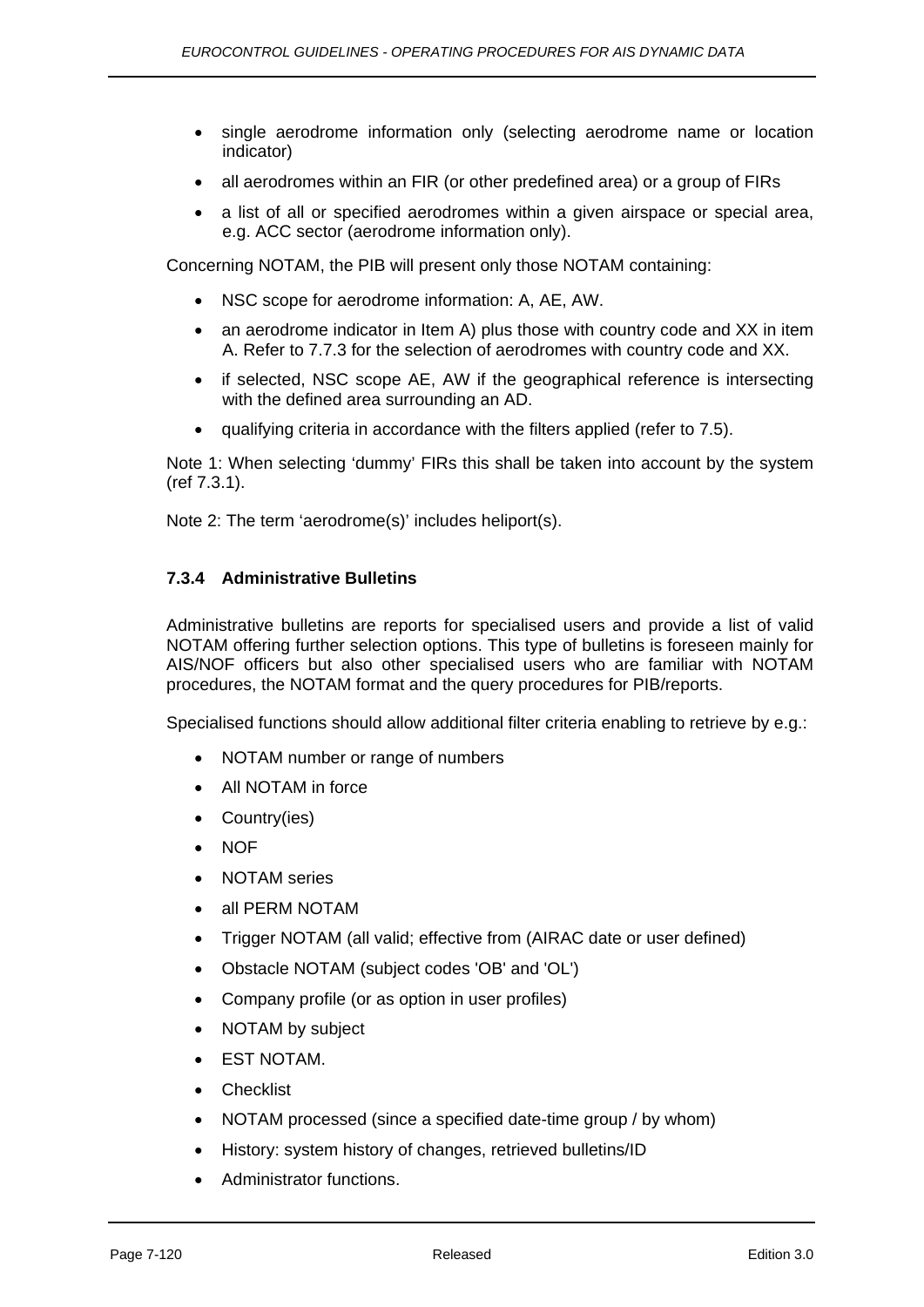- single aerodrome information only (selecting aerodrome name or location indicator)
- all aerodromes within an FIR (or other predefined area) or a group of FIRs
- a list of all or specified aerodromes within a given airspace or special area, e.g. ACC sector (aerodrome information only).

Concerning NOTAM, the PIB will present only those NOTAM containing:

- NSC scope for aerodrome information: A, AE, AW.
- an aerodrome indicator in Item A) plus those with country code and XX in item A. Refer to 7.7.3 for the selection of aerodromes with country code and XX.
- if selected, NSC scope AE, AW if the geographical reference is intersecting with the defined area surrounding an AD.
- qualifying criteria in accordance with the filters applied (refer to 7.5).

Note 1: When selecting 'dummy' FIRs this shall be taken into account by the system (ref 7.3.1).

Note 2: The term 'aerodrome(s)' includes heliport(s).

### 7.3.4 Administrative Bulletins

Administrative bulletins are reports for specialised users and provide a list of valid NOTAM offering further selection options. This type of bulletins is foreseen mainly for AIS/NOF officers but also other specialised users who are familiar with NOTAM procedures, the NOTAM format and the query procedures for PIB/reports.

Specialised functions should allow additional filter criteria enabling to retrieve by e.g.:

- NOTAM number or range of numbers
- All NOTAM in force
- Country(ies)
- NOF
- NOTAM series
- all PERM NOTAM
- Trigger NOTAM (all valid; effective from (AIRAC date or user defined)
- Obstacle NOTAM (subject codes 'OB' and 'OL')
- Company profile (or as option in user profiles)
- NOTAM by subject
- EST NOTAM.
- Checklist
- NOTAM processed (since a specified date-time group / by whom)
- History: system history of changes, retrieved bulletins/ID
- Administrator functions.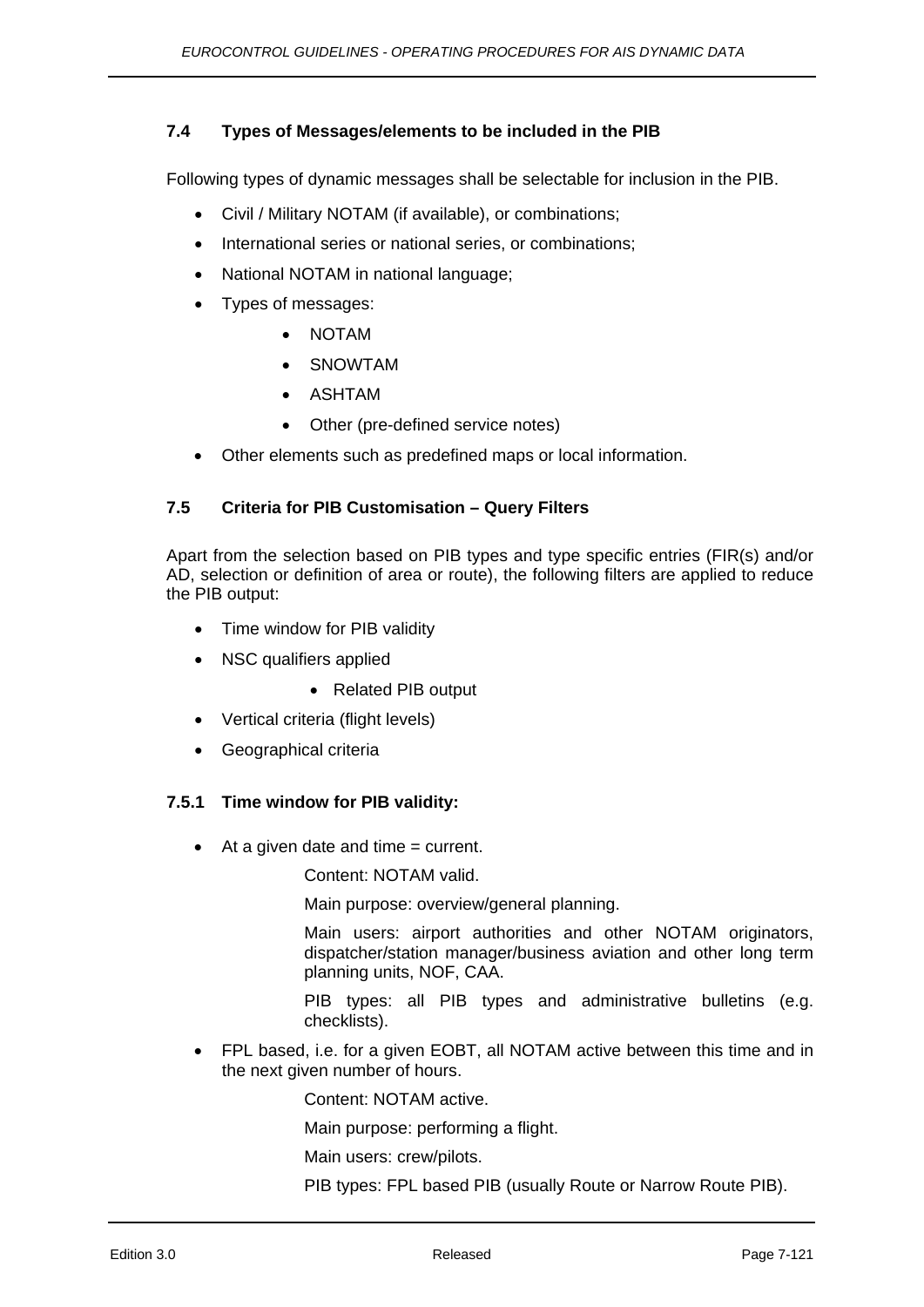### 7.4 Types of Messages/elements to be included in the PIB

Following types of dynamic messages shall be selectable for inclusion in the PIB.

- Civil / Military NOTAM (if available), or combinations;
- International series or national series, or combinations;
- National NOTAM in national language;
- Types of messages:
  - NOTAM
  - SNOWTAM
  - ASHTAM
  - Other (pre-defined service notes)
- Other elements such as predefined maps or local information.

### 7.5 Criteria for PIB Customisation – Query Filters

Apart from the selection based on PIB types and type specific entries (FIR(s) and/or AD, selection or definition of area or route), the following filters are applied to reduce the PIB output:

- Time window for PIB validity
- NSC qualifiers applied
  - Related PIB output
- Vertical criteria (flight levels)
- Geographical criteria

#### 7.5.1 Time window for PIB validity:

- At a given date and time = current.

  Content: NOTAM valid.

  Main purpose: overview/general planning.

  Main users: airport authorities and other NOTAM originators, dispatcher/station manager/business aviation and other long term planning units, NOF, CAA.

  PIB types: all PIB types and administrative bulletins (e.g. checklists).

- FPL based, i.e. for a given EOBT, all NOTAM active between this time and in the next given number of hours.

  Content: NOTAM active.

  Main purpose: performing a flight.

  Main users: crew/pilots.

  PIB types: FPL based PIB (usually Route or Narrow Route PIB).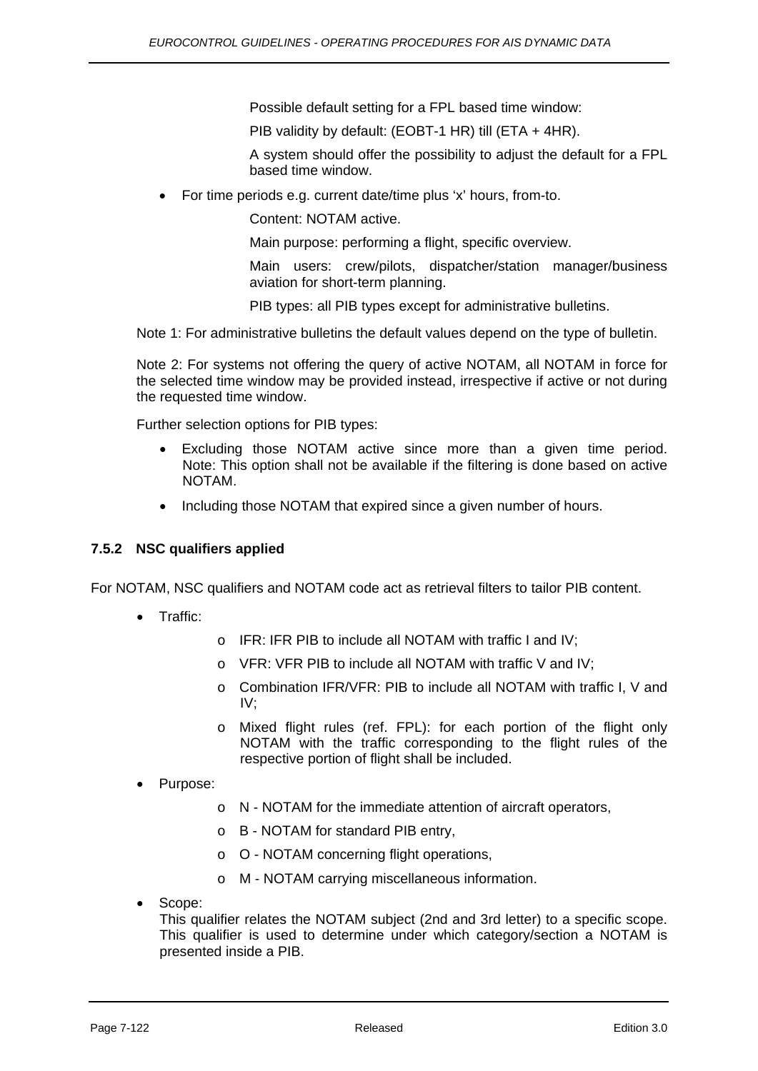Possible default setting for a FPL based time window:

PIB validity by default: (EOBT-1 HR) till (ETA + 4HR).

A system should offer the possibility to adjust the default for a FPL based time window.

- For time periods e.g. current date/time plus ‘x’ hours, from-to.

  Content: NOTAM active.

  Main purpose: performing a flight, specific overview.

  Main users: crew/pilots, dispatcher/station manager/business aviation for short-term planning.

  PIB types: all PIB types except for administrative bulletins.

Note 1: For administrative bulletins the default values depend on the type of bulletin.

Note 2: For systems not offering the query of active NOTAM, all NOTAM in force for the selected time window may be provided instead, irrespective if active or not during the requested time window.

Further selection options for PIB types:

- Excluding those NOTAM active since more than a given time period. Note: This option shall not be available if the filtering is done based on active NOTAM.
- Including those NOTAM that expired since a given number of hours.

### 7.5.2 NSC qualifiers applied

For NOTAM, NSC qualifiers and NOTAM code act as retrieval filters to tailor PIB content.

- Traffic:
  - IFR: IFR PIB to include all NOTAM with traffic I and IV;
  - VFR: VFR PIB to include all NOTAM with traffic V and IV;
  - Combination IFR/VFR: PIB to include all NOTAM with traffic I, V and IV;
  - Mixed flight rules (ref. FPL): for each portion of the flight only NOTAM with the traffic corresponding to the flight rules of the respective portion of flight shall be included.
- Purpose:
  - N - NOTAM for the immediate attention of aircraft operators,
  - B - NOTAM for standard PIB entry,
  - O - NOTAM concerning flight operations,
  - M - NOTAM carrying miscellaneous information.
- Scope:
  This qualifier relates the NOTAM subject (2nd and 3rd letter) to a specific scope. This qualifier is used to determine under which category/section a NOTAM is presented inside a PIB.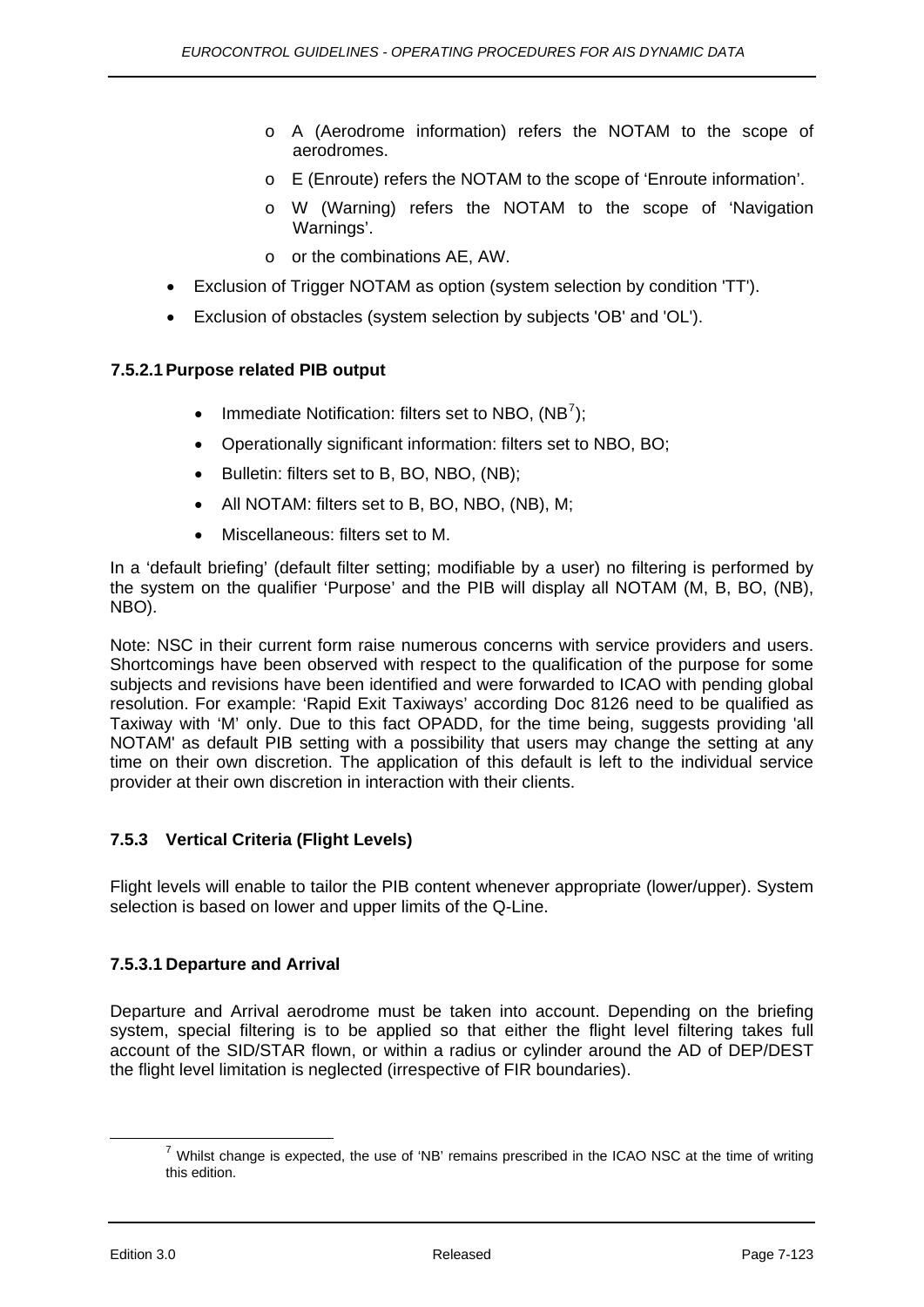- A (Aerodrome information) refers the NOTAM to the scope of aerodromes.
  - E (Enroute) refers the NOTAM to the scope of 'Enroute information'.
  - W (Warning) refers the NOTAM to the scope of 'Navigation Warnings'.
  - or the combinations AE, AW.
- Exclusion of Trigger NOTAM as option (system selection by condition 'TT').
- Exclusion of obstacles (system selection by subjects 'OB' and 'OL').

#### 7.5.2.1 Purpose related PIB output

- Immediate Notification: filters set to NBO, (NB[7]);
- Operationally significant information: filters set to NBO, BO;
- Bulletin: filters set to B, BO, NBO, (NB);
- All NOTAM: filters set to B, BO, NBO, (NB), M;
- Miscellaneous: filters set to M.

In a 'default briefing' (default filter setting; modifiable by a user) no filtering is performed by the system on the qualifier 'Purpose' and the PIB will display all NOTAM (M, B, BO, (NB), NBO).

Note: NSC in their current form raise numerous concerns with service providers and users. Shortcomings have been observed with respect to the qualification of the purpose for some subjects and revisions have been identified and were forwarded to ICAO with pending global resolution. For example: 'Rapid Exit Taxiways' according Doc 8126 need to be qualified as Taxiway with 'M' only. Due to this fact OPADD, for the time being, suggests providing 'all NOTAM' as default PIB setting with a possibility that users may change the setting at any time on their own discretion. The application of this default is left to the individual service provider at their own discretion in interaction with their clients.

### 7.5.3 Vertical Criteria (Flight Levels)

Flight levels will enable to tailor the PIB content whenever appropriate (lower/upper). System selection is based on lower and upper limits of the Q-Line.

#### 7.5.3.1 Departure and Arrival

Departure and Arrival aerodrome must be taken into account. Depending on the briefing system, special filtering is to be applied so that either the flight level filtering takes full account of the SID/STAR flown, or within a radius or cylinder around the AD of DEP/DEST the flight level limitation is neglected (irrespective of FIR boundaries).

[7] Whilst change is expected, the use of 'NB' remains prescribed in the ICAO NSC at the time of writing this edition.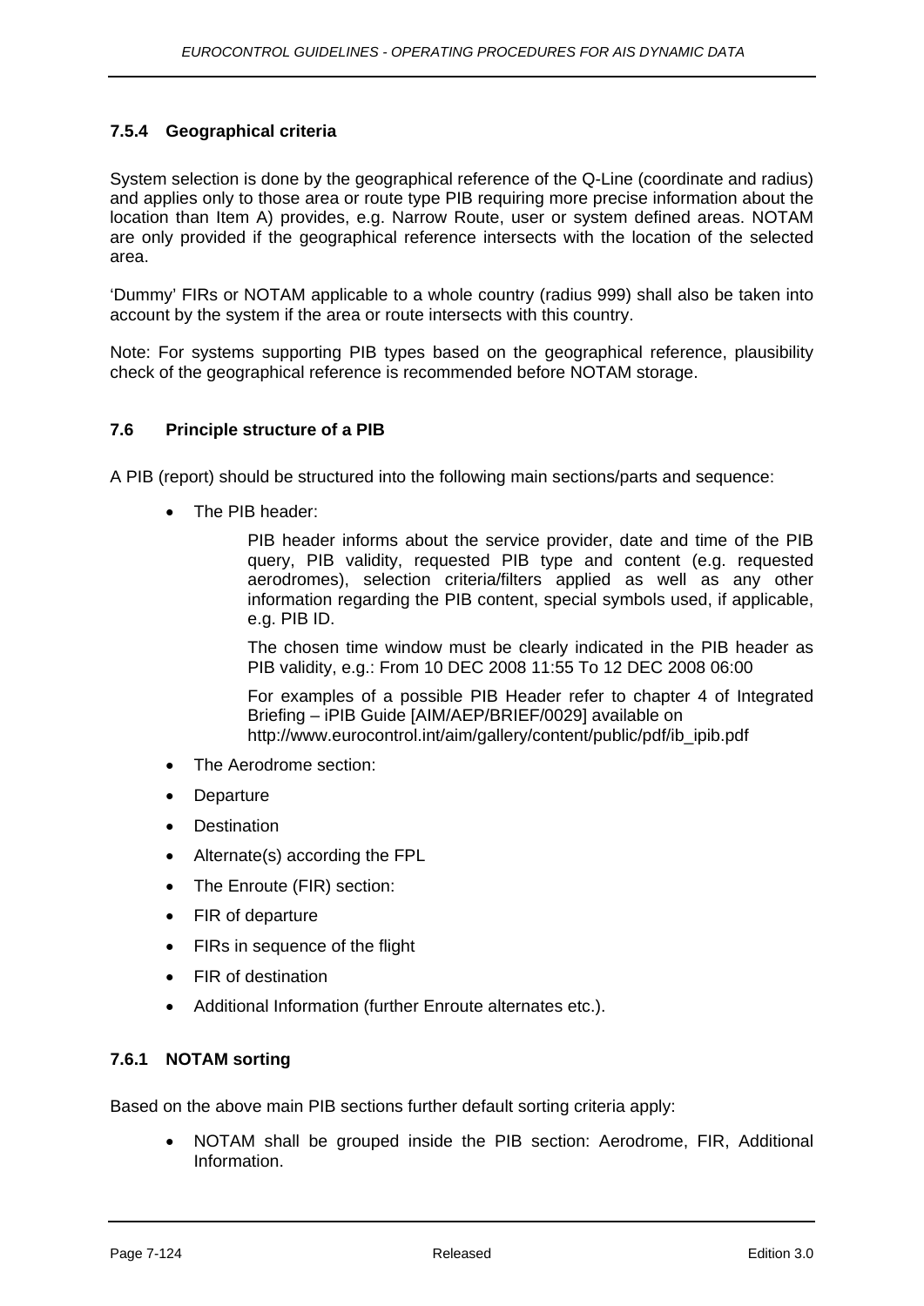### 7.5.4 Geographical criteria

System selection is done by the geographical reference of the Q-Line (coordinate and radius) and applies only to those area or route type PIB requiring more precise information about the location than Item A) provides, e.g. Narrow Route, user or system defined areas. NOTAM are only provided if the geographical reference intersects with the location of the selected area.

'Dummy' FIRs or NOTAM applicable to a whole country (radius 999) shall also be taken into account by the system if the area or route intersects with this country.

Note: For systems supporting PIB types based on the geographical reference, plausibility check of the geographical reference is recommended before NOTAM storage.

## 7.6 Principle structure of a PIB

A PIB (report) should be structured into the following main sections/parts and sequence:

- The PIB header:

  PIB header informs about the service provider, date and time of the PIB query, PIB validity, requested PIB type and content (e.g. requested aerodromes), selection criteria/filters applied as well as any other information regarding the PIB content, special symbols used, if applicable, e.g. PIB ID.

  The chosen time window must be clearly indicated in the PIB header as PIB validity, e.g.: From 10 DEC 2008 11:55 To 12 DEC 2008 06:00

  For examples of a possible PIB Header refer to chapter 4 of Integrated Briefing – iPIB Guide [AIM/AEP/BRIEF/0029] available on http://www.eurocontrol.int/aim/gallery/content/public/pdf/ib_ipib.pdf

- The Aerodrome section:
- Departure
- Destination
- Alternate(s) according the FPL
- The Enroute (FIR) section:
- FIR of departure
- FIRs in sequence of the flight
- FIR of destination
- Additional Information (further Enroute alternates etc.).

### 7.6.1 NOTAM sorting

Based on the above main PIB sections further default sorting criteria apply:

- NOTAM shall be grouped inside the PIB section: Aerodrome, FIR, Additional Information.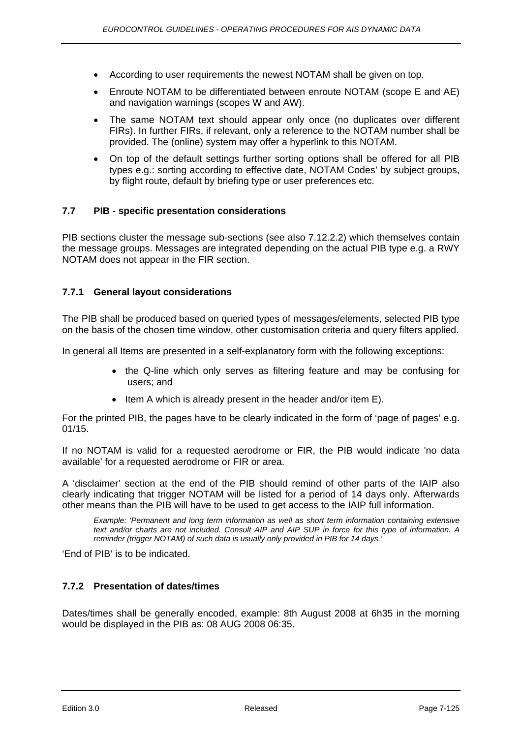- According to user requirements the newest NOTAM shall be given on top.
- Enroute NOTAM to be differentiated between enroute NOTAM (scope E and AE) and navigation warnings (scopes W and AW).
- The same NOTAM text should appear only once (no duplicates over different FIRs). In further FIRs, if relevant, only a reference to the NOTAM number shall be provided. The (online) system may offer a hyperlink to this NOTAM.
- On top of the default settings further sorting options shall be offered for all PIB types e.g.: sorting according to effective date, NOTAM Codes' by subject groups, by flight route, default by briefing type or user preferences etc.

### 7.7 PIB - specific presentation considerations

PIB sections cluster the message sub-sections (see also 7.12.2.2) which themselves contain the message groups. Messages are integrated depending on the actual PIB type e.g. a RWY NOTAM does not appear in the FIR section.

#### 7.7.1 General layout considerations

The PIB shall be produced based on queried types of messages/elements, selected PIB type on the basis of the chosen time window, other customisation criteria and query filters applied.

In general all Items are presented in a self-explanatory form with the following exceptions:

- the Q-line which only serves as filtering feature and may be confusing for users; and
- Item A which is already present in the header and/or item E).

For the printed PIB, the pages have to be clearly indicated in the form of 'page of pages' e.g. 01/15.

If no NOTAM is valid for a requested aerodrome or FIR, the PIB would indicate 'no data available' for a requested aerodrome or FIR or area.

A 'disclaimer' section at the end of the PIB should remind of other parts of the IAIP also clearly indicating that trigger NOTAM will be listed for a period of 14 days only. Afterwards other means than the PIB will have to be used to get access to the IAIP full information.

*Example: 'Permanent and long term information as well as short term information containing extensive text and/or charts are not included. Consult AIP and AIP SUP in force for this type of information. A reminder (trigger NOTAM) of such data is usually only provided in PIB for 14 days.'*

'End of PIB' is to be indicated.

#### 7.7.2 Presentation of dates/times

Dates/times shall be generally encoded, example: 8th August 2008 at 6h35 in the morning would be displayed in the PIB as: 08 AUG 2008 06:35.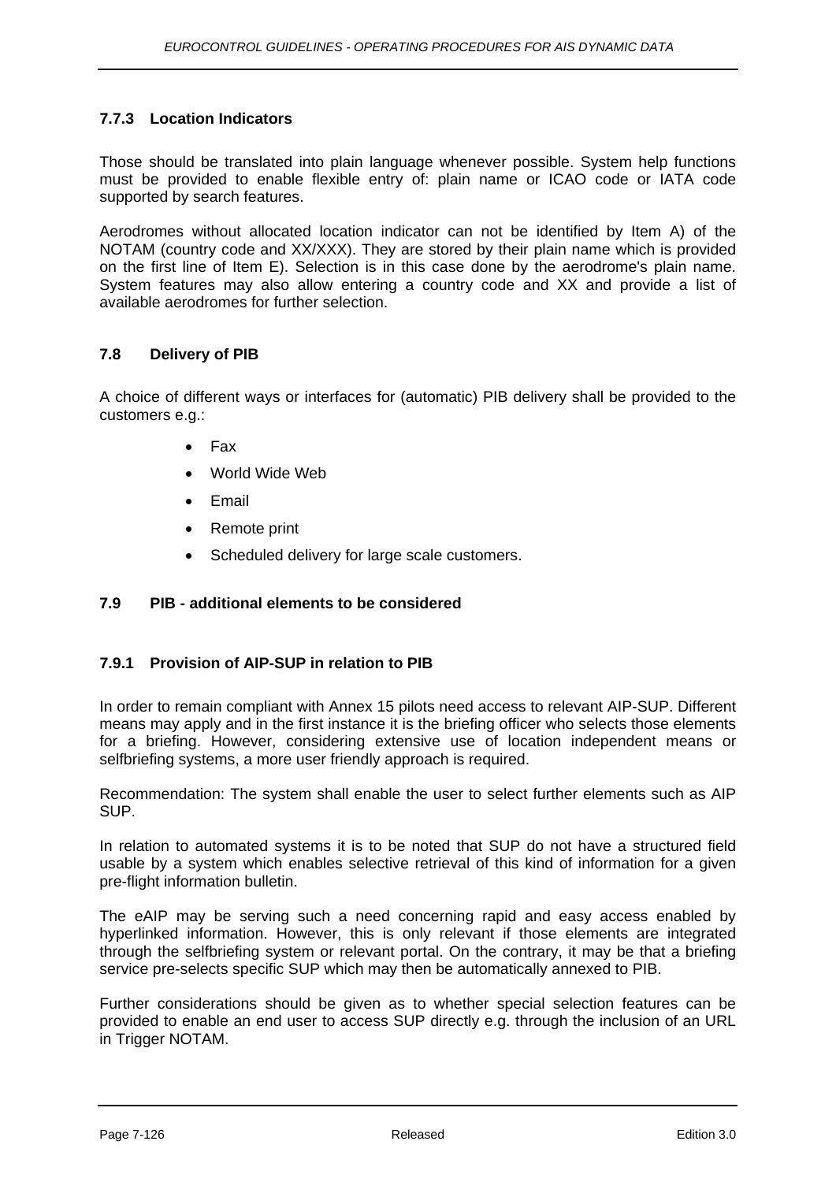### 7.7.3 Location Indicators

Those should be translated into plain language whenever possible. System help functions must be provided to enable flexible entry of: plain name or ICAO code or IATA code supported by search features.

Aerodromes without allocated location indicator can not be identified by Item A) of the NOTAM (country code and XX/XXX). They are stored by their plain name which is provided on the first line of Item E). Selection is in this case done by the aerodrome's plain name. System features may also allow entering a country code and XX and provide a list of available aerodromes for further selection.

## 7.8 Delivery of PIB

A choice of different ways or interfaces for (automatic) PIB delivery shall be provided to the customers e.g.:

- Fax
- World Wide Web
- Email
- Remote print
- Scheduled delivery for large scale customers.

## 7.9 PIB - additional elements to be considered

### 7.9.1 Provision of AIP-SUP in relation to PIB

In order to remain compliant with Annex 15 pilots need access to relevant AIP-SUP. Different means may apply and in the first instance it is the briefing officer who selects those elements for a briefing. However, considering extensive use of location independent means or selfbriefing systems, a more user friendly approach is required.

Recommendation: The system shall enable the user to select further elements such as AIP SUP.

In relation to automated systems it is to be noted that SUP do not have a structured field usable by a system which enables selective retrieval of this kind of information for a given pre-flight information bulletin.

The eAIP may be serving such a need concerning rapid and easy access enabled by hyperlinked information. However, this is only relevant if those elements are integrated through the selfbriefing system or relevant portal. On the contrary, it may be that a briefing service pre-selects specific SUP which may then be automatically annexed to PIB.

Further considerations should be given as to whether special selection features can be provided to enable an end user to access SUP directly e.g. through the inclusion of an URL in Trigger NOTAM.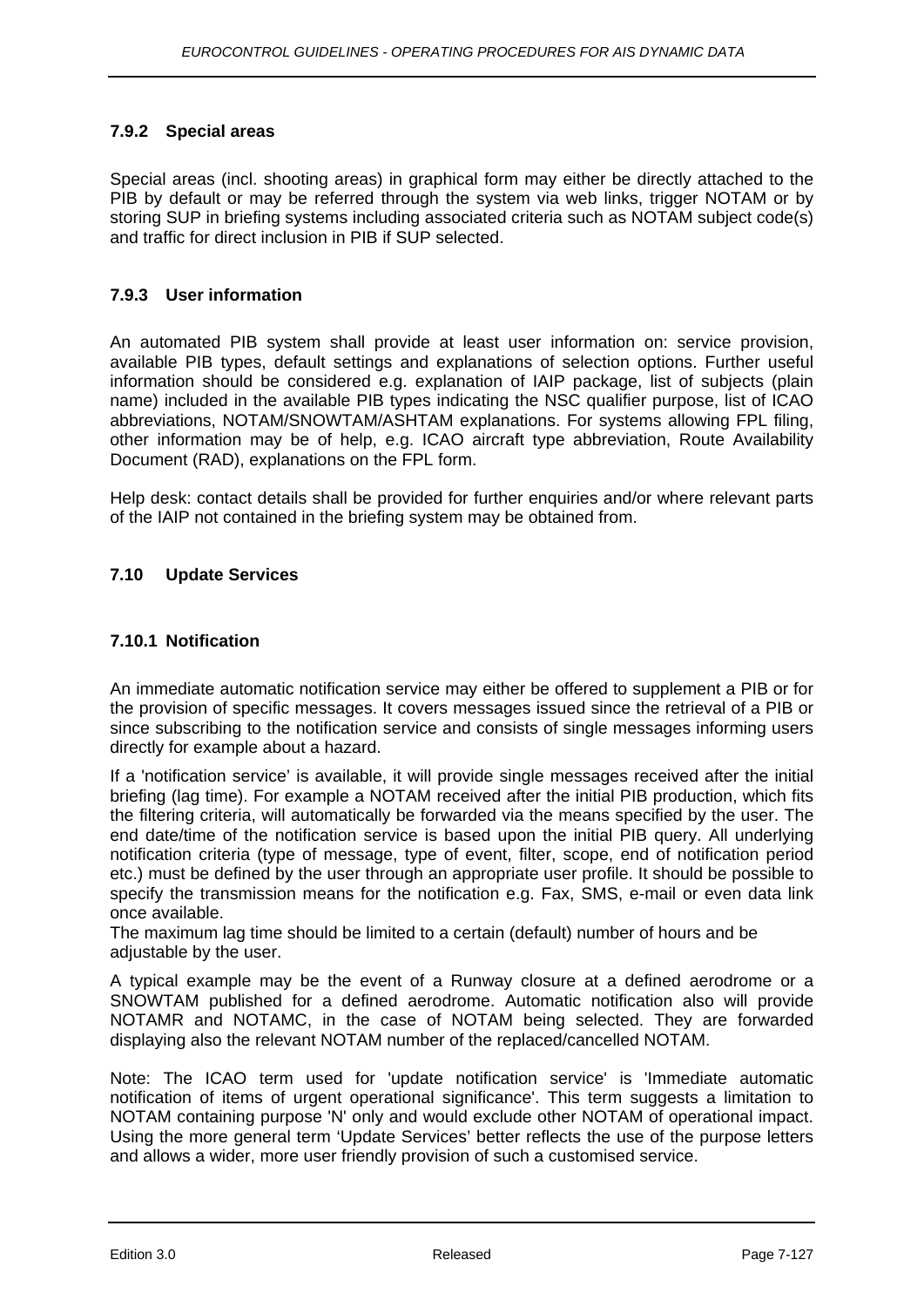#### 7.9.2 Special areas

Special areas (incl. shooting areas) in graphical form may either be directly attached to the PIB by default or may be referred through the system via web links, trigger NOTAM or by storing SUP in briefing systems including associated criteria such as NOTAM subject code(s) and traffic for direct inclusion in PIB if SUP selected.

#### 7.9.3 User information

An automated PIB system shall provide at least user information on: service provision, available PIB types, default settings and explanations of selection options. Further useful information should be considered e.g. explanation of IAIP package, list of subjects (plain name) included in the available PIB types indicating the NSC qualifier purpose, list of ICAO abbreviations, NOTAM/SNOWTAM/ASHTAM explanations. For systems allowing FPL filing, other information may be of help, e.g. ICAO aircraft type abbreviation, Route Availability Document (RAD), explanations on the FPL form.

Help desk: contact details shall be provided for further enquiries and/or where relevant parts of the IAIP not contained in the briefing system may be obtained from.

### 7.10 Update Services

#### 7.10.1 Notification

An immediate automatic notification service may either be offered to supplement a PIB or for the provision of specific messages. It covers messages issued since the retrieval of a PIB or since subscribing to the notification service and consists of single messages informing users directly for example about a hazard.

If a 'notification service' is available, it will provide single messages received after the initial briefing (lag time). For example a NOTAM received after the initial PIB production, which fits the filtering criteria, will automatically be forwarded via the means specified by the user. The end date/time of the notification service is based upon the initial PIB query. All underlying notification criteria (type of message, type of event, filter, scope, end of notification period etc.) must be defined by the user through an appropriate user profile. It should be possible to specify the transmission means for the notification e.g. Fax, SMS, e-mail or even data link once available.
The maximum lag time should be limited to a certain (default) number of hours and be adjustable by the user.

A typical example may be the event of a Runway closure at a defined aerodrome or a SNOWTAM published for a defined aerodrome. Automatic notification also will provide NOTAMR and NOTAMC, in the case of NOTAM being selected. They are forwarded displaying also the relevant NOTAM number of the replaced/cancelled NOTAM.

Note: The ICAO term used for 'update notification service' is 'Immediate automatic notification of items of urgent operational significance'. This term suggests a limitation to NOTAM containing purpose 'N' only and would exclude other NOTAM of operational impact. Using the more general term 'Update Services' better reflects the use of the purpose letters and allows a wider, more user friendly provision of such a customised service.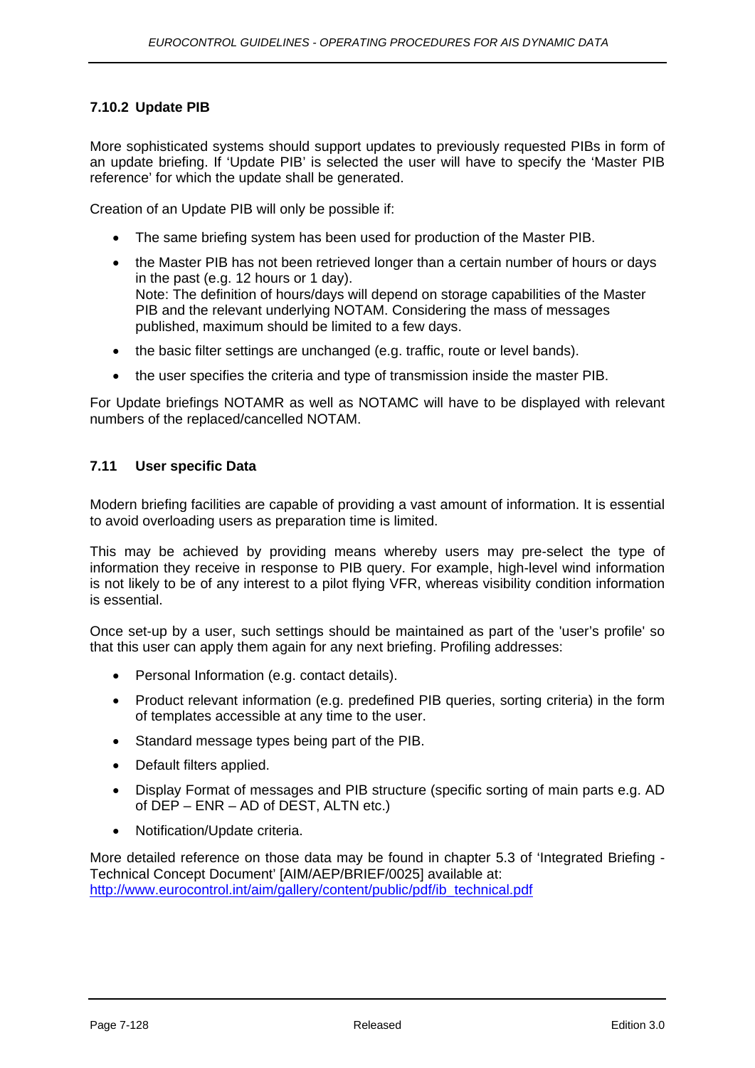### 7.10.2 Update PIB

More sophisticated systems should support updates to previously requested PIBs in form of an update briefing. If 'Update PIB' is selected the user will have to specify the 'Master PIB reference' for which the update shall be generated.

Creation of an Update PIB will only be possible if:

- The same briefing system has been used for production of the Master PIB.
- the Master PIB has not been retrieved longer than a certain number of hours or days in the past (e.g. 12 hours or 1 day).
  Note: The definition of hours/days will depend on storage capabilities of the Master PIB and the relevant underlying NOTAM. Considering the mass of messages published, maximum should be limited to a few days.
- the basic filter settings are unchanged (e.g. traffic, route or level bands).
- the user specifies the criteria and type of transmission inside the master PIB.

For Update briefings NOTAMR as well as NOTAMC will have to be displayed with relevant numbers of the replaced/cancelled NOTAM.

## 7.11 User specific Data

Modern briefing facilities are capable of providing a vast amount of information. It is essential to avoid overloading users as preparation time is limited.

This may be achieved by providing means whereby users may pre-select the type of information they receive in response to PIB query. For example, high-level wind information is not likely to be of any interest to a pilot flying VFR, whereas visibility condition information is essential.

Once set-up by a user, such settings should be maintained as part of the 'user's profile' so that this user can apply them again for any next briefing. Profiling addresses:

- Personal Information (e.g. contact details).
- Product relevant information (e.g. predefined PIB queries, sorting criteria) in the form of templates accessible at any time to the user.
- Standard message types being part of the PIB.
- Default filters applied.
- Display Format of messages and PIB structure (specific sorting of main parts e.g. AD of DEP – ENR – AD of DEST, ALTN etc.)
- Notification/Update criteria.

More detailed reference on those data may be found in chapter 5.3 of 'Integrated Briefing - Technical Concept Document' [AIM/AEP/BRIEF/0025] available at: http://www.eurocontrol.int/aim/gallery/content/public/pdf/ib_technical.pdf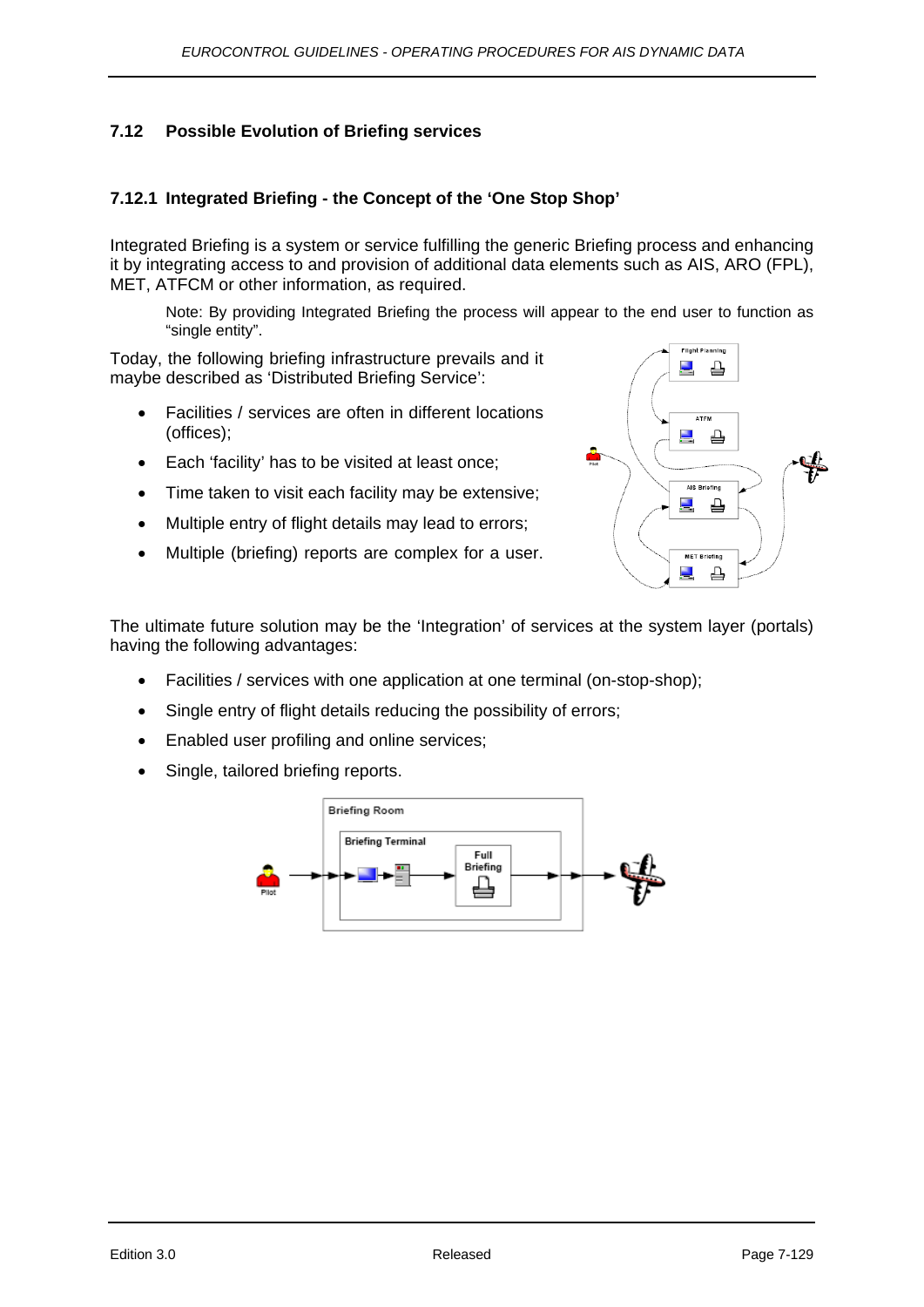## 7.12 Possible Evolution of Briefing services

### 7.12.1 Integrated Briefing - the Concept of the 'One Stop Shop'

Integrated Briefing is a system or service fulfilling the generic Briefing process and enhancing it by integrating access to and provision of additional data elements such as AIS, ARO (FPL), MET, ATFCM or other information, as required.

> Note: By providing Integrated Briefing the process will appear to the end user to function as "single entity".

Today, the following briefing infrastructure prevails and it maybe described as 'Distributed Briefing Service':

- Facilities / services are often in different locations (offices);
- Each 'facility' has to be visited at least once;
- Time taken to visit each facility may be extensive;
- Multiple entry of flight details may lead to errors;
- Multiple (briefing) reports are complex for a user.

The ultimate future solution may be the 'Integration' of services at the system layer (portals) having the following advantages:

- Facilities / services with one application at one terminal (on-stop-shop);
- Single entry of flight details reducing the possibility of errors;
- Enabled user profiling and online services;
- Single, tailored briefing reports.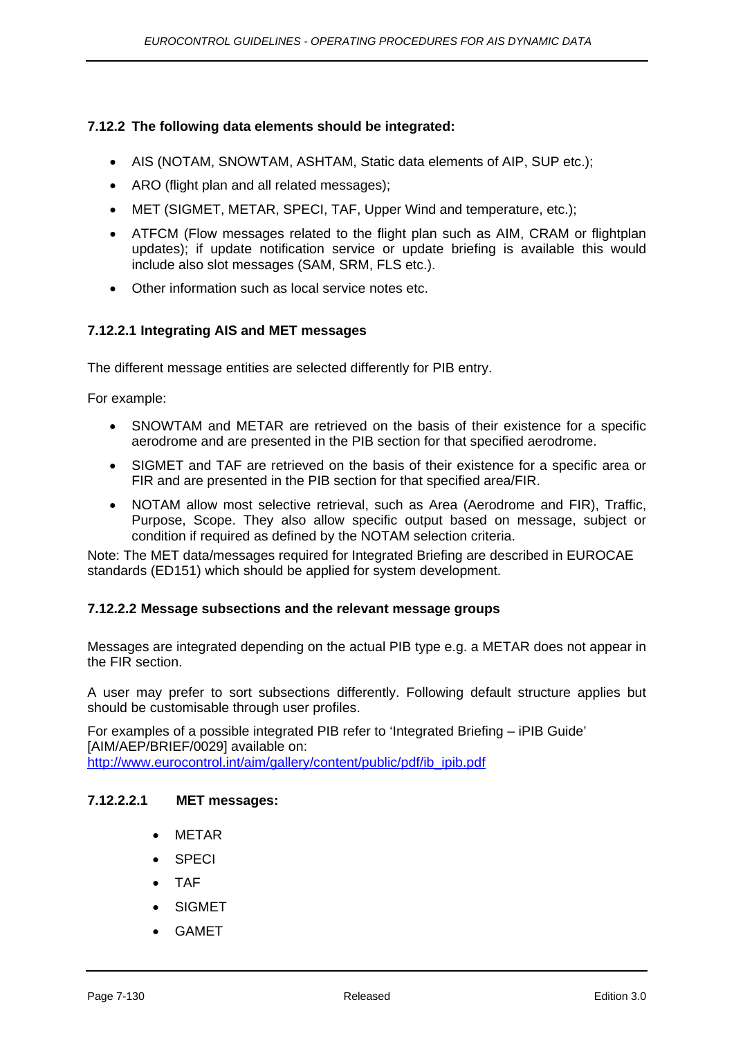#### 7.12.2 The following data elements should be integrated:

- AIS (NOTAM, SNOWTAM, ASHTAM, Static data elements of AIP, SUP etc.);
- ARO (flight plan and all related messages);
- MET (SIGMET, METAR, SPECI, TAF, Upper Wind and temperature, etc.);
- ATFCM (Flow messages related to the flight plan such as AIM, CRAM or flightplan updates); if update notification service or update briefing is available this would include also slot messages (SAM, SRM, FLS etc.).
- Other information such as local service notes etc.

##### 7.12.2.1 Integrating AIS and MET messages

The different message entities are selected differently for PIB entry.

For example:

- SNOWTAM and METAR are retrieved on the basis of their existence for a specific aerodrome and are presented in the PIB section for that specified aerodrome.
- SIGMET and TAF are retrieved on the basis of their existence for a specific area or FIR and are presented in the PIB section for that specified area/FIR.
- NOTAM allow most selective retrieval, such as Area (Aerodrome and FIR), Traffic, Purpose, Scope. They also allow specific output based on message, subject or condition if required as defined by the NOTAM selection criteria.

Note: The MET data/messages required for Integrated Briefing are described in EUROCAE standards (ED151) which should be applied for system development.

##### 7.12.2.2 Message subsections and the relevant message groups

Messages are integrated depending on the actual PIB type e.g. a METAR does not appear in the FIR section.

A user may prefer to sort subsections differently. Following default structure applies but should be customisable through user profiles.

For examples of a possible integrated PIB refer to 'Integrated Briefing – iPIB Guide' [AIM/AEP/BRIEF/0029] available on:
http://www.eurocontrol.int/aim/gallery/content/public/pdf/ib_ipib.pdf

###### 7.12.2.2.1 MET messages:

- METAR
- SPECI
- TAF
- SIGMET
- GAMET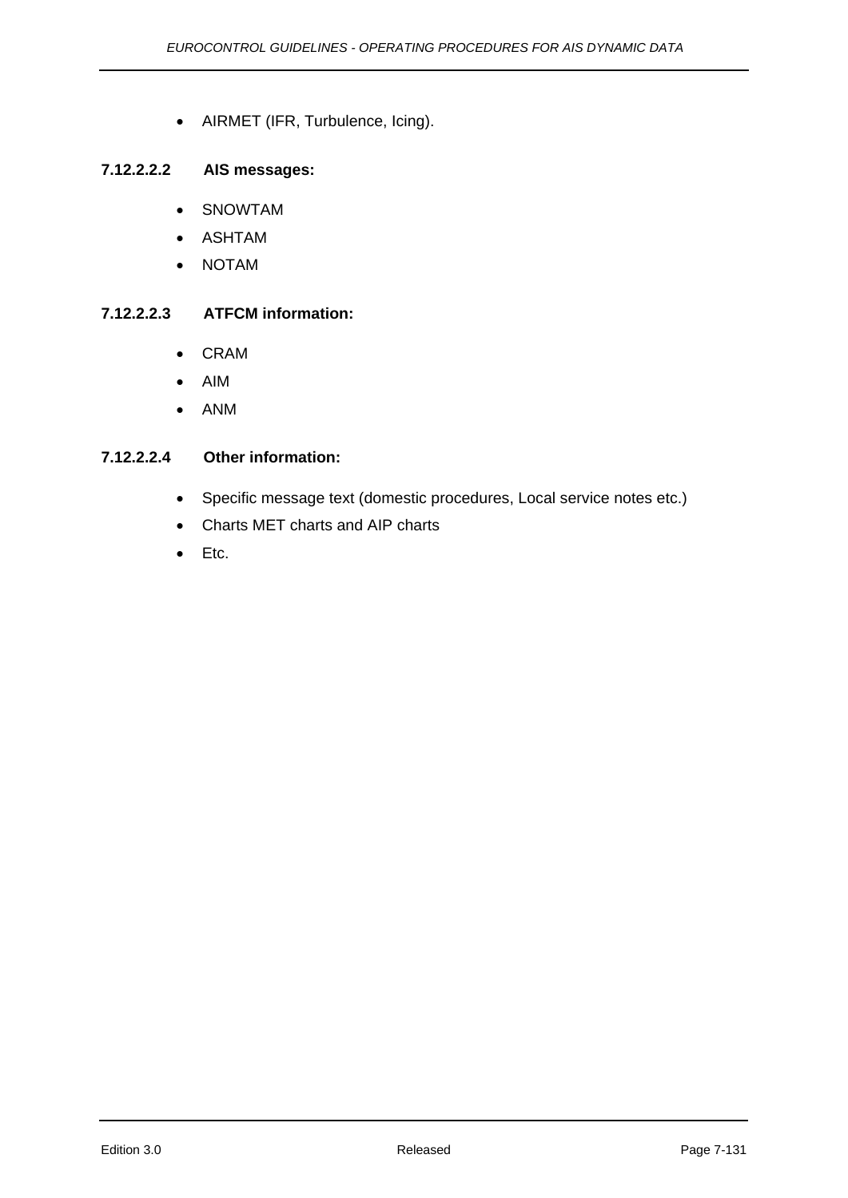- AIRMET (IFR, Turbulence, Icing).

#### 7.12.2.2.2 AIS messages:

- SNOWTAM
- ASHTAM
- NOTAM

#### 7.12.2.2.3 ATFCM information:

- CRAM
- AIM
- ANM

#### 7.12.2.2.4 Other information:

- Specific message text (domestic procedures, Local service notes etc.)
- Charts MET charts and AIP charts
- Etc.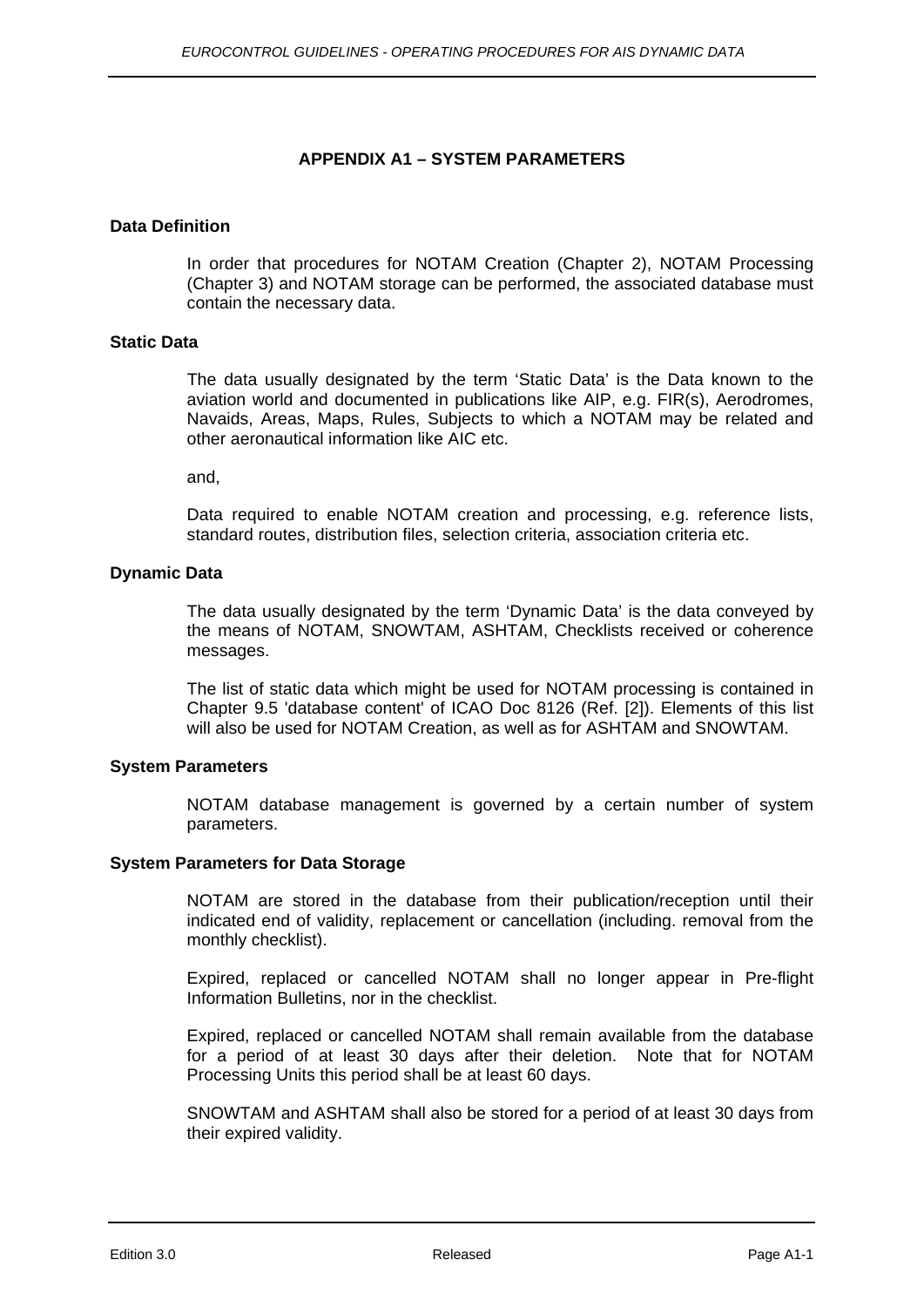# APPENDIX A1 – SYSTEM PARAMETERS

### Data Definition

In order that procedures for NOTAM Creation (Chapter 2), NOTAM Processing (Chapter 3) and NOTAM storage can be performed, the associated database must contain the necessary data.

### Static Data

The data usually designated by the term 'Static Data' is the Data known to the aviation world and documented in publications like AIP, e.g. FIR(s), Aerodromes, Navaids, Areas, Maps, Rules, Subjects to which a NOTAM may be related and other aeronautical information like AIC etc.

and,

Data required to enable NOTAM creation and processing, e.g. reference lists, standard routes, distribution files, selection criteria, association criteria etc.

### Dynamic Data

The data usually designated by the term 'Dynamic Data' is the data conveyed by the means of NOTAM, SNOWTAM, ASHTAM, Checklists received or coherence messages.

The list of static data which might be used for NOTAM processing is contained in Chapter 9.5 'database content' of ICAO Doc 8126 (Ref. [2]). Elements of this list will also be used for NOTAM Creation, as well as for ASHTAM and SNOWTAM.

### System Parameters

NOTAM database management is governed by a certain number of system parameters.

### System Parameters for Data Storage

NOTAM are stored in the database from their publication/reception until their indicated end of validity, replacement or cancellation (including. removal from the monthly checklist).

Expired, replaced or cancelled NOTAM shall no longer appear in Pre-flight Information Bulletins, nor in the checklist.

Expired, replaced or cancelled NOTAM shall remain available from the database for a period of at least 30 days after their deletion. Note that for NOTAM Processing Units this period shall be at least 60 days.

SNOWTAM and ASHTAM shall also be stored for a period of at least 30 days from their expired validity.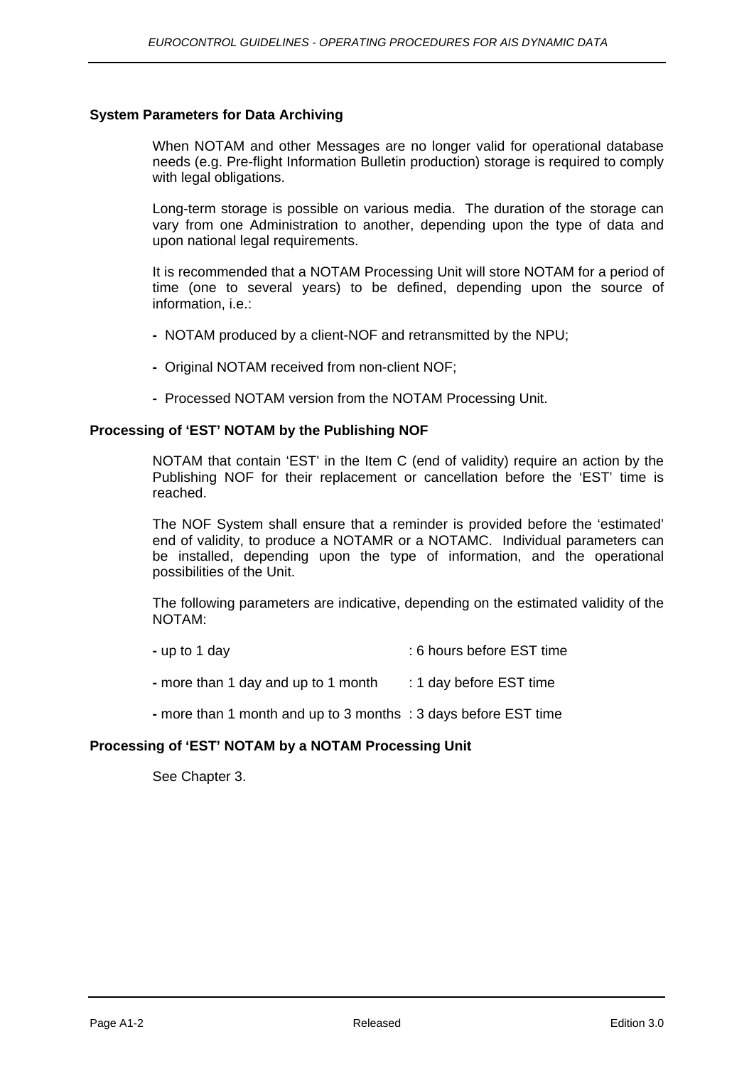**System Parameters for Data Archiving**

When NOTAM and other Messages are no longer valid for operational database needs (e.g. Pre-flight Information Bulletin production) storage is required to comply with legal obligations.

Long-term storage is possible on various media. The duration of the storage can vary from one Administration to another, depending upon the type of data and upon national legal requirements.

It is recommended that a NOTAM Processing Unit will store NOTAM for a period of time (one to several years) to be defined, depending upon the source of information, i.e.:

- NOTAM produced by a client-NOF and retransmitted by the NPU;
- Original NOTAM received from non-client NOF;
- Processed NOTAM version from the NOTAM Processing Unit.

**Processing of 'EST' NOTAM by the Publishing NOF**

NOTAM that contain 'EST' in the Item C (end of validity) require an action by the Publishing NOF for their replacement or cancellation before the 'EST' time is reached.

The NOF System shall ensure that a reminder is provided before the 'estimated' end of validity, to produce a NOTAMR or a NOTAMC. Individual parameters can be installed, depending upon the type of information, and the operational possibilities of the Unit.

The following parameters are indicative, depending on the estimated validity of the NOTAM:

- up to 1 day : 6 hours before EST time
- more than 1 day and up to 1 month : 1 day before EST time
- more than 1 month and up to 3 months : 3 days before EST time

**Processing of 'EST' NOTAM by a NOTAM Processing Unit**

See Chapter 3.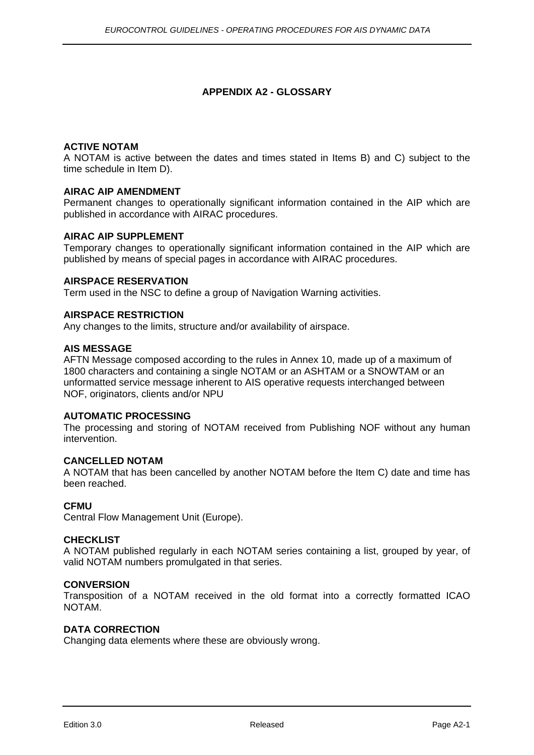# APPENDIX A2 - GLOSSARY

**ACTIVE NOTAM**
A NOTAM is active between the dates and times stated in Items B) and C) subject to the time schedule in Item D).

**AIRAC AIP AMENDMENT**
Permanent changes to operationally significant information contained in the AIP which are published in accordance with AIRAC procedures.

**AIRAC AIP SUPPLEMENT**
Temporary changes to operationally significant information contained in the AIP which are published by means of special pages in accordance with AIRAC procedures.

**AIRSPACE RESERVATION**
Term used in the NSC to define a group of Navigation Warning activities.

**AIRSPACE RESTRICTION**
Any changes to the limits, structure and/or availability of airspace.

**AIS MESSAGE**
AFTN Message composed according to the rules in Annex 10, made up of a maximum of 1800 characters and containing a single NOTAM or an ASHTAM or a SNOWTAM or an unformatted service message inherent to AIS operative requests interchanged between NOF, originators, clients and/or NPU

**AUTOMATIC PROCESSING**
The processing and storing of NOTAM received from Publishing NOF without any human intervention.

**CANCELLED NOTAM**
A NOTAM that has been cancelled by another NOTAM before the Item C) date and time has been reached.

**CFMU**
Central Flow Management Unit (Europe).

**CHECKLIST**
A NOTAM published regularly in each NOTAM series containing a list, grouped by year, of valid NOTAM numbers promulgated in that series.

**CONVERSION**
Transposition of a NOTAM received in the old format into a correctly formatted ICAO NOTAM.

**DATA CORRECTION**
Changing data elements where these are obviously wrong.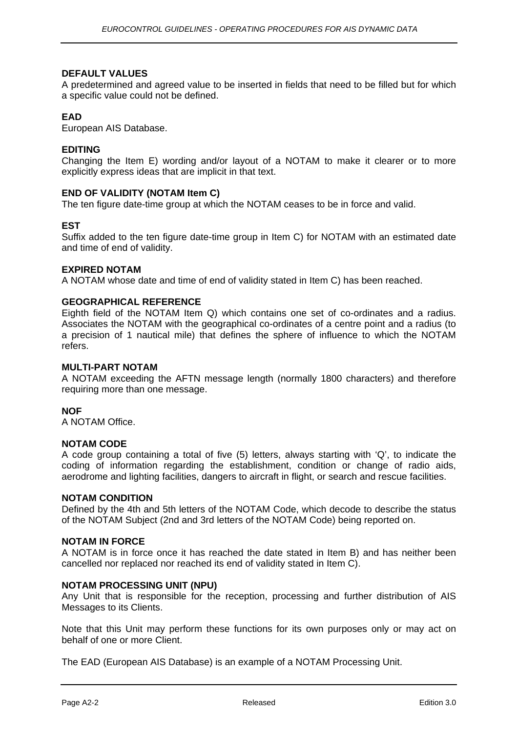**DEFAULT VALUES**
A predetermined and agreed value to be inserted in fields that need to be filled but for which a specific value could not be defined.

**EAD**
European AIS Database.

**EDITING**
Changing the Item E) wording and/or layout of a NOTAM to make it clearer or to more explicitly express ideas that are implicit in that text.

**END OF VALIDITY (NOTAM Item C)**
The ten figure date-time group at which the NOTAM ceases to be in force and valid.

**EST**
Suffix added to the ten figure date-time group in Item C) for NOTAM with an estimated date and time of end of validity.

**EXPIRED NOTAM**
A NOTAM whose date and time of end of validity stated in Item C) has been reached.

**GEOGRAPHICAL REFERENCE**
Eighth field of the NOTAM Item Q) which contains one set of co-ordinates and a radius. Associates the NOTAM with the geographical co-ordinates of a centre point and a radius (to a precision of 1 nautical mile) that defines the sphere of influence to which the NOTAM refers.

**MULTI-PART NOTAM**
A NOTAM exceeding the AFTN message length (normally 1800 characters) and therefore requiring more than one message.

**NOF**
A NOTAM Office.

**NOTAM CODE**
A code group containing a total of five (5) letters, always starting with 'Q', to indicate the coding of information regarding the establishment, condition or change of radio aids, aerodrome and lighting facilities, dangers to aircraft in flight, or search and rescue facilities.

**NOTAM CONDITION**
Defined by the 4th and 5th letters of the NOTAM Code, which decode to describe the status of the NOTAM Subject (2nd and 3rd letters of the NOTAM Code) being reported on.

**NOTAM IN FORCE**
A NOTAM is in force once it has reached the date stated in Item B) and has neither been cancelled nor replaced nor reached its end of validity stated in Item C).

**NOTAM PROCESSING UNIT (NPU)**
Any Unit that is responsible for the reception, processing and further distribution of AIS Messages to its Clients.

Note that this Unit may perform these functions for its own purposes only or may act on behalf of one or more Client.

The EAD (European AIS Database) is an example of a NOTAM Processing Unit.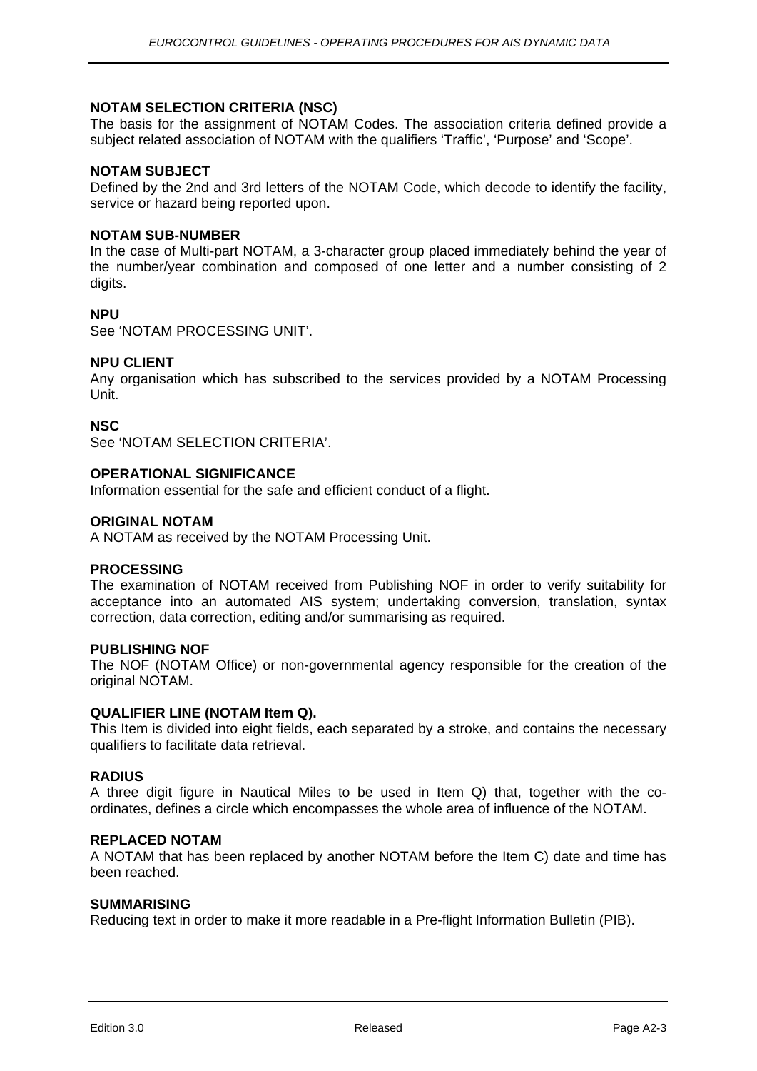**NOTAM SELECTION CRITERIA (NSC)**
The basis for the assignment of NOTAM Codes. The association criteria defined provide a subject related association of NOTAM with the qualifiers 'Traffic', 'Purpose' and 'Scope'.

**NOTAM SUBJECT**
Defined by the 2nd and 3rd letters of the NOTAM Code, which decode to identify the facility, service or hazard being reported upon.

**NOTAM SUB-NUMBER**
In the case of Multi-part NOTAM, a 3-character group placed immediately behind the year of the number/year combination and composed of one letter and a number consisting of 2 digits.

**NPU**
See 'NOTAM PROCESSING UNIT'.

**NPU CLIENT**
Any organisation which has subscribed to the services provided by a NOTAM Processing Unit.

**NSC**
See 'NOTAM SELECTION CRITERIA'.

**OPERATIONAL SIGNIFICANCE**
Information essential for the safe and efficient conduct of a flight.

**ORIGINAL NOTAM**
A NOTAM as received by the NOTAM Processing Unit.

**PROCESSING**
The examination of NOTAM received from Publishing NOF in order to verify suitability for acceptance into an automated AIS system; undertaking conversion, translation, syntax correction, data correction, editing and/or summarising as required.

**PUBLISHING NOF**
The NOF (NOTAM Office) or non-governmental agency responsible for the creation of the original NOTAM.

**QUALIFIER LINE (NOTAM Item Q).**
This Item is divided into eight fields, each separated by a stroke, and contains the necessary qualifiers to facilitate data retrieval.

**RADIUS**
A three digit figure in Nautical Miles to be used in Item Q) that, together with the co-ordinates, defines a circle which encompasses the whole area of influence of the NOTAM.

**REPLACED NOTAM**
A NOTAM that has been replaced by another NOTAM before the Item C) date and time has been reached.

**SUMMARISING**
Reducing text in order to make it more readable in a Pre-flight Information Bulletin (PIB).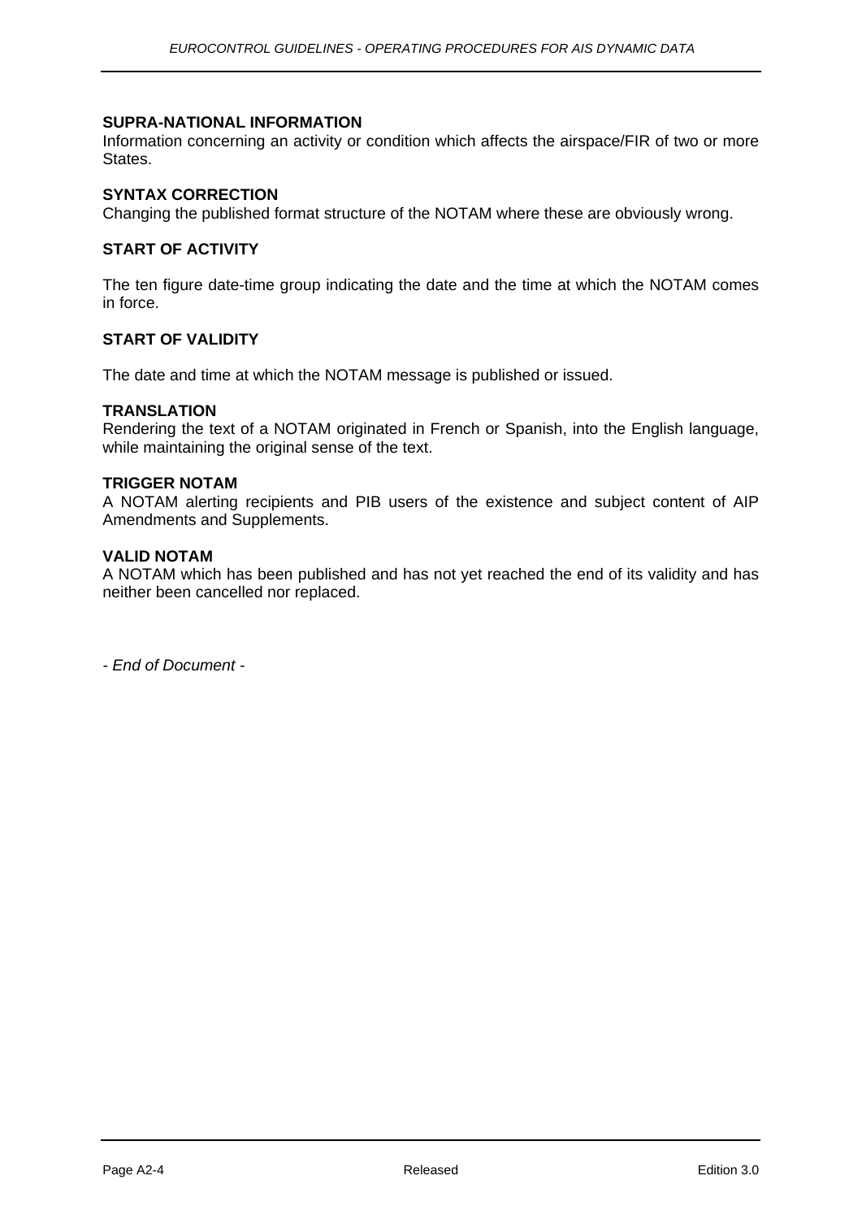**SUPRA-NATIONAL INFORMATION**
Information concerning an activity or condition which affects the airspace/FIR of two or more States.

**SYNTAX CORRECTION**
Changing the published format structure of the NOTAM where these are obviously wrong.

**START OF ACTIVITY**

The ten figure date-time group indicating the date and the time at which the NOTAM comes in force.

**START OF VALIDITY**

The date and time at which the NOTAM message is published or issued.

**TRANSLATION**
Rendering the text of a NOTAM originated in French or Spanish, into the English language, while maintaining the original sense of the text.

**TRIGGER NOTAM**
A NOTAM alerting recipients and PIB users of the existence and subject content of AIP Amendments and Supplements.

**VALID NOTAM**
A NOTAM which has been published and has not yet reached the end of its validity and has neither been cancelled nor replaced.

*- End of Document -*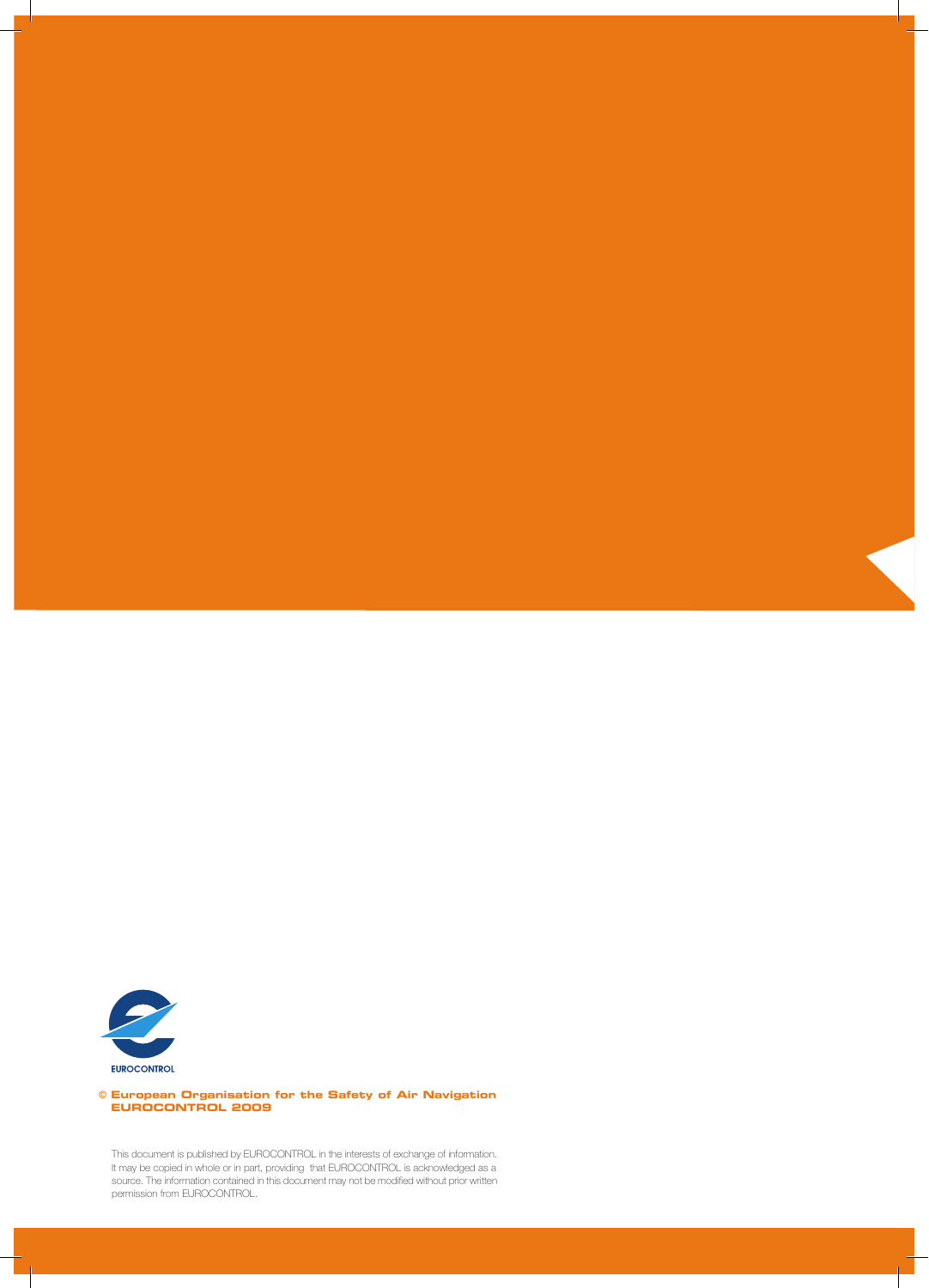EUROCONTROL

**© European Organisation for the Safety of Air Navigation EUROCONTROL 2009**

This document is published by EUROCONTROL in the interests of exchange of information. It may be copied in whole or in part, providing that EUROCONTROL is acknowledged as a source. The information contained in this document may not be modified without prior written permission from EUROCONTROL.